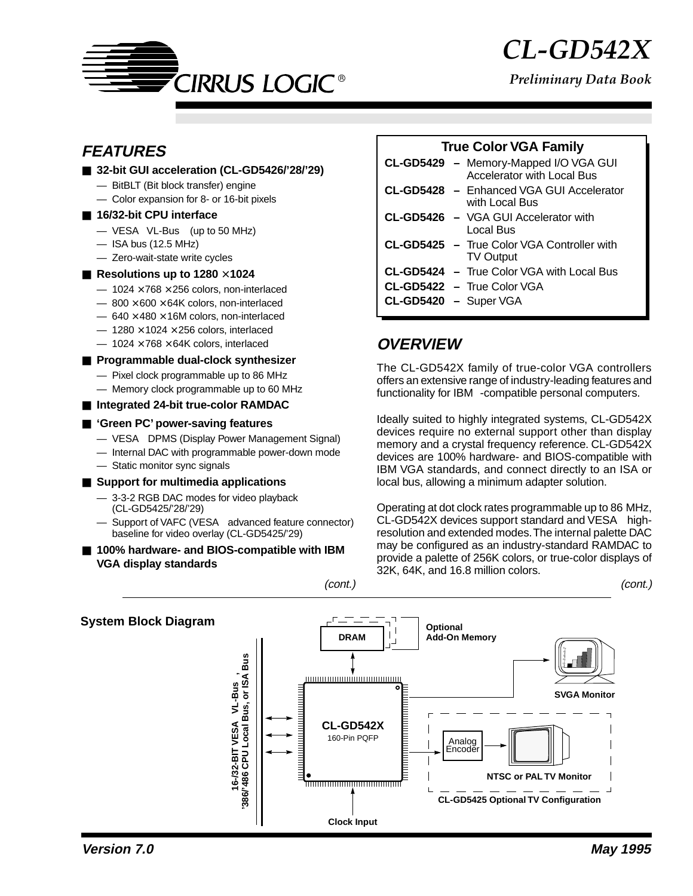# CL-GD542X

*Preliminary Data Book*

## FEATURES

- **32-bit GUI acceleration (CL-GD5426/'28/'29)**
  - BitBLT (Bit block transfer) engine
  - Color expansion for 8- or 16-bit pixels
- **16/32-bit CPU interface**
  - VESA VL-Bus (up to 50 MHz)
  - ISA bus (12.5 MHz)
  - Zero-wait-state write cycles
- **Resolutions up to 1280 × 1024**
  - 1024 × 768 × 256 colors, non-interlaced
  - 800 × 600 × 64K colors, non-interlaced
  - 640 × 480 × 16M colors, non-interlaced
  - 1280 × 1024 × 256 colors, interlaced
  - 1024 × 768 × 64K colors, interlaced
- **Programmable dual-clock synthesizer**
  - Pixel clock programmable up to 86 MHz
  - Memory clock programmable up to 60 MHz
- **Integrated 24-bit true-color RAMDAC**
- **'Green PC' power-saving features**
  - VESA DPMS (Display Power Management Signal)
  - Internal DAC with programmable power-down mode
  - Static monitor sync signals
- **Support for multimedia applications**
  - 3-3-2 RGB DAC modes for video playback (CL-GD5425/'28/'29)
  - Support of VAFC (VESA advanced feature connector) baseline for video overlay (CL-GD5425/'29)
- **100% hardware- and BIOS-compatible with IBM VGA display standards**

*(cont.)*

| True Color VGA Family | |
|---|---|
| **CL-GD5429** | – Memory-Mapped I/O VGA GUI Accelerator with Local Bus |
| **CL-GD5428** | – Enhanced VGA GUI Accelerator with Local Bus |
| **CL-GD5426** | – VGA GUI Accelerator with Local Bus |
| **CL-GD5425** | – True Color VGA Controller with TV Output |
| **CL-GD5424** | – True Color VGA with Local Bus |
| **CL-GD5422** | – True Color VGA |
| **CL-GD5420** | – Super VGA |

## OVERVIEW

The CL-GD542X family of true-color VGA controllers offers an extensive range of industry-leading features and functionality for IBM -compatible personal computers.

Ideally suited to highly integrated systems, CL-GD542X devices require no external support other than display memory and a crystal frequency reference. CL-GD542X devices are 100% hardware- and BIOS-compatible with IBM VGA standards, and connect directly to an ISA or local bus, allowing a minimum adapter solution.

Operating at dot clock rates programmable up to 86 MHz, CL-GD542X devices support standard and VESA high-resolution and extended modes. The internal palette DAC may be configured as an industry-standard RAMDAC to provide a palette of 256K colors, or true-color displays of 32K, 64K, and 16.8 million colors.

*(cont.)*

**System Block Diagram**

16-/32-BIT VESA VL-Bus, '386/'486 CPU Local Bus, or ISA Bus

DRAM — Optional Add-On Memory

CL-GD542X 160-Pin PQFP

SVGA Monitor

Analog Encoder — NTSC or PAL TV Monitor

CL-GD5425 Optional TV Configuration

Clock Input

**Version 7.0** **May 1995**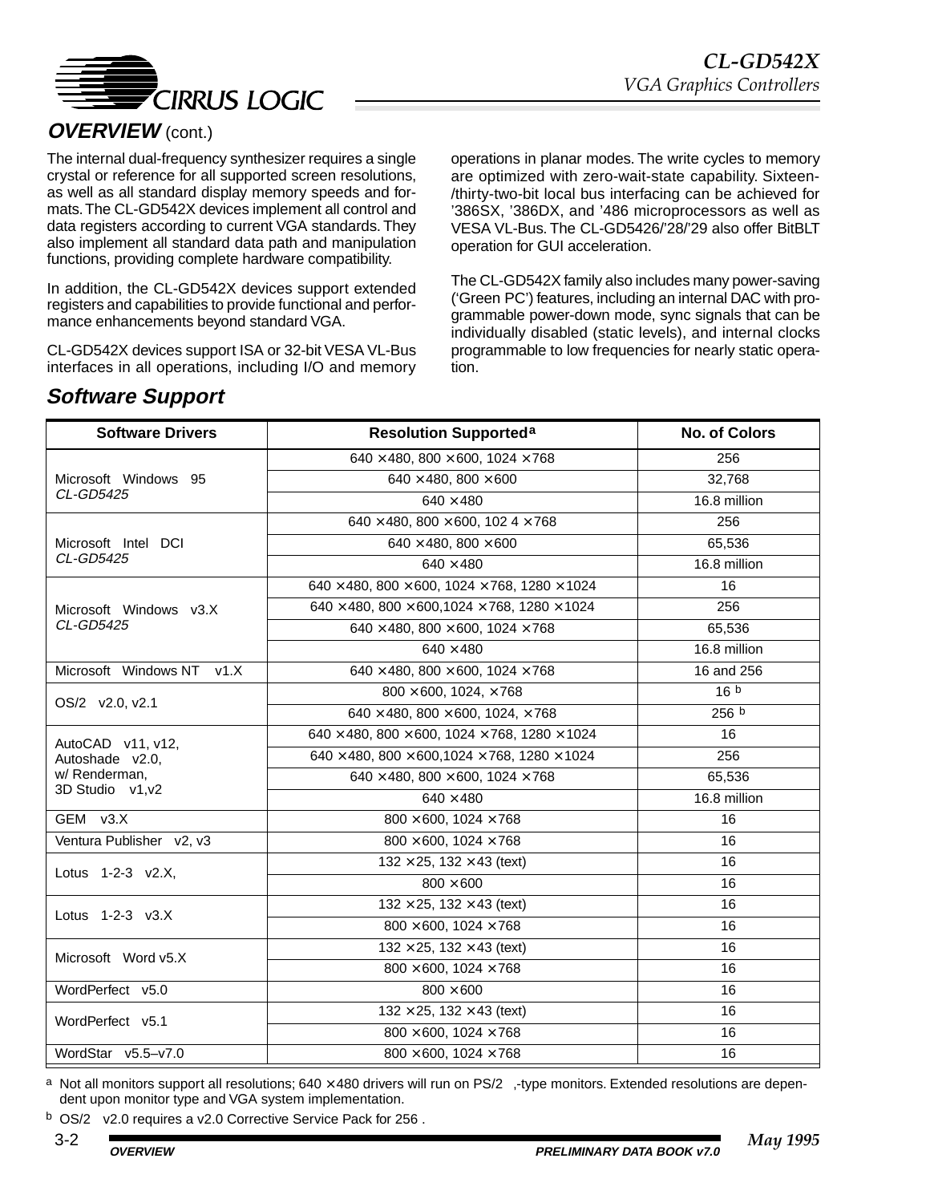## OVERVIEW (cont.)

The internal dual-frequency synthesizer requires a single crystal or reference for all supported screen resolutions, as well as all standard display memory speeds and formats. The CL-GD542X devices implement all control and data registers according to current VGA standards. They also implement all standard data path and manipulation functions, providing complete hardware compatibility.

In addition, the CL-GD542X devices support extended registers and capabilities to provide functional and performance enhancements beyond standard VGA.

CL-GD542X devices support ISA or 32-bit VESA VL-Bus interfaces in all operations, including I/O and memory operations in planar modes. The write cycles to memory are optimized with zero-wait-state capability. Sixteen-/thirty-two-bit local bus interfacing can be achieved for ’386SX, ’386DX, and ’486 microprocessors as well as VESA VL-Bus. The CL-GD5426/’28/’29 also offer BitBLT operation for GUI acceleration.

The CL-GD542X family also includes many power-saving (‘Green PC’) features, including an internal DAC with programmable power-down mode, sync signals that can be individually disabled (static levels), and internal clocks programmable to low frequencies for nearly static operation.

## Software Support

| Software Drivers | Resolution Supported[a] | No. of Colors |
|---|---|---|
| Microsoft Windows 95 *CL-GD5425* | 640 × 480, 800 × 600, 1024 × 768 | 256 |
| | 640 × 480, 800 × 600 | 32,768 |
| | 640 × 480 | 16.8 million |
| Microsoft Intel DCI *CL-GD5425* | 640 × 480, 800 × 600, 102 4 × 768 | 256 |
| | 640 × 480, 800 × 600 | 65,536 |
| | 640 × 480 | 16.8 million |
| Microsoft Windows v3.X *CL-GD5425* | 640 × 480, 800 × 600, 1024 × 768, 1280 × 1024 | 16 |
| | 640 × 480, 800 × 600,1024 × 768, 1280 × 1024 | 256 |
| | 640 × 480, 800 × 600, 1024 × 768 | 65,536 |
| | 640 × 480 | 16.8 million |
| Microsoft Windows NT v1.X | 640 × 480, 800 × 600, 1024 × 768 | 16 and 256 |
| OS/2 v2.0, v2.1 | 800 × 600, 1024, × 768 | 16 [b] |
| | 640 × 480, 800 × 600, 1024, × 768 | 256 [b] |
| AutoCAD v11, v12, Autoshade v2.0, w/ Renderman, 3D Studio v1,v2 | 640 × 480, 800 × 600, 1024 × 768, 1280 × 1024 | 16 |
| | 640 × 480, 800 × 600,1024 × 768, 1280 × 1024 | 256 |
| | 640 × 480, 800 × 600, 1024 × 768 | 65,536 |
| | 640 × 480 | 16.8 million |
| GEM v3.X | 800 × 600, 1024 × 768 | 16 |
| Ventura Publisher v2, v3 | 800 × 600, 1024 × 768 | 16 |
| Lotus 1-2-3 v2.X, | 132 × 25, 132 × 43 (text) | 16 |
| | 800 × 600 | 16 |
| Lotus 1-2-3 v3.X | 132 × 25, 132 × 43 (text) | 16 |
| | 800 × 600, 1024 × 768 | 16 |
| Microsoft Word v5.X | 132 × 25, 132 × 43 (text) | 16 |
| | 800 × 600, 1024 × 768 | 16 |
| WordPerfect v5.0 | 800 × 600 | 16 |
| WordPerfect v5.1 | 132 × 25, 132 × 43 (text) | 16 |
| | 800 × 600, 1024 × 768 | 16 |
| WordStar v5.5–v7.0 | 800 × 600, 1024 × 768 | 16 |

[a] Not all monitors support all resolutions; 640 × 480 drivers will run on PS/2 ,-type monitors. Extended resolutions are dependent upon monitor type and VGA system implementation.

[b] OS/2 v2.0 requires a v2.0 Corrective Service Pack for 256 .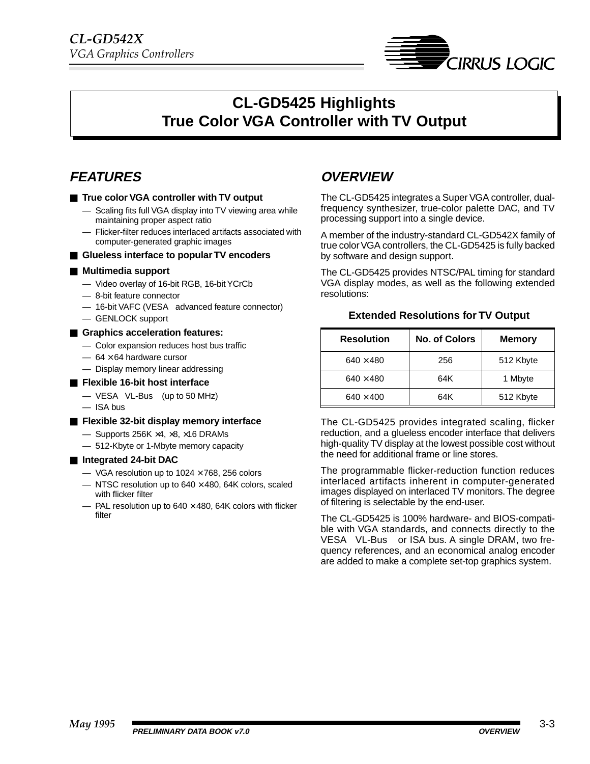# CL-GD5425 Highlights
# True Color VGA Controller with TV Output

## FEATURES

- **True color VGA controller with TV output**
  - — Scaling fits full VGA display into TV viewing area while maintaining proper aspect ratio
  - — Flicker-filter reduces interlaced artifacts associated with computer-generated graphic images
- **Glueless interface to popular TV encoders**
- **Multimedia support**
  - — Video overlay of 16-bit RGB, 16-bit YCrCb
  - — 8-bit feature connector
  - — 16-bit VAFC (VESA advanced feature connector)
  - — GENLOCK support
- **Graphics acceleration features:**
  - — Color expansion reduces host bus traffic
  - — 64 × 64 hardware cursor
  - — Display memory linear addressing
- **Flexible 16-bit host interface**
  - — VESA VL-Bus (up to 50 MHz)
  - — ISA bus
- **Flexible 32-bit display memory interface**
  - — Supports 256K ×4, ×8, ×16 DRAMs
  - — 512-Kbyte or 1-Mbyte memory capacity
- **Integrated 24-bit DAC**
  - — VGA resolution up to 1024 × 768, 256 colors
  - — NTSC resolution up to 640 × 480, 64K colors, scaled with flicker filter
  - — PAL resolution up to 640 × 480, 64K colors with flicker filter

## OVERVIEW

The CL-GD5425 integrates a Super VGA controller, dual-frequency synthesizer, true-color palette DAC, and TV processing support into a single device.

A member of the industry-standard CL-GD542X family of true color VGA controllers, the CL-GD5425 is fully backed by software and design support.

The CL-GD5425 provides NTSC/PAL timing for standard VGA display modes, as well as the following extended resolutions:

**Extended Resolutions for TV Output**

| Resolution | No. of Colors | Memory |
|---|---|---|
| 640 × 480 | 256 | 512 Kbyte |
| 640 × 480 | 64K | 1 Mbyte |
| 640 × 400 | 64K | 512 Kbyte |

The CL-GD5425 provides integrated scaling, flicker reduction, and a glueless encoder interface that delivers high-quality TV display at the lowest possible cost without the need for additional frame or line stores.

The programmable flicker-reduction function reduces interlaced artifacts inherent in computer-generated images displayed on interlaced TV monitors. The degree of filtering is selectable by the end-user.

The CL-GD5425 is 100% hardware- and BIOS-compatible with VGA standards, and connects directly to the VESA VL-Bus or ISA bus. A single DRAM, two frequency references, and an economical analog encoder are added to make a complete set-top graphics system.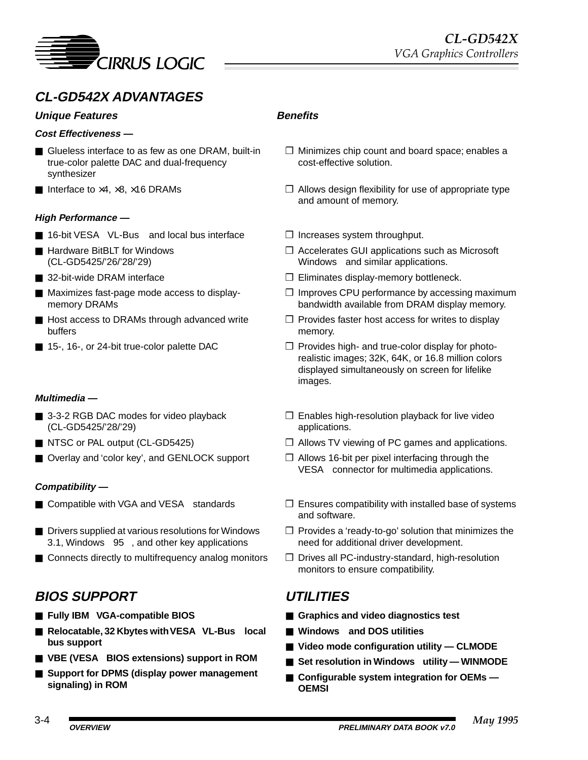## CL-GD542X ADVANTAGES

| Unique Features | Benefits |
|---|---|
| ***Cost Effectiveness —*** | |
| ■ Glueless interface to as few as one DRAM, built-in true-color palette DAC and dual-frequency synthesizer | ❐ Minimizes chip count and board space; enables a cost-effective solution. |
| ■ Interface to ×4, ×8, ×16 DRAMs | ❐ Allows design flexibility for use of appropriate type and amount of memory. |
| ***High Performance —*** | |
| ■ 16-bit VESA VL-Bus and local bus interface | ❐ Increases system throughput. |
| ■ Hardware BitBLT for Windows (CL-GD5425/’26/’28/’29) | ❐ Accelerates GUI applications such as Microsoft Windows and similar applications. |
| ■ 32-bit-wide DRAM interface | ❐ Eliminates display-memory bottleneck. |
| ■ Maximizes fast-page mode access to display-memory DRAMs | ❐ Improves CPU performance by accessing maximum bandwidth available from DRAM display memory. |
| ■ Host access to DRAMs through advanced write buffers | ❐ Provides faster host access for writes to display memory. |
| ■ 15-, 16-, or 24-bit true-color palette DAC | ❐ Provides high- and true-color display for photo-realistic images; 32K, 64K, or 16.8 million colors displayed simultaneously on screen for lifelike images. |
| ***Multimedia —*** | |
| ■ 3-3-2 RGB DAC modes for video playback (CL-GD5425/’28/’29) | ❐ Enables high-resolution playback for live video applications. |
| ■ NTSC or PAL output (CL-GD5425) | ❐ Allows TV viewing of PC games and applications. |
| ■ Overlay and ‘color key’, and GENLOCK support | ❐ Allows 16-bit per pixel interfacing through the VESA connector for multimedia applications. |
| ***Compatibility —*** | |
| ■ Compatible with VGA and VESA standards | ❐ Ensures compatibility with installed base of systems and software. |
| ■ Drivers supplied at various resolutions for Windows 3.1, Windows 95, and other key applications | ❐ Provides a ‘ready-to-go’ solution that minimizes the need for additional driver development. |
| ■ Connects directly to multifrequency analog monitors | ❐ Drives all PC-industry-standard, high-resolution monitors to ensure compatibility. |

## BIOS SUPPORT

- **Fully IBM VGA-compatible BIOS**
- **Relocatable, 32 Kbytes with VESA VL-Bus local bus support**
- **VBE (VESA BIOS extensions) support in ROM**
- **Support for DPMS (display power management signaling) in ROM**

## UTILITIES

- **Graphics and video diagnostics test**
- **Windows and DOS utilities**
- **Video mode configuration utility — CLMODE**
- **Set resolution in Windows utility — WINMODE**
- **Configurable system integration for OEMs — OEMSI**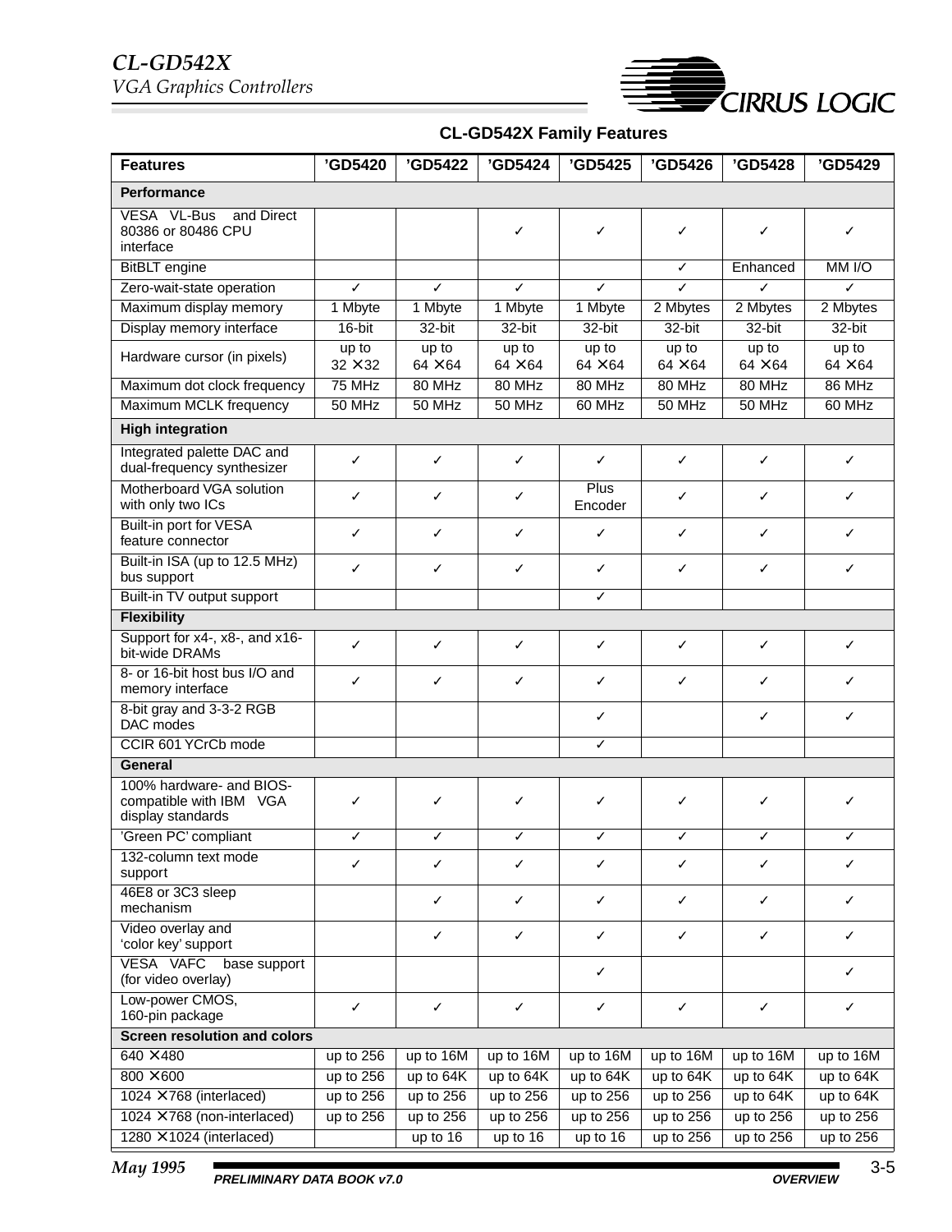## CL-GD542X Family Features

| Features | ’GD5420 | ’GD5422 | ’GD5424 | ’GD5425 | ’GD5426 | ’GD5428 | ’GD5429 |
|---|---|---|---|---|---|---|---|
| **Performance** | | | | | | | |
| VESA VL-Bus and Direct 80386 or 80486 CPU interface | | | ✓ | ✓ | ✓ | ✓ | ✓ |
| BitBLT engine | | | | | ✓ | Enhanced | MM I/O |
| Zero-wait-state operation | ✓ | ✓ | ✓ | ✓ | ✓ | ✓ | ✓ |
| Maximum display memory | 1 Mbyte | 1 Mbyte | 1 Mbyte | 1 Mbyte | 2 Mbytes | 2 Mbytes | 2 Mbytes |
| Display memory interface | 16-bit | 32-bit | 32-bit | 32-bit | 32-bit | 32-bit | 32-bit |
| Hardware cursor (in pixels) | up to 32 × 32 | up to 64 × 64 | up to 64 × 64 | up to 64 × 64 | up to 64 × 64 | up to 64 × 64 | up to 64 × 64 |
| Maximum dot clock frequency | 75 MHz | 80 MHz | 80 MHz | 80 MHz | 80 MHz | 80 MHz | 86 MHz |
| Maximum MCLK frequency | 50 MHz | 50 MHz | 50 MHz | 60 MHz | 50 MHz | 50 MHz | 60 MHz |
| **High integration** | | | | | | | |
| Integrated palette DAC and dual-frequency synthesizer | ✓ | ✓ | ✓ | ✓ | ✓ | ✓ | ✓ |
| Motherboard VGA solution with only two ICs | ✓ | ✓ | ✓ | Plus Encoder | ✓ | ✓ | ✓ |
| Built-in port for VESA feature connector | ✓ | ✓ | ✓ | ✓ | ✓ | ✓ | ✓ |
| Built-in ISA (up to 12.5 MHz) bus support | ✓ | ✓ | ✓ | ✓ | ✓ | ✓ | ✓ |
| Built-in TV output support | | | | ✓ | | | |
| **Flexibility** | | | | | | | |
| Support for x4-, x8-, and x16-bit-wide DRAMs | ✓ | ✓ | ✓ | ✓ | ✓ | ✓ | ✓ |
| 8- or 16-bit host bus I/O and memory interface | ✓ | ✓ | ✓ | ✓ | ✓ | ✓ | ✓ |
| 8-bit gray and 3-3-2 RGB DAC modes | | | | ✓ | | ✓ | ✓ |
| CCIR 601 YCrCb mode | | | | ✓ | | | |
| **General** | | | | | | | |
| 100% hardware- and BIOS-compatible with IBM VGA display standards | ✓ | ✓ | ✓ | ✓ | ✓ | ✓ | ✓ |
| ’Green PC’ compliant | ✓ | ✓ | ✓ | ✓ | ✓ | ✓ | ✓ |
| 132-column text mode support | ✓ | ✓ | ✓ | ✓ | ✓ | ✓ | ✓ |
| 46E8 or 3C3 sleep mechanism | | ✓ | ✓ | ✓ | ✓ | ✓ | ✓ |
| Video overlay and ‘color key’ support | | ✓ | ✓ | ✓ | ✓ | ✓ | ✓ |
| VESA VAFC base support (for video overlay) | | | | ✓ | | | ✓ |
| Low-power CMOS, 160-pin package | ✓ | ✓ | ✓ | ✓ | ✓ | ✓ | ✓ |
| **Screen resolution and colors** | | | | | | | |
| 640 × 480 | up to 256 | up to 16M | up to 16M | up to 16M | up to 16M | up to 16M | up to 16M |
| 800 × 600 | up to 256 | up to 64K | up to 64K | up to 64K | up to 64K | up to 64K | up to 64K |
| 1024 × 768 (interlaced) | up to 256 | up to 256 | up to 256 | up to 256 | up to 256 | up to 64K | up to 64K |
| 1024 × 768 (non-interlaced) | up to 256 | up to 256 | up to 256 | up to 256 | up to 256 | up to 256 | up to 256 |
| 1280 × 1024 (interlaced) | | up to 16 | up to 16 | up to 16 | up to 256 | up to 256 | up to 256 |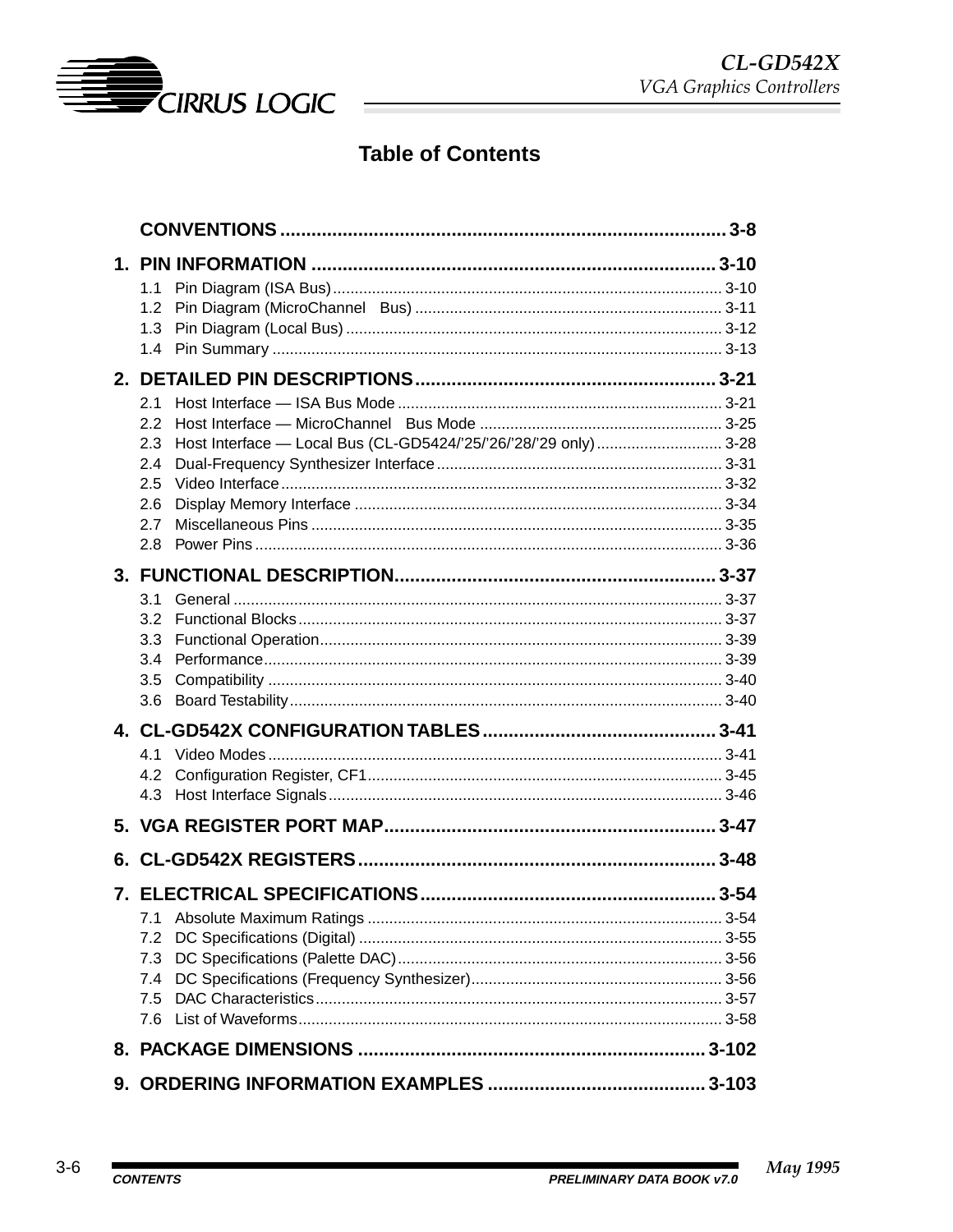# Table of Contents

**CONVENTIONS** .......... 3-8

**1. PIN INFORMATION** .......... 3-10

- 1.1 Pin Diagram (ISA Bus) .......... 3-10
- 1.2 Pin Diagram (MicroChannel Bus) .......... 3-11
- 1.3 Pin Diagram (Local Bus) .......... 3-12
- 1.4 Pin Summary .......... 3-13

**2. DETAILED PIN DESCRIPTIONS** .......... 3-21

- 2.1 Host Interface — ISA Bus Mode .......... 3-21
- 2.2 Host Interface — MicroChannel Bus Mode .......... 3-25
- 2.3 Host Interface — Local Bus (CL-GD5424/'25/'26/'28/'29 only) .......... 3-28
- 2.4 Dual-Frequency Synthesizer Interface .......... 3-31
- 2.5 Video Interface .......... 3-32
- 2.6 Display Memory Interface .......... 3-34
- 2.7 Miscellaneous Pins .......... 3-35
- 2.8 Power Pins .......... 3-36

**3. FUNCTIONAL DESCRIPTION** .......... 3-37

- 3.1 General .......... 3-37
- 3.2 Functional Blocks .......... 3-37
- 3.3 Functional Operation .......... 3-39
- 3.4 Performance .......... 3-39
- 3.5 Compatibility .......... 3-40
- 3.6 Board Testability .......... 3-40

**4. CL-GD542X CONFIGURATION TABLES** .......... 3-41

- 4.1 Video Modes .......... 3-41
- 4.2 Configuration Register, CF1 .......... 3-45
- 4.3 Host Interface Signals .......... 3-46

**5. VGA REGISTER PORT MAP** .......... 3-47

**6. CL-GD542X REGISTERS** .......... 3-48

**7. ELECTRICAL SPECIFICATIONS** .......... 3-54

- 7.1 Absolute Maximum Ratings .......... 3-54
- 7.2 DC Specifications (Digital) .......... 3-55
- 7.3 DC Specifications (Palette DAC) .......... 3-56
- 7.4 DC Specifications (Frequency Synthesizer) .......... 3-56
- 7.5 DAC Characteristics .......... 3-57
- 7.6 List of Waveforms .......... 3-58

**8. PACKAGE DIMENSIONS** .......... 3-102

**9. ORDERING INFORMATION EXAMPLES** .......... 3-103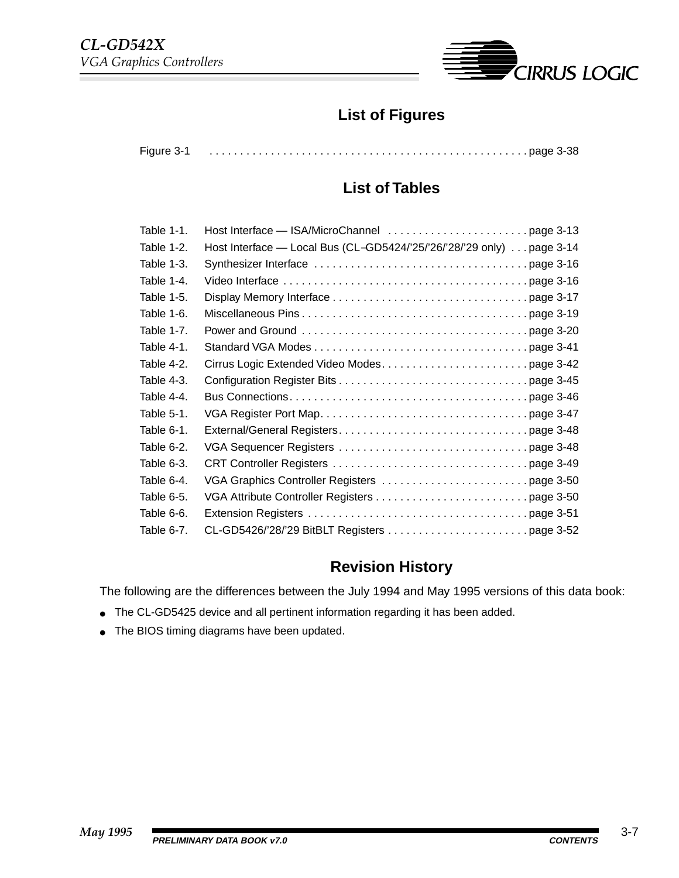## List of Figures

| | |
|---|---|
| Figure 3-1 | page 3-38 |

## List of Tables

| | | |
|---|---|---|
| Table 1-1. | Host Interface — ISA/MicroChannel | page 3-13 |
| Table 1-2. | Host Interface — Local Bus (CL–GD5424/'25/'26/'28/'29 only) | page 3-14 |
| Table 1-3. | Synthesizer Interface | page 3-16 |
| Table 1-4. | Video Interface | page 3-16 |
| Table 1-5. | Display Memory Interface | page 3-17 |
| Table 1-6. | Miscellaneous Pins | page 3-19 |
| Table 1-7. | Power and Ground | page 3-20 |
| Table 4-1. | Standard VGA Modes | page 3-41 |
| Table 4-2. | Cirrus Logic Extended Video Modes | page 3-42 |
| Table 4-3. | Configuration Register Bits | page 3-45 |
| Table 4-4. | Bus Connections | page 3-46 |
| Table 5-1. | VGA Register Port Map | page 3-47 |
| Table 6-1. | External/General Registers | page 3-48 |
| Table 6-2. | VGA Sequencer Registers | page 3-48 |
| Table 6-3. | CRT Controller Registers | page 3-49 |
| Table 6-4. | VGA Graphics Controller Registers | page 3-50 |
| Table 6-5. | VGA Attribute Controller Registers | page 3-50 |
| Table 6-6. | Extension Registers | page 3-51 |
| Table 6-7. | CL-GD5426/'28/'29 BitBLT Registers | page 3-52 |

## Revision History

The following are the differences between the July 1994 and May 1995 versions of this data book:

- The CL-GD5425 device and all pertinent information regarding it has been added.
- The BIOS timing diagrams have been updated.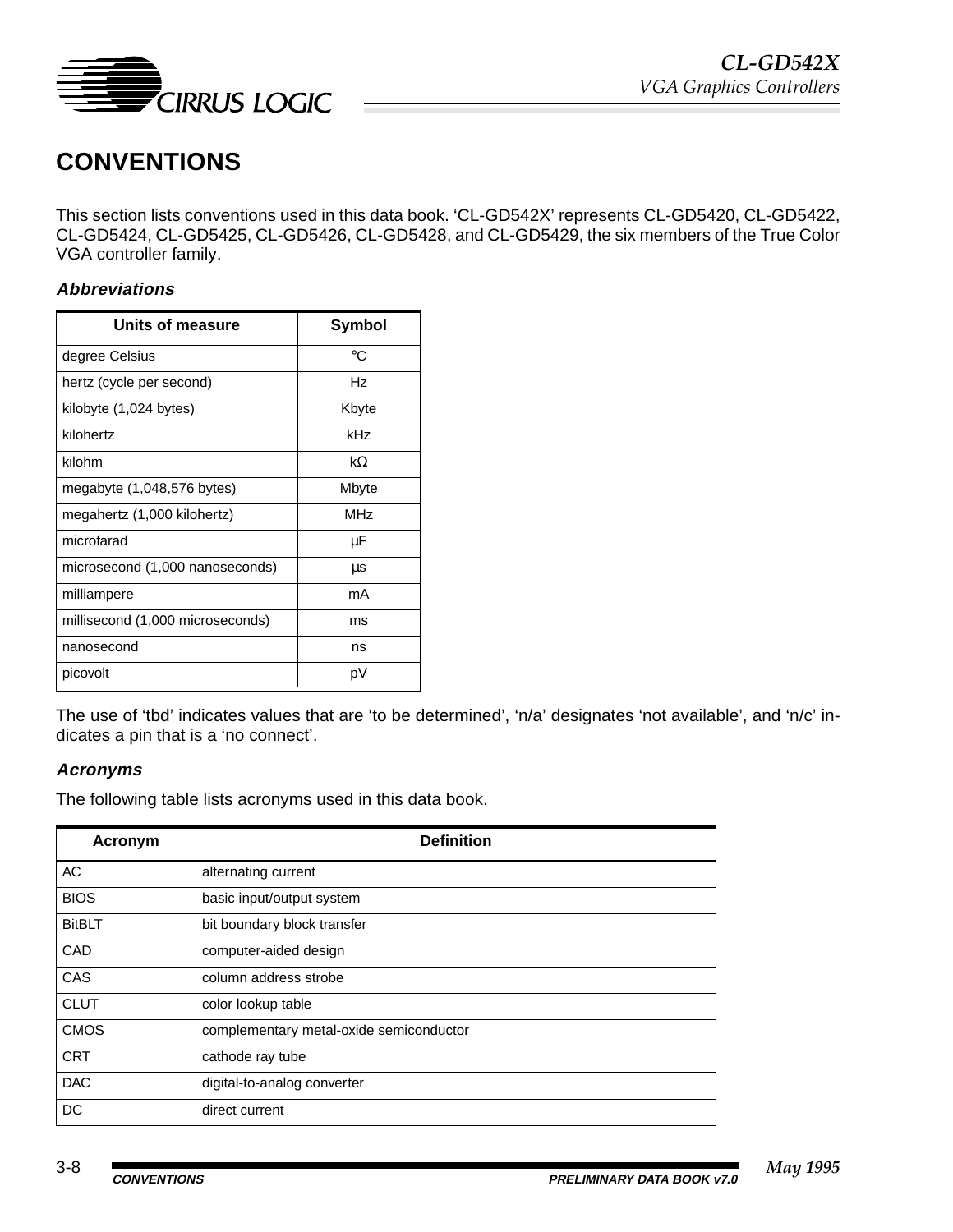# CONVENTIONS

This section lists conventions used in this data book. 'CL-GD542X' represents CL-GD5420, CL-GD5422, CL-GD5424, CL-GD5425, CL-GD5426, CL-GD5428, and CL-GD5429, the six members of the True Color VGA controller family.

### *Abbreviations*

| Units of measure | Symbol |
|---|---|
| degree Celsius | °C |
| hertz (cycle per second) | Hz |
| kilobyte (1,024 bytes) | Kbyte |
| kilohertz | kHz |
| kilohm | kΩ |
| megabyte (1,048,576 bytes) | Mbyte |
| megahertz (1,000 kilohertz) | MHz |
| microfarad | µF |
| microsecond (1,000 nanoseconds) | µs |
| milliampere | mA |
| millisecond (1,000 microseconds) | ms |
| nanosecond | ns |
| picovolt | pV |

The use of 'tbd' indicates values that are 'to be determined', 'n/a' designates 'not available', and 'n/c' indicates a pin that is a 'no connect'.

### *Acronyms*

The following table lists acronyms used in this data book.

| Acronym | Definition |
|---|---|
| AC | alternating current |
| BIOS | basic input/output system |
| BitBLT | bit boundary block transfer |
| CAD | computer-aided design |
| CAS | column address strobe |
| CLUT | color lookup table |
| CMOS | complementary metal-oxide semiconductor |
| CRT | cathode ray tube |
| DAC | digital-to-analog converter |
| DC | direct current |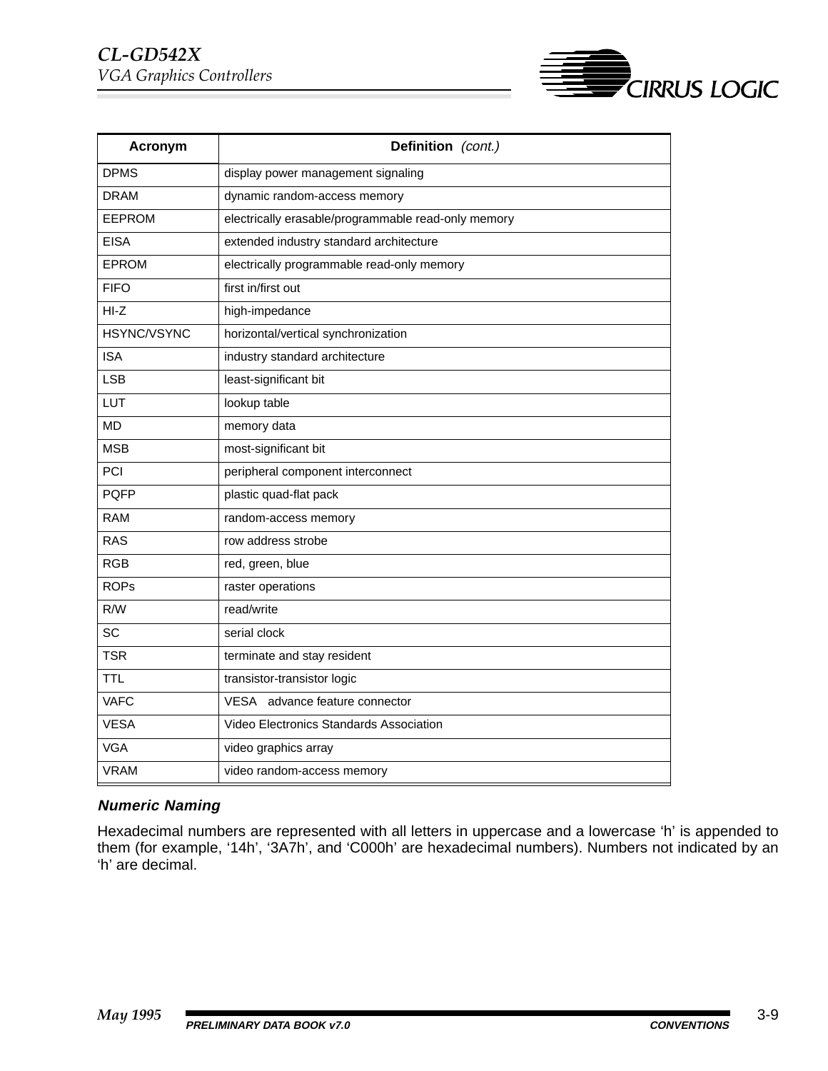| Acronym | Definition *(cont.)* |
|---|---|
| DPMS | display power management signaling |
| DRAM | dynamic random-access memory |
| EEPROM | electrically erasable/programmable read-only memory |
| EISA | extended industry standard architecture |
| EPROM | electrically programmable read-only memory |
| FIFO | first in/first out |
| HI-Z | high-impedance |
| HSYNC/VSYNC | horizontal/vertical synchronization |
| ISA | industry standard architecture |
| LSB | least-significant bit |
| LUT | lookup table |
| MD | memory data |
| MSB | most-significant bit |
| PCI | peripheral component interconnect |
| PQFP | plastic quad-flat pack |
| RAM | random-access memory |
| RAS | row address strobe |
| RGB | red, green, blue |
| ROPs | raster operations |
| R/W | read/write |
| SC | serial clock |
| TSR | terminate and stay resident |
| TTL | transistor-transistor logic |
| VAFC | VESA advance feature connector |
| VESA | Video Electronics Standards Association |
| VGA | video graphics array |
| VRAM | video random-access memory |

### Numeric Naming

Hexadecimal numbers are represented with all letters in uppercase and a lowercase 'h' is appended to them (for example, '14h', '3A7h', and 'C000h' are hexadecimal numbers). Numbers not indicated by an 'h' are decimal.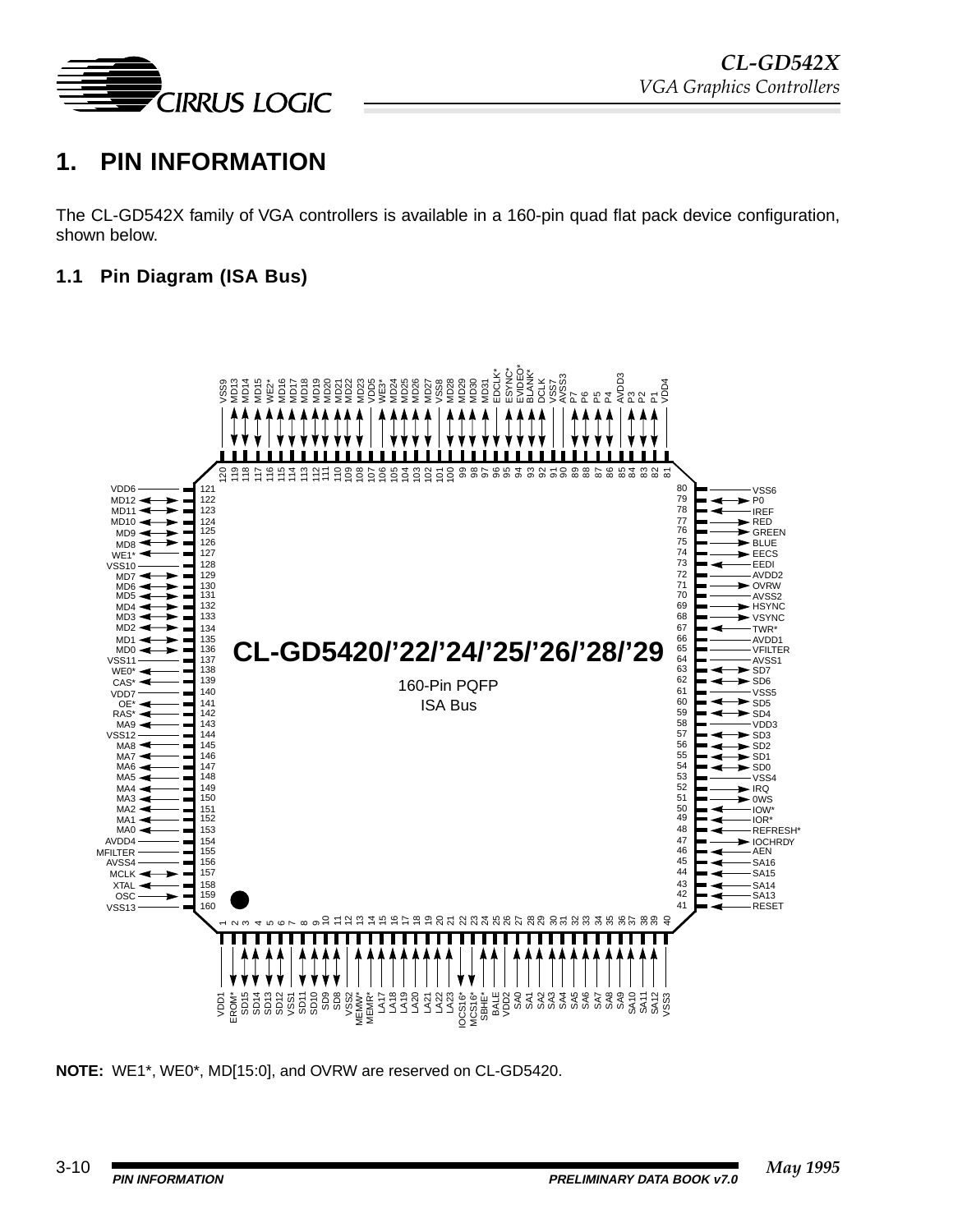# 1. PIN INFORMATION

The CL-GD542X family of VGA controllers is available in a 160-pin quad flat pack device configuration, shown below.

## 1.1 Pin Diagram (ISA Bus)

CL-GD5420/'22/'24/'25/'26/'28/'29

160-Pin PQFP
ISA Bus

| Pin | Name | Pin | Name | Pin | Name | Pin | Name |
|---|---|---|---|---|---|---|---|
| 1 | VDD1 | 41 | RESET | 81 | VDD4 | 121 | VDD6 |
| 2 | EROM* | 42 | SA13 | 82 | P1 | 122 | MD12 |
| 3 | SD15 | 43 | SA14 | 83 | P2 | 123 | MD11 |
| 4 | SD14 | 44 | SA15 | 84 | P3 | 124 | MD10 |
| 5 | SD13 | 45 | SA16 | 85 | AVDD3 | 125 | MD9 |
| 6 | SD12 | 46 | AEN | 86 | P4 | 126 | MD8 |
| 7 | VSS1 | 47 | IOCHRDY | 87 | P5 | 127 | WE1* |
| 8 | SD11 | 48 | REFRESH* | 88 | P6 | 128 | VSS10 |
| 9 | SD10 | 49 | IOR* | 89 | P7 | 129 | MD7 |
| 10 | SD9 | 50 | IOW* | 90 | AVSS3 | 130 | MD6 |
| 11 | SD8 | 51 | 0WS | 91 | VSS7 | 131 | MD5 |
| 12 | VSS2 | 52 | IRQ | 92 | DCLK | 132 | MD4 |
| 13 | MEMW* | 53 | VSS4 | 93 | BLANK* | 133 | MD3 |
| 14 | MEMR* | 54 | SD0 | 94 | EVIDEO* | 134 | MD2 |
| 15 | LA17 | 55 | SD1 | 95 | ESYNC* | 135 | MD1 |
| 16 | LA18 | 56 | SD2 | 96 | EDCLK* | 136 | MD0 |
| 17 | LA19 | 57 | SD3 | 97 | MD31 | 137 | VSS11 |
| 18 | LA20 | 58 | VDD3 | 98 | MD30 | 138 | WE0* |
| 19 | LA21 | 59 | SD4 | 99 | MD29 | 139 | CAS* |
| 20 | LA22 | 60 | SD5 | 100 | MD28 | 140 | VDD7 |
| 21 | LA23 | 61 | VSS5 | 101 | VSS8 | 141 | OE* |
| 22 | IOCS16* | 62 | SD6 | 102 | MD27 | 142 | RAS* |
| 23 | MCS16* | 63 | SD7 | 103 | MD26 | 143 | MA9 |
| 24 | SBHE* | 64 | AVSS1 | 104 | MD25 | 144 | VSS12 |
| 25 | BALE | 65 | VFILTER | 105 | MD24 | 145 | MA8 |
| 26 | VDD2 | 66 | AVDD1 | 106 | WE3* | 146 | MA7 |
| 27 | SA0 | 67 | TWR* | 107 | VDD5 | 147 | MA6 |
| 28 | SA1 | 68 | VSYNC | 108 | MD23 | 148 | MA5 |
| 29 | SA2 | 69 | HSYNC | 109 | MD22 | 149 | MA4 |
| 30 | SA3 | 70 | AVSS2 | 110 | MD21 | 150 | MA3 |
| 31 | SA4 | 71 | OVRW | 111 | MD20 | 151 | MA2 |
| 32 | SA5 | 72 | AVDD2 | 112 | MD19 | 152 | MA1 |
| 33 | SA6 | 73 | EEDI | 113 | MD18 | 153 | MA0 |
| 34 | SA7 | 74 | EECS | 114 | MD17 | 154 | AVDD4 |
| 35 | SA8 | 75 | BLUE | 115 | MD16 | 155 | MFILTER |
| 36 | SA9 | 76 | GREEN | 116 | WE2* | 156 | AVSS4 |
| 37 | SA10 | 77 | RED | 117 | MD15 | 157 | MCLK |
| 38 | SA11 | 78 | IREF | 118 | MD14 | 158 | XTAL |
| 39 | SA12 | 79 | P0 | 119 | MD13 | 159 | OSC |
| 40 | VSS3 | 80 | VSS6 | 120 | VSS9 | 160 | VSS13 |

**NOTE:** WE1*, WE0*, MD[15:0], and OVRW are reserved on CL-GD5420.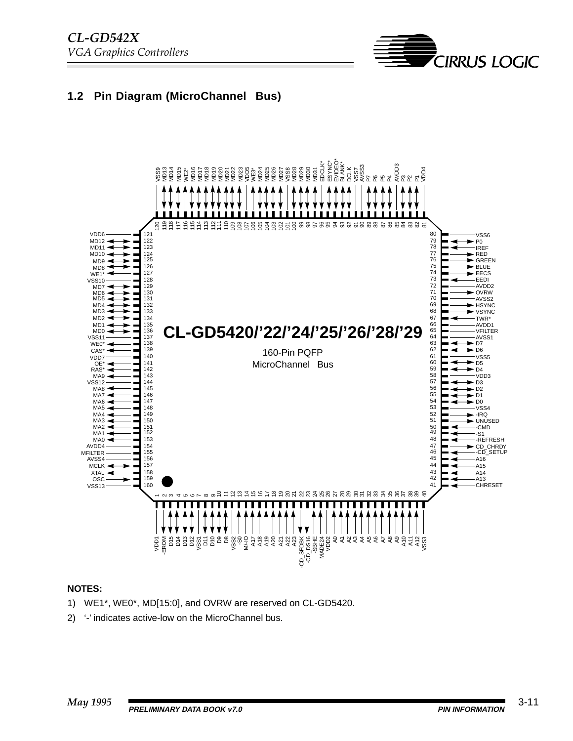## 1.2 Pin Diagram (MicroChannel Bus)

CL-GD5420/'22/'24/'25/'26/'28/'29

160-Pin PQFP
MicroChannel Bus

| Pin | Signal | Pin | Signal | Pin | Signal | Pin | Signal |
|---|---|---|---|---|---|---|---|
| 1 | VDD1 | 41 | CHRESET | 81 | VDD4 | 121 | VDD6 |
| 2 | -EROM | 42 | A13 | 82 | P1 | 122 | MD12 |
| 3 | D15 | 43 | A14 | 83 | P2 | 123 | MD11 |
| 4 | D14 | 44 | A15 | 84 | P3 | 124 | MD10 |
| 5 | D13 | 45 | A16 | 85 | AVDD3 | 125 | MD9 |
| 6 | D12 | 46 | -CD_SETUP | 86 | P4 | 126 | MD8 |
| 7 | VSS1 | 47 | CD_CHRDY | 87 | P5 | 127 | WE1* |
| 8 | D11 | 48 | -REFRESH | 88 | P6 | 128 | VSS10 |
| 9 | D10 | 49 | -S1 | 89 | P7 | 129 | MD7 |
| 10 | D9 | 50 | -CMD | 90 | AVSS3 | 130 | MD6 |
| 11 | D8 | 51 | UNUSED | 91 | VSS7 | 131 | MD5 |
| 12 | VSS2 | 52 | -IRQ | 92 | DCLK | 132 | MD4 |
| 13 | -S0 | 53 | VSS4 | 93 | BLANK* | 133 | MD3 |
| 14 | M/-IO | 54 | D0 | 94 | EVIDEO* | 134 | MD2 |
| 15 | A17 | 55 | D1 | 95 | ESYNC* | 135 | MD1 |
| 16 | A18 | 56 | D2 | 96 | EDCLK* | 136 | MD0 |
| 17 | A19 | 57 | D3 | 97 | MD31 | 137 | VSS11 |
| 18 | A20 | 58 | VDD3 | 98 | MD30 | 138 | WE0* |
| 19 | A21 | 59 | D4 | 99 | MD29 | 139 | CAS* |
| 20 | A22 | 60 | D5 | 100 | MD28 | 140 | VDD7 |
| 21 | A23 | 61 | VSS5 | 101 | VSS8 | 141 | OE* |
| 22 | -CD_SFDBK | 62 | D6 | 102 | MD27 | 142 | RAS* |
| 23 | -CD_DS16 | 63 | D7 | 103 | MD26 | 143 | MA9 |
| 24 | -SBHE | 64 | AVSS1 | 104 | MD25 | 144 | VSS12 |
| 25 | MADE24 | 65 | VFILTER | 105 | MD24 | 145 | MA8 |
| 26 | VDD2 | 66 | AVDD1 | 106 | WE3* | 146 | MA7 |
| 27 | A0 | 67 | TWR* | 107 | VDD5 | 147 | MA6 |
| 28 | A1 | 68 | VSYNC | 108 | MD23 | 148 | MA5 |
| 29 | A2 | 69 | HSYNC | 109 | MD22 | 149 | MA4 |
| 30 | A3 | 70 | AVSS2 | 110 | MD21 | 150 | MA3 |
| 31 | A4 | 71 | OVRW | 111 | MD20 | 151 | MA2 |
| 32 | A5 | 72 | AVDD2 | 112 | MD19 | 152 | MA1 |
| 33 | A6 | 73 | EEDI | 113 | MD18 | 153 | MA0 |
| 34 | A7 | 74 | EECS | 114 | MD17 | 154 | AVDD4 |
| 35 | A8 | 75 | BLUE | 115 | MD16 | 155 | MFILTER |
| 36 | A9 | 76 | GREEN | 116 | WE2* | 156 | AVSS4 |
| 37 | A10 | 77 | RED | 117 | MD15 | 157 | MCLK |
| 38 | A11 | 78 | IREF | 118 | MD14 | 158 | XTAL |
| 39 | A12 | 79 | P0 | 119 | MD13 | 159 | OSC |
| 40 | VSS3 | 80 | VSS6 | 120 | VSS9 | 160 | VSS13 |

**NOTES:**

1) WE1*, WE0*, MD[15:0], and OVRW are reserved on CL-GD5420.
2) '-' indicates active-low on the MicroChannel bus.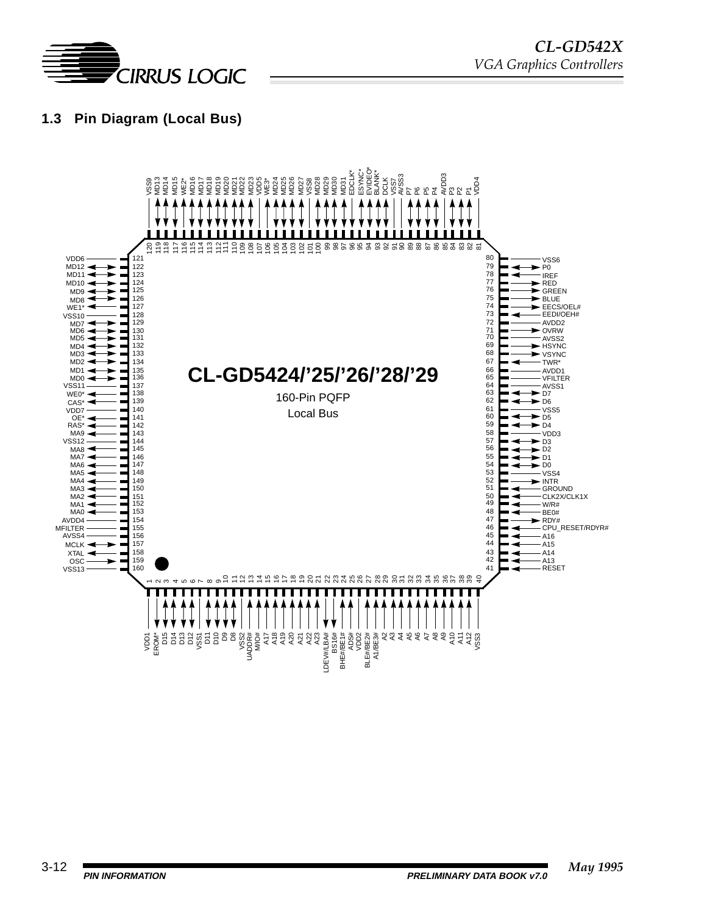## 1.3 Pin Diagram (Local Bus)

**CL-GD5424/'25/'26/'28/'29**

160-Pin PQFP

Local Bus

| Pin | Name | Pin | Name | Pin | Name | Pin | Name |
|---|---|---|---|---|---|---|---|
| 1 | VDD1 | 41 | RESET | 81 | VDD4 | 121 | VDD6 |
| 2 | EROM* | 42 | A13 | 82 | P1 | 122 | MD12 |
| 3 | D15 | 43 | A14 | 83 | P2 | 123 | MD11 |
| 4 | D14 | 44 | A15 | 84 | P3 | 124 | MD10 |
| 5 | D13 | 45 | A16 | 85 | AVDD3 | 125 | MD9 |
| 6 | D12 | 46 | CPU_RESET/RDYR# | 86 | P4 | 126 | MD8 |
| 7 | VSS1 | 47 | RDY# | 87 | P5 | 127 | WE1* |
| 8 | D11 | 48 | BE0# | 88 | P6 | 128 | VSS10 |
| 9 | D10 | 49 | W/R# | 89 | P7 | 129 | MD7 |
| 10 | D9 | 50 | CLK2X/CLK1X | 90 | AVSS3 | 130 | MD6 |
| 11 | D8 | 51 | GROUND | 91 | VSS7 | 131 | MD5 |
| 12 | VSS2 | 52 | INTR | 92 | DCLK | 132 | MD4 |
| 13 | UADDR# | 53 | VSS4 | 93 | BLANK* | 133 | MD3 |
| 14 | M/IO# | 54 | D0 | 94 | EVIDEO* | 134 | MD2 |
| 15 | A17 | 55 | D1 | 95 | ESYNC* | 135 | MD1 |
| 16 | A18 | 56 | D2 | 96 | EDCLK* | 136 | MD0 |
| 17 | A19 | 57 | D3 | 97 | MD31 | 137 | VSS11 |
| 18 | A20 | 58 | VDD3 | 98 | MD30 | 138 | WE0* |
| 19 | A21 | 59 | D4 | 99 | MD29 | 139 | CAS* |
| 20 | A22 | 60 | D5 | 100 | MD28 | 140 | VDD7 |
| 21 | A23 | 61 | VSS5 | 101 | VSS8 | 141 | OE* |
| 22 | LDEV#/LBA# | 62 | D6 | 102 | MD27 | 142 | RAS* |
| 23 | BS16# | 63 | D7 | 103 | MD26 | 143 | MA9 |
| 24 | BHE#/BE1# | 64 | AVSS1 | 104 | MD25 | 144 | VSS12 |
| 25 | ADS# | 65 | VFILTER | 105 | MD24 | 145 | MA8 |
| 26 | VDD2 | 66 | AVDD1 | 106 | WE3* | 146 | MA7 |
| 27 | BLE#/BE2# | 67 | TWR* | 107 | VDD5 | 147 | MA6 |
| 28 | A1/BE3# | 68 | VSYNC | 108 | MD23 | 148 | MA5 |
| 29 | A2 | 69 | HSYNC | 109 | MD22 | 149 | MA4 |
| 30 | A3 | 70 | AVSS2 | 110 | MD21 | 150 | MA3 |
| 31 | A4 | 71 | OVRW | 111 | MD20 | 151 | MA2 |
| 32 | A5 | 72 | AVDD2 | 112 | MD19 | 152 | MA1 |
| 33 | A6 | 73 | EEDI/OEH# | 113 | MD18 | 153 | MA0 |
| 34 | A7 | 74 | EECS/OEL# | 114 | MD17 | 154 | AVDD4 |
| 35 | A8 | 75 | BLUE | 115 | MD16 | 155 | MFILTER |
| 36 | A9 | 76 | GREEN | 116 | WE2* | 156 | AVSS4 |
| 37 | A10 | 77 | RED | 117 | MD15 | 157 | MCLK |
| 38 | A11 | 78 | IREF | 118 | MD14 | 158 | XTAL |
| 39 | A12 | 79 | P0 | 119 | MD13 | 159 | OSC |
| 40 | VSS3 | 80 | VSS6 | 120 | VSS9 | 160 | VSS13 |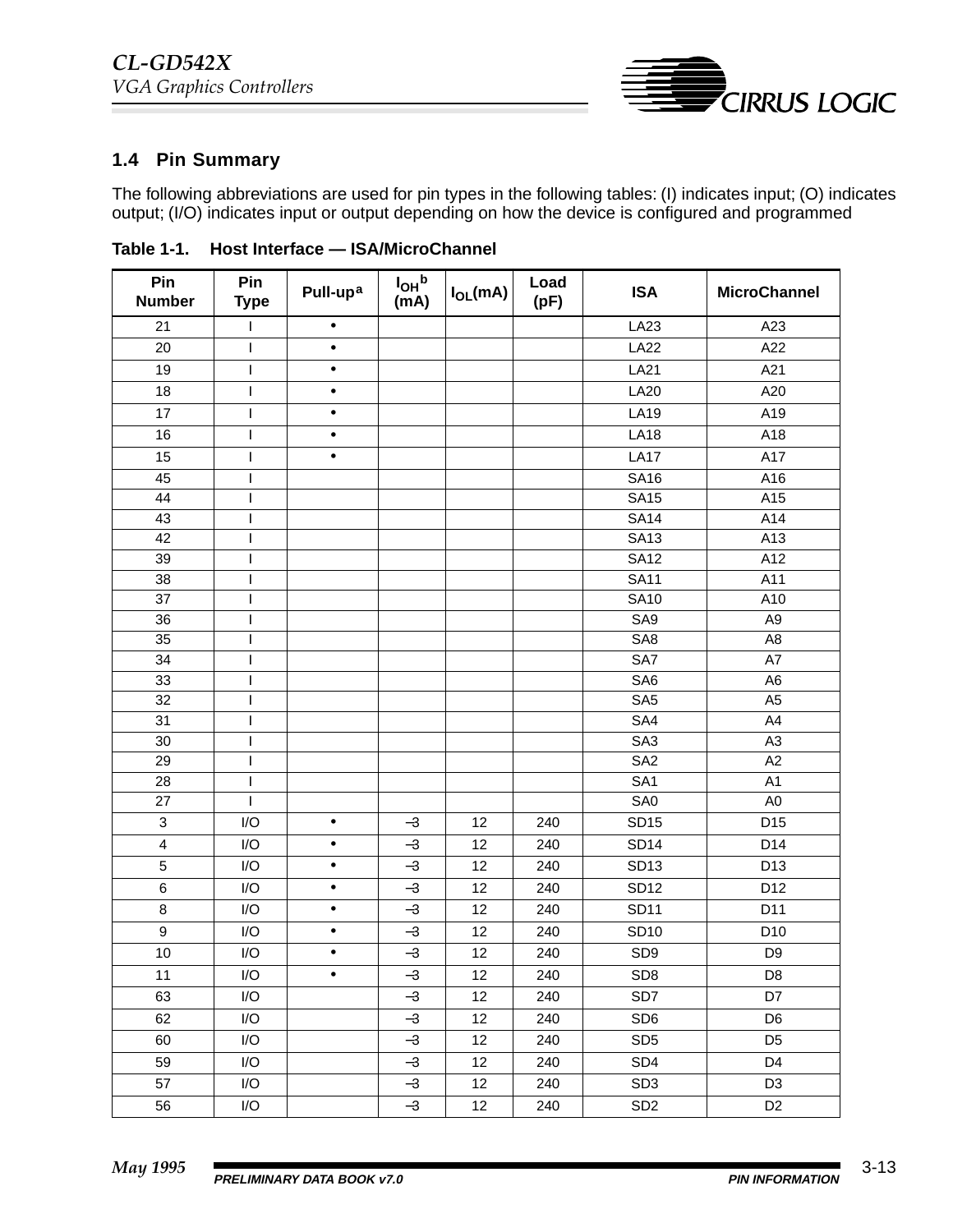## 1.4 Pin Summary

The following abbreviations are used for pin types in the following tables: (I) indicates input; (O) indicates output; (I/O) indicates input or output depending on how the device is configured and programmed

**Table 1-1. Host Interface — ISA/MicroChannel**

| Pin Number | Pin Type | Pull-up[a] | $I_{OH}$[b] (mA) | $I_{OL}$(mA) | Load (pF) | ISA | MicroChannel |
|---|---|---|---|---|---|---|---|
| 21 | I | • | | | | LA23 | A23 |
| 20 | I | • | | | | LA22 | A22 |
| 19 | I | • | | | | LA21 | A21 |
| 18 | I | • | | | | LA20 | A20 |
| 17 | I | • | | | | LA19 | A19 |
| 16 | I | • | | | | LA18 | A18 |
| 15 | I | • | | | | LA17 | A17 |
| 45 | I | | | | | SA16 | A16 |
| 44 | I | | | | | SA15 | A15 |
| 43 | I | | | | | SA14 | A14 |
| 42 | I | | | | | SA13 | A13 |
| 39 | I | | | | | SA12 | A12 |
| 38 | I | | | | | SA11 | A11 |
| 37 | I | | | | | SA10 | A10 |
| 36 | I | | | | | SA9 | A9 |
| 35 | I | | | | | SA8 | A8 |
| 34 | I | | | | | SA7 | A7 |
| 33 | I | | | | | SA6 | A6 |
| 32 | I | | | | | SA5 | A5 |
| 31 | I | | | | | SA4 | A4 |
| 30 | I | | | | | SA3 | A3 |
| 29 | I | | | | | SA2 | A2 |
| 28 | I | | | | | SA1 | A1 |
| 27 | I | | | | | SA0 | A0 |
| 3 | I/O | • | –3 | 12 | 240 | SD15 | D15 |
| 4 | I/O | • | –3 | 12 | 240 | SD14 | D14 |
| 5 | I/O | • | –3 | 12 | 240 | SD13 | D13 |
| 6 | I/O | • | –3 | 12 | 240 | SD12 | D12 |
| 8 | I/O | • | –3 | 12 | 240 | SD11 | D11 |
| 9 | I/O | • | –3 | 12 | 240 | SD10 | D10 |
| 10 | I/O | • | –3 | 12 | 240 | SD9 | D9 |
| 11 | I/O | • | –3 | 12 | 240 | SD8 | D8 |
| 63 | I/O | | –3 | 12 | 240 | SD7 | D7 |
| 62 | I/O | | –3 | 12 | 240 | SD6 | D6 |
| 60 | I/O | | –3 | 12 | 240 | SD5 | D5 |
| 59 | I/O | | –3 | 12 | 240 | SD4 | D4 |
| 57 | I/O | | –3 | 12 | 240 | SD3 | D3 |
| 56 | I/O | | –3 | 12 | 240 | SD2 | D2 |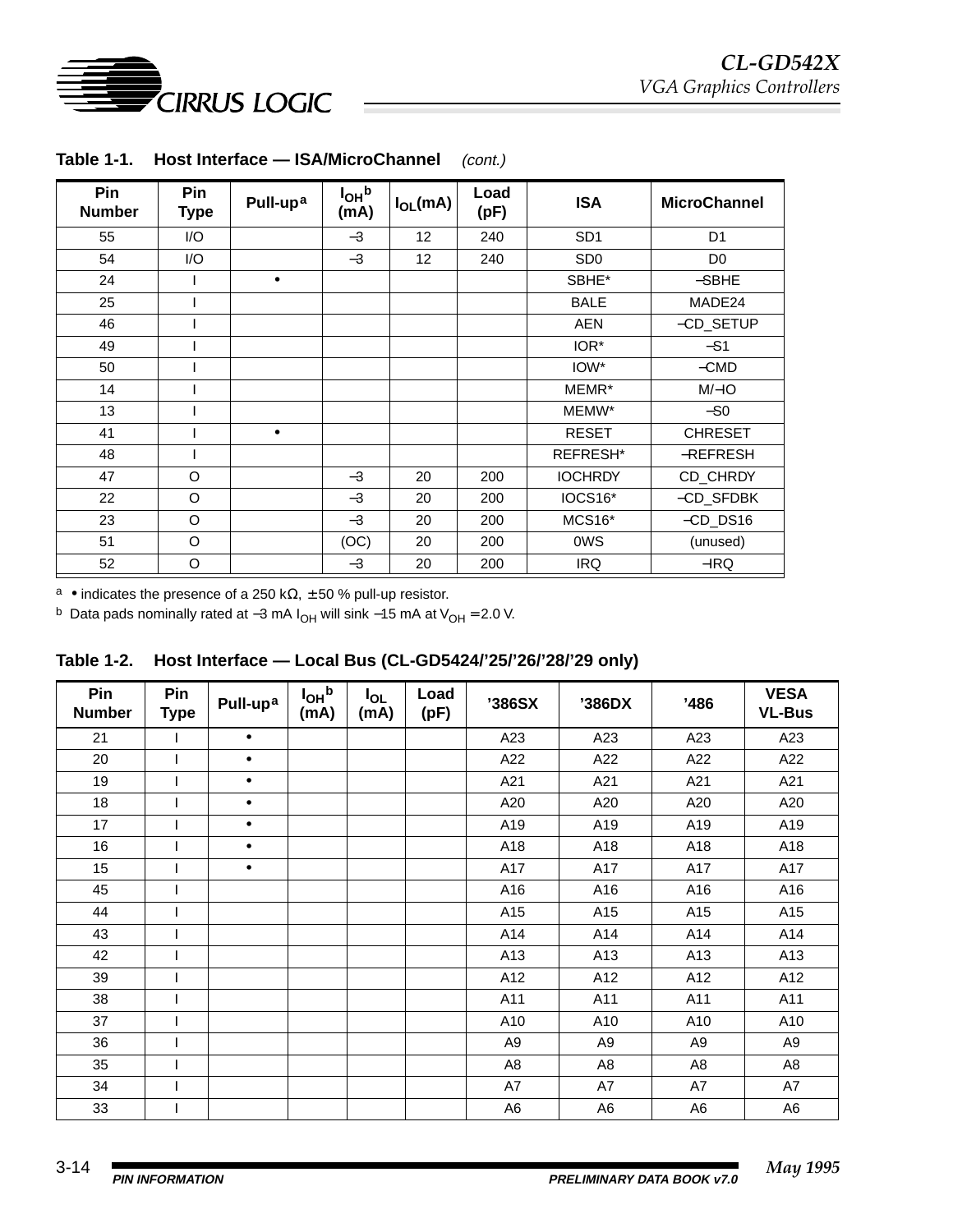**Table 1-1. Host Interface — ISA/MicroChannel** *(cont.)*

| Pin Number | Pin Type | Pull-up[a] | $I_{OH}$[b] (mA) | $I_{OL}$(mA) | Load (pF) | ISA | MicroChannel |
|---|---|---|---|---|---|---|---|
| 55 | I/O | | –3 | 12 | 240 | SD1 | D1 |
| 54 | I/O | | –3 | 12 | 240 | SD0 | D0 |
| 24 | I | • | | | | SBHE* | –SBHE |
| 25 | I | | | | | BALE | MADE24 |
| 46 | I | | | | | AEN | –CD_SETUP |
| 49 | I | | | | | IOR* | –S1 |
| 50 | I | | | | | IOW* | –CMD |
| 14 | I | | | | | MEMR* | M/–IO |
| 13 | I | | | | | MEMW* | –S0 |
| 41 | I | • | | | | RESET | CHRESET |
| 48 | I | | | | | REFRESH* | –REFRESH |
| 47 | O | | –3 | 20 | 200 | IOCHRDY | CD_CHRDY |
| 22 | O | | –3 | 20 | 200 | IOCS16* | –CD_SFDBK |
| 23 | O | | –3 | 20 | 200 | MCS16* | –CD_DS16 |
| 51 | O | | (OC) | 20 | 200 | 0WS | (unused) |
| 52 | O | | –3 | 20 | 200 | IRQ | –IRQ |

[a] • indicates the presence of a 250 kΩ, ±50 % pull-up resistor.

[b] Data pads nominally rated at –3 mA $I_{OH}$ will sink –15 mA at $V_{OH}$ = 2.0 V.

**Table 1-2. Host Interface — Local Bus (CL-GD5424/'25/'26/'28/'29 only)**

| Pin Number | Pin Type | Pull-up[a] | $I_{OH}$[b] (mA) | $I_{OL}$ (mA) | Load (pF) | '386SX | '386DX | '486 | VESA VL-Bus |
|---|---|---|---|---|---|---|---|---|---|
| 21 | I | • | | | | A23 | A23 | A23 | A23 |
| 20 | I | • | | | | A22 | A22 | A22 | A22 |
| 19 | I | • | | | | A21 | A21 | A21 | A21 |
| 18 | I | • | | | | A20 | A20 | A20 | A20 |
| 17 | I | • | | | | A19 | A19 | A19 | A19 |
| 16 | I | • | | | | A18 | A18 | A18 | A18 |
| 15 | I | • | | | | A17 | A17 | A17 | A17 |
| 45 | I | | | | | A16 | A16 | A16 | A16 |
| 44 | I | | | | | A15 | A15 | A15 | A15 |
| 43 | I | | | | | A14 | A14 | A14 | A14 |
| 42 | I | | | | | A13 | A13 | A13 | A13 |
| 39 | I | | | | | A12 | A12 | A12 | A12 |
| 38 | I | | | | | A11 | A11 | A11 | A11 |
| 37 | I | | | | | A10 | A10 | A10 | A10 |
| 36 | I | | | | | A9 | A9 | A9 | A9 |
| 35 | I | | | | | A8 | A8 | A8 | A8 |
| 34 | I | | | | | A7 | A7 | A7 | A7 |
| 33 | I | | | | | A6 | A6 | A6 | A6 |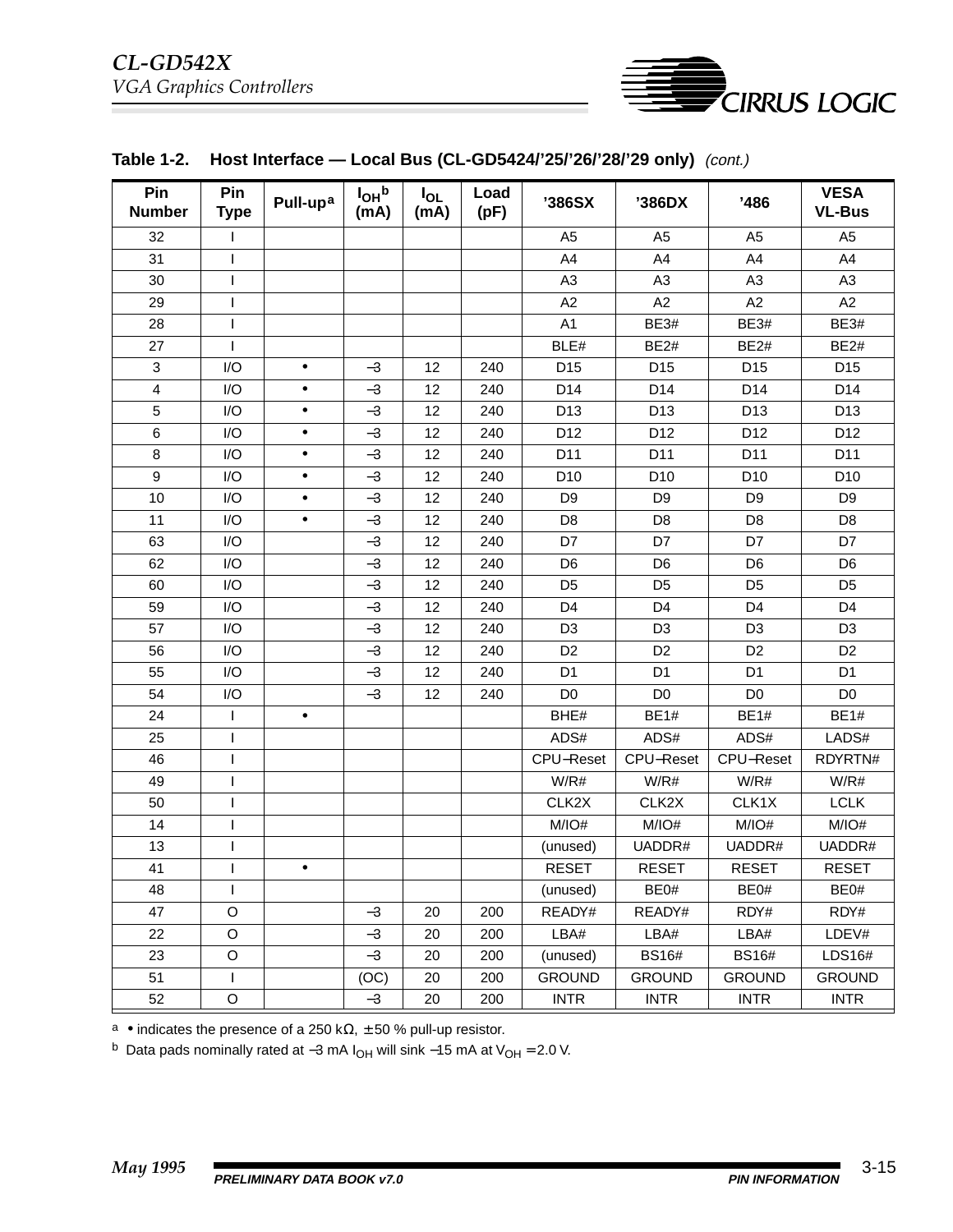**Table 1-2. Host Interface — Local Bus (CL-GD5424/'25/'26/'28/'29 only)** *(cont.)*

| Pin Number | Pin Type | Pull-up[a] | $I_{OH}$[b] (mA) | $I_{OL}$ (mA) | Load (pF) | '386SX | '386DX | '486 | VESA VL-Bus |
|---|---|---|---|---|---|---|---|---|---|
| 32 | I | | | | | A5 | A5 | A5 | A5 |
| 31 | I | | | | | A4 | A4 | A4 | A4 |
| 30 | I | | | | | A3 | A3 | A3 | A3 |
| 29 | I | | | | | A2 | A2 | A2 | A2 |
| 28 | I | | | | | A1 | BE3# | BE3# | BE3# |
| 27 | I | | | | | BLE# | BE2# | BE2# | BE2# |
| 3 | I/O | • | –3 | 12 | 240 | D15 | D15 | D15 | D15 |
| 4 | I/O | • | –3 | 12 | 240 | D14 | D14 | D14 | D14 |
| 5 | I/O | • | –3 | 12 | 240 | D13 | D13 | D13 | D13 |
| 6 | I/O | • | –3 | 12 | 240 | D12 | D12 | D12 | D12 |
| 8 | I/O | • | –3 | 12 | 240 | D11 | D11 | D11 | D11 |
| 9 | I/O | • | –3 | 12 | 240 | D10 | D10 | D10 | D10 |
| 10 | I/O | • | –3 | 12 | 240 | D9 | D9 | D9 | D9 |
| 11 | I/O | • | –3 | 12 | 240 | D8 | D8 | D8 | D8 |
| 63 | I/O | | –3 | 12 | 240 | D7 | D7 | D7 | D7 |
| 62 | I/O | | –3 | 12 | 240 | D6 | D6 | D6 | D6 |
| 60 | I/O | | –3 | 12 | 240 | D5 | D5 | D5 | D5 |
| 59 | I/O | | –3 | 12 | 240 | D4 | D4 | D4 | D4 |
| 57 | I/O | | –3 | 12 | 240 | D3 | D3 | D3 | D3 |
| 56 | I/O | | –3 | 12 | 240 | D2 | D2 | D2 | D2 |
| 55 | I/O | | –3 | 12 | 240 | D1 | D1 | D1 | D1 |
| 54 | I/O | | –3 | 12 | 240 | D0 | D0 | D0 | D0 |
| 24 | I | • | | | | BHE# | BE1# | BE1# | BE1# |
| 25 | I | | | | | ADS# | ADS# | ADS# | LADS# |
| 46 | I | | | | | CPU–Reset | CPU–Reset | CPU–Reset | RDYRTN# |
| 49 | I | | | | | W/R# | W/R# | W/R# | W/R# |
| 50 | I | | | | | CLK2X | CLK2X | CLK1X | LCLK |
| 14 | I | | | | | M/IO# | M/IO# | M/IO# | M/IO# |
| 13 | I | | | | | (unused) | UADDR# | UADDR# | UADDR# |
| 41 | I | • | | | | RESET | RESET | RESET | RESET |
| 48 | I | | | | | (unused) | BE0# | BE0# | BE0# |
| 47 | O | | –3 | 20 | 200 | READY# | READY# | RDY# | RDY# |
| 22 | O | | –3 | 20 | 200 | LBA# | LBA# | LBA# | LDEV# |
| 23 | O | | –3 | 20 | 200 | (unused) | BS16# | BS16# | LDS16# |
| 51 | I | | (OC) | 20 | 200 | GROUND | GROUND | GROUND | GROUND |
| 52 | O | | –3 | 20 | 200 | INTR | INTR | INTR | INTR |

[a] • indicates the presence of a 250 kΩ, ± 50 % pull-up resistor.

[b] Data pads nominally rated at –3 mA $I_{OH}$ will sink –15 mA at $V_{OH}$ = 2.0 V.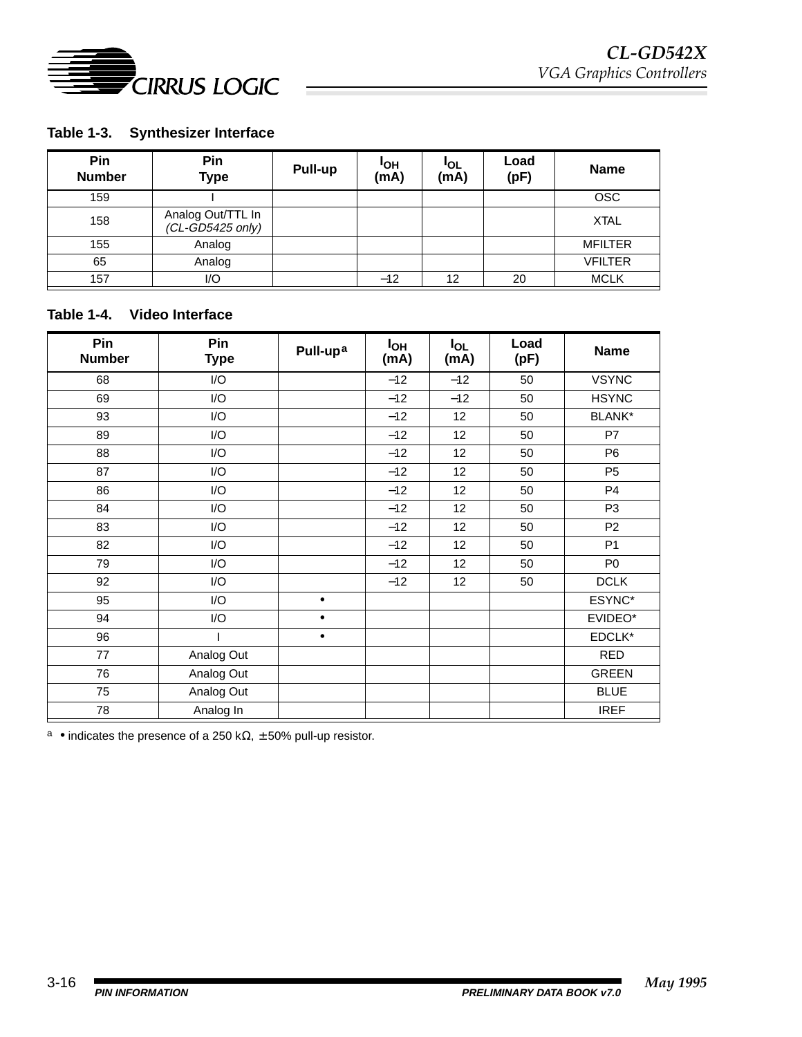**Table 1-3. Synthesizer Interface**

| Pin Number | Pin Type | Pull-up | $I_{OH}$ (mA) | $I_{OL}$ (mA) | Load (pF) | Name |
|---|---|---|---|---|---|---|
| 159 | I | | | | | OSC |
| 158 | Analog Out/TTL In *(CL-GD5425 only)* | | | | | XTAL |
| 155 | Analog | | | | | MFILTER |
| 65 | Analog | | | | | VFILTER |
| 157 | I/O | | –12 | 12 | 20 | MCLK |

**Table 1-4. Video Interface**

| Pin Number | Pin Type | Pull-up[a] | $I_{OH}$ (mA) | $I_{OL}$ (mA) | Load (pF) | Name |
|---|---|---|---|---|---|---|
| 68 | I/O | | –12 | –12 | 50 | VSYNC |
| 69 | I/O | | –12 | –12 | 50 | HSYNC |
| 93 | I/O | | –12 | 12 | 50 | BLANK* |
| 89 | I/O | | –12 | 12 | 50 | P7 |
| 88 | I/O | | –12 | 12 | 50 | P6 |
| 87 | I/O | | –12 | 12 | 50 | P5 |
| 86 | I/O | | –12 | 12 | 50 | P4 |
| 84 | I/O | | –12 | 12 | 50 | P3 |
| 83 | I/O | | –12 | 12 | 50 | P2 |
| 82 | I/O | | –12 | 12 | 50 | P1 |
| 79 | I/O | | –12 | 12 | 50 | P0 |
| 92 | I/O | | –12 | 12 | 50 | DCLK |
| 95 | I/O | • | | | | ESYNC* |
| 94 | I/O | • | | | | EVIDEO* |
| 96 | I | • | | | | EDCLK* |
| 77 | Analog Out | | | | | RED |
| 76 | Analog Out | | | | | GREEN |
| 75 | Analog Out | | | | | BLUE |
| 78 | Analog In | | | | | IREF |

[a] • indicates the presence of a 250 kΩ, ±50% pull-up resistor.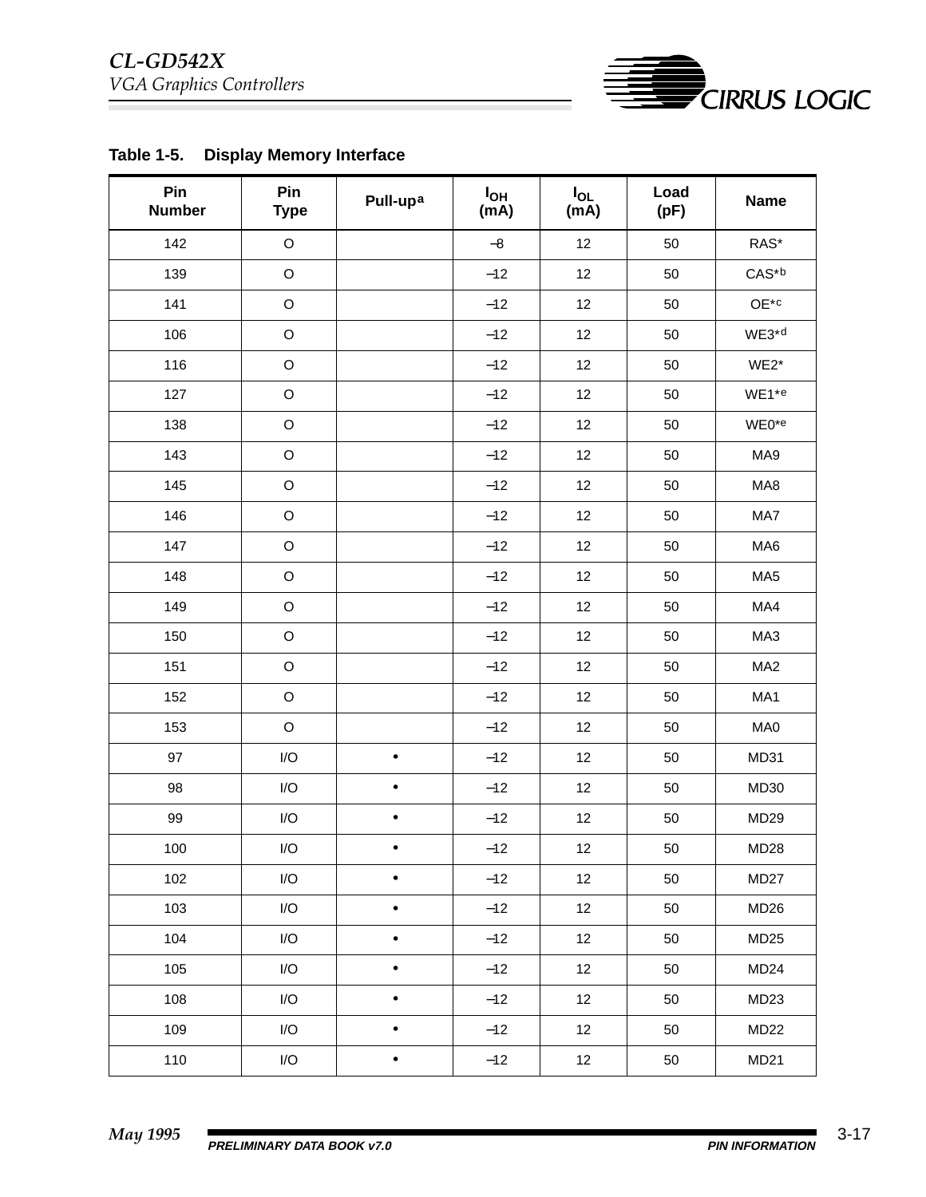**Table 1-5. Display Memory Interface**

| Pin Number | Pin Type | Pull-up[a] | $I_{OH}$ (mA) | $I_{OL}$ (mA) | Load (pF) | Name |
|---|---|---|---|---|---|---|
| 142 | O | | –8 | 12 | 50 | RAS* |
| 139 | O | | –12 | 12 | 50 | CAS*[b] |
| 141 | O | | –12 | 12 | 50 | OE*[c] |
| 106 | O | | –12 | 12 | 50 | WE3*[d] |
| 116 | O | | –12 | 12 | 50 | WE2* |
| 127 | O | | –12 | 12 | 50 | WE1*[e] |
| 138 | O | | –12 | 12 | 50 | WE0*[e] |
| 143 | O | | –12 | 12 | 50 | MA9 |
| 145 | O | | –12 | 12 | 50 | MA8 |
| 146 | O | | –12 | 12 | 50 | MA7 |
| 147 | O | | –12 | 12 | 50 | MA6 |
| 148 | O | | –12 | 12 | 50 | MA5 |
| 149 | O | | –12 | 12 | 50 | MA4 |
| 150 | O | | –12 | 12 | 50 | MA3 |
| 151 | O | | –12 | 12 | 50 | MA2 |
| 152 | O | | –12 | 12 | 50 | MA1 |
| 153 | O | | –12 | 12 | 50 | MA0 |
| 97 | I/O | • | –12 | 12 | 50 | MD31 |
| 98 | I/O | • | –12 | 12 | 50 | MD30 |
| 99 | I/O | • | –12 | 12 | 50 | MD29 |
| 100 | I/O | • | –12 | 12 | 50 | MD28 |
| 102 | I/O | • | –12 | 12 | 50 | MD27 |
| 103 | I/O | • | –12 | 12 | 50 | MD26 |
| 104 | I/O | • | –12 | 12 | 50 | MD25 |
| 105 | I/O | • | –12 | 12 | 50 | MD24 |
| 108 | I/O | • | –12 | 12 | 50 | MD23 |
| 109 | I/O | • | –12 | 12 | 50 | MD22 |
| 110 | I/O | • | –12 | 12 | 50 | MD21 |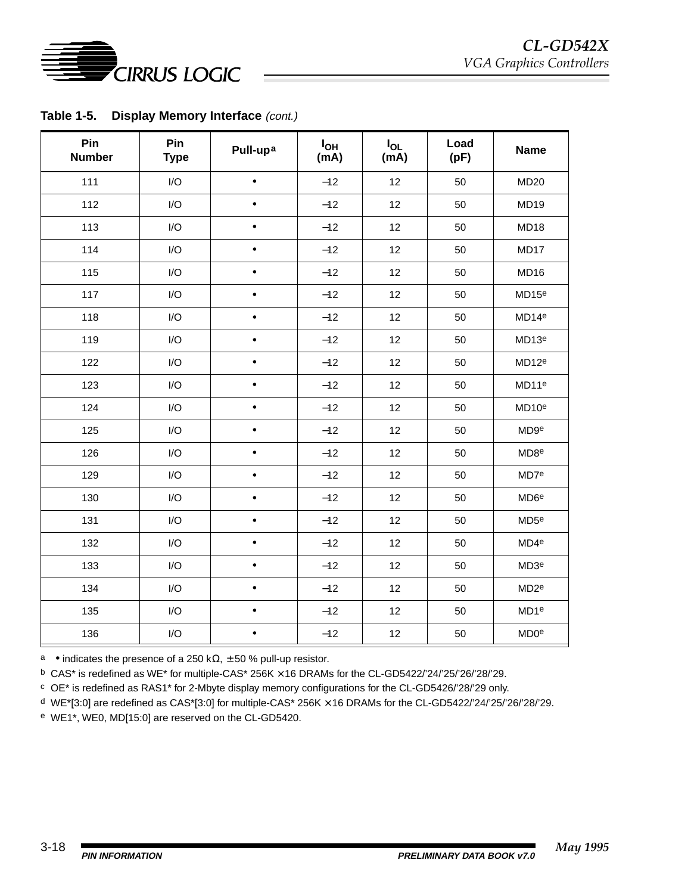**Table 1-5. Display Memory Interface** *(cont.)*

| Pin Number | Pin Type | Pull-up[a] | $I_{OH}$ (mA) | $I_{OL}$ (mA) | Load (pF) | Name |
|---|---|---|---|---|---|---|
| 111 | I/O | • | –12 | 12 | 50 | MD20 |
| 112 | I/O | • | –12 | 12 | 50 | MD19 |
| 113 | I/O | • | –12 | 12 | 50 | MD18 |
| 114 | I/O | • | –12 | 12 | 50 | MD17 |
| 115 | I/O | • | –12 | 12 | 50 | MD16 |
| 117 | I/O | • | –12 | 12 | 50 | MD15[e] |
| 118 | I/O | • | –12 | 12 | 50 | MD14[e] |
| 119 | I/O | • | –12 | 12 | 50 | MD13[e] |
| 122 | I/O | • | –12 | 12 | 50 | MD12[e] |
| 123 | I/O | • | –12 | 12 | 50 | MD11[e] |
| 124 | I/O | • | –12 | 12 | 50 | MD10[e] |
| 125 | I/O | • | –12 | 12 | 50 | MD9[e] |
| 126 | I/O | • | –12 | 12 | 50 | MD8[e] |
| 129 | I/O | • | –12 | 12 | 50 | MD7[e] |
| 130 | I/O | • | –12 | 12 | 50 | MD6[e] |
| 131 | I/O | • | –12 | 12 | 50 | MD5[e] |
| 132 | I/O | • | –12 | 12 | 50 | MD4[e] |
| 133 | I/O | • | –12 | 12 | 50 | MD3[e] |
| 134 | I/O | • | –12 | 12 | 50 | MD2[e] |
| 135 | I/O | • | –12 | 12 | 50 | MD1[e] |
| 136 | I/O | • | –12 | 12 | 50 | MD0[e] |

[a] • indicates the presence of a 250 kΩ, ±50 % pull-up resistor.

[b] CAS* is redefined as WE* for multiple-CAS* 256K × 16 DRAMs for the CL-GD5422/'24/'25/'26/'28/'29.

[c] OE* is redefined as RAS1* for 2-Mbyte display memory configurations for the CL-GD5426/'28/'29 only.

[d] WE*[3:0] are redefined as CAS*[3:0] for multiple-CAS* 256K × 16 DRAMs for the CL-GD5422/'24/'25/'26/'28/'29.

[e] WE1*, WE0, MD[15:0] are reserved on the CL-GD5420.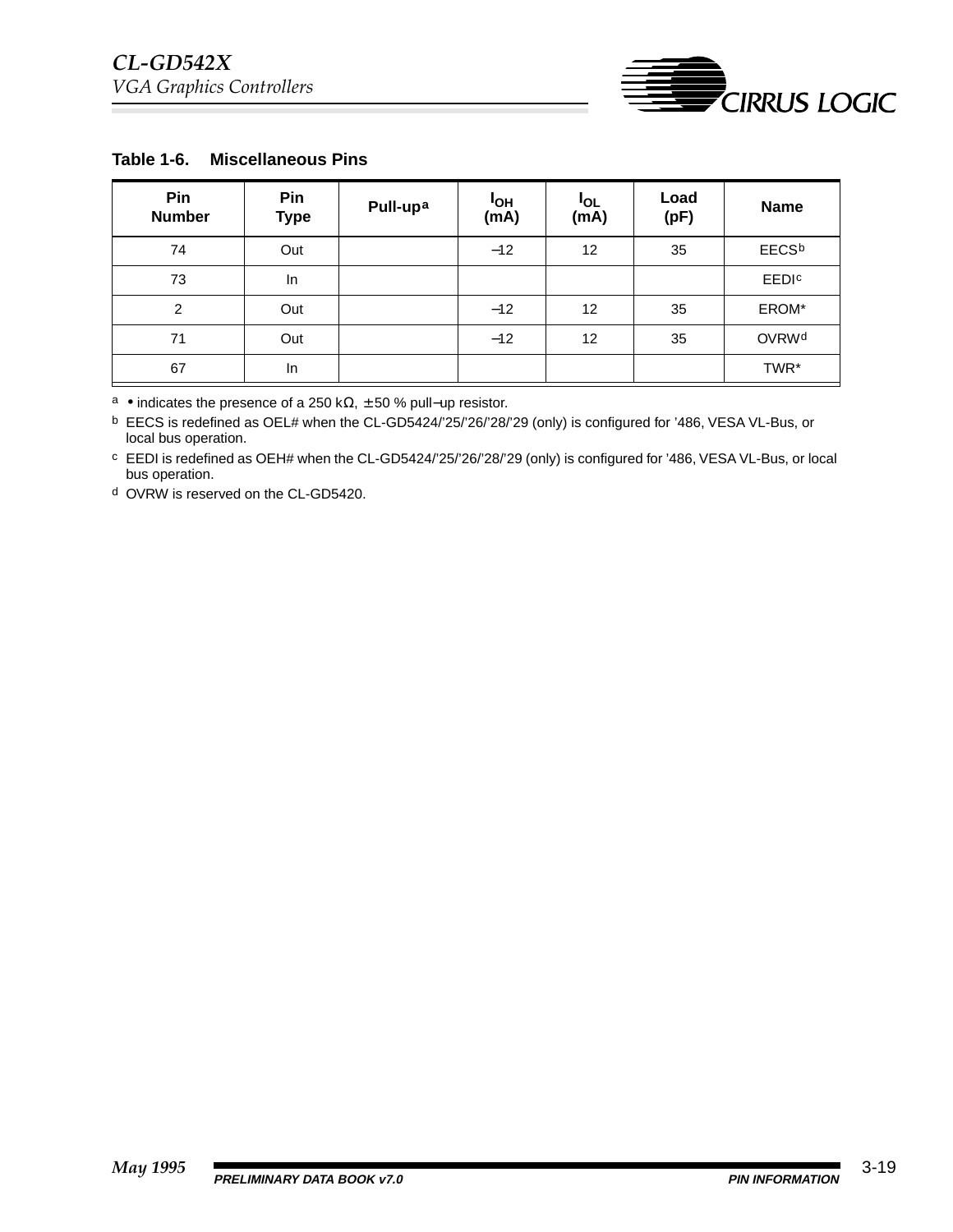**Table 1-6. Miscellaneous Pins**

| Pin Number | Pin Type | Pull-up[a] | $I_{OH}$ (mA) | $I_{OL}$ (mA) | Load (pF) | Name |
|---|---|---|---|---|---|---|
| 74 | Out | | –12 | 12 | 35 | EECS[b] |
| 73 | In | | | | | EEDI[c] |
| 2 | Out | | –12 | 12 | 35 | EROM* |
| 71 | Out | | –12 | 12 | 35 | OVRW[d] |
| 67 | In | | | | | TWR* |

[a] • indicates the presence of a 250 kΩ, ± 50 % pull–up resistor.

[b] EECS is redefined as OEL# when the CL-GD5424/'25/'26/'28/'29 (only) is configured for '486, VESA VL-Bus, or local bus operation.

[c] EEDI is redefined as OEH# when the CL-GD5424/'25/'26/'28/'29 (only) is configured for '486, VESA VL-Bus, or local bus operation.

[d] OVRW is reserved on the CL-GD5420.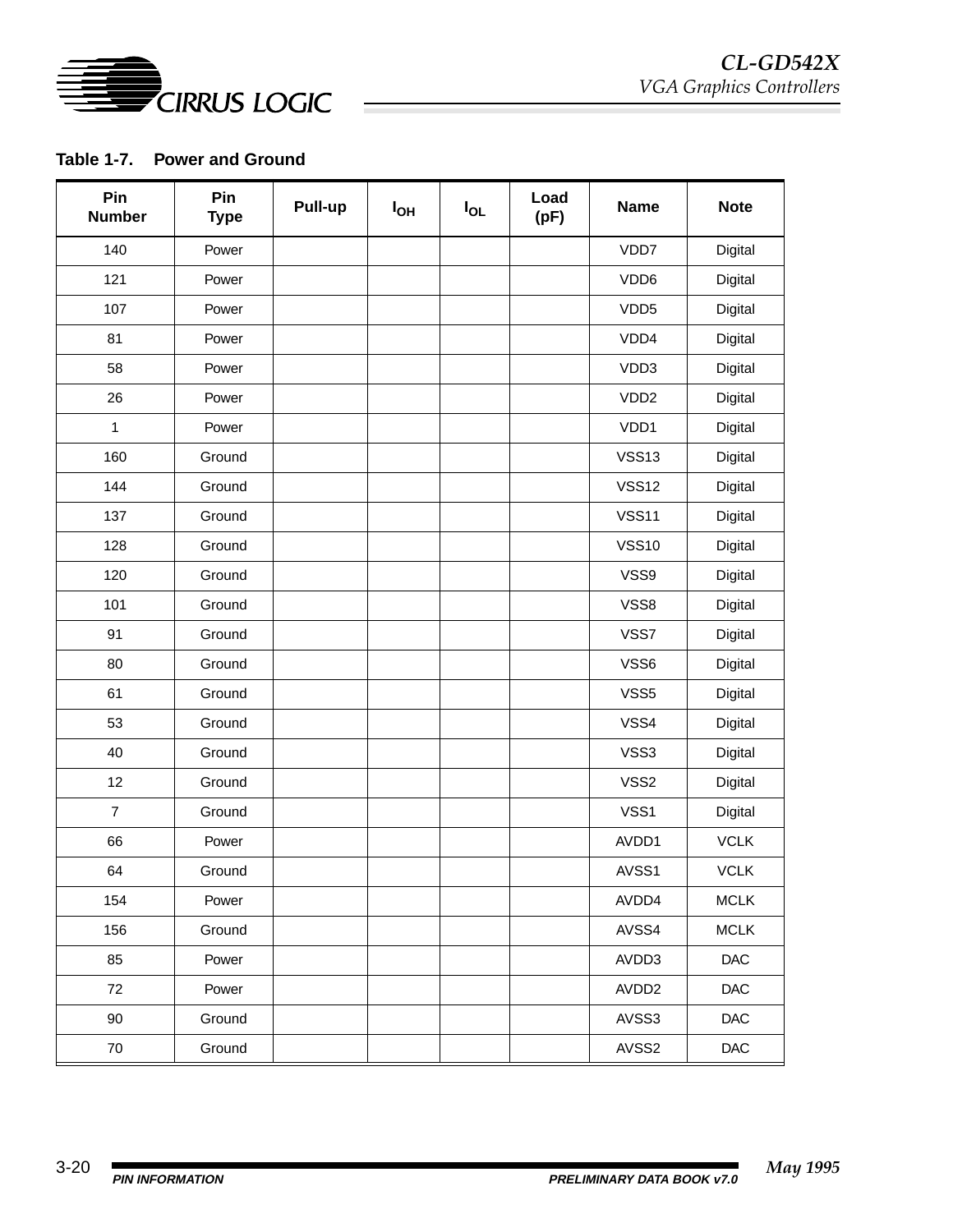**Table 1-7. Power and Ground**

| Pin Number | Pin Type | Pull-up | $I_{OH}$ | $I_{OL}$ | Load (pF) | Name | Note |
|---|---|---|---|---|---|---|---|
| 140 | Power | | | | | VDD7 | Digital |
| 121 | Power | | | | | VDD6 | Digital |
| 107 | Power | | | | | VDD5 | Digital |
| 81 | Power | | | | | VDD4 | Digital |
| 58 | Power | | | | | VDD3 | Digital |
| 26 | Power | | | | | VDD2 | Digital |
| 1 | Power | | | | | VDD1 | Digital |
| 160 | Ground | | | | | VSS13 | Digital |
| 144 | Ground | | | | | VSS12 | Digital |
| 137 | Ground | | | | | VSS11 | Digital |
| 128 | Ground | | | | | VSS10 | Digital |
| 120 | Ground | | | | | VSS9 | Digital |
| 101 | Ground | | | | | VSS8 | Digital |
| 91 | Ground | | | | | VSS7 | Digital |
| 80 | Ground | | | | | VSS6 | Digital |
| 61 | Ground | | | | | VSS5 | Digital |
| 53 | Ground | | | | | VSS4 | Digital |
| 40 | Ground | | | | | VSS3 | Digital |
| 12 | Ground | | | | | VSS2 | Digital |
| 7 | Ground | | | | | VSS1 | Digital |
| 66 | Power | | | | | AVDD1 | VCLK |
| 64 | Ground | | | | | AVSS1 | VCLK |
| 154 | Power | | | | | AVDD4 | MCLK |
| 156 | Ground | | | | | AVSS4 | MCLK |
| 85 | Power | | | | | AVDD3 | DAC |
| 72 | Power | | | | | AVDD2 | DAC |
| 90 | Ground | | | | | AVSS3 | DAC |
| 70 | Ground | | | | | AVSS2 | DAC |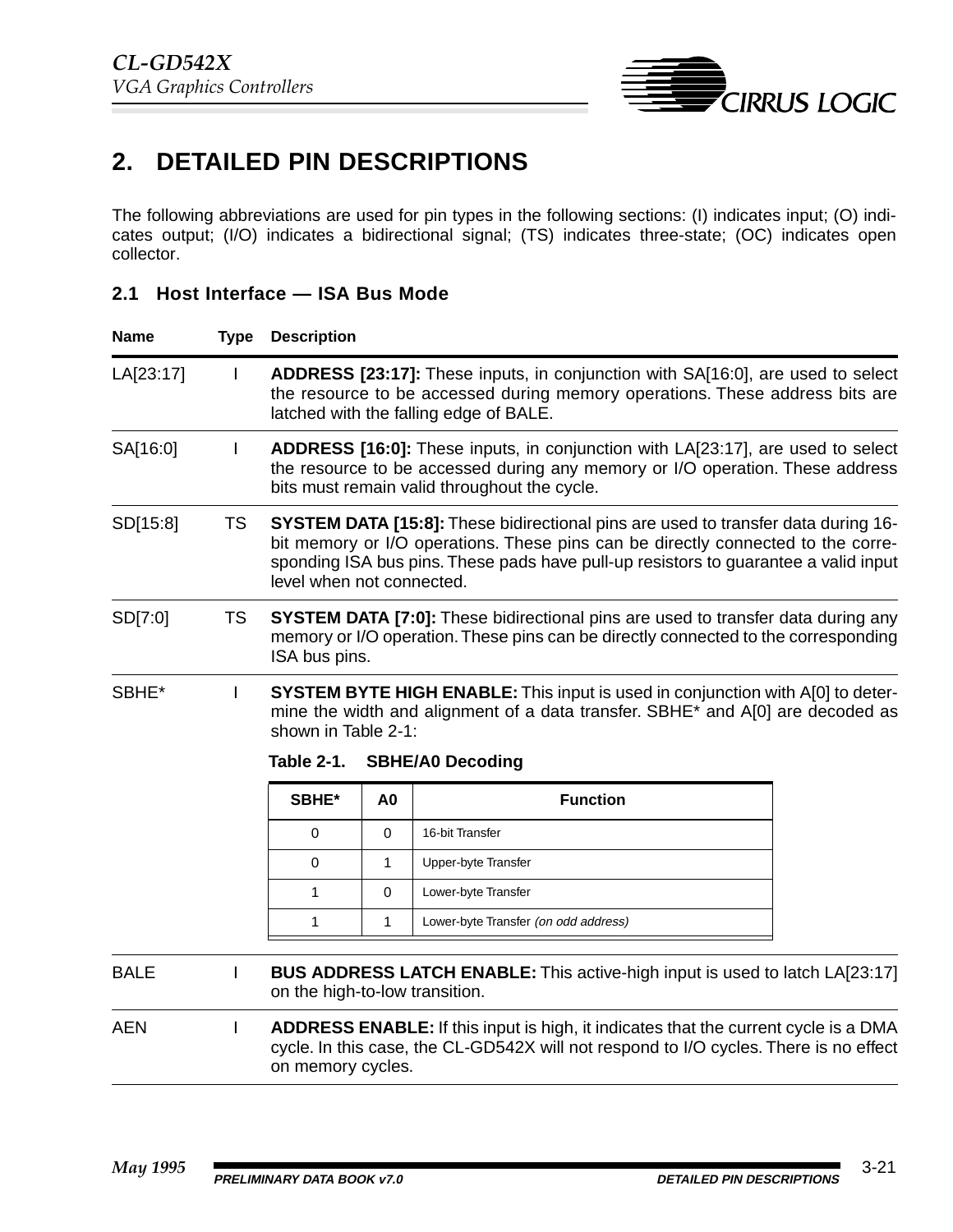# 2. DETAILED PIN DESCRIPTIONS

The following abbreviations are used for pin types in the following sections: (I) indicates input; (O) indicates output; (I/O) indicates a bidirectional signal; (TS) indicates three-state; (OC) indicates open collector.

## 2.1 Host Interface — ISA Bus Mode

| Name | Type | Description |
|---|---|---|
| LA[23:17] | I | **ADDRESS [23:17]:** These inputs, in conjunction with SA[16:0], are used to select the resource to be accessed during memory operations. These address bits are latched with the falling edge of BALE. |
| SA[16:0] | I | **ADDRESS [16:0]:** These inputs, in conjunction with LA[23:17], are used to select the resource to be accessed during any memory or I/O operation. These address bits must remain valid throughout the cycle. |
| SD[15:8] | TS | **SYSTEM DATA [15:8]:** These bidirectional pins are used to transfer data during 16-bit memory or I/O operations. These pins can be directly connected to the corresponding ISA bus pins. These pads have pull-up resistors to guarantee a valid input level when not connected. |
| SD[7:0] | TS | **SYSTEM DATA [7:0]:** These bidirectional pins are used to transfer data during any memory or I/O operation. These pins can be directly connected to the corresponding ISA bus pins. |
| SBHE* | I | **SYSTEM BYTE HIGH ENABLE:** This input is used in conjunction with A[0] to determine the width and alignment of a data transfer. SBHE* and A[0] are decoded as shown in Table 2-1: |

**Table 2-1. SBHE/A0 Decoding**

| SBHE* | A0 | Function |
|---|---|---|
| 0 | 0 | 16-bit Transfer |
| 0 | 1 | Upper-byte Transfer |
| 1 | 0 | Lower-byte Transfer |
| 1 | 1 | Lower-byte Transfer *(on odd address)* |

| Name | Type | Description |
|---|---|---|
| BALE | I | **BUS ADDRESS LATCH ENABLE:** This active-high input is used to latch LA[23:17] on the high-to-low transition. |
| AEN | I | **ADDRESS ENABLE:** If this input is high, it indicates that the current cycle is a DMA cycle. In this case, the CL-GD542X will not respond to I/O cycles. There is no effect on memory cycles. |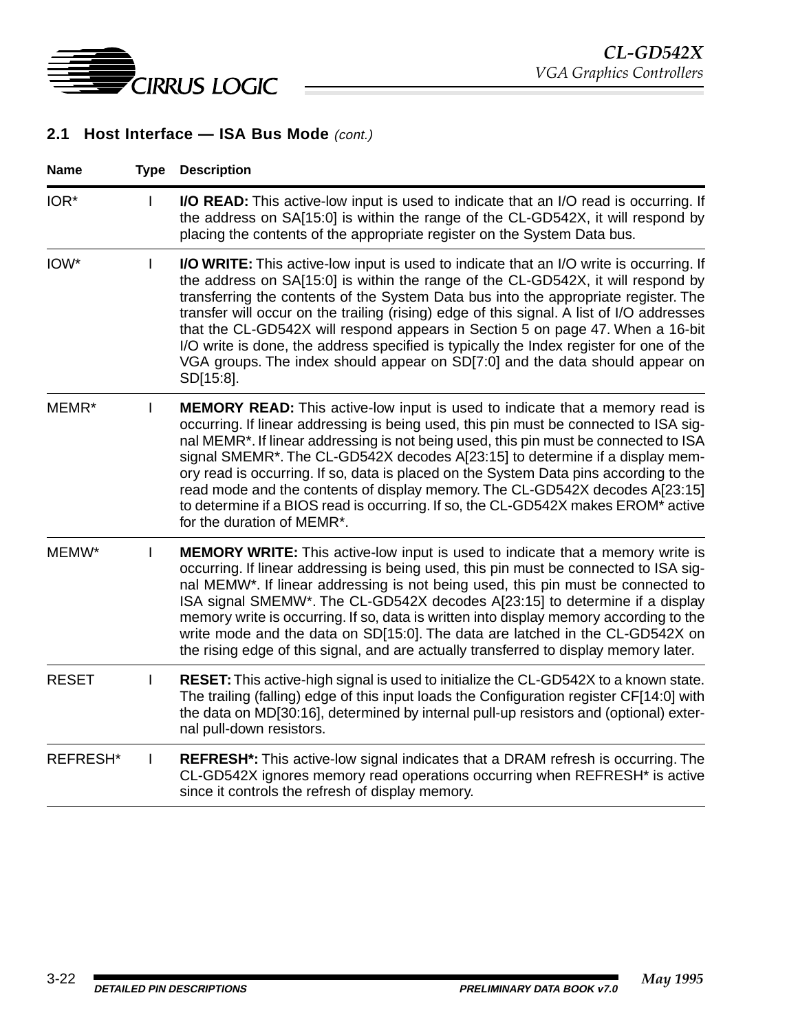## 2.1 Host Interface — ISA Bus Mode *(cont.)*

| Name | Type | Description |
|---|---|---|
| IOR* | I | **I/O READ:** This active-low input is used to indicate that an I/O read is occurring. If the address on SA[15:0] is within the range of the CL-GD542X, it will respond by placing the contents of the appropriate register on the System Data bus. |
| IOW* | I | **I/O WRITE:** This active-low input is used to indicate that an I/O write is occurring. If the address on SA[15:0] is within the range of the CL-GD542X, it will respond by transferring the contents of the System Data bus into the appropriate register. The transfer will occur on the trailing (rising) edge of this signal. A list of I/O addresses that the CL-GD542X will respond appears in Section 5 on page 47. When a 16-bit I/O write is done, the address specified is typically the Index register for one of the VGA groups. The index should appear on SD[7:0] and the data should appear on SD[15:8]. |
| MEMR* | I | **MEMORY READ:** This active-low input is used to indicate that a memory read is occurring. If linear addressing is being used, this pin must be connected to ISA signal MEMR*. If linear addressing is not being used, this pin must be connected to ISA signal SMEMR*. The CL-GD542X decodes A[23:15] to determine if a display memory read is occurring. If so, data is placed on the System Data pins according to the read mode and the contents of display memory. The CL-GD542X decodes A[23:15] to determine if a BIOS read is occurring. If so, the CL-GD542X makes EROM* active for the duration of MEMR*. |
| MEMW* | I | **MEMORY WRITE:** This active-low input is used to indicate that a memory write is occurring. If linear addressing is being used, this pin must be connected to ISA signal MEMW*. If linear addressing is not being used, this pin must be connected to ISA signal SMEMW*. The CL-GD542X decodes A[23:15] to determine if a display memory write is occurring. If so, data is written into display memory according to the write mode and the data on SD[15:0]. The data are latched in the CL-GD542X on the rising edge of this signal, and are actually transferred to display memory later. |
| RESET | I | **RESET:** This active-high signal is used to initialize the CL-GD542X to a known state. The trailing (falling) edge of this input loads the Configuration register CF[14:0] with the data on MD[30:16], determined by internal pull-up resistors and (optional) external pull-down resistors. |
| REFRESH* | I | **REFRESH*:** This active-low signal indicates that a DRAM refresh is occurring. The CL-GD542X ignores memory read operations occurring when REFRESH* is active since it controls the refresh of display memory. |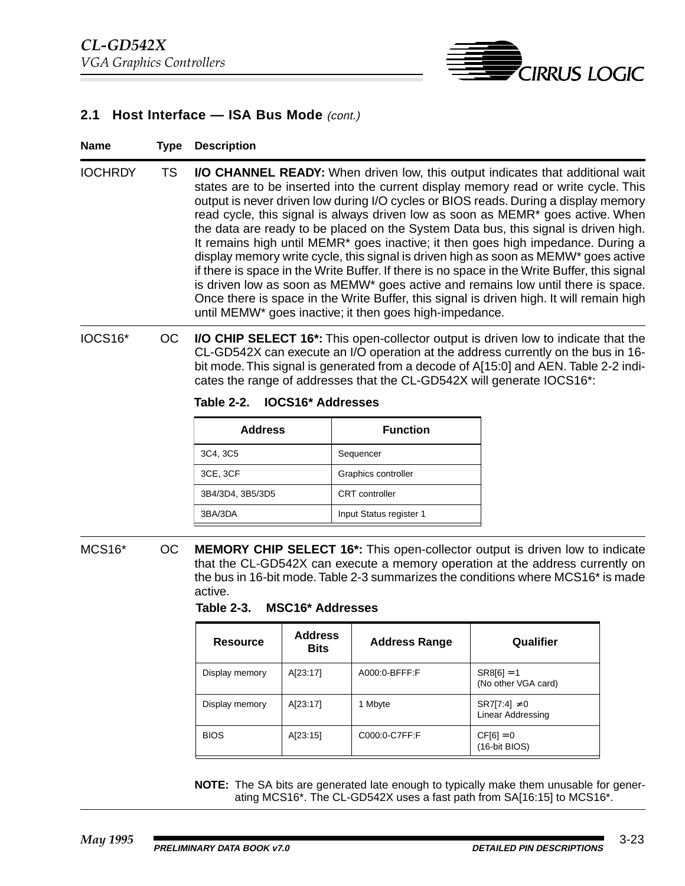## 2.1 Host Interface — ISA Bus Mode *(cont.)*

| Name | Type | Description |
|---|---|---|
| IOCHRDY | TS | **I/O CHANNEL READY:** When driven low, this output indicates that additional wait states are to be inserted into the current display memory read or write cycle. This output is never driven low during I/O cycles or BIOS reads. During a display memory read cycle, this signal is always driven low as soon as MEMR* goes active. When the data are ready to be placed on the System Data bus, this signal is driven high. It remains high until MEMR* goes inactive; it then goes high impedance. During a display memory write cycle, this signal is driven high as soon as MEMW* goes active if there is space in the Write Buffer. If there is no space in the Write Buffer, this signal is driven low as soon as MEMW* goes active and remains low until there is space. Once there is space in the Write Buffer, this signal is driven high. It will remain high until MEMW* goes inactive; it then goes high-impedance. |
| IOCS16* | OC | **I/O CHIP SELECT 16*:** This open-collector output is driven low to indicate that the CL-GD542X can execute an I/O operation at the address currently on the bus in 16-bit mode. This signal is generated from a decode of A[15:0] and AEN. Table 2-2 indicates the range of addresses that the CL-GD542X will generate IOCS16*: |

**Table 2-2. IOCS16* Addresses**

| Address | Function |
|---|---|
| 3C4, 3C5 | Sequencer |
| 3CE, 3CF | Graphics controller |
| 3B4/3D4, 3B5/3D5 | CRT controller |
| 3BA/3DA | Input Status register 1 |

| Name | Type | Description |
|---|---|---|
| MCS16* | OC | **MEMORY CHIP SELECT 16*:** This open-collector output is driven low to indicate that the CL-GD542X can execute a memory operation at the address currently on the bus in 16-bit mode. Table 2-3 summarizes the conditions where MCS16* is made active. |

**Table 2-3. MSC16* Addresses**

| Resource | Address Bits | Address Range | Qualifier |
|---|---|---|---|
| Display memory | A[23:17] | A000:0-BFFF:F | SR8[6] = 1 (No other VGA card) |
| Display memory | A[23:17] | 1 Mbyte | SR7[7:4] ≠ 0 Linear Addressing |
| BIOS | A[23:15] | C000:0-C7FF:F | CF[6] = 0 (16-bit BIOS) |

**NOTE:** The SA bits are generated late enough to typically make them unusable for generating MCS16*. The CL-GD542X uses a fast path from SA[16:15] to MCS16*.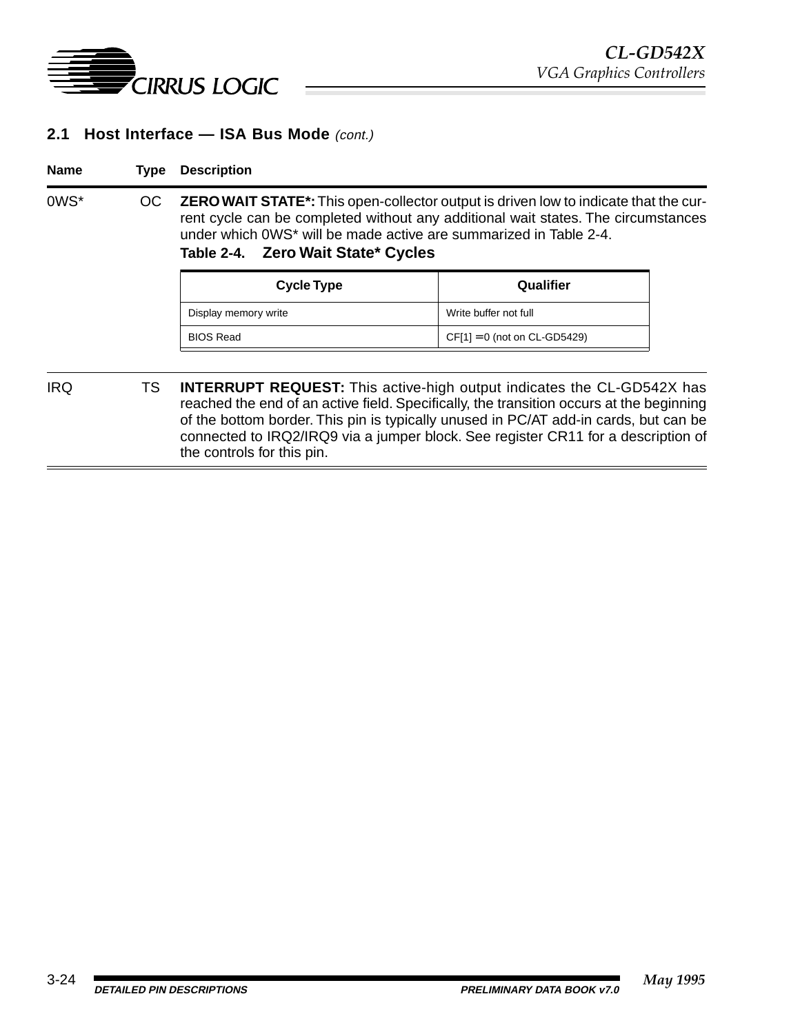## 2.1 Host Interface — ISA Bus Mode *(cont.)*

| Name | Type | Description |
|---|---|---|
| 0WS* | OC | **ZERO WAIT STATE*:** This open-collector output is driven low to indicate that the current cycle can be completed without any additional wait states. The circumstances under which 0WS* will be made active are summarized in Table 2-4. |

**Table 2-4. Zero Wait State* Cycles**

| Cycle Type | Qualifier |
|---|---|
| Display memory write | Write buffer not full |
| BIOS Read | CF[1] = 0 (not on CL-GD5429) |

| Name | Type | Description |
|---|---|---|
| IRQ | TS | **INTERRUPT REQUEST:** This active-high output indicates the CL-GD542X has reached the end of an active field. Specifically, the transition occurs at the beginning of the bottom border. This pin is typically unused in PC/AT add-in cards, but can be connected to IRQ2/IRQ9 via a jumper block. See register CR11 for a description of the controls for this pin. |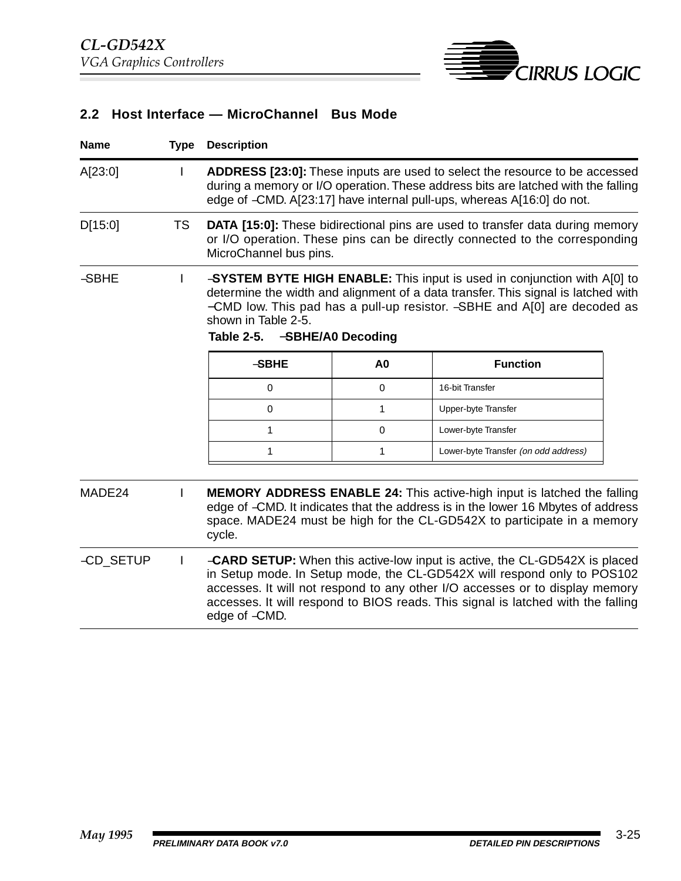## 2.2 Host Interface — MicroChannel Bus Mode

| Name | Type | Description |
|---|---|---|
| A[23:0] | I | **ADDRESS [23:0]:** These inputs are used to select the resource to be accessed during a memory or I/O operation. These address bits are latched with the falling edge of –CMD. A[23:17] have internal pull-ups, whereas A[16:0] do not. |
| D[15:0] | TS | **DATA [15:0]:** These bidirectional pins are used to transfer data during memory or I/O operation. These pins can be directly connected to the corresponding MicroChannel bus pins. |
| –SBHE | I | **–SYSTEM BYTE HIGH ENABLE:** This input is used in conjunction with A[0] to determine the width and alignment of a data transfer. This signal is latched with –CMD low. This pad has a pull-up resistor. –SBHE and A[0] are decoded as shown in Table 2-5. |

**Table 2-5. –SBHE/A0 Decoding**

| –SBHE | A0 | Function |
|---|---|---|
| 0 | 0 | 16-bit Transfer |
| 0 | 1 | Upper-byte Transfer |
| 1 | 0 | Lower-byte Transfer |
| 1 | 1 | Lower-byte Transfer *(on odd address)* |

| Name | Type | Description |
|---|---|---|
| MADE24 | I | **MEMORY ADDRESS ENABLE 24:** This active-high input is latched the falling edge of –CMD. It indicates that the address is in the lower 16 Mbytes of address space. MADE24 must be high for the CL-GD542X to participate in a memory cycle. |
| –CD_SETUP | I | **–CARD SETUP:** When this active-low input is active, the CL-GD542X is placed in Setup mode. In Setup mode, the CL-GD542X will respond only to POS102 accesses. It will not respond to any other I/O accesses or to display memory accesses. It will respond to BIOS reads. This signal is latched with the falling edge of –CMD. |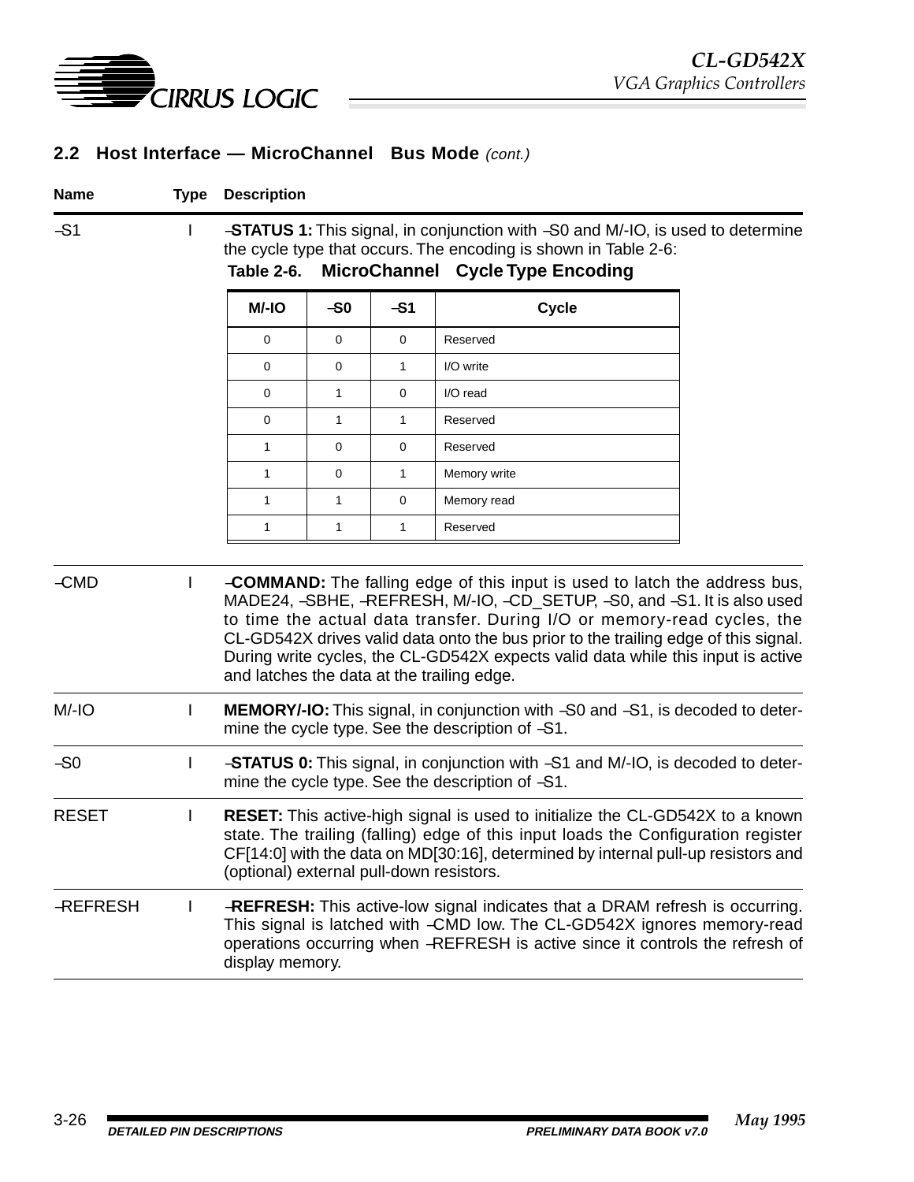## 2.2 Host Interface — MicroChannel Bus Mode *(cont.)*

| Name | Type | Description |
|---|---|---|
| –S1 | I | **–STATUS 1:** This signal, in conjunction with –S0 and M/-IO, is used to determine the cycle type that occurs. The encoding is shown in Table 2-6: |

**Table 2-6. MicroChannel Cycle Type Encoding**

| M/-IO | –S0 | –S1 | Cycle |
|---|---|---|---|
| 0 | 0 | 0 | Reserved |
| 0 | 0 | 1 | I/O write |
| 0 | 1 | 0 | I/O read |
| 0 | 1 | 1 | Reserved |
| 1 | 0 | 0 | Reserved |
| 1 | 0 | 1 | Memory write |
| 1 | 1 | 0 | Memory read |
| 1 | 1 | 1 | Reserved |

| Name | Type | Description |
|---|---|---|
| –CMD | I | **–COMMAND:** The falling edge of this input is used to latch the address bus, MADE24, –SBHE, –REFRESH, M/-IO, –CD_SETUP, –S0, and –S1. It is also used to time the actual data transfer. During I/O or memory-read cycles, the CL-GD542X drives valid data onto the bus prior to the trailing edge of this signal. During write cycles, the CL-GD542X expects valid data while this input is active and latches the data at the trailing edge. |
| M/-IO | I | **MEMORY/-IO:** This signal, in conjunction with –S0 and –S1, is decoded to determine the cycle type. See the description of –S1. |
| –S0 | I | **–STATUS 0:** This signal, in conjunction with –S1 and M/-IO, is decoded to determine the cycle type. See the description of –S1. |
| RESET | I | **RESET:** This active-high signal is used to initialize the CL-GD542X to a known state. The trailing (falling) edge of this input loads the Configuration register CF[14:0] with the data on MD[30:16], determined by internal pull-up resistors and (optional) external pull-down resistors. |
| –REFRESH | I | **–REFRESH:** This active-low signal indicates that a DRAM refresh is occurring. This signal is latched with –CMD low. The CL-GD542X ignores memory-read operations occurring when –REFRESH is active since it controls the refresh of display memory. |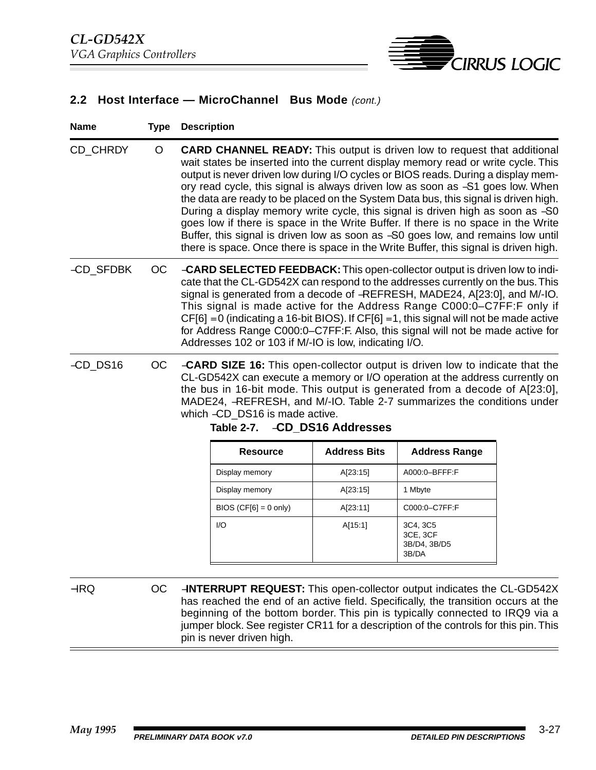## 2.2 Host Interface — MicroChannel Bus Mode *(cont.)*

| Name | Type | Description |
|---|---|---|
| CD_CHRDY | O | **CARD CHANNEL READY:** This output is driven low to request that additional wait states be inserted into the current display memory read or write cycle. This output is never driven low during I/O cycles or BIOS reads. During a display memory read cycle, this signal is always driven low as soon as –S1 goes low. When the data are ready to be placed on the System Data bus, this signal is driven high. During a display memory write cycle, this signal is driven high as soon as –S0 goes low if there is space in the Write Buffer. If there is no space in the Write Buffer, this signal is driven low as soon as –S0 goes low, and remains low until there is space. Once there is space in the Write Buffer, this signal is driven high. |
| –CD_SFDBK | OC | **–CARD SELECTED FEEDBACK:** This open-collector output is driven low to indicate that the CL-GD542X can respond to the addresses currently on the bus. This signal is generated from a decode of –REFRESH, MADE24, A[23:0], and M/-IO. This signal is made active for the Address Range C000:0–C7FF:F only if CF[6] = 0 (indicating a 16-bit BIOS). If CF[6] = 1, this signal will not be made active for Address Range C000:0–C7FF:F. Also, this signal will not be made active for Addresses 102 or 103 if M/-IO is low, indicating I/O. |
| –CD_DS16 | OC | **–CARD SIZE 16:** This open-collector output is driven low to indicate that the CL-GD542X can execute a memory or I/O operation at the address currently on the bus in 16-bit mode. This output is generated from a decode of A[23:0], MADE24, –REFRESH, and M/-IO. Table 2-7 summarizes the conditions under which –CD_DS16 is made active. |

**Table 2-7. –CD_DS16 Addresses**

| Resource | Address Bits | Address Range |
|---|---|---|
| Display memory | A[23:15] | A000:0–BFFF:F |
| Display memory | A[23:15] | 1 Mbyte |
| BIOS (CF[6] = 0 only) | A[23:11] | C000:0–C7FF:F |
| I/O | A[15:1] | 3C4, 3C5<br>3CE, 3CF<br>3B/D4, 3B/D5<br>3B/DA |

| Name | Type | Description |
|---|---|---|
| –IRQ | OC | **–INTERRUPT REQUEST:** This open-collector output indicates the CL-GD542X has reached the end of an active field. Specifically, the transition occurs at the beginning of the bottom border. This pin is typically connected to IRQ9 via a jumper block. See register CR11 for a description of the controls for this pin. This pin is never driven high. |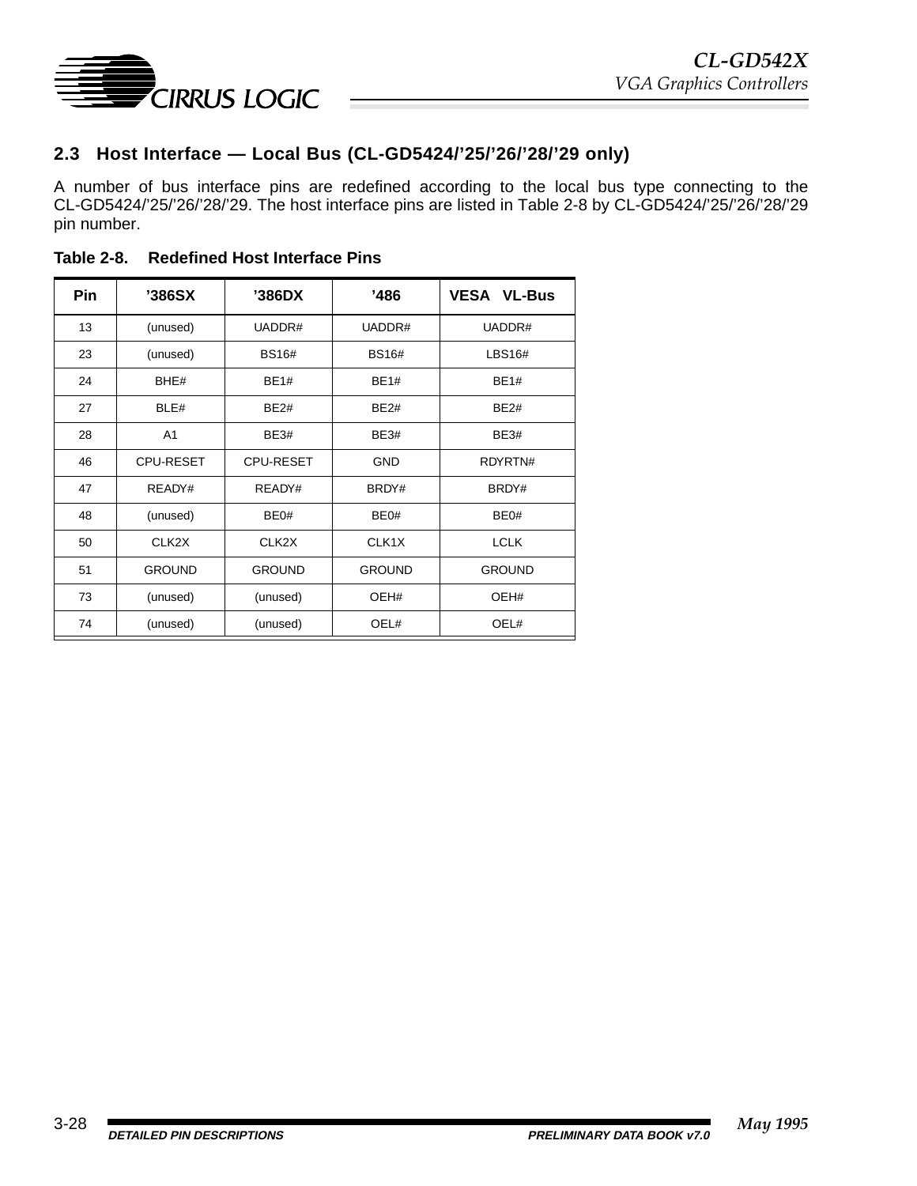## 2.3 Host Interface — Local Bus (CL-GD5424/’25/’26/’28/’29 only)

A number of bus interface pins are redefined according to the local bus type connecting to the CL-GD5424/’25/’26/’28/’29. The host interface pins are listed in Table 2-8 by CL-GD5424/’25/’26/’28/’29 pin number.

**Table 2-8. Redefined Host Interface Pins**

| Pin | ’386SX | ’386DX | ’486 | VESA VL-Bus |
|---|---|---|---|---|
| 13 | (unused) | UADDR# | UADDR# | UADDR# |
| 23 | (unused) | BS16# | BS16# | LBS16# |
| 24 | BHE# | BE1# | BE1# | BE1# |
| 27 | BLE# | BE2# | BE2# | BE2# |
| 28 | A1 | BE3# | BE3# | BE3# |
| 46 | CPU-RESET | CPU-RESET | GND | RDYRTN# |
| 47 | READY# | READY# | BRDY# | BRDY# |
| 48 | (unused) | BE0# | BE0# | BE0# |
| 50 | CLK2X | CLK2X | CLK1X | LCLK |
| 51 | GROUND | GROUND | GROUND | GROUND |
| 73 | (unused) | (unused) | OEH# | OEH# |
| 74 | (unused) | (unused) | OEL# | OEL# |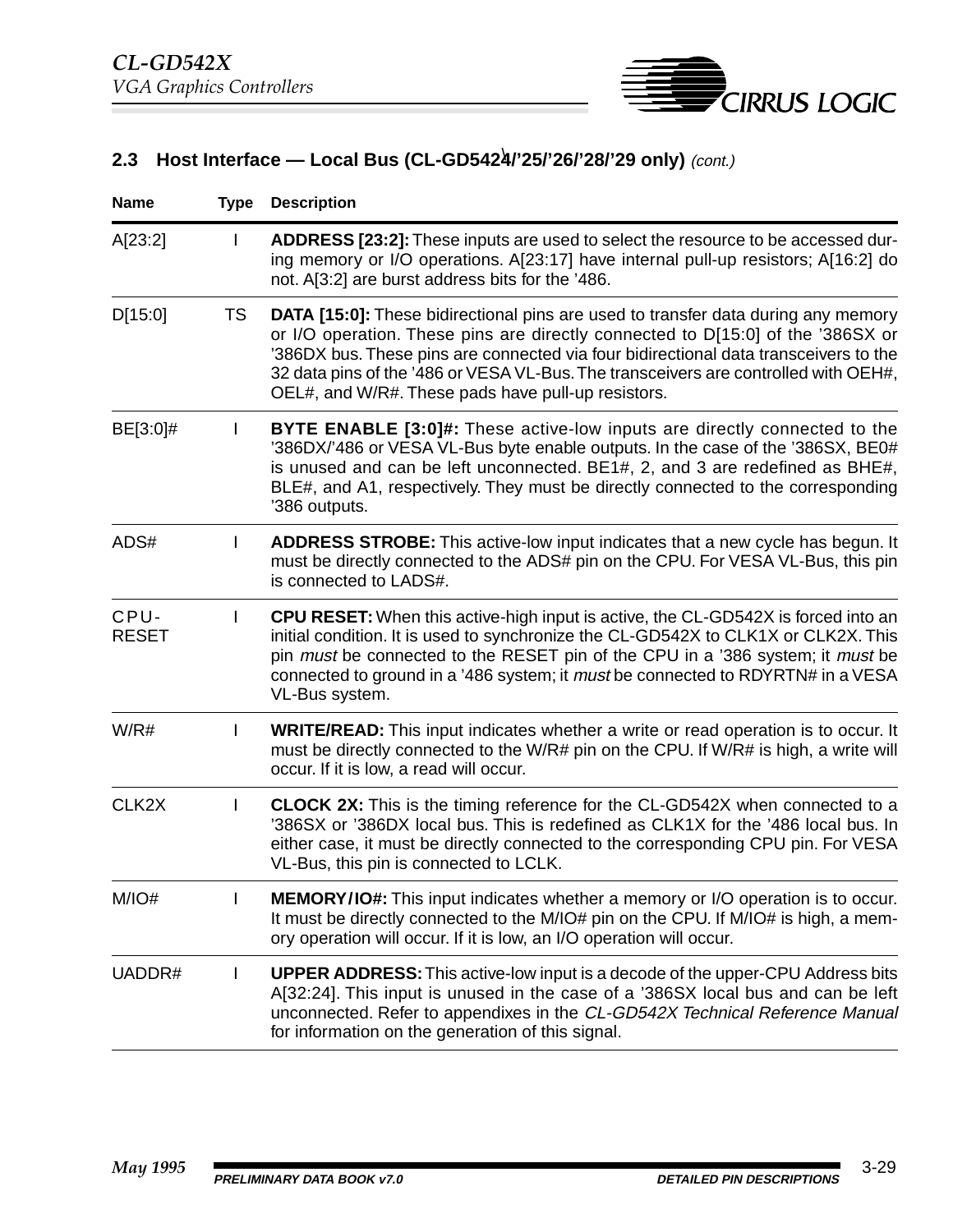## 2.3 Host Interface — Local Bus (CL-GD5424/'25/'26/'28/'29 only) *(cont.)*

| Name | Type | Description |
|---|---|---|
| A[23:2] | I | **ADDRESS [23:2]:** These inputs are used to select the resource to be accessed during memory or I/O operations. A[23:17] have internal pull-up resistors; A[16:2] do not. A[3:2] are burst address bits for the '486. |
| D[15:0] | TS | **DATA [15:0]:** These bidirectional pins are used to transfer data during any memory or I/O operation. These pins are directly connected to D[15:0] of the '386SX or '386DX bus. These pins are connected via four bidirectional data transceivers to the 32 data pins of the '486 or VESA VL-Bus. The transceivers are controlled with OEH#, OEL#, and W/R#. These pads have pull-up resistors. |
| BE[3:0]# | I | **BYTE ENABLE [3:0]#:** These active-low inputs are directly connected to the '386DX/'486 or VESA VL-Bus byte enable outputs. In the case of the '386SX, BE0# is unused and can be left unconnected. BE1#, 2, and 3 are redefined as BHE#, BLE#, and A1, respectively. They must be directly connected to the corresponding '386 outputs. |
| ADS# | I | **ADDRESS STROBE:** This active-low input indicates that a new cycle has begun. It must be directly connected to the ADS# pin on the CPU. For VESA VL-Bus, this pin is connected to LADS#. |
| CPU-RESET | I | **CPU RESET:** When this active-high input is active, the CL-GD542X is forced into an initial condition. It is used to synchronize the CL-GD542X to CLK1X or CLK2X. This pin *must* be connected to the RESET pin of the CPU in a '386 system; it *must* be connected to ground in a '486 system; it *must* be connected to RDYRTN# in a VESA VL-Bus system. |
| W/R# | I | **WRITE/READ:** This input indicates whether a write or read operation is to occur. It must be directly connected to the W/R# pin on the CPU. If W/R# is high, a write will occur. If it is low, a read will occur. |
| CLK2X | I | **CLOCK 2X:** This is the timing reference for the CL-GD542X when connected to a '386SX or '386DX local bus. This is redefined as CLK1X for the '486 local bus. In either case, it must be directly connected to the corresponding CPU pin. For VESA VL-Bus, this pin is connected to LCLK. |
| M/IO# | I | **MEMORY/IO#:** This input indicates whether a memory or I/O operation is to occur. It must be directly connected to the M/IO# pin on the CPU. If M/IO# is high, a memory operation will occur. If it is low, an I/O operation will occur. |
| UADDR# | I | **UPPER ADDRESS:** This active-low input is a decode of the upper-CPU Address bits A[32:24]. This input is unused in the case of a '386SX local bus and can be left unconnected. Refer to appendixes in the *CL-GD542X Technical Reference Manual* for information on the generation of this signal. |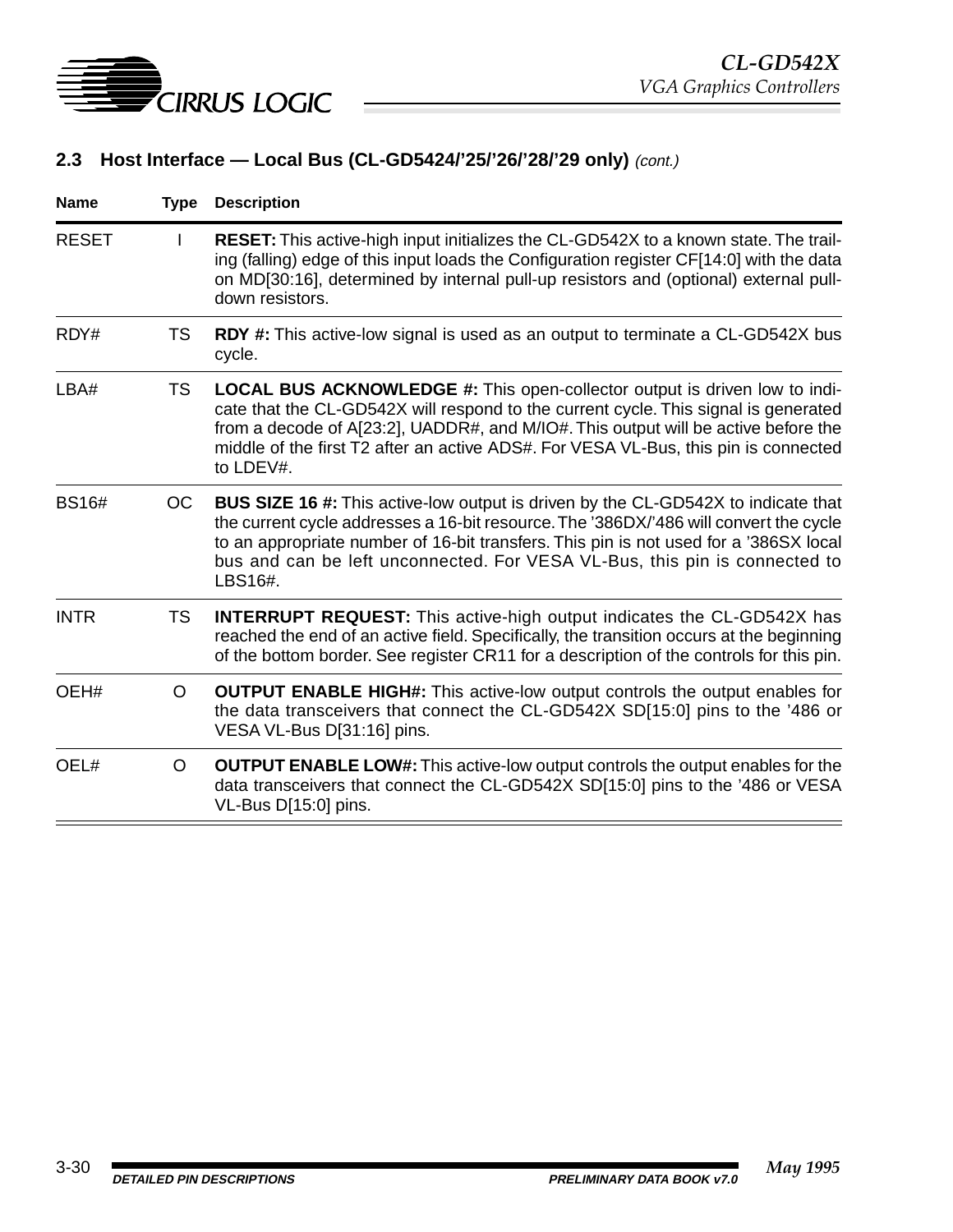## 2.3 Host Interface — Local Bus (CL-GD5424/'25/'26/'28/'29 only) *(cont.)*

| Name | Type | Description |
|---|---|---|
| RESET | I | **RESET:** This active-high input initializes the CL-GD542X to a known state. The trailing (falling) edge of this input loads the Configuration register CF[14:0] with the data on MD[30:16], determined by internal pull-up resistors and (optional) external pull-down resistors. |
| RDY# | TS | **RDY #:** This active-low signal is used as an output to terminate a CL-GD542X bus cycle. |
| LBA# | TS | **LOCAL BUS ACKNOWLEDGE #:** This open-collector output is driven low to indicate that the CL-GD542X will respond to the current cycle. This signal is generated from a decode of A[23:2], UADDR#, and M/IO#. This output will be active before the middle of the first T2 after an active ADS#. For VESA VL-Bus, this pin is connected to LDEV#. |
| BS16# | OC | **BUS SIZE 16 #:** This active-low output is driven by the CL-GD542X to indicate that the current cycle addresses a 16-bit resource. The '386DX/'486 will convert the cycle to an appropriate number of 16-bit transfers. This pin is not used for a '386SX local bus and can be left unconnected. For VESA VL-Bus, this pin is connected to LBS16#. |
| INTR | TS | **INTERRUPT REQUEST:** This active-high output indicates the CL-GD542X has reached the end of an active field. Specifically, the transition occurs at the beginning of the bottom border. See register CR11 for a description of the controls for this pin. |
| OEH# | O | **OUTPUT ENABLE HIGH#:** This active-low output controls the output enables for the data transceivers that connect the CL-GD542X SD[15:0] pins to the '486 or VESA VL-Bus D[31:16] pins. |
| OEL# | O | **OUTPUT ENABLE LOW#:** This active-low output controls the output enables for the data transceivers that connect the CL-GD542X SD[15:0] pins to the '486 or VESA VL-Bus D[15:0] pins. |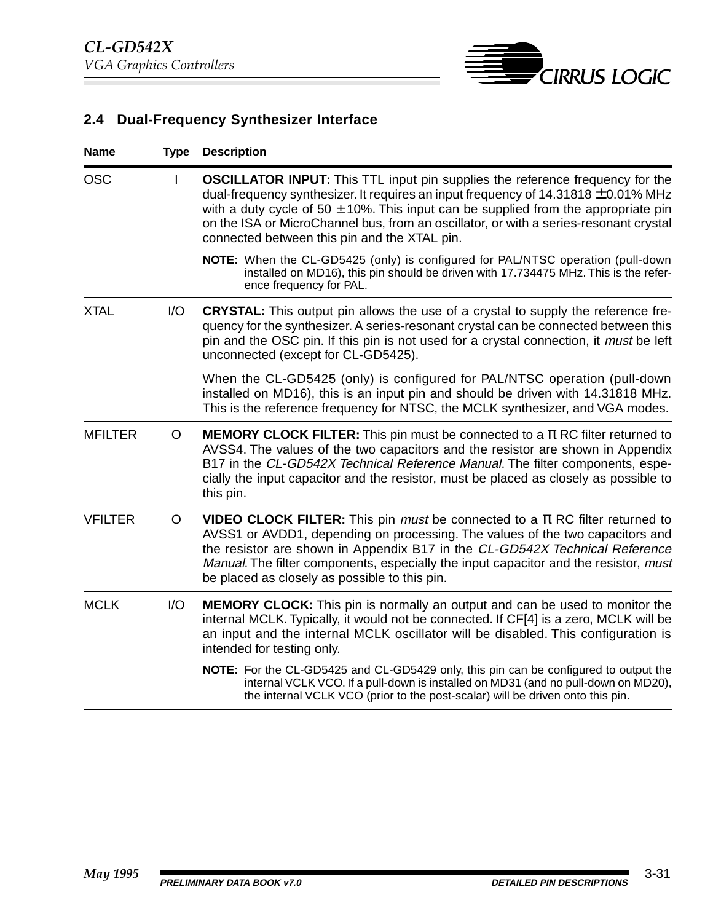## 2.4 Dual-Frequency Synthesizer Interface

| Name | Type | Description |
|---|---|---|
| OSC | I | **OSCILLATOR INPUT:** This TTL input pin supplies the reference frequency for the dual-frequency synthesizer. It requires an input frequency of 14.31818 ± 0.01% MHz with a duty cycle of 50 ± 10%. This input can be supplied from the appropriate pin on the ISA or MicroChannel bus, from an oscillator, or with a series-resonant crystal connected between this pin and the XTAL pin.<br><br>**NOTE:** When the CL-GD5425 (only) is configured for PAL/NTSC operation (pull-down installed on MD16), this pin should be driven with 17.734475 MHz. This is the reference frequency for PAL. |
| XTAL | I/O | **CRYSTAL:** This output pin allows the use of a crystal to supply the reference frequency for the synthesizer. A series-resonant crystal can be connected between this pin and the OSC pin. If this pin is not used for a crystal connection, it *must* be left unconnected (except for CL-GD5425).<br><br>When the CL-GD5425 (only) is configured for PAL/NTSC operation (pull-down installed on MD16), this is an input pin and should be driven with 14.31818 MHz. This is the reference frequency for NTSC, the MCLK synthesizer, and VGA modes. |
| MFILTER | O | **MEMORY CLOCK FILTER:** This pin must be connected to a π RC filter returned to AVSS4. The values of the two capacitors and the resistor are shown in Appendix B17 in the *CL-GD542X Technical Reference Manual*. The filter components, especially the input capacitor and the resistor, must be placed as closely as possible to this pin. |
| VFILTER | O | **VIDEO CLOCK FILTER:** This pin *must* be connected to a π RC filter returned to AVSS1 or AVDD1, depending on processing. The values of the two capacitors and the resistor are shown in Appendix B17 in the *CL-GD542X Technical Reference Manual*. The filter components, especially the input capacitor and the resistor, *must* be placed as closely as possible to this pin. |
| MCLK | I/O | **MEMORY CLOCK:** This pin is normally an output and can be used to monitor the internal MCLK. Typically, it would not be connected. If CF[4] is a zero, MCLK will be an input and the internal MCLK oscillator will be disabled. This configuration is intended for testing only.<br><br>**NOTE:** For the CL-GD5425 and CL-GD5429 only, this pin can be configured to output the internal VCLK VCO. If a pull-down is installed on MD31 (and no pull-down on MD20), the internal VCLK VCO (prior to the post-scalar) will be driven onto this pin. |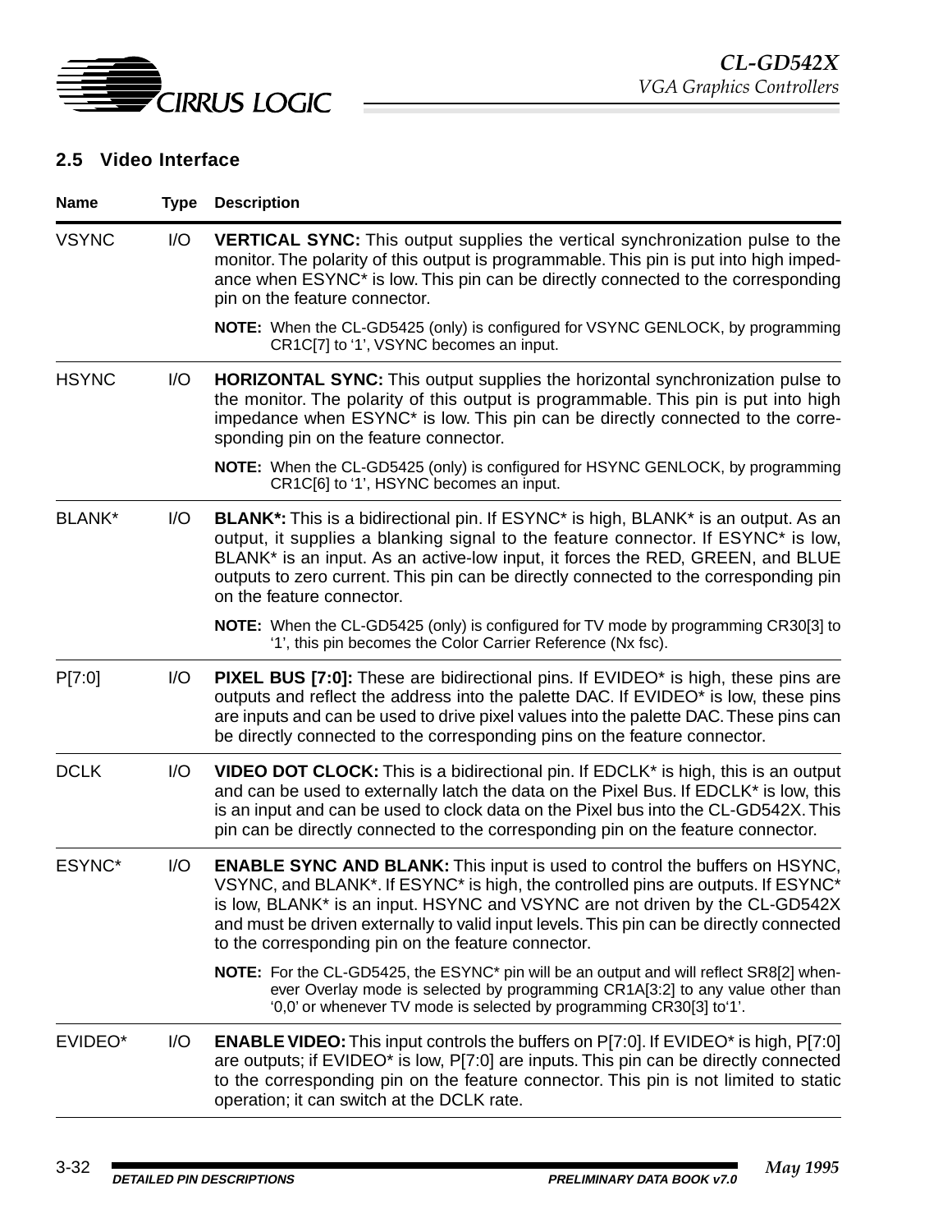## 2.5 Video Interface

| Name | Type | Description |
|---|---|---|
| VSYNC | I/O | **VERTICAL SYNC:** This output supplies the vertical synchronization pulse to the monitor. The polarity of this output is programmable. This pin is put into high impedance when ESYNC* is low. This pin can be directly connected to the corresponding pin on the feature connector.<br><br>**NOTE:** When the CL-GD5425 (only) is configured for VSYNC GENLOCK, by programming CR1C[7] to '1', VSYNC becomes an input. |
| HSYNC | I/O | **HORIZONTAL SYNC:** This output supplies the horizontal synchronization pulse to the monitor. The polarity of this output is programmable. This pin is put into high impedance when ESYNC* is low. This pin can be directly connected to the corresponding pin on the feature connector.<br><br>**NOTE:** When the CL-GD5425 (only) is configured for HSYNC GENLOCK, by programming CR1C[6] to '1', HSYNC becomes an input. |
| BLANK* | I/O | **BLANK*:** This is a bidirectional pin. If ESYNC* is high, BLANK* is an output. As an output, it supplies a blanking signal to the feature connector. If ESYNC* is low, BLANK* is an input. As an active-low input, it forces the RED, GREEN, and BLUE outputs to zero current. This pin can be directly connected to the corresponding pin on the feature connector.<br><br>**NOTE:** When the CL-GD5425 (only) is configured for TV mode by programming CR30[3] to '1', this pin becomes the Color Carrier Reference (Nx fsc). |
| P[7:0] | I/O | **PIXEL BUS [7:0]:** These are bidirectional pins. If EVIDEO* is high, these pins are outputs and reflect the address into the palette DAC. If EVIDEO* is low, these pins are inputs and can be used to drive pixel values into the palette DAC. These pins can be directly connected to the corresponding pins on the feature connector. |
| DCLK | I/O | **VIDEO DOT CLOCK:** This is a bidirectional pin. If EDCLK* is high, this is an output and can be used to externally latch the data on the Pixel Bus. If EDCLK* is low, this is an input and can be used to clock data on the Pixel bus into the CL-GD542X. This pin can be directly connected to the corresponding pin on the feature connector. |
| ESYNC* | I/O | **ENABLE SYNC AND BLANK:** This input is used to control the buffers on HSYNC, VSYNC, and BLANK*. If ESYNC* is high, the controlled pins are outputs. If ESYNC* is low, BLANK* is an input. HSYNC and VSYNC are not driven by the CL-GD542X and must be driven externally to valid input levels. This pin can be directly connected to the corresponding pin on the feature connector.<br><br>**NOTE:** For the CL-GD5425, the ESYNC* pin will be an output and will reflect SR8[2] whenever Overlay mode is selected by programming CR1A[3:2] to any value other than '0,0' or whenever TV mode is selected by programming CR30[3] to'1'. |
| EVIDEO* | I/O | **ENABLE VIDEO:** This input controls the buffers on P[7:0]. If EVIDEO* is high, P[7:0] are outputs; if EVIDEO* is low, P[7:0] are inputs. This pin can be directly connected to the corresponding pin on the feature connector. This pin is not limited to static operation; it can switch at the DCLK rate. |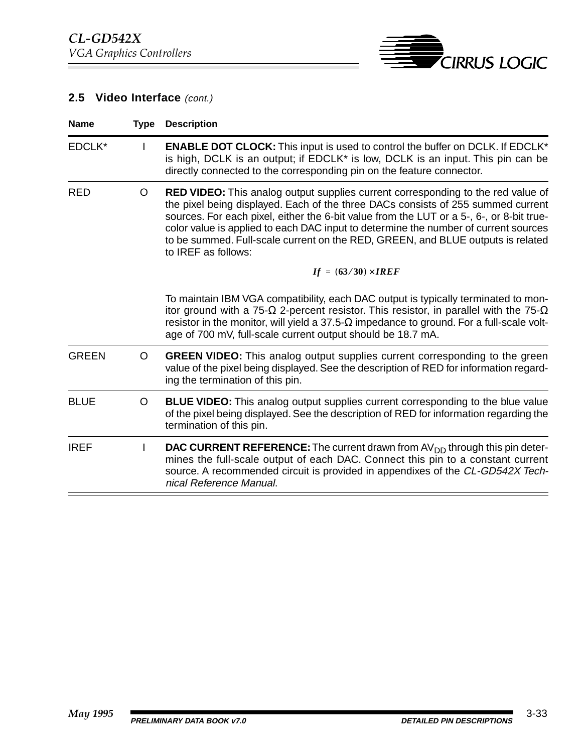## 2.5 Video Interface *(cont.)*

| Name | Type | Description |
|---|---|---|
| EDCLK* | I | **ENABLE DOT CLOCK:** This input is used to control the buffer on DCLK. If EDCLK* is high, DCLK is an output; if EDCLK* is low, DCLK is an input. This pin can be directly connected to the corresponding pin on the feature connector. |
| RED | O | **RED VIDEO:** This analog output supplies current corresponding to the red value of the pixel being displayed. Each of the three DACs consists of 255 summed current sources. For each pixel, either the 6-bit value from the LUT or a 5-, 6-, or 8-bit true-color value is applied to each DAC input to determine the number of current sources to be summed. Full-scale current on the RED, GREEN, and BLUE outputs is related to IREF as follows: $If = (63/30) \times IREF$ To maintain IBM VGA compatibility, each DAC output is typically terminated to monitor ground with a 75-Ω 2-percent resistor. This resistor, in parallel with the 75-Ω resistor in the monitor, will yield a 37.5-Ω impedance to ground. For a full-scale voltage of 700 mV, full-scale current output should be 18.7 mA. |
| GREEN | O | **GREEN VIDEO:** This analog output supplies current corresponding to the green value of the pixel being displayed. See the description of RED for information regarding the termination of this pin. |
| BLUE | O | **BLUE VIDEO:** This analog output supplies current corresponding to the blue value of the pixel being displayed. See the description of RED for information regarding the termination of this pin. |
| IREF | I | **DAC CURRENT REFERENCE:** The current drawn from $AV_{DD}$ through this pin determines the full-scale output of each DAC. Connect this pin to a constant current source. A recommended circuit is provided in appendixes of the *CL-GD542X Technical Reference Manual*. |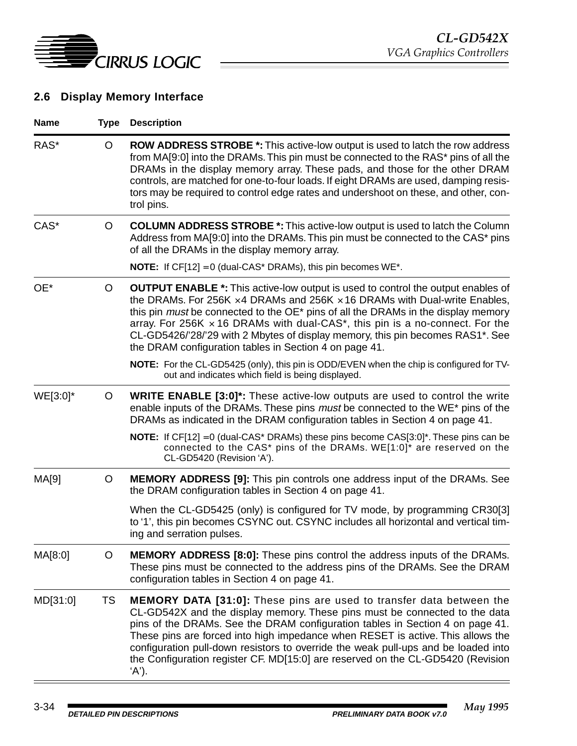## 2.6 Display Memory Interface

| Name | Type | Description |
|---|---|---|
| RAS* | O | **ROW ADDRESS STROBE *:** This active-low output is used to latch the row address from MA[9:0] into the DRAMs. This pin must be connected to the RAS* pins of all the DRAMs in the display memory array. These pads, and those for the other DRAM controls, are matched for one-to-four loads. If eight DRAMs are used, damping resistors may be required to control edge rates and undershoot on these, and other, control pins. |
| CAS* | O | **COLUMN ADDRESS STROBE *:** This active-low output is used to latch the Column Address from MA[9:0] into the DRAMs. This pin must be connected to the CAS* pins of all the DRAMs in the display memory array.<br><br>**NOTE:** If CF[12] = 0 (dual-CAS* DRAMs), this pin becomes WE*. |
| OE* | O | **OUTPUT ENABLE *:** This active-low output is used to control the output enables of the DRAMs. For 256K × 4 DRAMs and 256K × 16 DRAMs with Dual-write Enables, this pin *must* be connected to the OE* pins of all the DRAMs in the display memory array. For 256K × 16 DRAMs with dual-CAS*, this pin is a no-connect. For the CL-GD5426/'28/'29 with 2 Mbytes of display memory, this pin becomes RAS1*. See the DRAM configuration tables in Section 4 on page 41.<br><br>**NOTE:** For the CL-GD5425 (only), this pin is ODD/EVEN when the chip is configured for TV-out and indicates which field is being displayed. |
| WE[3:0]* | O | **WRITE ENABLE [3:0]*:** These active-low outputs are used to control the write enable inputs of the DRAMs. These pins *must* be connected to the WE* pins of the DRAMs as indicated in the DRAM configuration tables in Section 4 on page 41.<br><br>**NOTE:** If CF[12] = 0 (dual-CAS* DRAMs) these pins become CAS[3:0]*. These pins can be connected to the CAS* pins of the DRAMs. WE[1:0]* are reserved on the CL-GD5420 (Revision 'A'). |
| MA[9] | O | **MEMORY ADDRESS [9]:** This pin controls one address input of the DRAMs. See the DRAM configuration tables in Section 4 on page 41.<br><br>When the CL-GD5425 (only) is configured for TV mode, by programming CR30[3] to '1', this pin becomes CSYNC out. CSYNC includes all horizontal and vertical timing and serration pulses. |
| MA[8:0] | O | **MEMORY ADDRESS [8:0]:** These pins control the address inputs of the DRAMs. These pins must be connected to the address pins of the DRAMs. See the DRAM configuration tables in Section 4 on page 41. |
| MD[31:0] | TS | **MEMORY DATA [31:0]:** These pins are used to transfer data between the CL-GD542X and the display memory. These pins must be connected to the data pins of the DRAMs. See the DRAM configuration tables in Section 4 on page 41. These pins are forced into high impedance when RESET is active. This allows the configuration pull-down resistors to override the weak pull-ups and be loaded into the Configuration register CF. MD[15:0] are reserved on the CL-GD5420 (Revision 'A'). |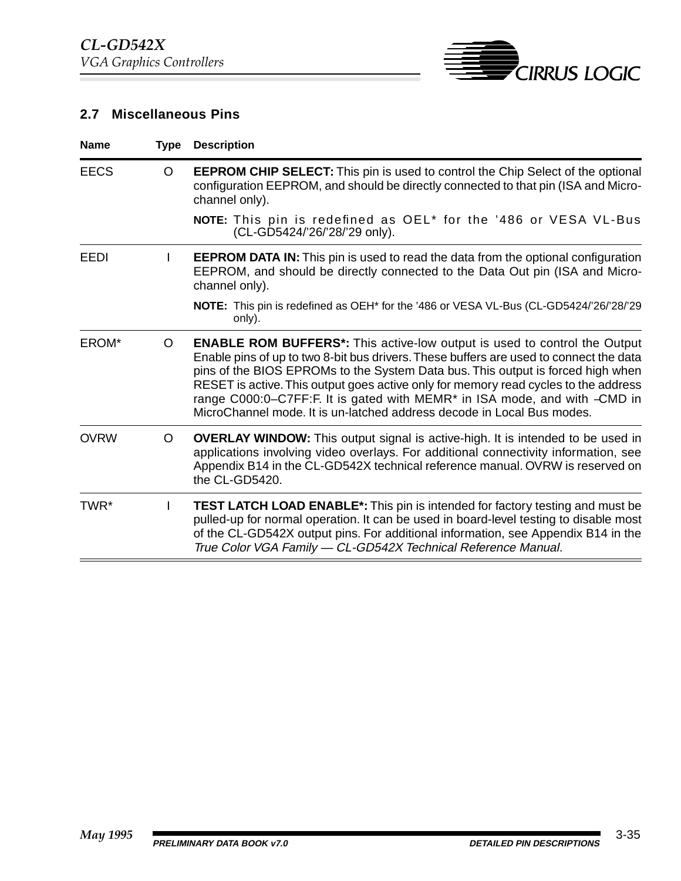## 2.7 Miscellaneous Pins

| Name | Type | Description |
|---|---|---|
| EECS | O | **EEPROM CHIP SELECT:** This pin is used to control the Chip Select of the optional configuration EEPROM, and should be directly connected to that pin (ISA and Micro-channel only).<br><br>**NOTE:** This pin is redefined as OEL* for the ’486 or VESA VL-Bus (CL-GD5424/’26/’28/’29 only). |
| EEDI | I | **EEPROM DATA IN:** This pin is used to read the data from the optional configuration EEPROM, and should be directly connected to the Data Out pin (ISA and Micro-channel only).<br><br>**NOTE:** This pin is redefined as OEH* for the ’486 or VESA VL-Bus (CL-GD5424/’26/’28/’29 only). |
| EROM* | O | **ENABLE ROM BUFFERS*:** This active-low output is used to control the Output Enable pins of up to two 8-bit bus drivers. These buffers are used to connect the data pins of the BIOS EPROMs to the System Data bus. This output is forced high when RESET is active. This output goes active only for memory read cycles to the address range C000:0–C7FF:F. It is gated with MEMR* in ISA mode, and with –CMD in MicroChannel mode. It is un-latched address decode in Local Bus modes. |
| OVRW | O | **OVERLAY WINDOW:** This output signal is active-high. It is intended to be used in applications involving video overlays. For additional connectivity information, see Appendix B14 in the CL-GD542X technical reference manual. OVRW is reserved on the CL-GD5420. |
| TWR* | I | **TEST LATCH LOAD ENABLE*:** This pin is intended for factory testing and must be pulled-up for normal operation. It can be used in board-level testing to disable most of the CL-GD542X output pins. For additional information, see Appendix B14 in the *True Color VGA Family — CL-GD542X Technical Reference Manual*. |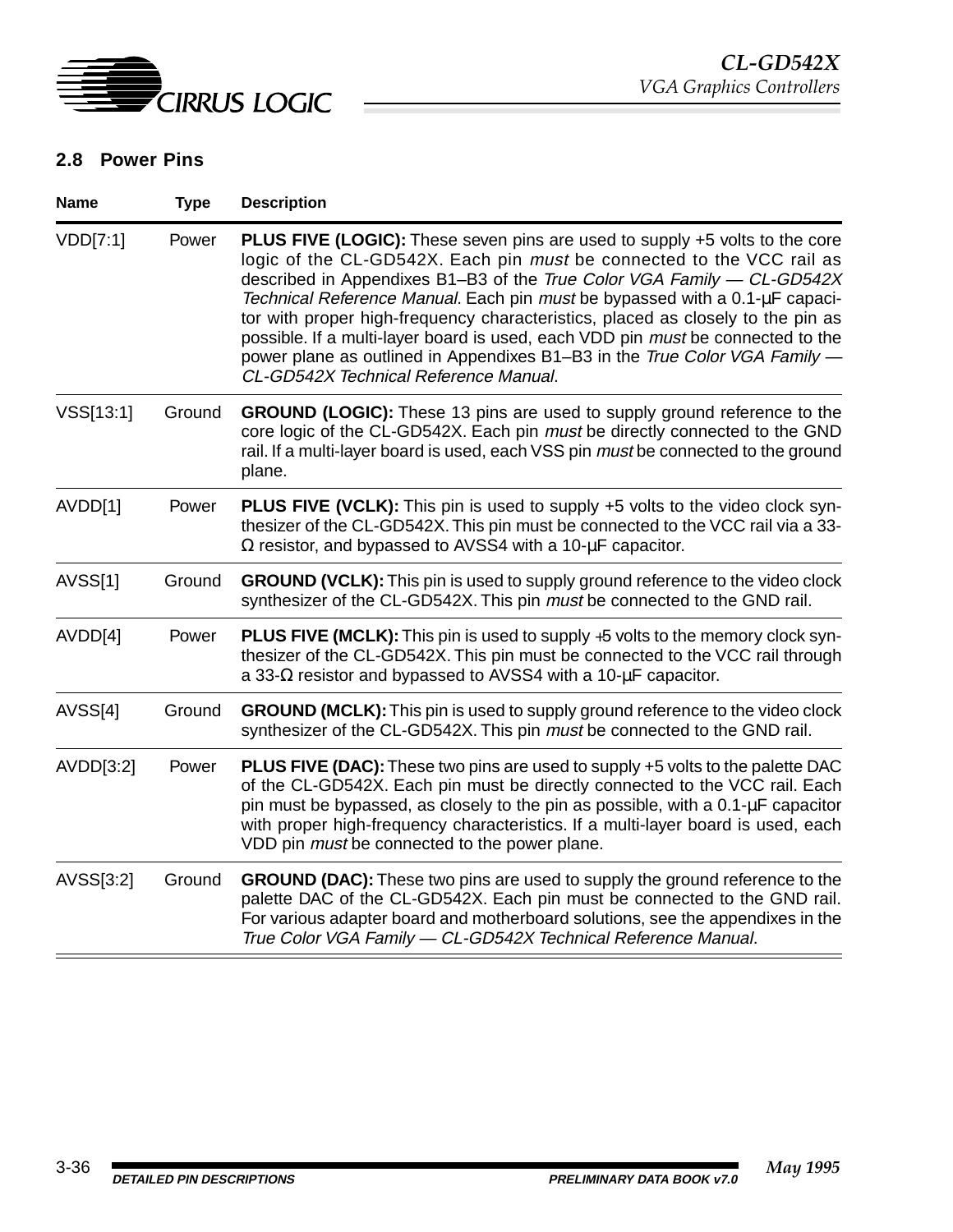## 2.8 Power Pins

| Name | Type | Description |
|---|---|---|
| VDD[7:1] | Power | **PLUS FIVE (LOGIC):** These seven pins are used to supply +5 volts to the core logic of the CL-GD542X. Each pin *must* be connected to the VCC rail as described in Appendixes B1–B3 of the *True Color VGA Family — CL-GD542X Technical Reference Manual*. Each pin *must* be bypassed with a 0.1-µF capacitor with proper high-frequency characteristics, placed as closely to the pin as possible. If a multi-layer board is used, each VDD pin *must* be connected to the power plane as outlined in Appendixes B1–B3 in the *True Color VGA Family — CL-GD542X Technical Reference Manual*. |
| VSS[13:1] | Ground | **GROUND (LOGIC):** These 13 pins are used to supply ground reference to the core logic of the CL-GD542X. Each pin *must* be directly connected to the GND rail. If a multi-layer board is used, each VSS pin *must* be connected to the ground plane. |
| AVDD[1] | Power | **PLUS FIVE (VCLK):** This pin is used to supply +5 volts to the video clock synthesizer of the CL-GD542X. This pin must be connected to the VCC rail via a 33-Ω resistor, and bypassed to AVSS4 with a 10-µF capacitor. |
| AVSS[1] | Ground | **GROUND (VCLK):** This pin is used to supply ground reference to the video clock synthesizer of the CL-GD542X. This pin *must* be connected to the GND rail. |
| AVDD[4] | Power | **PLUS FIVE (MCLK):** This pin is used to supply +5 volts to the memory clock synthesizer of the CL-GD542X. This pin must be connected to the VCC rail through a 33-Ω resistor and bypassed to AVSS4 with a 10-µF capacitor. |
| AVSS[4] | Ground | **GROUND (MCLK):** This pin is used to supply ground reference to the video clock synthesizer of the CL-GD542X. This pin *must* be connected to the GND rail. |
| AVDD[3:2] | Power | **PLUS FIVE (DAC):** These two pins are used to supply +5 volts to the palette DAC of the CL-GD542X. Each pin must be directly connected to the VCC rail. Each pin must be bypassed, as closely to the pin as possible, with a 0.1-µF capacitor with proper high-frequency characteristics. If a multi-layer board is used, each VDD pin *must* be connected to the power plane. |
| AVSS[3:2] | Ground | **GROUND (DAC):** These two pins are used to supply the ground reference to the palette DAC of the CL-GD542X. Each pin must be connected to the GND rail. For various adapter board and motherboard solutions, see the appendixes in the *True Color VGA Family — CL-GD542X Technical Reference Manual*. |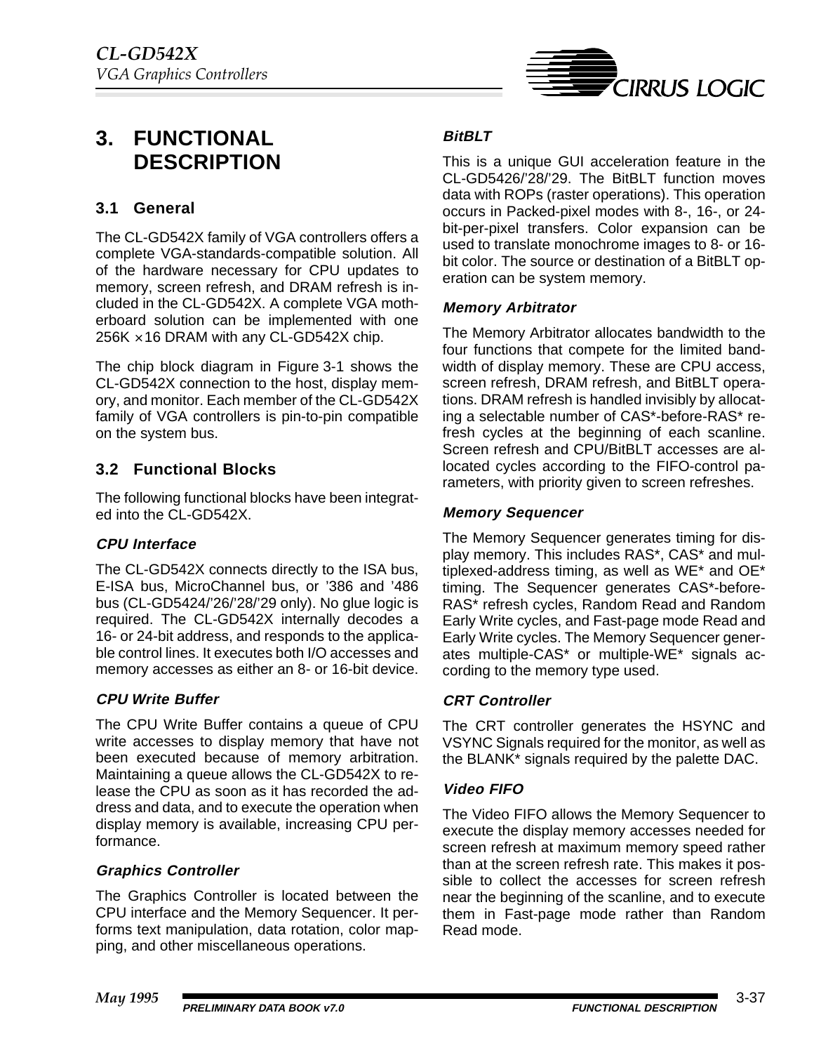# 3. FUNCTIONAL DESCRIPTION

## 3.1 General

The CL-GD542X family of VGA controllers offers a complete VGA-standards-compatible solution. All of the hardware necessary for CPU updates to memory, screen refresh, and DRAM refresh is included in the CL-GD542X. A complete VGA motherboard solution can be implemented with one 256K × 16 DRAM with any CL-GD542X chip.

The chip block diagram in Figure 3-1 shows the CL-GD542X connection to the host, display memory, and monitor. Each member of the CL-GD542X family of VGA controllers is pin-to-pin compatible on the system bus.

## 3.2 Functional Blocks

The following functional blocks have been integrated into the CL-GD542X.

### *CPU Interface*

The CL-GD542X connects directly to the ISA bus, E-ISA bus, MicroChannel bus, or ’386 and ’486 bus (CL-GD5424/’26/’28/’29 only). No glue logic is required. The CL-GD542X internally decodes a 16- or 24-bit address, and responds to the applicable control lines. It executes both I/O accesses and memory accesses as either an 8- or 16-bit device.

### *CPU Write Buffer*

The CPU Write Buffer contains a queue of CPU write accesses to display memory that have not been executed because of memory arbitration. Maintaining a queue allows the CL-GD542X to release the CPU as soon as it has recorded the address and data, and to execute the operation when display memory is available, increasing CPU performance.

### *Graphics Controller*

The Graphics Controller is located between the CPU interface and the Memory Sequencer. It performs text manipulation, data rotation, color mapping, and other miscellaneous operations.

### *BitBLT*

This is a unique GUI acceleration feature in the CL-GD5426/’28/’29. The BitBLT function moves data with ROPs (raster operations). This operation occurs in Packed-pixel modes with 8-, 16-, or 24-bit-per-pixel transfers. Color expansion can be used to translate monochrome images to 8- or 16-bit color. The source or destination of a BitBLT operation can be system memory.

### *Memory Arbitrator*

The Memory Arbitrator allocates bandwidth to the four functions that compete for the limited bandwidth of display memory. These are CPU access, screen refresh, DRAM refresh, and BitBLT operations. DRAM refresh is handled invisibly by allocating a selectable number of CAS*-before-RAS* refresh cycles at the beginning of each scanline. Screen refresh and CPU/BitBLT accesses are allocated cycles according to the FIFO-control parameters, with priority given to screen refreshes.

### *Memory Sequencer*

The Memory Sequencer generates timing for display memory. This includes RAS*, CAS* and multiplexed-address timing, as well as WE* and OE* timing. The Sequencer generates CAS*-before-RAS* refresh cycles, Random Read and Random Early Write cycles, and Fast-page mode Read and Early Write cycles. The Memory Sequencer generates multiple-CAS* or multiple-WE* signals according to the memory type used.

### *CRT Controller*

The CRT controller generates the HSYNC and VSYNC Signals required for the monitor, as well as the BLANK* signals required by the palette DAC.

### *Video FIFO*

The Video FIFO allows the Memory Sequencer to execute the display memory accesses needed for screen refresh at maximum memory speed rather than at the screen refresh rate. This makes it possible to collect the accesses for screen refresh near the beginning of the scanline, and to execute them in Fast-page mode rather than Random Read mode.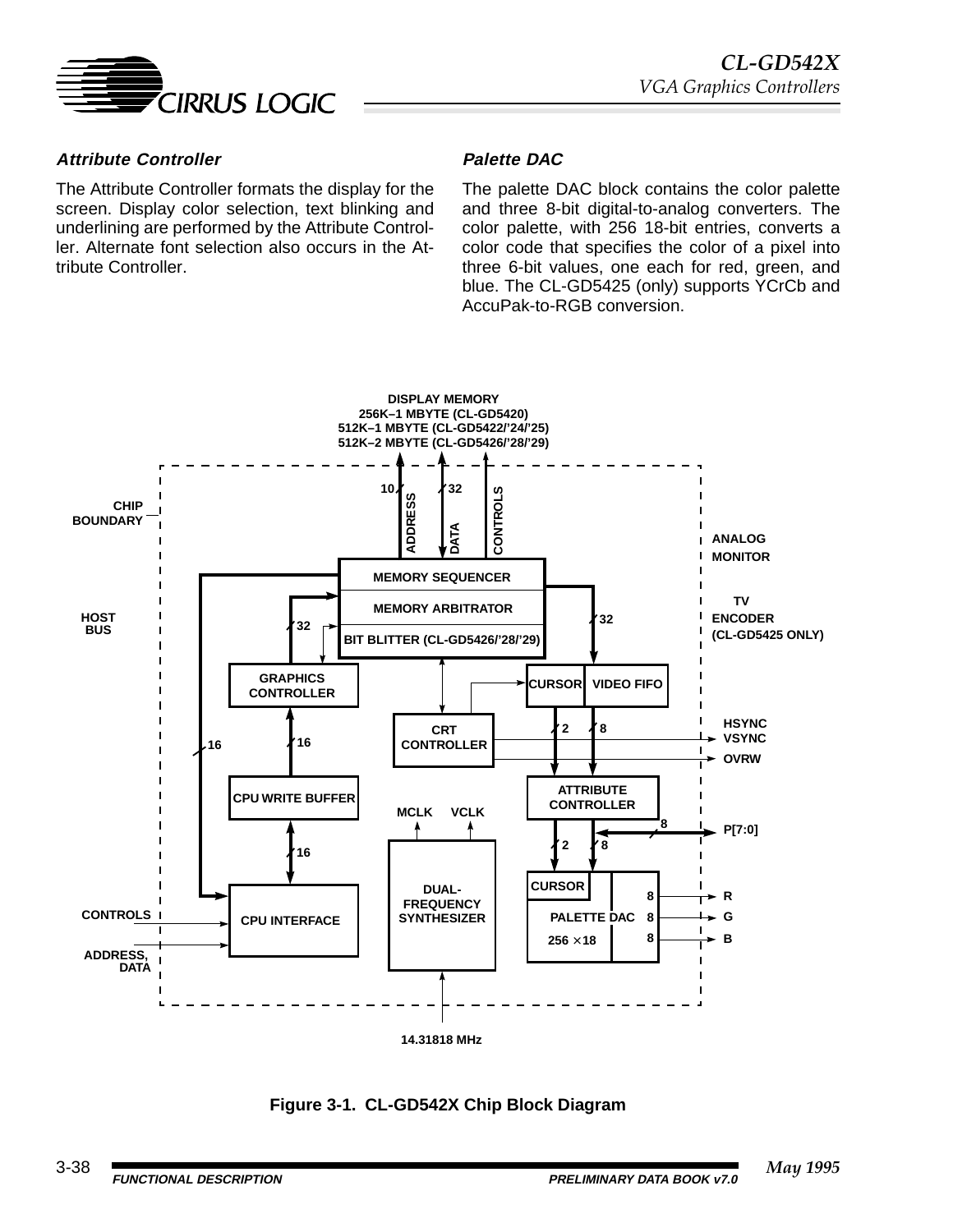### Attribute Controller

The Attribute Controller formats the display for the screen. Display color selection, text blinking and underlining are performed by the Attribute Controller. Alternate font selection also occurs in the Attribute Controller.

### Palette DAC

The palette DAC block contains the color palette and three 8-bit digital-to-analog converters. The color palette, with 256 18-bit entries, converts a color code that specifies the color of a pixel into three 6-bit values, one each for red, green, and blue. The CL-GD5425 (only) supports YCrCb and AccuPak-to-RGB conversion.

**Figure 3-1. CL-GD542X Chip Block Diagram**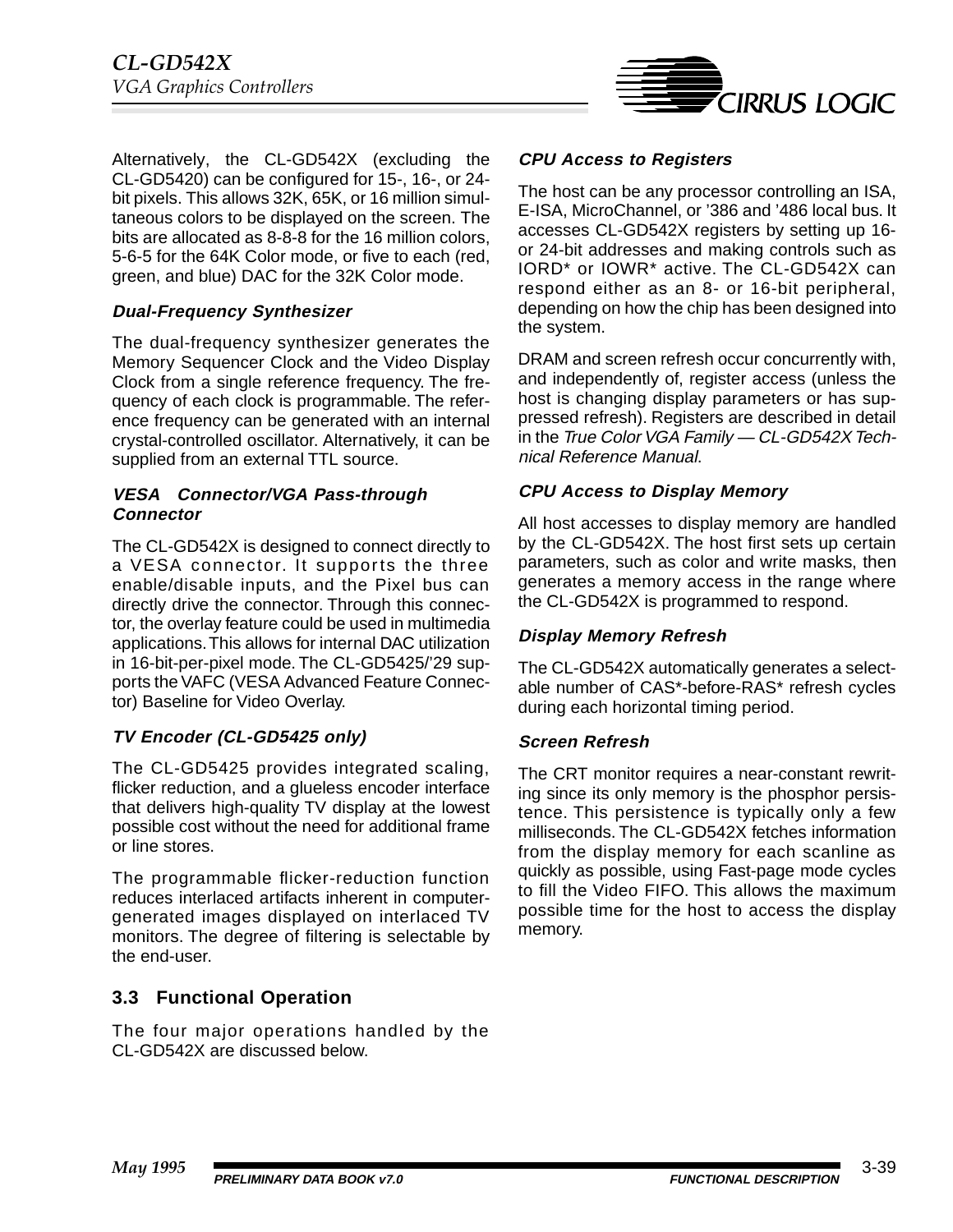Alternatively, the CL-GD542X (excluding the CL-GD5420) can be configured for 15-, 16-, or 24-bit pixels. This allows 32K, 65K, or 16 million simultaneous colors to be displayed on the screen. The bits are allocated as 8-8-8 for the 16 million colors, 5-6-5 for the 64K Color mode, or five to each (red, green, and blue) DAC for the 32K Color mode.

#### Dual-Frequency Synthesizer

The dual-frequency synthesizer generates the Memory Sequencer Clock and the Video Display Clock from a single reference frequency. The frequency of each clock is programmable. The reference frequency can be generated with an internal crystal-controlled oscillator. Alternatively, it can be supplied from an external TTL source.

#### VESA Connector/VGA Pass-through Connector

The CL-GD542X is designed to connect directly to a VESA connector. It supports the three enable/disable inputs, and the Pixel bus can directly drive the connector. Through this connector, the overlay feature could be used in multimedia applications. This allows for internal DAC utilization in 16-bit-per-pixel mode. The CL-GD5425/'29 supports the VAFC (VESA Advanced Feature Connector) Baseline for Video Overlay.

#### TV Encoder (CL-GD5425 only)

The CL-GD5425 provides integrated scaling, flicker reduction, and a glueless encoder interface that delivers high-quality TV display at the lowest possible cost without the need for additional frame or line stores.

The programmable flicker-reduction function reduces interlaced artifacts inherent in computer-generated images displayed on interlaced TV monitors. The degree of filtering is selectable by the end-user.

### 3.3 Functional Operation

The four major operations handled by the CL-GD542X are discussed below.

#### CPU Access to Registers

The host can be any processor controlling an ISA, E-ISA, MicroChannel, or '386 and '486 local bus. It accesses CL-GD542X registers by setting up 16- or 24-bit addresses and making controls such as IORD* or IOWR* active. The CL-GD542X can respond either as an 8- or 16-bit peripheral, depending on how the chip has been designed into the system.

DRAM and screen refresh occur concurrently with, and independently of, register access (unless the host is changing display parameters or has suppressed refresh). Registers are described in detail in the *True Color VGA Family — CL-GD542X Technical Reference Manual*.

#### CPU Access to Display Memory

All host accesses to display memory are handled by the CL-GD542X. The host first sets up certain parameters, such as color and write masks, then generates a memory access in the range where the CL-GD542X is programmed to respond.

#### Display Memory Refresh

The CL-GD542X automatically generates a selectable number of CAS*-before-RAS* refresh cycles during each horizontal timing period.

#### Screen Refresh

The CRT monitor requires a near-constant rewriting since its only memory is the phosphor persistence. This persistence is typically only a few milliseconds. The CL-GD542X fetches information from the display memory for each scanline as quickly as possible, using Fast-page mode cycles to fill the Video FIFO. This allows the maximum possible time for the host to access the display memory.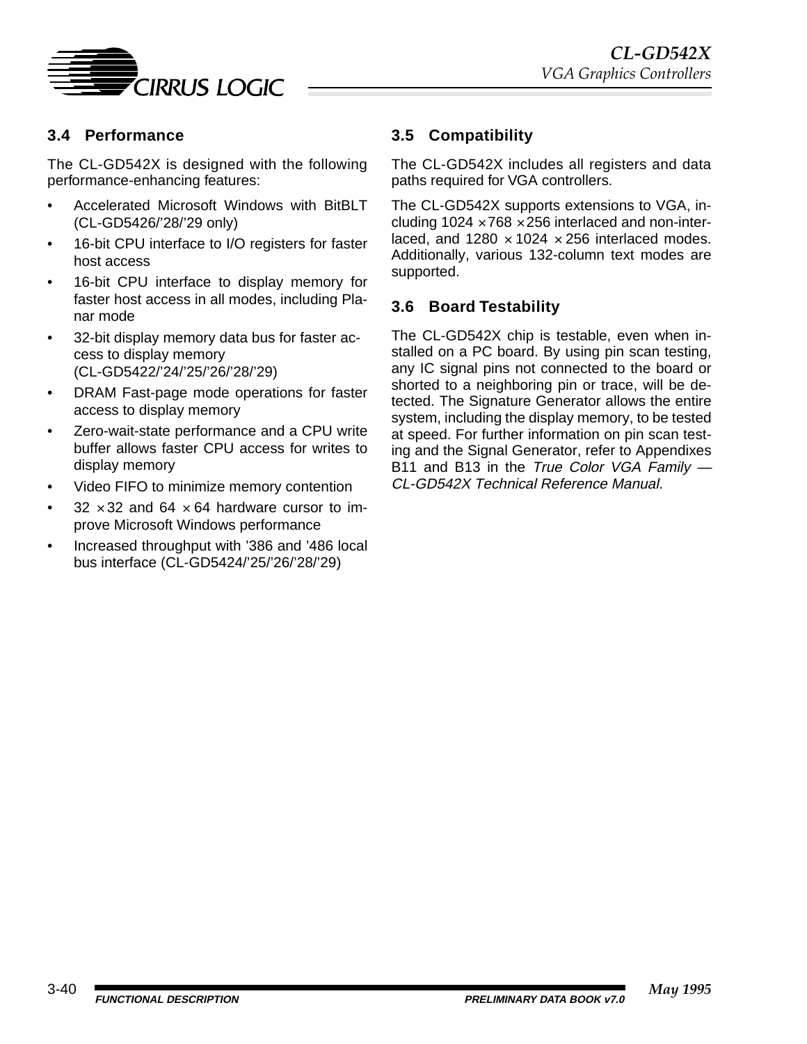### 3.4 Performance

The CL-GD542X is designed with the following performance-enhancing features:

- Accelerated Microsoft Windows with BitBLT (CL-GD5426/'28/'29 only)
- 16-bit CPU interface to I/O registers for faster host access
- 16-bit CPU interface to display memory for faster host access in all modes, including Planar mode
- 32-bit display memory data bus for faster access to display memory (CL-GD5422/'24/'25/'26/'28/'29)
- DRAM Fast-page mode operations for faster access to display memory
- Zero-wait-state performance and a CPU write buffer allows faster CPU access for writes to display memory
- Video FIFO to minimize memory contention
- 32 × 32 and 64 × 64 hardware cursor to improve Microsoft Windows performance
- Increased throughput with '386 and '486 local bus interface (CL-GD5424/'25/'26/'28/'29)

### 3.5 Compatibility

The CL-GD542X includes all registers and data paths required for VGA controllers.

The CL-GD542X supports extensions to VGA, including 1024 × 768 × 256 interlaced and non-interlaced, and 1280 × 1024 × 256 interlaced modes. Additionally, various 132-column text modes are supported.

### 3.6 Board Testability

The CL-GD542X chip is testable, even when installed on a PC board. By using pin scan testing, any IC signal pins not connected to the board or shorted to a neighboring pin or trace, will be detected. The Signature Generator allows the entire system, including the display memory, to be tested at speed. For further information on pin scan testing and the Signal Generator, refer to Appendixes B11 and B13 in the *True Color VGA Family — CL-GD542X Technical Reference Manual*.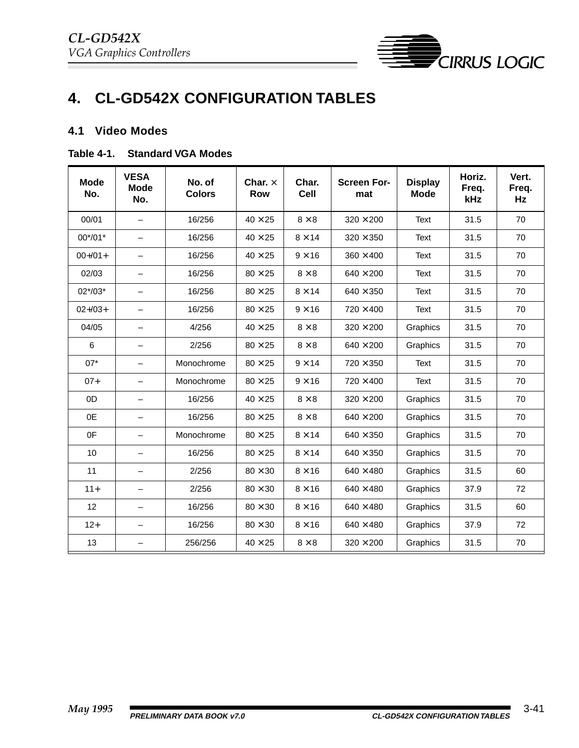# 4. CL-GD542X CONFIGURATION TABLES

## 4.1 Video Modes

**Table 4-1. Standard VGA Modes**

| Mode No. | VESA Mode No. | No. of Colors | Char. × Row | Char. Cell | Screen Format | Display Mode | Horiz. Freq. kHz | Vert. Freq. Hz |
|---|---|---|---|---|---|---|---|---|
| 00/01 | – | 16/256 | 40 × 25 | 8 × 8 | 320 × 200 | Text | 31.5 | 70 |
| 00*/01* | – | 16/256 | 40 × 25 | 8 × 14 | 320 × 350 | Text | 31.5 | 70 |
| 00+/01+ | – | 16/256 | 40 × 25 | 9 × 16 | 360 × 400 | Text | 31.5 | 70 |
| 02/03 | – | 16/256 | 80 × 25 | 8 × 8 | 640 × 200 | Text | 31.5 | 70 |
| 02*/03* | – | 16/256 | 80 × 25 | 8 × 14 | 640 × 350 | Text | 31.5 | 70 |
| 02+/03+ | – | 16/256 | 80 × 25 | 9 × 16 | 720 × 400 | Text | 31.5 | 70 |
| 04/05 | – | 4/256 | 40 × 25 | 8 × 8 | 320 × 200 | Graphics | 31.5 | 70 |
| 6 | – | 2/256 | 80 × 25 | 8 × 8 | 640 × 200 | Graphics | 31.5 | 70 |
| 07* | – | Monochrome | 80 × 25 | 9 × 14 | 720 × 350 | Text | 31.5 | 70 |
| 07+ | – | Monochrome | 80 × 25 | 9 × 16 | 720 × 400 | Text | 31.5 | 70 |
| 0D | – | 16/256 | 40 × 25 | 8 × 8 | 320 × 200 | Graphics | 31.5 | 70 |
| 0E | – | 16/256 | 80 × 25 | 8 × 8 | 640 × 200 | Graphics | 31.5 | 70 |
| 0F | – | Monochrome | 80 × 25 | 8 × 14 | 640 × 350 | Graphics | 31.5 | 70 |
| 10 | – | 16/256 | 80 × 25 | 8 × 14 | 640 × 350 | Graphics | 31.5 | 70 |
| 11 | – | 2/256 | 80 × 30 | 8 × 16 | 640 × 480 | Graphics | 31.5 | 60 |
| 11+ | – | 2/256 | 80 × 30 | 8 × 16 | 640 × 480 | Graphics | 37.9 | 72 |
| 12 | – | 16/256 | 80 × 30 | 8 × 16 | 640 × 480 | Graphics | 31.5 | 60 |
| 12+ | – | 16/256 | 80 × 30 | 8 × 16 | 640 × 480 | Graphics | 37.9 | 72 |
| 13 | – | 256/256 | 40 × 25 | 8 × 8 | 320 × 200 | Graphics | 31.5 | 70 |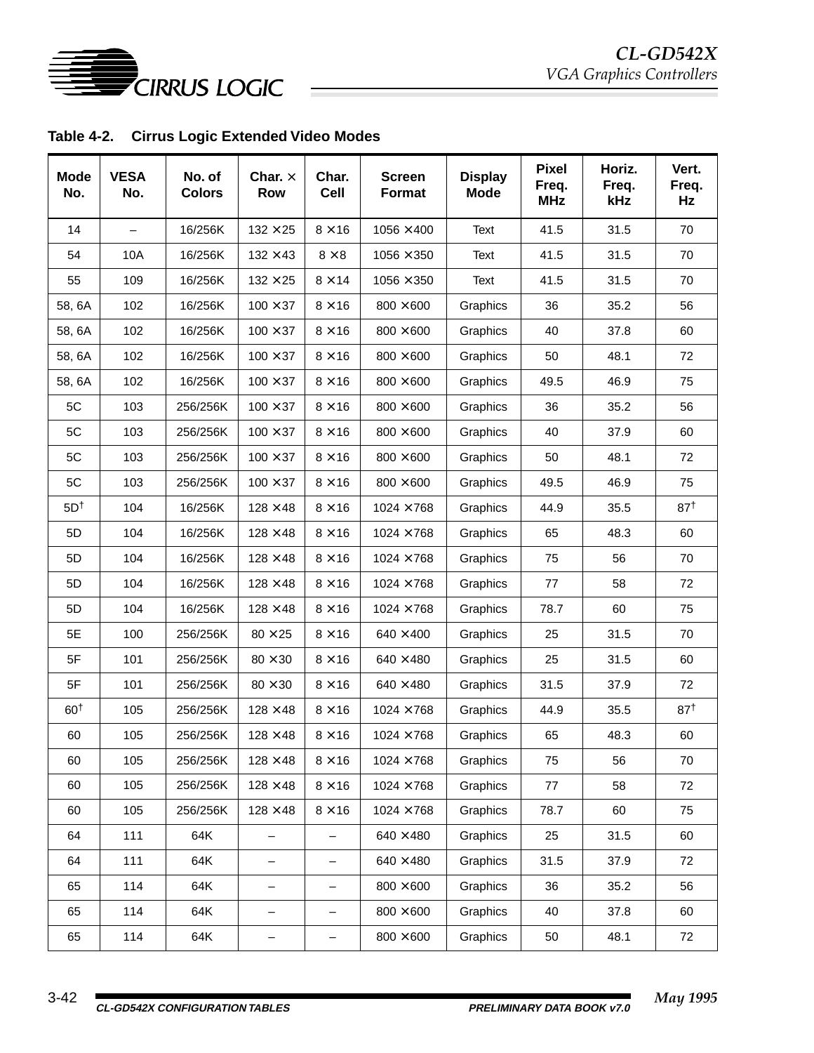**Table 4-2. Cirrus Logic Extended Video Modes**

| Mode No. | VESA No. | No. of Colors | Char. × Row | Char. Cell | Screen Format | Display Mode | Pixel Freq. MHz | Horiz. Freq. kHz | Vert. Freq. Hz |
|---|---|---|---|---|---|---|---|---|---|
| 14 | – | 16/256K | 132 × 25 | 8 × 16 | 1056 × 400 | Text | 41.5 | 31.5 | 70 |
| 54 | 10A | 16/256K | 132 × 43 | 8 × 8 | 1056 × 350 | Text | 41.5 | 31.5 | 70 |
| 55 | 109 | 16/256K | 132 × 25 | 8 × 14 | 1056 × 350 | Text | 41.5 | 31.5 | 70 |
| 58, 6A | 102 | 16/256K | 100 × 37 | 8 × 16 | 800 × 600 | Graphics | 36 | 35.2 | 56 |
| 58, 6A | 102 | 16/256K | 100 × 37 | 8 × 16 | 800 × 600 | Graphics | 40 | 37.8 | 60 |
| 58, 6A | 102 | 16/256K | 100 × 37 | 8 × 16 | 800 × 600 | Graphics | 50 | 48.1 | 72 |
| 58, 6A | 102 | 16/256K | 100 × 37 | 8 × 16 | 800 × 600 | Graphics | 49.5 | 46.9 | 75 |
| 5C | 103 | 256/256K | 100 × 37 | 8 × 16 | 800 × 600 | Graphics | 36 | 35.2 | 56 |
| 5C | 103 | 256/256K | 100 × 37 | 8 × 16 | 800 × 600 | Graphics | 40 | 37.9 | 60 |
| 5C | 103 | 256/256K | 100 × 37 | 8 × 16 | 800 × 600 | Graphics | 50 | 48.1 | 72 |
| 5C | 103 | 256/256K | 100 × 37 | 8 × 16 | 800 × 600 | Graphics | 49.5 | 46.9 | 75 |
| 5D† | 104 | 16/256K | 128 × 48 | 8 × 16 | 1024 × 768 | Graphics | 44.9 | 35.5 | 87† |
| 5D | 104 | 16/256K | 128 × 48 | 8 × 16 | 1024 × 768 | Graphics | 65 | 48.3 | 60 |
| 5D | 104 | 16/256K | 128 × 48 | 8 × 16 | 1024 × 768 | Graphics | 75 | 56 | 70 |
| 5D | 104 | 16/256K | 128 × 48 | 8 × 16 | 1024 × 768 | Graphics | 77 | 58 | 72 |
| 5D | 104 | 16/256K | 128 × 48 | 8 × 16 | 1024 × 768 | Graphics | 78.7 | 60 | 75 |
| 5E | 100 | 256/256K | 80 × 25 | 8 × 16 | 640 × 400 | Graphics | 25 | 31.5 | 70 |
| 5F | 101 | 256/256K | 80 × 30 | 8 × 16 | 640 × 480 | Graphics | 25 | 31.5 | 60 |
| 5F | 101 | 256/256K | 80 × 30 | 8 × 16 | 640 × 480 | Graphics | 31.5 | 37.9 | 72 |
| 60† | 105 | 256/256K | 128 × 48 | 8 × 16 | 1024 × 768 | Graphics | 44.9 | 35.5 | 87† |
| 60 | 105 | 256/256K | 128 × 48 | 8 × 16 | 1024 × 768 | Graphics | 65 | 48.3 | 60 |
| 60 | 105 | 256/256K | 128 × 48 | 8 × 16 | 1024 × 768 | Graphics | 75 | 56 | 70 |
| 60 | 105 | 256/256K | 128 × 48 | 8 × 16 | 1024 × 768 | Graphics | 77 | 58 | 72 |
| 60 | 105 | 256/256K | 128 × 48 | 8 × 16 | 1024 × 768 | Graphics | 78.7 | 60 | 75 |
| 64 | 111 | 64K | – | – | 640 × 480 | Graphics | 25 | 31.5 | 60 |
| 64 | 111 | 64K | – | – | 640 × 480 | Graphics | 31.5 | 37.9 | 72 |
| 65 | 114 | 64K | – | – | 800 × 600 | Graphics | 36 | 35.2 | 56 |
| 65 | 114 | 64K | – | – | 800 × 600 | Graphics | 40 | 37.8 | 60 |
| 65 | 114 | 64K | – | – | 800 × 600 | Graphics | 50 | 48.1 | 72 |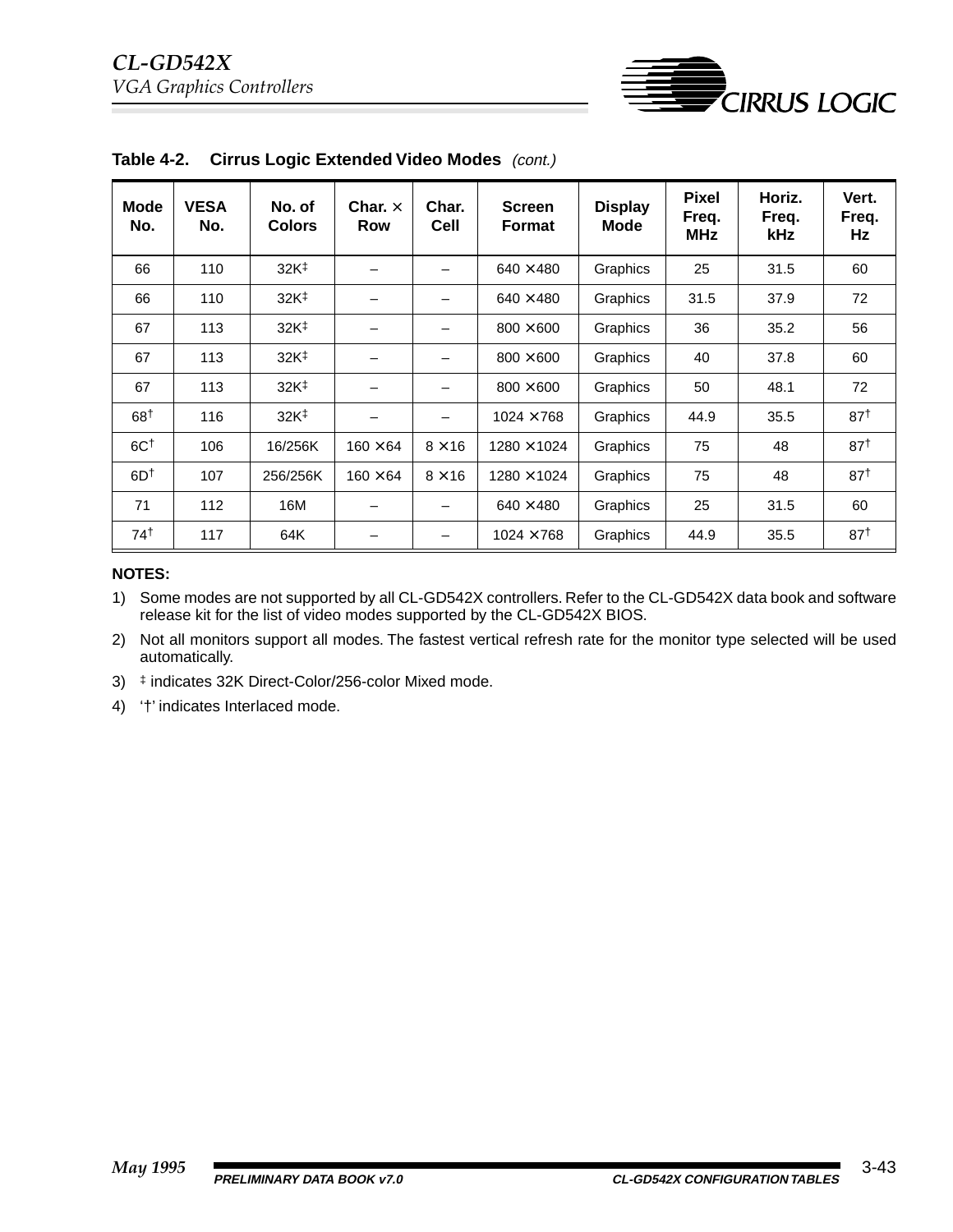**Table 4-2. Cirrus Logic Extended Video Modes** *(cont.)*

| Mode No. | VESA No. | No. of Colors | Char. × Row | Char. Cell | Screen Format | Display Mode | Pixel Freq. MHz | Horiz. Freq. kHz | Vert. Freq. Hz |
|---|---|---|---|---|---|---|---|---|---|
| 66 | 110 | 32K‡ | – | – | 640 × 480 | Graphics | 25 | 31.5 | 60 |
| 66 | 110 | 32K‡ | – | – | 640 × 480 | Graphics | 31.5 | 37.9 | 72 |
| 67 | 113 | 32K‡ | – | – | 800 × 600 | Graphics | 36 | 35.2 | 56 |
| 67 | 113 | 32K‡ | – | – | 800 × 600 | Graphics | 40 | 37.8 | 60 |
| 67 | 113 | 32K‡ | – | – | 800 × 600 | Graphics | 50 | 48.1 | 72 |
| 68† | 116 | 32K‡ | – | – | 1024 × 768 | Graphics | 44.9 | 35.5 | 87† |
| 6C† | 106 | 16/256K | 160 × 64 | 8 × 16 | 1280 × 1024 | Graphics | 75 | 48 | 87† |
| 6D† | 107 | 256/256K | 160 × 64 | 8 × 16 | 1280 × 1024 | Graphics | 75 | 48 | 87† |
| 71 | 112 | 16M | – | – | 640 × 480 | Graphics | 25 | 31.5 | 60 |
| 74† | 117 | 64K | – | – | 1024 × 768 | Graphics | 44.9 | 35.5 | 87† |

**NOTES:**

1) Some modes are not supported by all CL-GD542X controllers. Refer to the CL-GD542X data book and software release kit for the list of video modes supported by the CL-GD542X BIOS.
2) Not all monitors support all modes. The fastest vertical refresh rate for the monitor type selected will be used automatically.
3) ‡ indicates 32K Direct-Color/256-color Mixed mode.
4) '†' indicates Interlaced mode.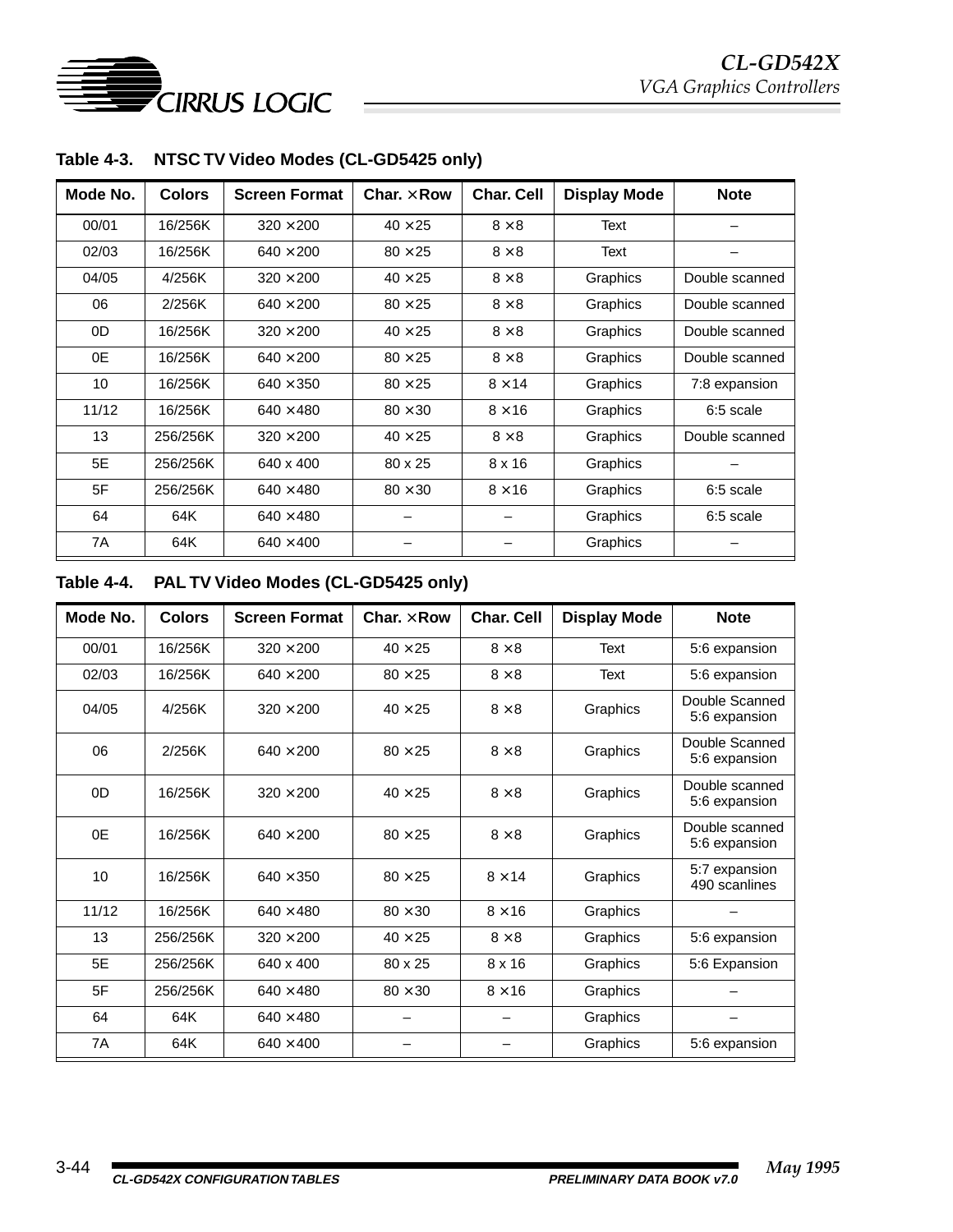**Table 4-3. NTSC TV Video Modes (CL-GD5425 only)**

| Mode No. | Colors | Screen Format | Char. × Row | Char. Cell | Display Mode | Note |
|---|---|---|---|---|---|---|
| 00/01 | 16/256K | 320 × 200 | 40 × 25 | 8 × 8 | Text | – |
| 02/03 | 16/256K | 640 × 200 | 80 × 25 | 8 × 8 | Text | – |
| 04/05 | 4/256K | 320 × 200 | 40 × 25 | 8 × 8 | Graphics | Double scanned |
| 06 | 2/256K | 640 × 200 | 80 × 25 | 8 × 8 | Graphics | Double scanned |
| 0D | 16/256K | 320 × 200 | 40 × 25 | 8 × 8 | Graphics | Double scanned |
| 0E | 16/256K | 640 × 200 | 80 × 25 | 8 × 8 | Graphics | Double scanned |
| 10 | 16/256K | 640 × 350 | 80 × 25 | 8 × 14 | Graphics | 7:8 expansion |
| 11/12 | 16/256K | 640 × 480 | 80 × 30 | 8 × 16 | Graphics | 6:5 scale |
| 13 | 256/256K | 320 × 200 | 40 × 25 | 8 × 8 | Graphics | Double scanned |
| 5E | 256/256K | 640 x 400 | 80 x 25 | 8 x 16 | Graphics | – |
| 5F | 256/256K | 640 × 480 | 80 × 30 | 8 × 16 | Graphics | 6:5 scale |
| 64 | 64K | 640 × 480 | – | – | Graphics | 6:5 scale |
| 7A | 64K | 640 × 400 | – | – | Graphics | – |

**Table 4-4. PAL TV Video Modes (CL-GD5425 only)**

| Mode No. | Colors | Screen Format | Char. × Row | Char. Cell | Display Mode | Note |
|---|---|---|---|---|---|---|
| 00/01 | 16/256K | 320 × 200 | 40 × 25 | 8 × 8 | Text | 5:6 expansion |
| 02/03 | 16/256K | 640 × 200 | 80 × 25 | 8 × 8 | Text | 5:6 expansion |
| 04/05 | 4/256K | 320 × 200 | 40 × 25 | 8 × 8 | Graphics | Double Scanned 5:6 expansion |
| 06 | 2/256K | 640 × 200 | 80 × 25 | 8 × 8 | Graphics | Double Scanned 5:6 expansion |
| 0D | 16/256K | 320 × 200 | 40 × 25 | 8 × 8 | Graphics | Double scanned 5:6 expansion |
| 0E | 16/256K | 640 × 200 | 80 × 25 | 8 × 8 | Graphics | Double scanned 5:6 expansion |
| 10 | 16/256K | 640 × 350 | 80 × 25 | 8 × 14 | Graphics | 5:7 expansion 490 scanlines |
| 11/12 | 16/256K | 640 × 480 | 80 × 30 | 8 × 16 | Graphics | – |
| 13 | 256/256K | 320 × 200 | 40 × 25 | 8 × 8 | Graphics | 5:6 expansion |
| 5E | 256/256K | 640 x 400 | 80 x 25 | 8 x 16 | Graphics | 5:6 Expansion |
| 5F | 256/256K | 640 × 480 | 80 × 30 | 8 × 16 | Graphics | – |
| 64 | 64K | 640 × 480 | – | – | Graphics | – |
| 7A | 64K | 640 × 400 | – | – | Graphics | 5:6 expansion |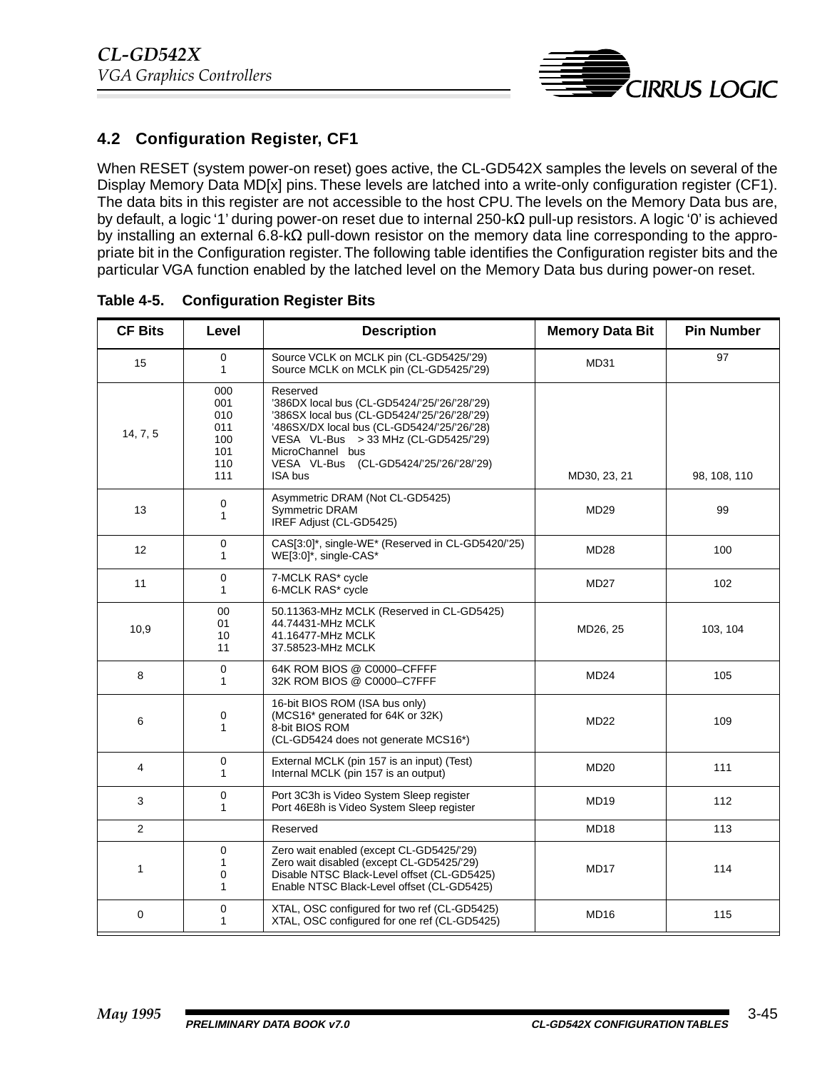## 4.2 Configuration Register, CF1

When RESET (system power-on reset) goes active, the CL-GD542X samples the levels on several of the Display Memory Data MD[x] pins. These levels are latched into a write-only configuration register (CF1). The data bits in this register are not accessible to the host CPU. The levels on the Memory Data bus are, by default, a logic '1' during power-on reset due to internal 250-kΩ pull-up resistors. A logic '0' is achieved by installing an external 6.8-kΩ pull-down resistor on the memory data line corresponding to the appropriate bit in the Configuration register. The following table identifies the Configuration register bits and the particular VGA function enabled by the latched level on the Memory Data bus during power-on reset.

**Table 4-5. Configuration Register Bits**

| CF Bits | Level | Description | Memory Data Bit | Pin Number |
|---|---|---|---|---|
| 15 | 0<br>1 | Source VCLK on MCLK pin (CL-GD5425/'29)<br>Source MCLK on MCLK pin (CL-GD5425/'29) | MD31 | 97 |
| 14, 7, 5 | 000<br>001<br>010<br>011<br>100<br>101<br>110<br>111 | Reserved<br>'386DX local bus (CL-GD5424/'25/'26/'28/'29)<br>'386SX local bus (CL-GD5424/'25/'26/'28/'29)<br>'486SX/DX local bus (CL-GD5424/'25/'26/'28)<br>VESA VL-Bus > 33 MHz (CL-GD5425/'29)<br>MicroChannel bus<br>VESA VL-Bus (CL-GD5424/'25/'26/'28/'29)<br>ISA bus | MD30, 23, 21 | 98, 108, 110 |
| 13 | 0<br>1 | Asymmetric DRAM (Not CL-GD5425)<br>Symmetric DRAM<br>IREF Adjust (CL-GD5425) | MD29 | 99 |
| 12 | 0<br>1 | CAS[3:0]*, single-WE* (Reserved in CL-GD5420/'25)<br>WE[3:0]*, single-CAS* | MD28 | 100 |
| 11 | 0<br>1 | 7-MCLK RAS* cycle<br>6-MCLK RAS* cycle | MD27 | 102 |
| 10,9 | 00<br>01<br>10<br>11 | 50.11363-MHz MCLK (Reserved in CL-GD5425)<br>44.74431-MHz MCLK<br>41.16477-MHz MCLK<br>37.58523-MHz MCLK | MD26, 25 | 103, 104 |
| 8 | 0<br>1 | 64K ROM BIOS @ C0000–CFFFF<br>32K ROM BIOS @ C0000–C7FFF | MD24 | 105 |
| 6 | 0<br>1 | 16-bit BIOS ROM (ISA bus only)<br>(MCS16* generated for 64K or 32K)<br>8-bit BIOS ROM<br>(CL-GD5424 does not generate MCS16*) | MD22 | 109 |
| 4 | 0<br>1 | External MCLK (pin 157 is an input) (Test)<br>Internal MCLK (pin 157 is an output) | MD20 | 111 |
| 3 | 0<br>1 | Port 3C3h is Video System Sleep register<br>Port 46E8h is Video System Sleep register | MD19 | 112 |
| 2 | | Reserved | MD18 | 113 |
| 1 | 0<br>1<br>0<br>1 | Zero wait enabled (except CL-GD5425/'29)<br>Zero wait disabled (except CL-GD5425/'29)<br>Disable NTSC Black-Level offset (CL-GD5425)<br>Enable NTSC Black-Level offset (CL-GD5425) | MD17 | 114 |
| 0 | 0<br>1 | XTAL, OSC configured for two ref (CL-GD5425)<br>XTAL, OSC configured for one ref (CL-GD5425) | MD16 | 115 |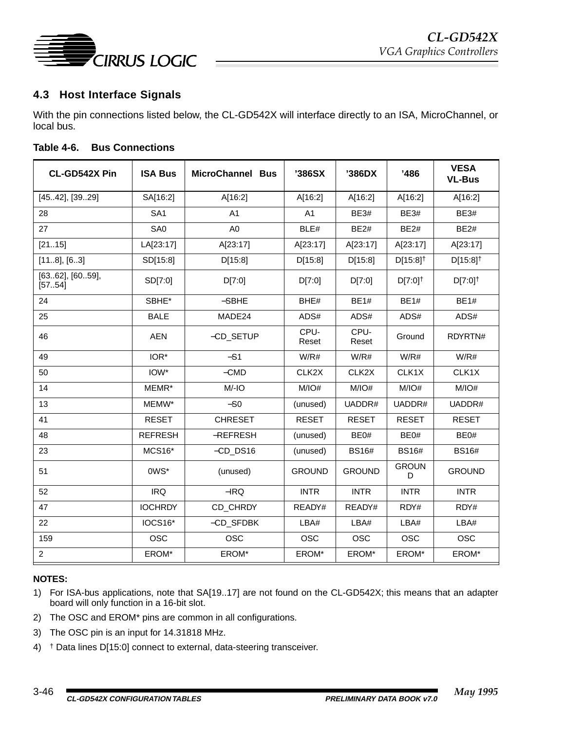## 4.3 Host Interface Signals

With the pin connections listed below, the CL-GD542X will interface directly to an ISA, MicroChannel, or local bus.

**Table 4-6. Bus Connections**

| CL-GD542X Pin | ISA Bus | MicroChannel Bus | ’386SX | ’386DX | ’486 | VESA VL-Bus |
|---|---|---|---|---|---|---|
| [45..42], [39..29] | SA[16:2] | A[16:2] | A[16:2] | A[16:2] | A[16:2] | A[16:2] |
| 28 | SA1 | A1 | A1 | BE3# | BE3# | BE3# |
| 27 | SA0 | A0 | BLE# | BE2# | BE2# | BE2# |
| [21..15] | LA[23:17] | A[23:17] | A[23:17] | A[23:17] | A[23:17] | A[23:17] |
| [11..8], [6..3] | SD[15:8] | D[15:8] | D[15:8] | D[15:8] | D[15:8]† | D[15:8]† |
| [63..62], [60..59], [57..54] | SD[7:0] | D[7:0] | D[7:0] | D[7:0] | D[7:0]† | D[7:0]† |
| 24 | SBHE* | –SBHE | BHE# | BE1# | BE1# | BE1# |
| 25 | BALE | MADE24 | ADS# | ADS# | ADS# | ADS# |
| 46 | AEN | –CD_SETUP | CPU-Reset | CPU-Reset | Ground | RDYRTN# |
| 49 | IOR* | –S1 | W/R# | W/R# | W/R# | W/R# |
| 50 | IOW* | –CMD | CLK2X | CLK2X | CLK1X | CLK1X |
| 14 | MEMR* | M/-IO | M/IO# | M/IO# | M/IO# | M/IO# |
| 13 | MEMW* | –S0 | (unused) | UADDR# | UADDR# | UADDR# |
| 41 | RESET | CHRESET | RESET | RESET | RESET | RESET |
| 48 | REFRESH | –REFRESH | (unused) | BE0# | BE0# | BE0# |
| 23 | MCS16* | –CD_DS16 | (unused) | BS16# | BS16# | BS16# |
| 51 | 0WS* | (unused) | GROUND | GROUND | GROUND | GROUND |
| 52 | IRQ | –IRQ | INTR | INTR | INTR | INTR |
| 47 | IOCHRDY | CD_CHRDY | READY# | READY# | RDY# | RDY# |
| 22 | IOCS16* | –CD_SFDBK | LBA# | LBA# | LBA# | LBA# |
| 159 | OSC | OSC | OSC | OSC | OSC | OSC |
| 2 | EROM* | EROM* | EROM* | EROM* | EROM* | EROM* |

**NOTES:**

1) For ISA-bus applications, note that SA[19..17] are not found on the CL-GD542X; this means that an adapter board will only function in a 16-bit slot.

2) The OSC and EROM* pins are common in all configurations.

3) The OSC pin is an input for 14.31818 MHz.

4) † Data lines D[15:0] connect to external, data-steering transceiver.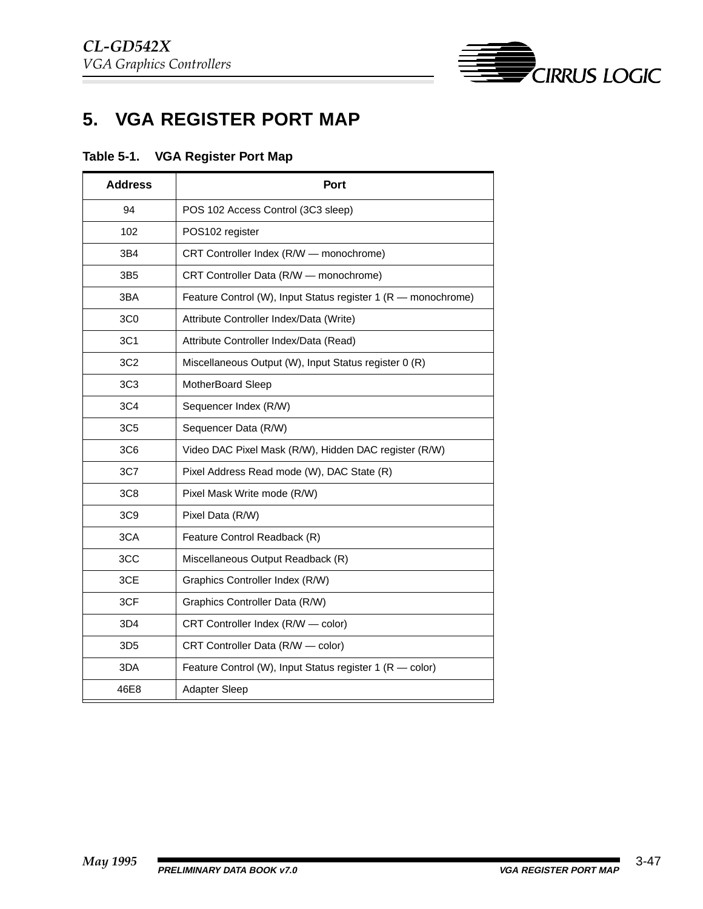# 5. VGA REGISTER PORT MAP

**Table 5-1. VGA Register Port Map**

| Address | Port |
|---|---|
| 94 | POS 102 Access Control (3C3 sleep) |
| 102 | POS102 register |
| 3B4 | CRT Controller Index (R/W — monochrome) |
| 3B5 | CRT Controller Data (R/W — monochrome) |
| 3BA | Feature Control (W), Input Status register 1 (R — monochrome) |
| 3C0 | Attribute Controller Index/Data (Write) |
| 3C1 | Attribute Controller Index/Data (Read) |
| 3C2 | Miscellaneous Output (W), Input Status register 0 (R) |
| 3C3 | MotherBoard Sleep |
| 3C4 | Sequencer Index (R/W) |
| 3C5 | Sequencer Data (R/W) |
| 3C6 | Video DAC Pixel Mask (R/W), Hidden DAC register (R/W) |
| 3C7 | Pixel Address Read mode (W), DAC State (R) |
| 3C8 | Pixel Mask Write mode (R/W) |
| 3C9 | Pixel Data (R/W) |
| 3CA | Feature Control Readback (R) |
| 3CC | Miscellaneous Output Readback (R) |
| 3CE | Graphics Controller Index (R/W) |
| 3CF | Graphics Controller Data (R/W) |
| 3D4 | CRT Controller Index (R/W — color) |
| 3D5 | CRT Controller Data (R/W — color) |
| 3DA | Feature Control (W), Input Status register 1 (R — color) |
| 46E8 | Adapter Sleep |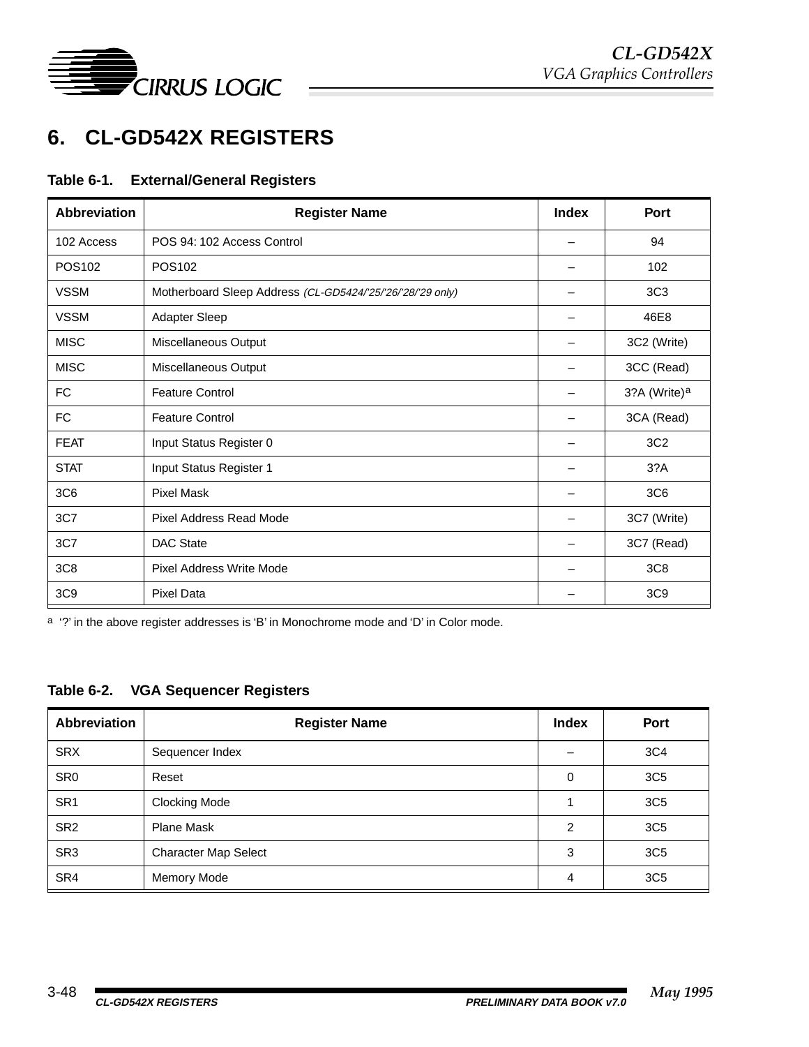# 6. CL-GD542X REGISTERS

**Table 6-1. External/General Registers**

| Abbreviation | Register Name | Index | Port |
|---|---|---|---|
| 102 Access | POS 94: 102 Access Control | – | 94 |
| POS102 | POS102 | – | 102 |
| VSSM | Motherboard Sleep Address *(CL-GD5424/'25/'26/'28/'29 only)* | – | 3C3 |
| VSSM | Adapter Sleep | – | 46E8 |
| MISC | Miscellaneous Output | – | 3C2 (Write) |
| MISC | Miscellaneous Output | – | 3CC (Read) |
| FC | Feature Control | – | 3?A (Write)[a] |
| FC | Feature Control | – | 3CA (Read) |
| FEAT | Input Status Register 0 | – | 3C2 |
| STAT | Input Status Register 1 | – | 3?A |
| 3C6 | Pixel Mask | – | 3C6 |
| 3C7 | Pixel Address Read Mode | – | 3C7 (Write) |
| 3C7 | DAC State | – | 3C7 (Read) |
| 3C8 | Pixel Address Write Mode | – | 3C8 |
| 3C9 | Pixel Data | – | 3C9 |

[a] '?' in the above register addresses is 'B' in Monochrome mode and 'D' in Color mode.

**Table 6-2. VGA Sequencer Registers**

| Abbreviation | Register Name | Index | Port |
|---|---|---|---|
| SRX | Sequencer Index | – | 3C4 |
| SR0 | Reset | 0 | 3C5 |
| SR1 | Clocking Mode | 1 | 3C5 |
| SR2 | Plane Mask | 2 | 3C5 |
| SR3 | Character Map Select | 3 | 3C5 |
| SR4 | Memory Mode | 4 | 3C5 |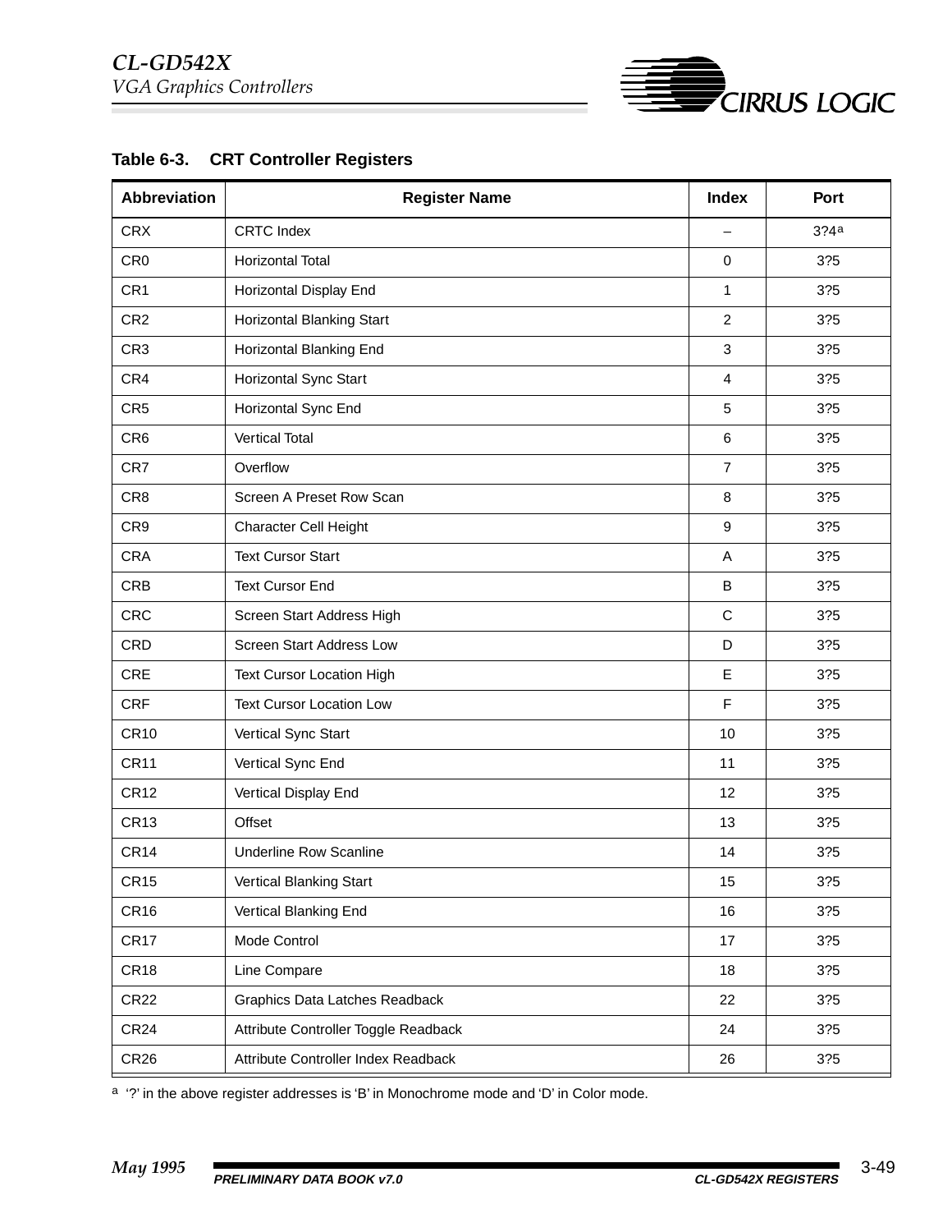**Table 6-3. CRT Controller Registers**

| Abbreviation | Register Name | Index | Port |
|---|---|---|---|
| CRX | CRTC Index | – | 3?4[a] |
| CR0 | Horizontal Total | 0 | 3?5 |
| CR1 | Horizontal Display End | 1 | 3?5 |
| CR2 | Horizontal Blanking Start | 2 | 3?5 |
| CR3 | Horizontal Blanking End | 3 | 3?5 |
| CR4 | Horizontal Sync Start | 4 | 3?5 |
| CR5 | Horizontal Sync End | 5 | 3?5 |
| CR6 | Vertical Total | 6 | 3?5 |
| CR7 | Overflow | 7 | 3?5 |
| CR8 | Screen A Preset Row Scan | 8 | 3?5 |
| CR9 | Character Cell Height | 9 | 3?5 |
| CRA | Text Cursor Start | A | 3?5 |
| CRB | Text Cursor End | B | 3?5 |
| CRC | Screen Start Address High | C | 3?5 |
| CRD | Screen Start Address Low | D | 3?5 |
| CRE | Text Cursor Location High | E | 3?5 |
| CRF | Text Cursor Location Low | F | 3?5 |
| CR10 | Vertical Sync Start | 10 | 3?5 |
| CR11 | Vertical Sync End | 11 | 3?5 |
| CR12 | Vertical Display End | 12 | 3?5 |
| CR13 | Offset | 13 | 3?5 |
| CR14 | Underline Row Scanline | 14 | 3?5 |
| CR15 | Vertical Blanking Start | 15 | 3?5 |
| CR16 | Vertical Blanking End | 16 | 3?5 |
| CR17 | Mode Control | 17 | 3?5 |
| CR18 | Line Compare | 18 | 3?5 |
| CR22 | Graphics Data Latches Readback | 22 | 3?5 |
| CR24 | Attribute Controller Toggle Readback | 24 | 3?5 |
| CR26 | Attribute Controller Index Readback | 26 | 3?5 |

[a] '?' in the above register addresses is 'B' in Monochrome mode and 'D' in Color mode.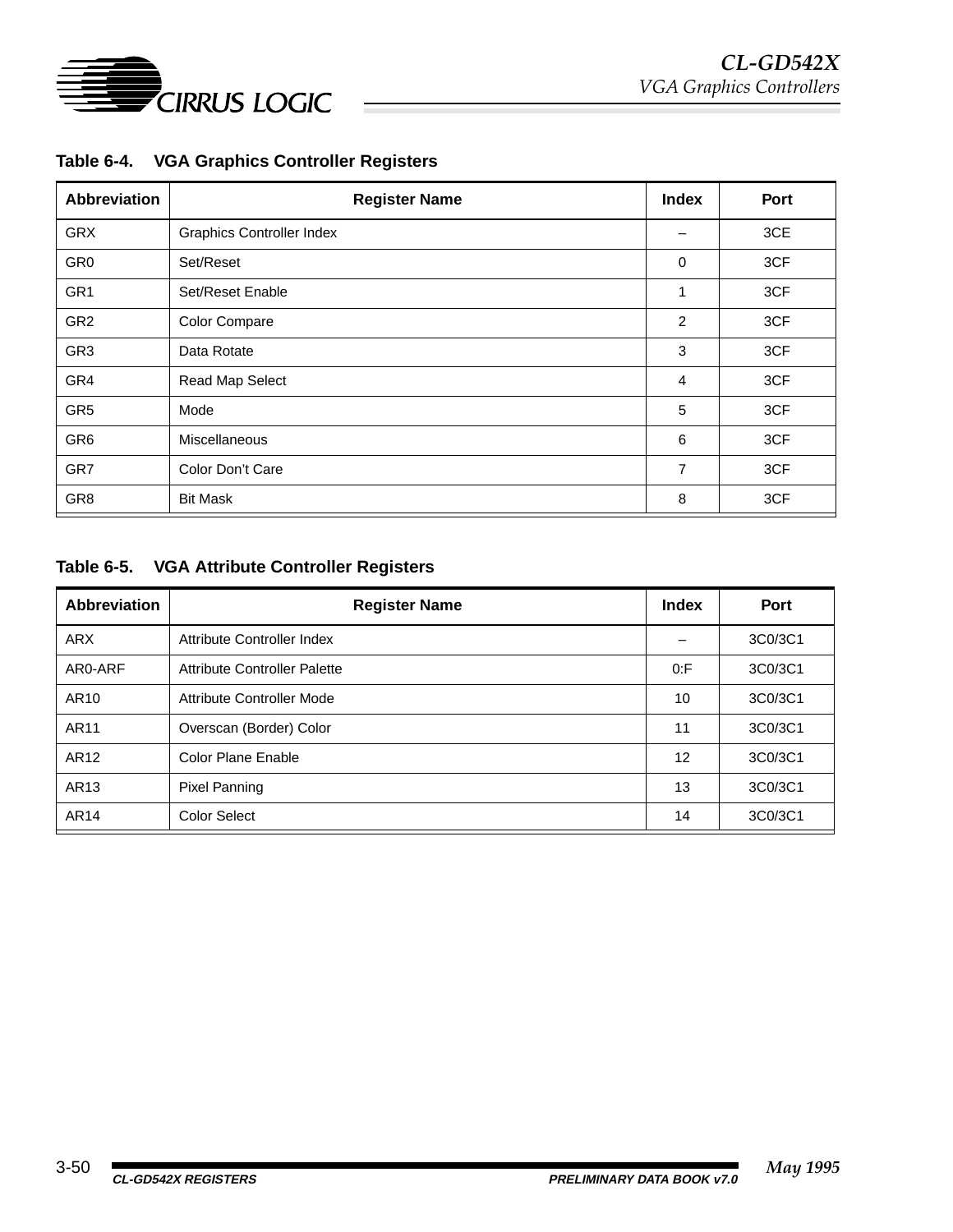**Table 6-4. VGA Graphics Controller Registers**

| Abbreviation | Register Name | Index | Port |
|---|---|---|---|
| GRX | Graphics Controller Index | – | 3CE |
| GR0 | Set/Reset | 0 | 3CF |
| GR1 | Set/Reset Enable | 1 | 3CF |
| GR2 | Color Compare | 2 | 3CF |
| GR3 | Data Rotate | 3 | 3CF |
| GR4 | Read Map Select | 4 | 3CF |
| GR5 | Mode | 5 | 3CF |
| GR6 | Miscellaneous | 6 | 3CF |
| GR7 | Color Don't Care | 7 | 3CF |
| GR8 | Bit Mask | 8 | 3CF |

**Table 6-5. VGA Attribute Controller Registers**

| Abbreviation | Register Name | Index | Port |
|---|---|---|---|
| ARX | Attribute Controller Index | – | 3C0/3C1 |
| AR0-ARF | Attribute Controller Palette | 0:F | 3C0/3C1 |
| AR10 | Attribute Controller Mode | 10 | 3C0/3C1 |
| AR11 | Overscan (Border) Color | 11 | 3C0/3C1 |
| AR12 | Color Plane Enable | 12 | 3C0/3C1 |
| AR13 | Pixel Panning | 13 | 3C0/3C1 |
| AR14 | Color Select | 14 | 3C0/3C1 |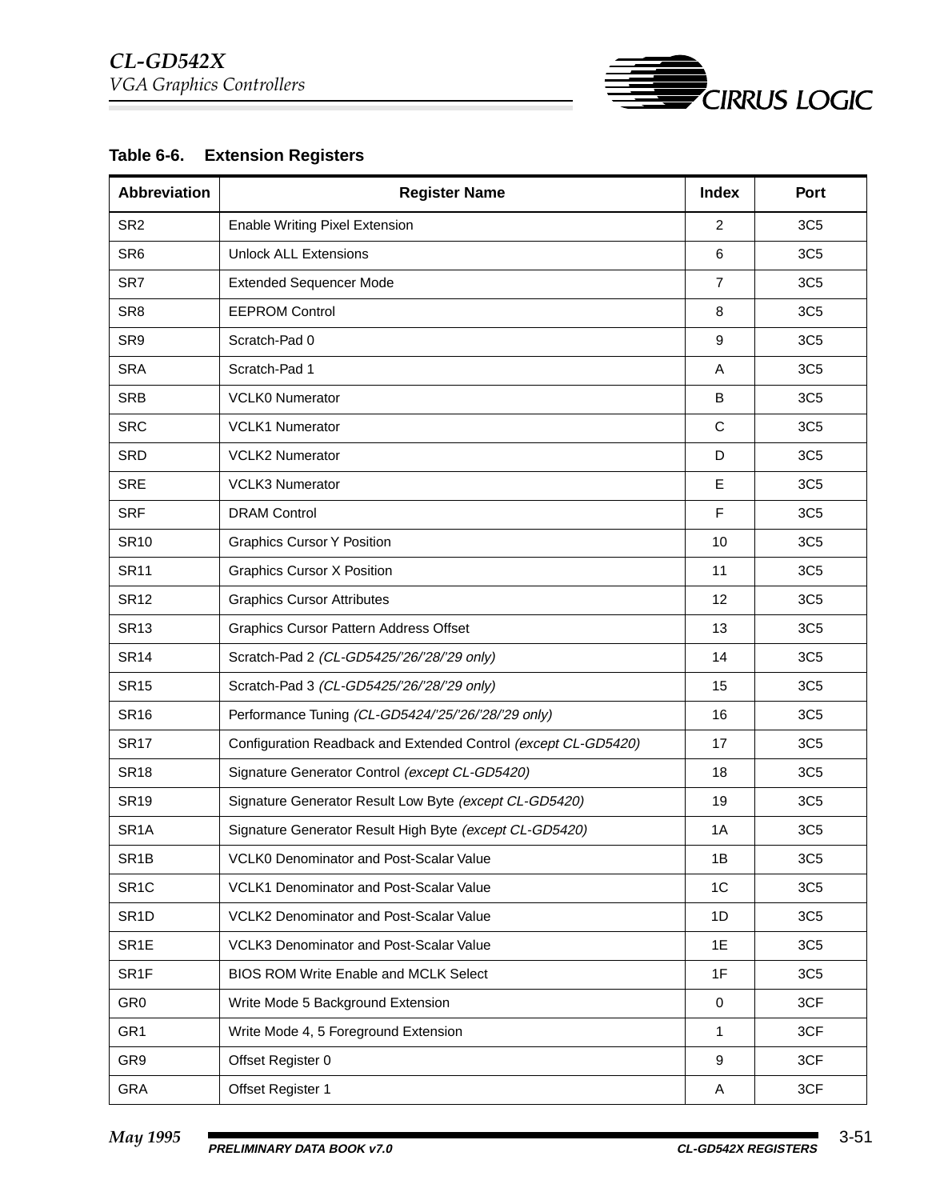**Table 6-6. Extension Registers**

| Abbreviation | Register Name | Index | Port |
|---|---|---|---|
| SR2 | Enable Writing Pixel Extension | 2 | 3C5 |
| SR6 | Unlock ALL Extensions | 6 | 3C5 |
| SR7 | Extended Sequencer Mode | 7 | 3C5 |
| SR8 | EEPROM Control | 8 | 3C5 |
| SR9 | Scratch-Pad 0 | 9 | 3C5 |
| SRA | Scratch-Pad 1 | A | 3C5 |
| SRB | VCLK0 Numerator | B | 3C5 |
| SRC | VCLK1 Numerator | C | 3C5 |
| SRD | VCLK2 Numerator | D | 3C5 |
| SRE | VCLK3 Numerator | E | 3C5 |
| SRF | DRAM Control | F | 3C5 |
| SR10 | Graphics Cursor Y Position | 10 | 3C5 |
| SR11 | Graphics Cursor X Position | 11 | 3C5 |
| SR12 | Graphics Cursor Attributes | 12 | 3C5 |
| SR13 | Graphics Cursor Pattern Address Offset | 13 | 3C5 |
| SR14 | Scratch-Pad 2 *(CL-GD5425/'26/'28/'29 only)* | 14 | 3C5 |
| SR15 | Scratch-Pad 3 *(CL-GD5425/'26/'28/'29 only)* | 15 | 3C5 |
| SR16 | Performance Tuning *(CL-GD5424/'25/'26/'28/'29 only)* | 16 | 3C5 |
| SR17 | Configuration Readback and Extended Control *(except CL-GD5420)* | 17 | 3C5 |
| SR18 | Signature Generator Control *(except CL-GD5420)* | 18 | 3C5 |
| SR19 | Signature Generator Result Low Byte *(except CL-GD5420)* | 19 | 3C5 |
| SR1A | Signature Generator Result High Byte *(except CL-GD5420)* | 1A | 3C5 |
| SR1B | VCLK0 Denominator and Post-Scalar Value | 1B | 3C5 |
| SR1C | VCLK1 Denominator and Post-Scalar Value | 1C | 3C5 |
| SR1D | VCLK2 Denominator and Post-Scalar Value | 1D | 3C5 |
| SR1E | VCLK3 Denominator and Post-Scalar Value | 1E | 3C5 |
| SR1F | BIOS ROM Write Enable and MCLK Select | 1F | 3C5 |
| GR0 | Write Mode 5 Background Extension | 0 | 3CF |
| GR1 | Write Mode 4, 5 Foreground Extension | 1 | 3CF |
| GR9 | Offset Register 0 | 9 | 3CF |
| GRA | Offset Register 1 | A | 3CF |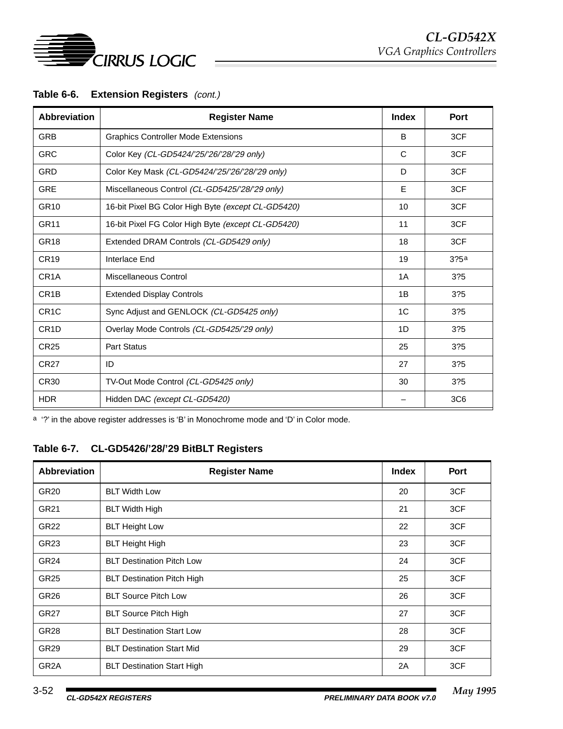**Table 6-6. Extension Registers** *(cont.)*

| Abbreviation | Register Name | Index | Port |
|---|---|---|---|
| GRB | Graphics Controller Mode Extensions | B | 3CF |
| GRC | Color Key *(CL-GD5424/'25/'26/'28/'29 only)* | C | 3CF |
| GRD | Color Key Mask *(CL-GD5424/'25/'26/'28/'29 only)* | D | 3CF |
| GRE | Miscellaneous Control *(CL-GD5425/'28/'29 only)* | E | 3CF |
| GR10 | 16-bit Pixel BG Color High Byte *(except CL-GD5420)* | 10 | 3CF |
| GR11 | 16-bit Pixel FG Color High Byte *(except CL-GD5420)* | 11 | 3CF |
| GR18 | Extended DRAM Controls *(CL-GD5429 only)* | 18 | 3CF |
| CR19 | Interlace End | 19 | 3?5[a] |
| CR1A | Miscellaneous Control | 1A | 3?5 |
| CR1B | Extended Display Controls | 1B | 3?5 |
| CR1C | Sync Adjust and GENLOCK *(CL-GD5425 only)* | 1C | 3?5 |
| CR1D | Overlay Mode Controls *(CL-GD5425/'29 only)* | 1D | 3?5 |
| CR25 | Part Status | 25 | 3?5 |
| CR27 | ID | 27 | 3?5 |
| CR30 | TV-Out Mode Control *(CL-GD5425 only)* | 30 | 3?5 |
| HDR | Hidden DAC *(except CL-GD5420)* | – | 3C6 |

[a] '?' in the above register addresses is 'B' in Monochrome mode and 'D' in Color mode.

**Table 6-7. CL-GD5426/'28/'29 BitBLT Registers**

| Abbreviation | Register Name | Index | Port |
|---|---|---|---|
| GR20 | BLT Width Low | 20 | 3CF |
| GR21 | BLT Width High | 21 | 3CF |
| GR22 | BLT Height Low | 22 | 3CF |
| GR23 | BLT Height High | 23 | 3CF |
| GR24 | BLT Destination Pitch Low | 24 | 3CF |
| GR25 | BLT Destination Pitch High | 25 | 3CF |
| GR26 | BLT Source Pitch Low | 26 | 3CF |
| GR27 | BLT Source Pitch High | 27 | 3CF |
| GR28 | BLT Destination Start Low | 28 | 3CF |
| GR29 | BLT Destination Start Mid | 29 | 3CF |
| GR2A | BLT Destination Start High | 2A | 3CF |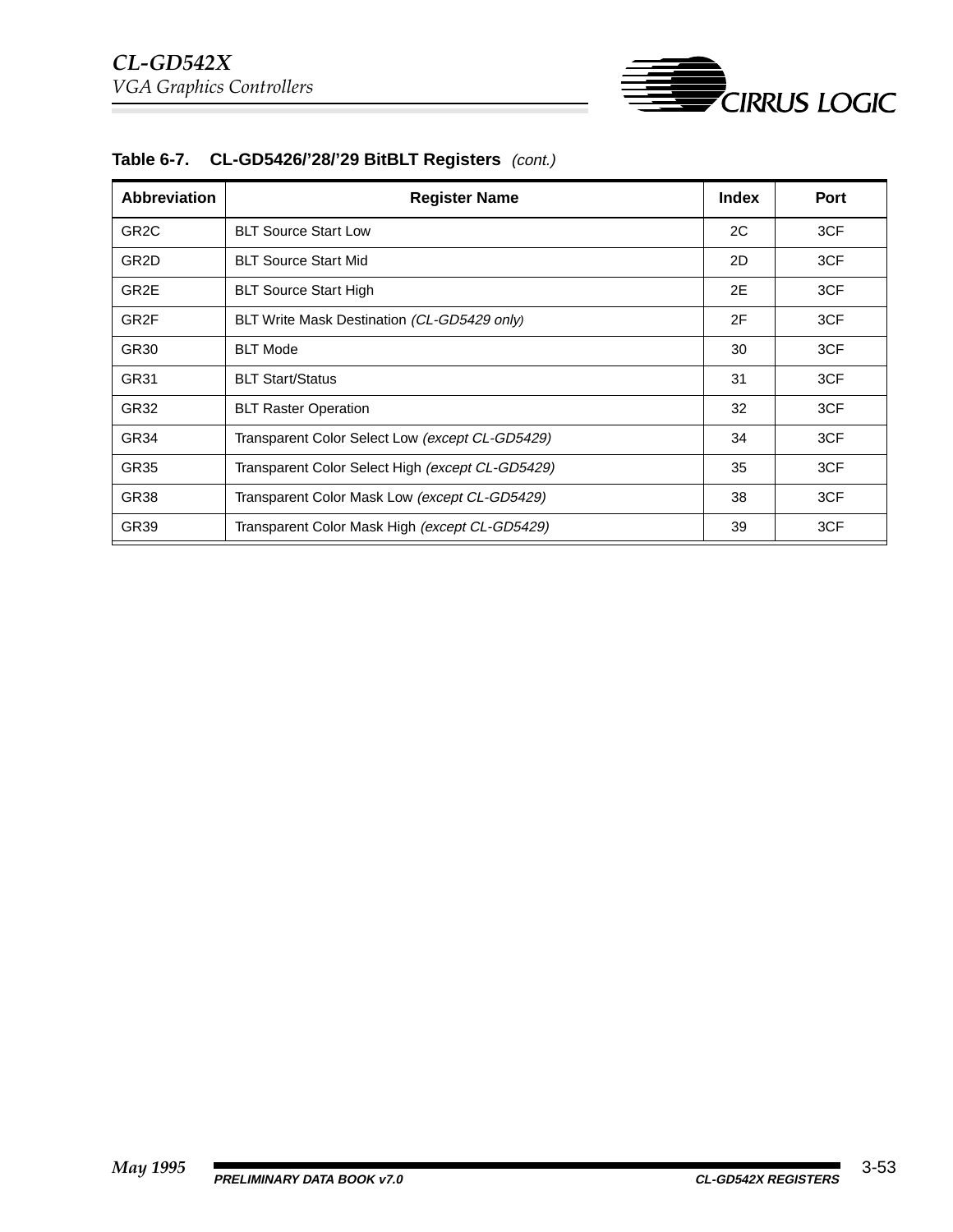**Table 6-7. CL-GD5426/'28/'29 BitBLT Registers** *(cont.)*

| Abbreviation | Register Name | Index | Port |
|---|---|---|---|
| GR2C | BLT Source Start Low | 2C | 3CF |
| GR2D | BLT Source Start Mid | 2D | 3CF |
| GR2E | BLT Source Start High | 2E | 3CF |
| GR2F | BLT Write Mask Destination *(CL-GD5429 only)* | 2F | 3CF |
| GR30 | BLT Mode | 30 | 3CF |
| GR31 | BLT Start/Status | 31 | 3CF |
| GR32 | BLT Raster Operation | 32 | 3CF |
| GR34 | Transparent Color Select Low *(except CL-GD5429)* | 34 | 3CF |
| GR35 | Transparent Color Select High *(except CL-GD5429)* | 35 | 3CF |
| GR38 | Transparent Color Mask Low *(except CL-GD5429)* | 38 | 3CF |
| GR39 | Transparent Color Mask High *(except CL-GD5429)* | 39 | 3CF |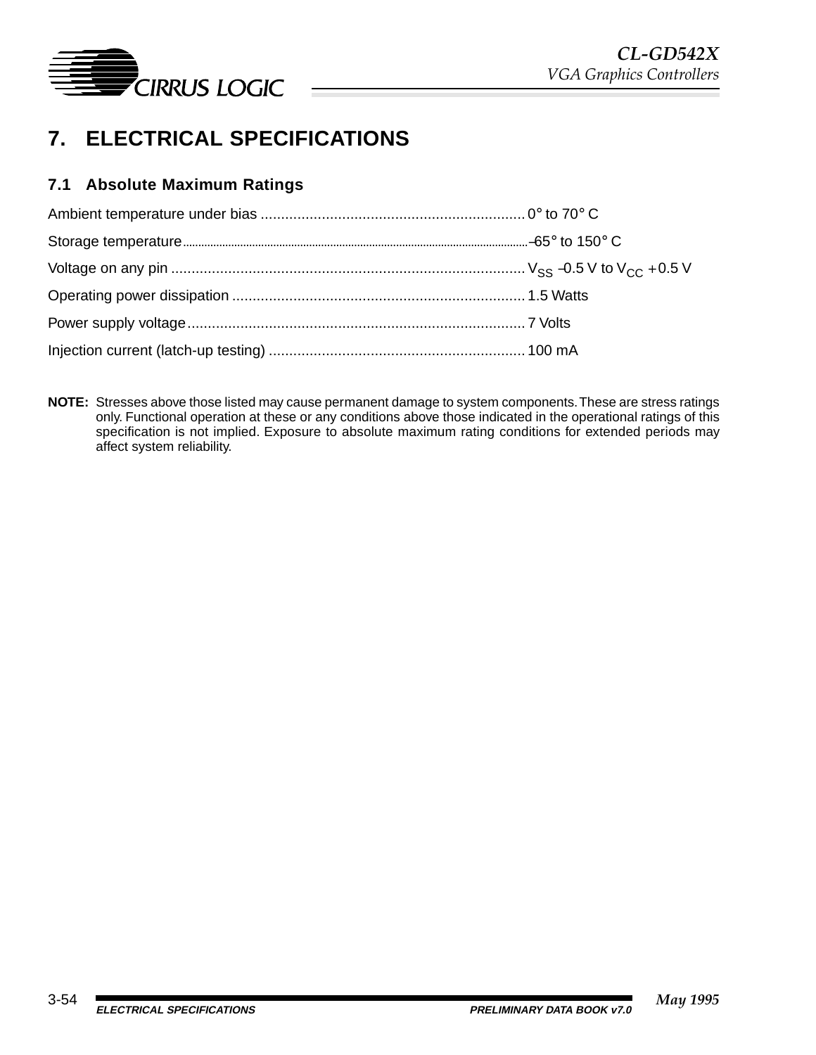# 7. ELECTRICAL SPECIFICATIONS

## 7.1 Absolute Maximum Ratings

Ambient temperature under bias ................................................................. 0° to 70° C

Storage temperature ................................................................................ –65° to 150° C

Voltage on any pin ..................................................................................... $V_{SS}$ –0.5 V to $V_{CC}$ +0.5 V

Operating power dissipation ........................................................................ 1.5 Watts

Power supply voltage .................................................................................. 7 Volts

Injection current (latch-up testing) ............................................................... 100 mA

**NOTE:** Stresses above those listed may cause permanent damage to system components. These are stress ratings only. Functional operation at these or any conditions above those indicated in the operational ratings of this specification is not implied. Exposure to absolute maximum rating conditions for extended periods may affect system reliability.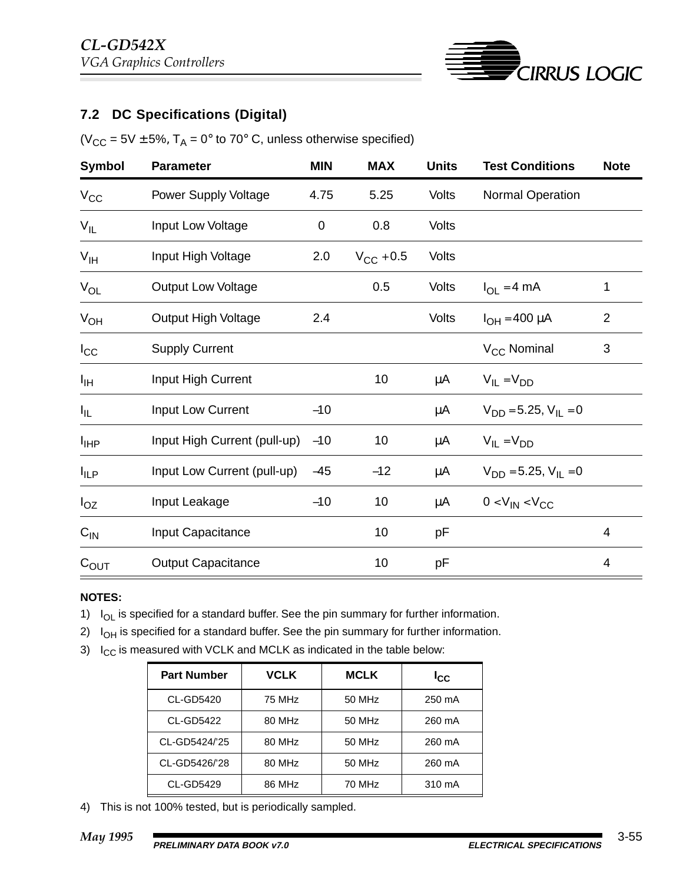## 7.2 DC Specifications (Digital)

($V_{CC}$ = 5V ± 5%, $T_A$ = 0° to 70° C, unless otherwise specified)

| Symbol | Parameter | MIN | MAX | Units | Test Conditions | Note |
|---|---|---|---|---|---|---|
| $V_{CC}$ | Power Supply Voltage | 4.75 | 5.25 | Volts | Normal Operation | |
| $V_{IL}$ | Input Low Voltage | 0 | 0.8 | Volts | | |
| $V_{IH}$ | Input High Voltage | 2.0 | $V_{CC}$ + 0.5 | Volts | | |
| $V_{OL}$ | Output Low Voltage | | 0.5 | Volts | $I_{OL}$ = 4 mA | 1 |
| $V_{OH}$ | Output High Voltage | 2.4 | | Volts | $I_{OH}$ = 400 µA | 2 |
| $I_{CC}$ | Supply Current | | | | $V_{CC}$ Nominal | 3 |
| $I_{IH}$ | Input High Current | | 10 | µA | $V_{IL}$ = $V_{DD}$ | |
| $I_{IL}$ | Input Low Current | –10 | | µA | $V_{DD}$ = 5.25, $V_{IL}$ = 0 | |
| $I_{IHP}$ | Input High Current (pull-up) | –10 | 10 | µA | $V_{IL}$ = $V_{DD}$ | |
| $I_{ILP}$ | Input Low Current (pull-up) | –45 | –12 | µA | $V_{DD}$ = 5.25, $V_{IL}$ = 0 | |
| $I_{OZ}$ | Input Leakage | –10 | 10 | µA | 0 < $V_{IN}$ < $V_{CC}$ | |
| $C_{IN}$ | Input Capacitance | | 10 | pF | | 4 |
| $C_{OUT}$ | Output Capacitance | | 10 | pF | | 4 |

**NOTES:**

1) $I_{OL}$ is specified for a standard buffer. See the pin summary for further information.
2) $I_{OH}$ is specified for a standard buffer. See the pin summary for further information.
3) $I_{CC}$ is measured with VCLK and MCLK as indicated in the table below:

| Part Number | VCLK | MCLK | $I_{CC}$ |
|---|---|---|---|
| CL-GD5420 | 75 MHz | 50 MHz | 250 mA |
| CL-GD5422 | 80 MHz | 50 MHz | 260 mA |
| CL-GD5424/'25 | 80 MHz | 50 MHz | 260 mA |
| CL-GD5426/'28 | 80 MHz | 50 MHz | 260 mA |
| CL-GD5429 | 86 MHz | 70 MHz | 310 mA |

4) This is not 100% tested, but is periodically sampled.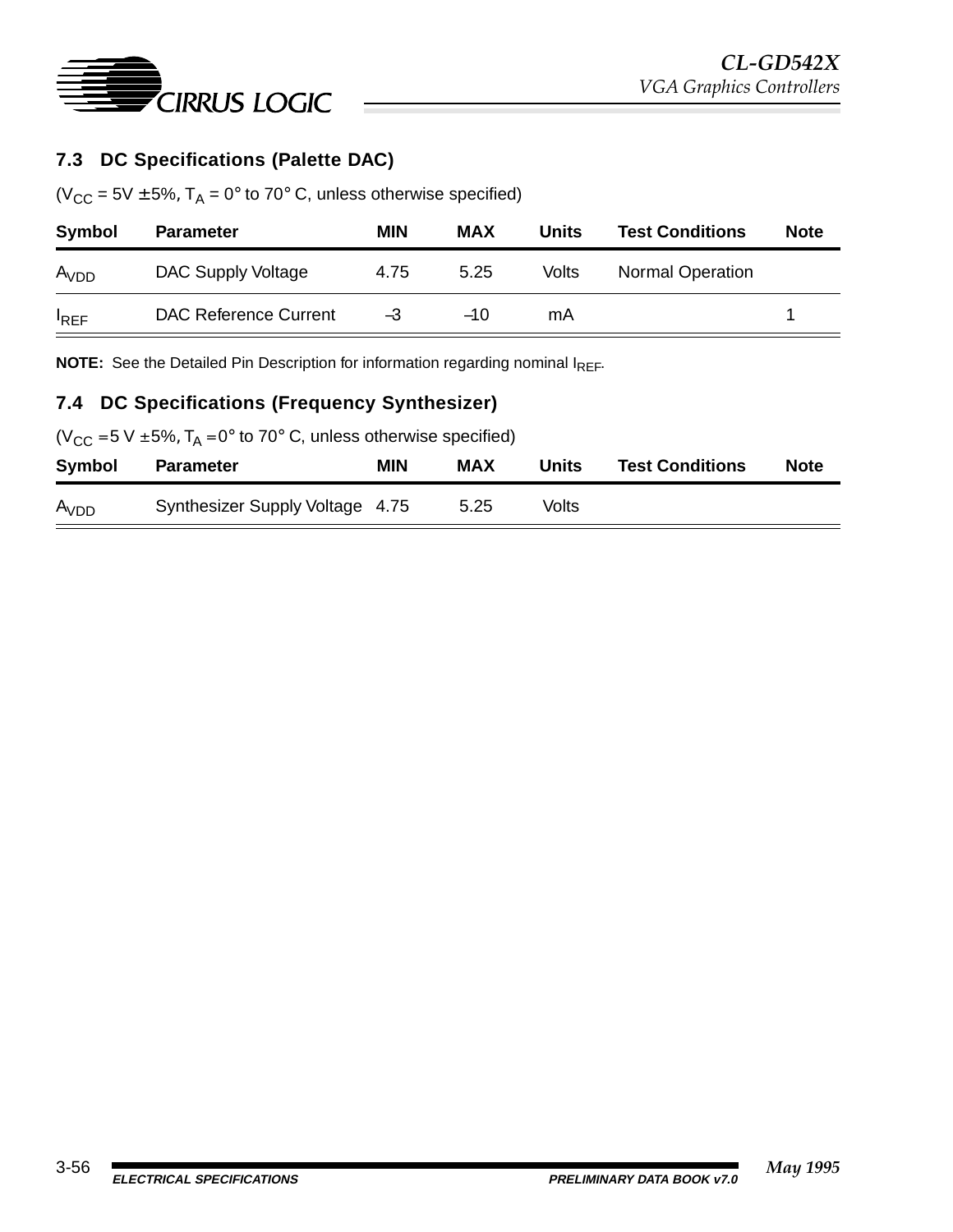## 7.3 DC Specifications (Palette DAC)

($V_{CC}$ = 5V ± 5%, $T_A$ = 0° to 70° C, unless otherwise specified)

| Symbol | Parameter | MIN | MAX | Units | Test Conditions | Note |
|---|---|---|---|---|---|---|
| $A_{VDD}$ | DAC Supply Voltage | 4.75 | 5.25 | Volts | Normal Operation | |
| $I_{REF}$ | DAC Reference Current | –3 | –10 | mA | | 1 |

**NOTE:** See the Detailed Pin Description for information regarding nominal $I_{REF}$.

## 7.4 DC Specifications (Frequency Synthesizer)

($V_{CC}$ = 5 V ± 5%, $T_A$ = 0° to 70° C, unless otherwise specified)

| Symbol | Parameter | MIN | MAX | Units | Test Conditions | Note |
|---|---|---|---|---|---|---|
| $A_{VDD}$ | Synthesizer Supply Voltage | 4.75 | 5.25 | Volts | | |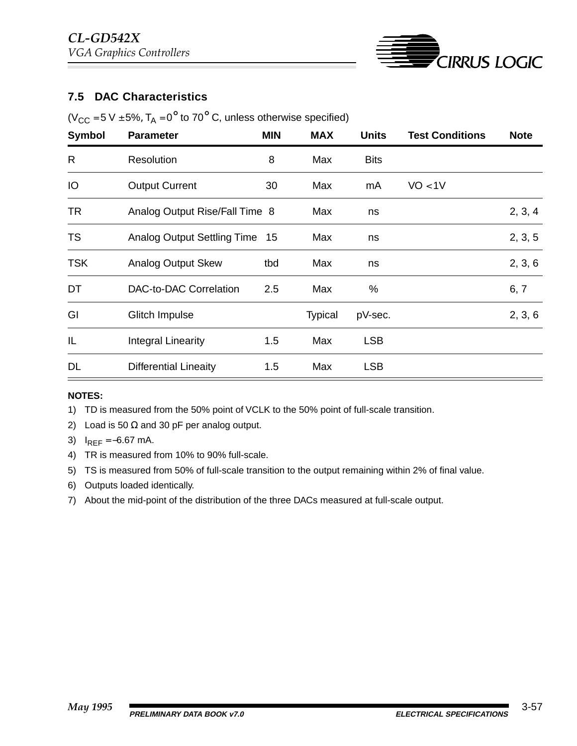## 7.5 DAC Characteristics

($V_{CC}$ = 5 V ±5%, $T_A$ = 0° to 70° C, unless otherwise specified)

| Symbol | Parameter | MIN | MAX | Units | Test Conditions | Note |
|---|---|---|---|---|---|---|
| R | Resolution | 8 | Max | Bits | | |
| IO | Output Current | 30 | Max | mA | VO < 1V | |
| TR | Analog Output Rise/Fall Time | 8 | Max | ns | | 2, 3, 4 |
| TS | Analog Output Settling Time | 15 | Max | ns | | 2, 3, 5 |
| TSK | Analog Output Skew | tbd | Max | ns | | 2, 3, 6 |
| DT | DAC-to-DAC Correlation | 2.5 | Max | % | | 6, 7 |
| GI | Glitch Impulse | | Typical | pV-sec. | | 2, 3, 6 |
| IL | Integral Linearity | 1.5 | Max | LSB | | |
| DL | Differential Lineaity | 1.5 | Max | LSB | | |

**NOTES:**

1) TD is measured from the 50% point of VCLK to the 50% point of full-scale transition.
2) Load is 50 Ω and 30 pF per analog output.
3) $I_{REF}$ = –6.67 mA.
4) TR is measured from 10% to 90% full-scale.
5) TS is measured from 50% of full-scale transition to the output remaining within 2% of final value.
6) Outputs loaded identically.
7) About the mid-point of the distribution of the three DACs measured at full-scale output.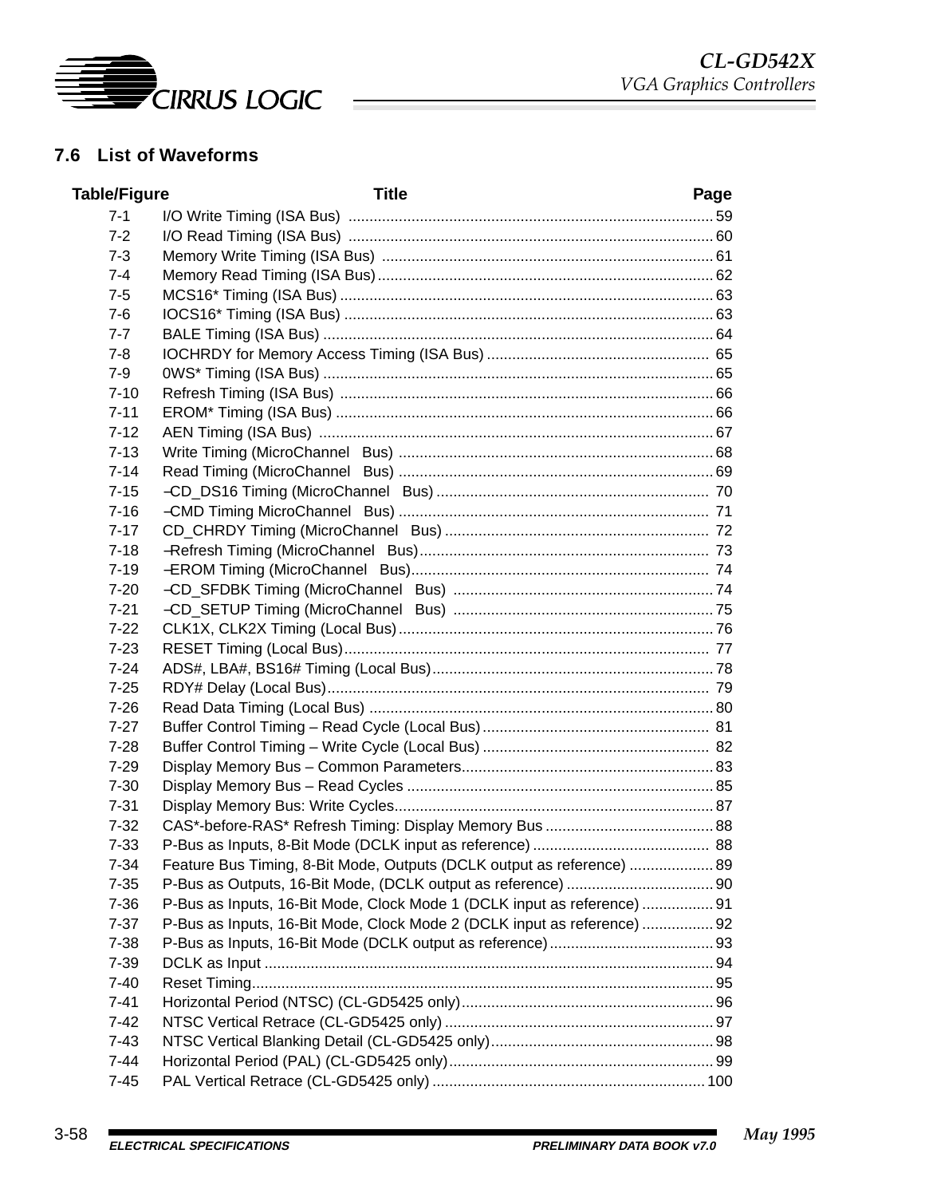## 7.6 List of Waveforms

| Table/Figure | Title | Page |
|---|---|---|
| 7-1 | I/O Write Timing (ISA Bus) | 59 |
| 7-2 | I/O Read Timing (ISA Bus) | 60 |
| 7-3 | Memory Write Timing (ISA Bus) | 61 |
| 7-4 | Memory Read Timing (ISA Bus) | 62 |
| 7-5 | MCS16* Timing (ISA Bus) | 63 |
| 7-6 | IOCS16* Timing (ISA Bus) | 63 |
| 7-7 | BALE Timing (ISA Bus) | 64 |
| 7-8 | IOCHRDY for Memory Access Timing (ISA Bus) | 65 |
| 7-9 | 0WS* Timing (ISA Bus) | 65 |
| 7-10 | Refresh Timing (ISA Bus) | 66 |
| 7-11 | EROM* Timing (ISA Bus) | 66 |
| 7-12 | AEN Timing (ISA Bus) | 67 |
| 7-13 | Write Timing (MicroChannel Bus) | 68 |
| 7-14 | Read Timing (MicroChannel Bus) | 69 |
| 7-15 | –CD_DS16 Timing (MicroChannel Bus) | 70 |
| 7-16 | –CMD Timing MicroChannel Bus) | 71 |
| 7-17 | CD_CHRDY Timing (MicroChannel Bus) | 72 |
| 7-18 | –Refresh Timing (MicroChannel Bus) | 73 |
| 7-19 | –EROM Timing (MicroChannel Bus) | 74 |
| 7-20 | –CD_SFDBK Timing (MicroChannel Bus) | 74 |
| 7-21 | –CD_SETUP Timing (MicroChannel Bus) | 75 |
| 7-22 | CLK1X, CLK2X Timing (Local Bus) | 76 |
| 7-23 | RESET Timing (Local Bus) | 77 |
| 7-24 | ADS#, LBA#, BS16# Timing (Local Bus) | 78 |
| 7-25 | RDY# Delay (Local Bus) | 79 |
| 7-26 | Read Data Timing (Local Bus) | 80 |
| 7-27 | Buffer Control Timing – Read Cycle (Local Bus) | 81 |
| 7-28 | Buffer Control Timing – Write Cycle (Local Bus) | 82 |
| 7-29 | Display Memory Bus – Common Parameters | 83 |
| 7-30 | Display Memory Bus – Read Cycles | 85 |
| 7-31 | Display Memory Bus: Write Cycles | 87 |
| 7-32 | CAS*-before-RAS* Refresh Timing: Display Memory Bus | 88 |
| 7-33 | P-Bus as Inputs, 8-Bit Mode (DCLK input as reference) | 88 |
| 7-34 | Feature Bus Timing, 8-Bit Mode, Outputs (DCLK output as reference) | 89 |
| 7-35 | P-Bus as Outputs, 16-Bit Mode, (DCLK output as reference) | 90 |
| 7-36 | P-Bus as Inputs, 16-Bit Mode, Clock Mode 1 (DCLK input as reference) | 91 |
| 7-37 | P-Bus as Inputs, 16-Bit Mode, Clock Mode 2 (DCLK input as reference) | 92 |
| 7-38 | P-Bus as Inputs, 16-Bit Mode (DCLK output as reference) | 93 |
| 7-39 | DCLK as Input | 94 |
| 7-40 | Reset Timing | 95 |
| 7-41 | Horizontal Period (NTSC) (CL-GD5425 only) | 96 |
| 7-42 | NTSC Vertical Retrace (CL-GD5425 only) | 97 |
| 7-43 | NTSC Vertical Blanking Detail (CL-GD5425 only) | 98 |
| 7-44 | Horizontal Period (PAL) (CL-GD5425 only) | 99 |
| 7-45 | PAL Vertical Retrace (CL-GD5425 only) | 100 |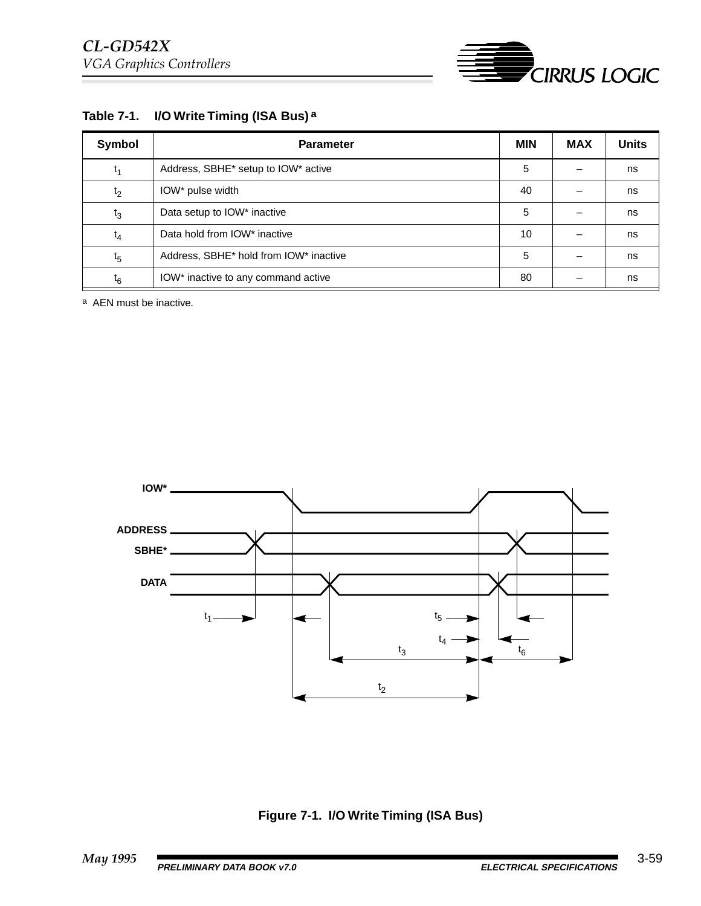**Table 7-1. I/O Write Timing (ISA Bus) [a]**

| Symbol | Parameter | MIN | MAX | Units |
|---|---|---|---|---|
| $t_1$ | Address, SBHE* setup to IOW* active | 5 | – | ns |
| $t_2$ | IOW* pulse width | 40 | – | ns |
| $t_3$ | Data setup to IOW* inactive | 5 | – | ns |
| $t_4$ | Data hold from IOW* inactive | 10 | – | ns |
| $t_5$ | Address, SBHE* hold from IOW* inactive | 5 | – | ns |
| $t_6$ | IOW* inactive to any command active | 80 | – | ns |

[a] AEN must be inactive.

**Figure 7-1. I/O Write Timing (ISA Bus)**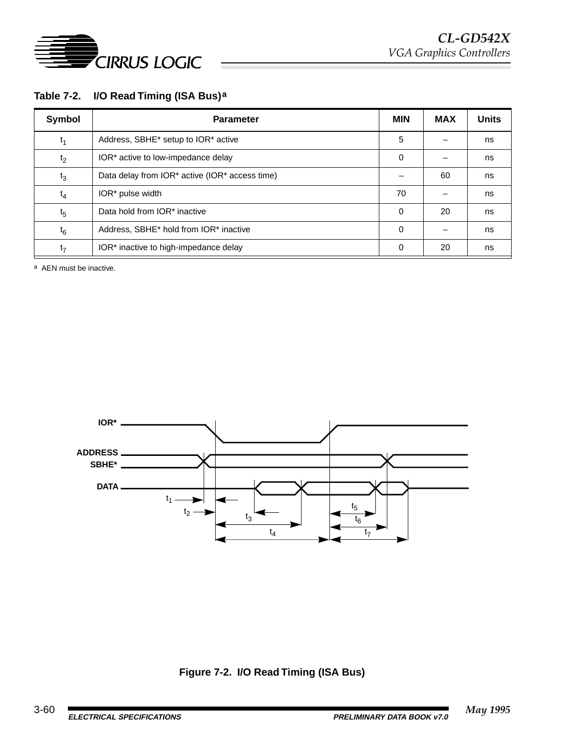**Table 7-2. I/O Read Timing (ISA Bus)[a]**

| Symbol | Parameter | MIN | MAX | Units |
|---|---|---|---|---|
| $t_1$ | Address, SBHE* setup to IOR* active | 5 | – | ns |
| $t_2$ | IOR* active to low-impedance delay | 0 | – | ns |
| $t_3$ | Data delay from IOR* active (IOR* access time) | – | 60 | ns |
| $t_4$ | IOR* pulse width | 70 | – | ns |
| $t_5$ | Data hold from IOR* inactive | 0 | 20 | ns |
| $t_6$ | Address, SBHE* hold from IOR* inactive | 0 | – | ns |
| $t_7$ | IOR* inactive to high-impedance delay | 0 | 20 | ns |

[a] AEN must be inactive.

**Figure 7-2. I/O Read Timing (ISA Bus)**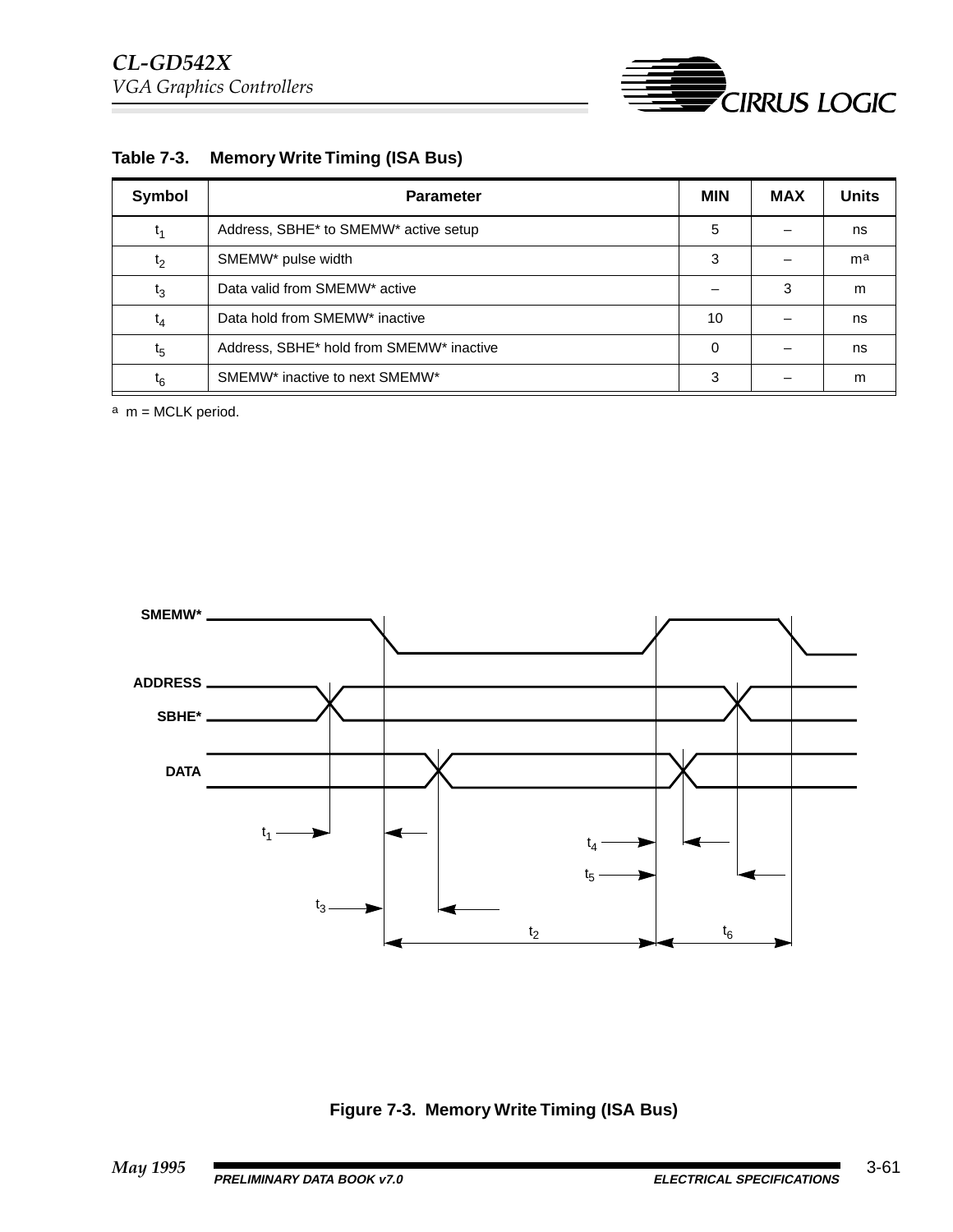**Table 7-3. Memory Write Timing (ISA Bus)**

| Symbol | Parameter | MIN | MAX | Units |
|---|---|---|---|---|
| $t_1$ | Address, SBHE* to SMEMW* active setup | 5 | – | ns |
| $t_2$ | SMEMW* pulse width | 3 | – | m[a] |
| $t_3$ | Data valid from SMEMW* active | – | 3 | m |
| $t_4$ | Data hold from SMEMW* inactive | 10 | – | ns |
| $t_5$ | Address, SBHE* hold from SMEMW* inactive | 0 | – | ns |
| $t_6$ | SMEMW* inactive to next SMEMW* | 3 | – | m |

[a] m = MCLK period.

**Figure 7-3. Memory Write Timing (ISA Bus)**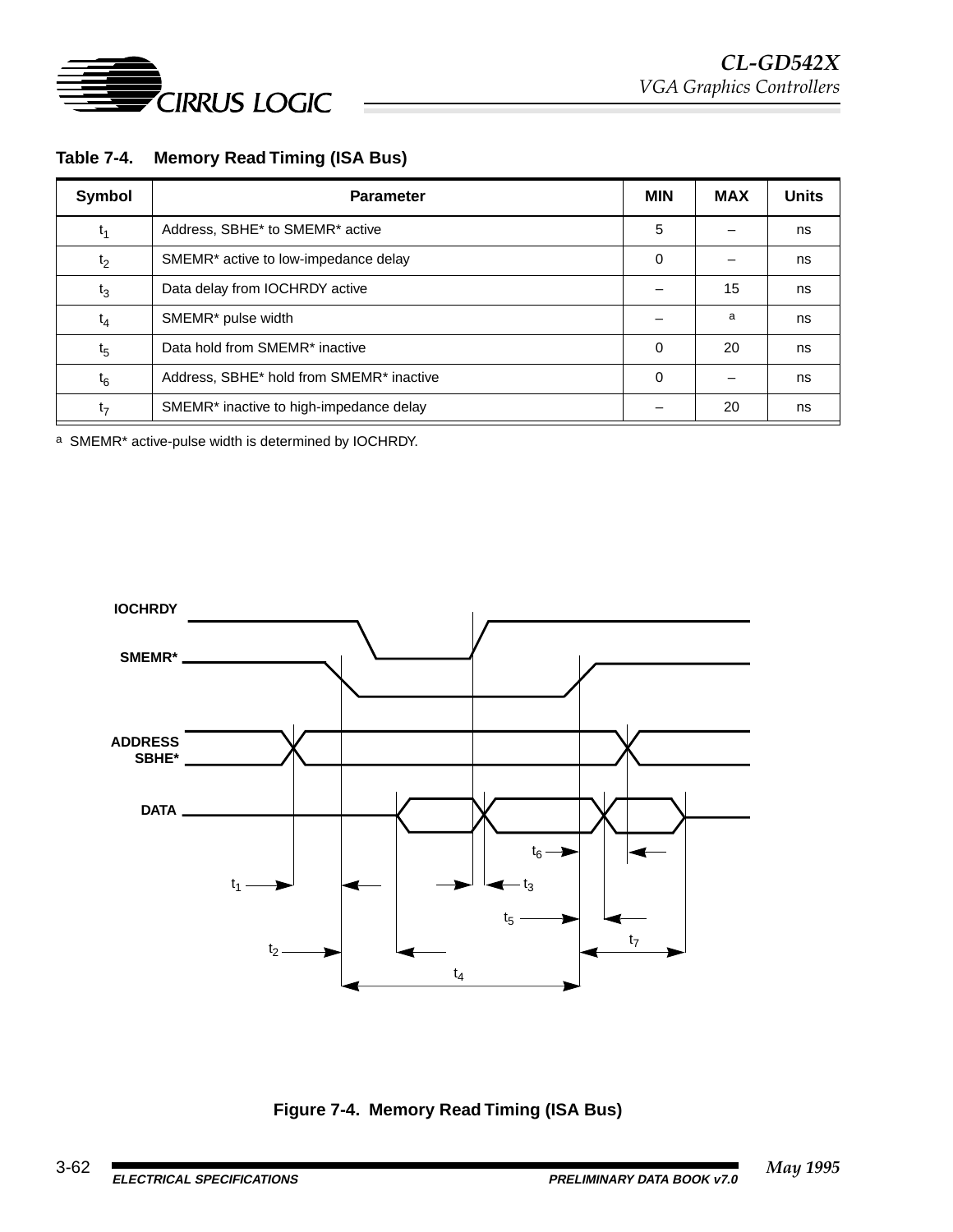## Table 7-4. Memory Read Timing (ISA Bus)

| Symbol | Parameter | MIN | MAX | Units |
|---|---|---|---|---|
| $t_1$ | Address, SBHE* to SMEMR* active | 5 | – | ns |
| $t_2$ | SMEMR* active to low-impedance delay | 0 | – | ns |
| $t_3$ | Data delay from IOCHRDY active | – | 15 | ns |
| $t_4$ | SMEMR* pulse width | – | [a] | ns |
| $t_5$ | Data hold from SMEMR* inactive | 0 | 20 | ns |
| $t_6$ | Address, SBHE* hold from SMEMR* inactive | 0 | – | ns |
| $t_7$ | SMEMR* inactive to high-impedance delay | – | 20 | ns |

[a] SMEMR* active-pulse width is determined by IOCHRDY.

IOCHRDY

SMEMR*

ADDRESS SBHE*

DATA

$t_1$ $t_2$ $t_3$ $t_4$ $t_5$ $t_6$ $t_7$

**Figure 7-4. Memory Read Timing (ISA Bus)**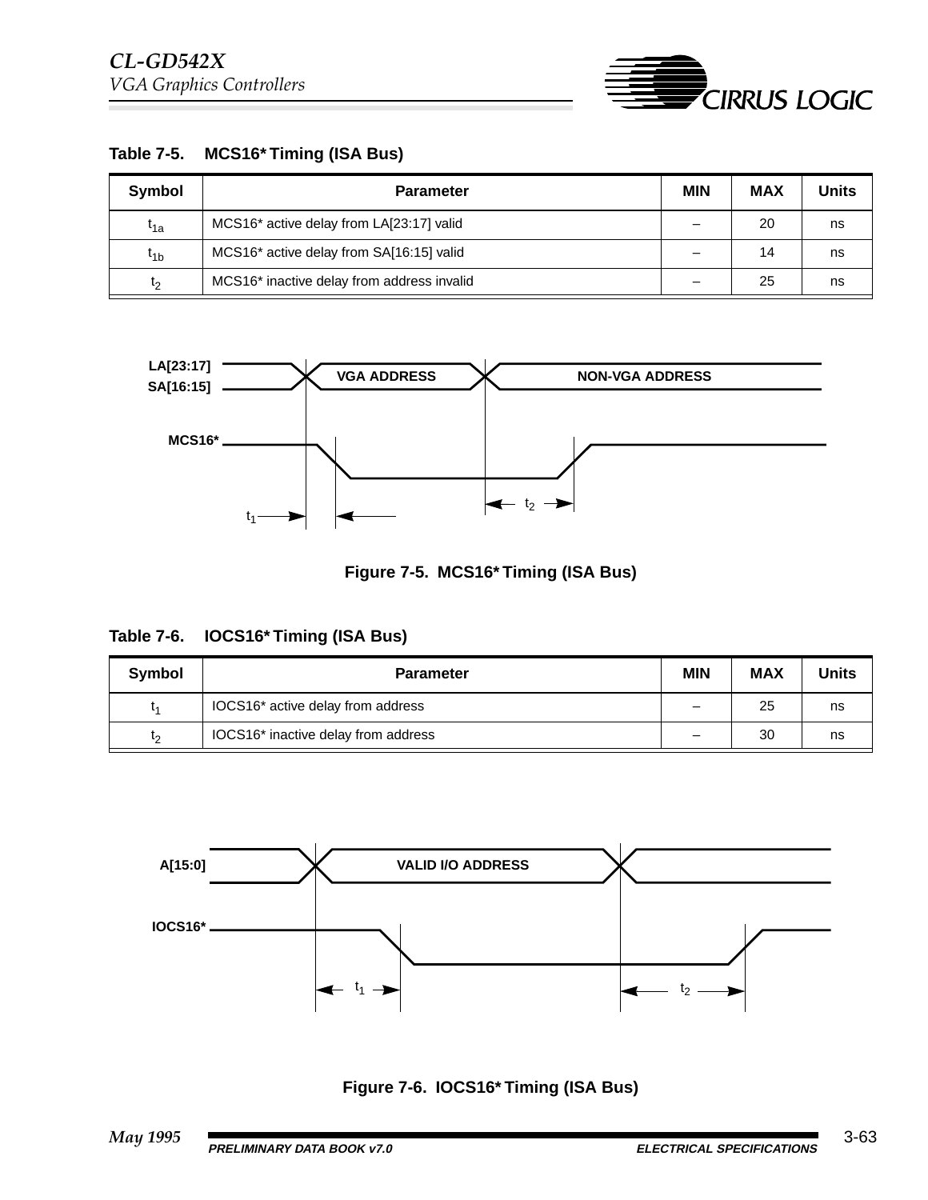**Table 7-5. MCS16* Timing (ISA Bus)**

| Symbol | Parameter | MIN | MAX | Units |
|---|---|---|---|---|
| $t_{1a}$ | MCS16* active delay from LA[23:17] valid | – | 20 | ns |
| $t_{1b}$ | MCS16* active delay from SA[16:15] valid | – | 14 | ns |
| $t_2$ | MCS16* inactive delay from address invalid | – | 25 | ns |

**Figure 7-5. MCS16* Timing (ISA Bus)**

**Table 7-6. IOCS16* Timing (ISA Bus)**

| Symbol | Parameter | MIN | MAX | Units |
|---|---|---|---|---|
| $t_1$ | IOCS16* active delay from address | – | 25 | ns |
| $t_2$ | IOCS16* inactive delay from address | – | 30 | ns |

**Figure 7-6. IOCS16* Timing (ISA Bus)**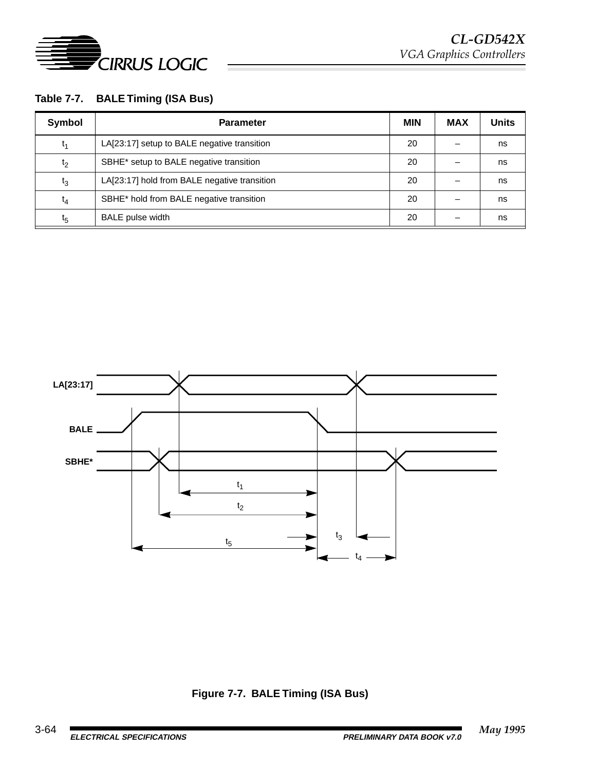**Table 7-7. BALE Timing (ISA Bus)**

| Symbol | Parameter | MIN | MAX | Units |
|---|---|---|---|---|
| $t_1$ | LA[23:17] setup to BALE negative transition | 20 | – | ns |
| $t_2$ | SBHE* setup to BALE negative transition | 20 | – | ns |
| $t_3$ | LA[23:17] hold from BALE negative transition | 20 | – | ns |
| $t_4$ | SBHE* hold from BALE negative transition | 20 | – | ns |
| $t_5$ | BALE pulse width | 20 | – | ns |

**Figure 7-7. BALE Timing (ISA Bus)**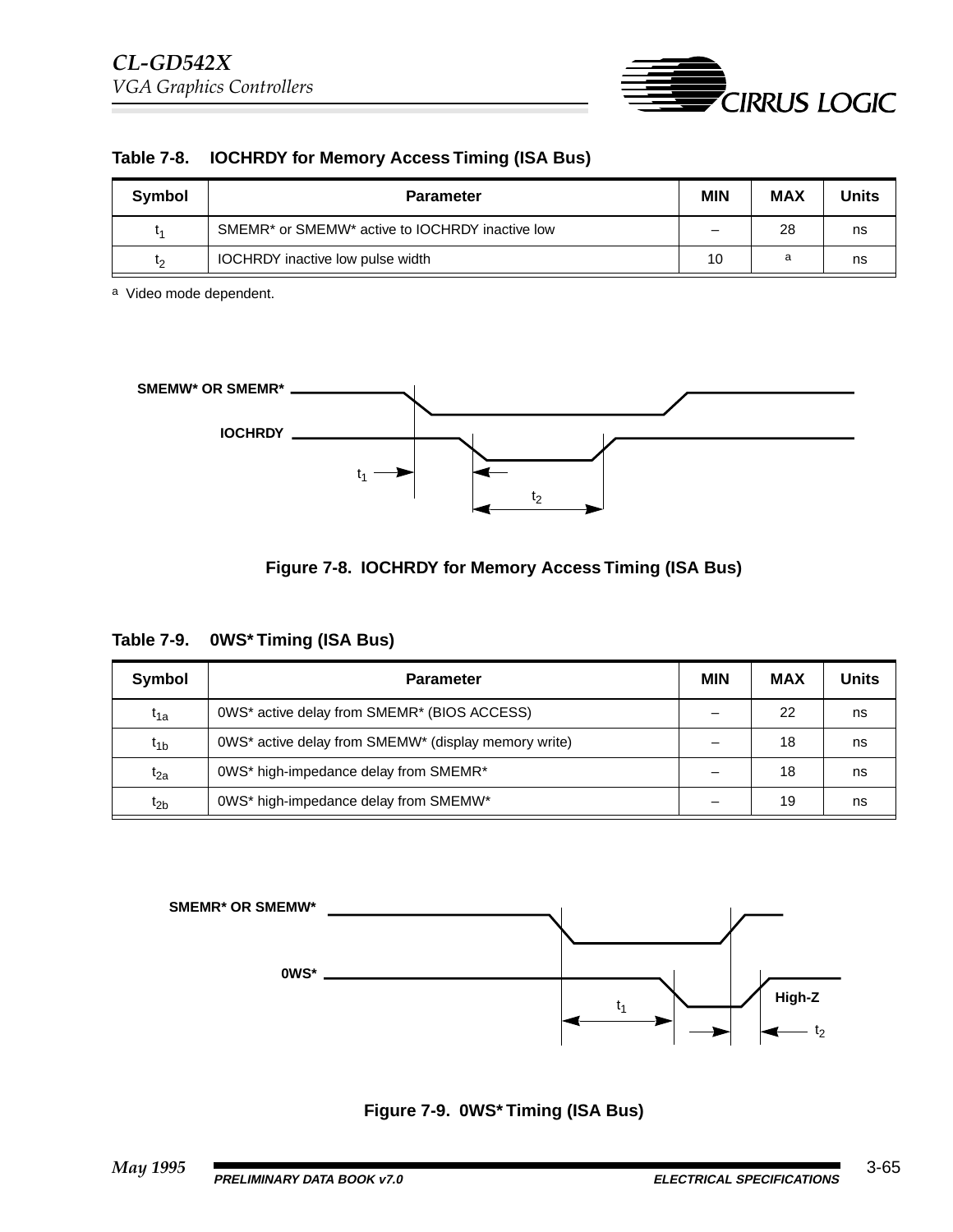**Table 7-8. IOCHRDY for Memory Access Timing (ISA Bus)**

| Symbol | Parameter | MIN | MAX | Units |
|---|---|---|---|---|
| $t_1$ | SMEMR* or SMEMW* active to IOCHRDY inactive low | – | 28 | ns |
| $t_2$ | IOCHRDY inactive low pulse width | 10 | [a] | ns |

[a] Video mode dependent.

**Figure 7-8. IOCHRDY for Memory Access Timing (ISA Bus)**

**Table 7-9. 0WS* Timing (ISA Bus)**

| Symbol | Parameter | MIN | MAX | Units |
|---|---|---|---|---|
| $t_{1a}$ | 0WS* active delay from SMEMR* (BIOS ACCESS) | – | 22 | ns |
| $t_{1b}$ | 0WS* active delay from SMEMW* (display memory write) | – | 18 | ns |
| $t_{2a}$ | 0WS* high-impedance delay from SMEMR* | – | 18 | ns |
| $t_{2b}$ | 0WS* high-impedance delay from SMEMW* | – | 19 | ns |

**Figure 7-9. 0WS* Timing (ISA Bus)**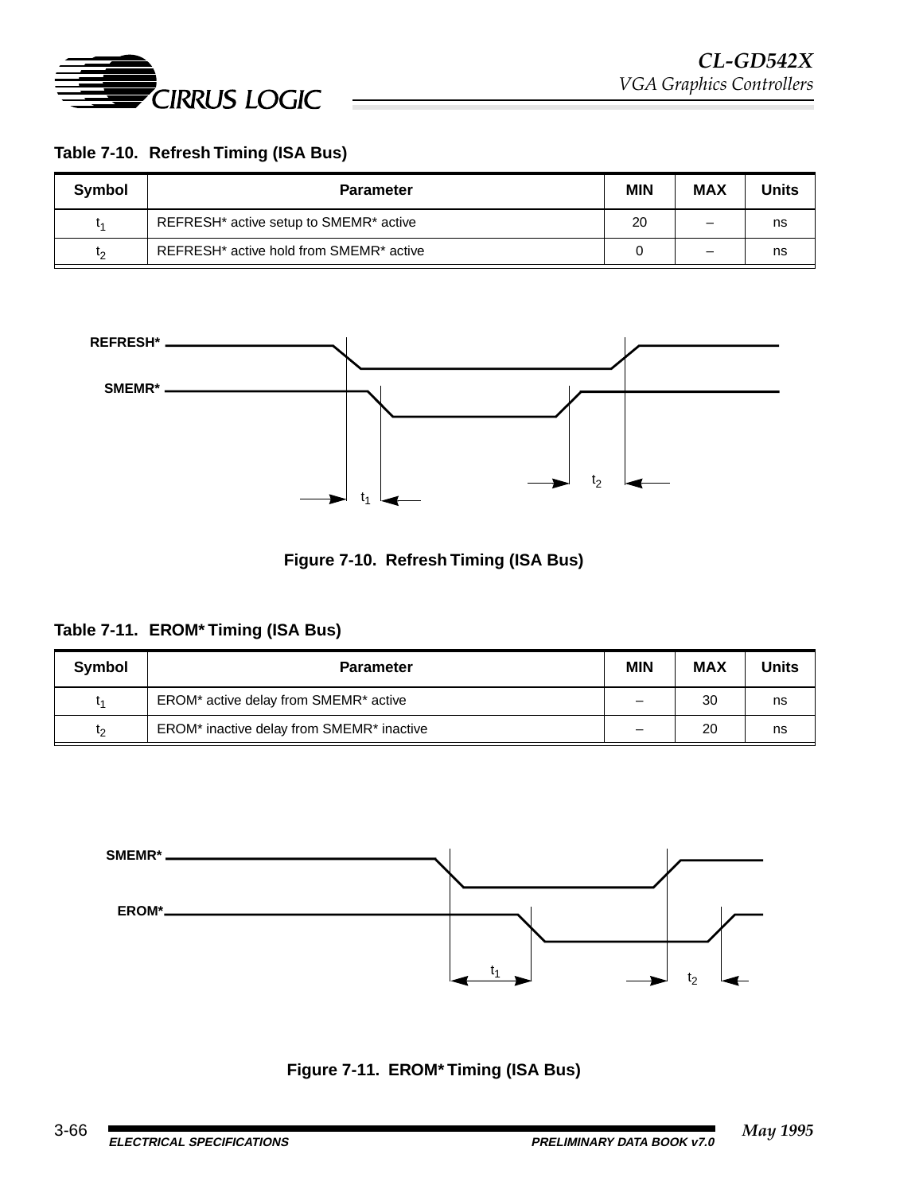**Table 7-10. Refresh Timing (ISA Bus)**

| Symbol | Parameter | MIN | MAX | Units |
|---|---|---|---|---|
| $t_1$ | REFRESH* active setup to SMEMR* active | 20 | – | ns |
| $t_2$ | REFRESH* active hold from SMEMR* active | 0 | – | ns |

**Figure 7-10. Refresh Timing (ISA Bus)**

**Table 7-11. EROM* Timing (ISA Bus)**

| Symbol | Parameter | MIN | MAX | Units |
|---|---|---|---|---|
| $t_1$ | EROM* active delay from SMEMR* active | – | 30 | ns |
| $t_2$ | EROM* inactive delay from SMEMR* inactive | – | 20 | ns |

**Figure 7-11. EROM* Timing (ISA Bus)**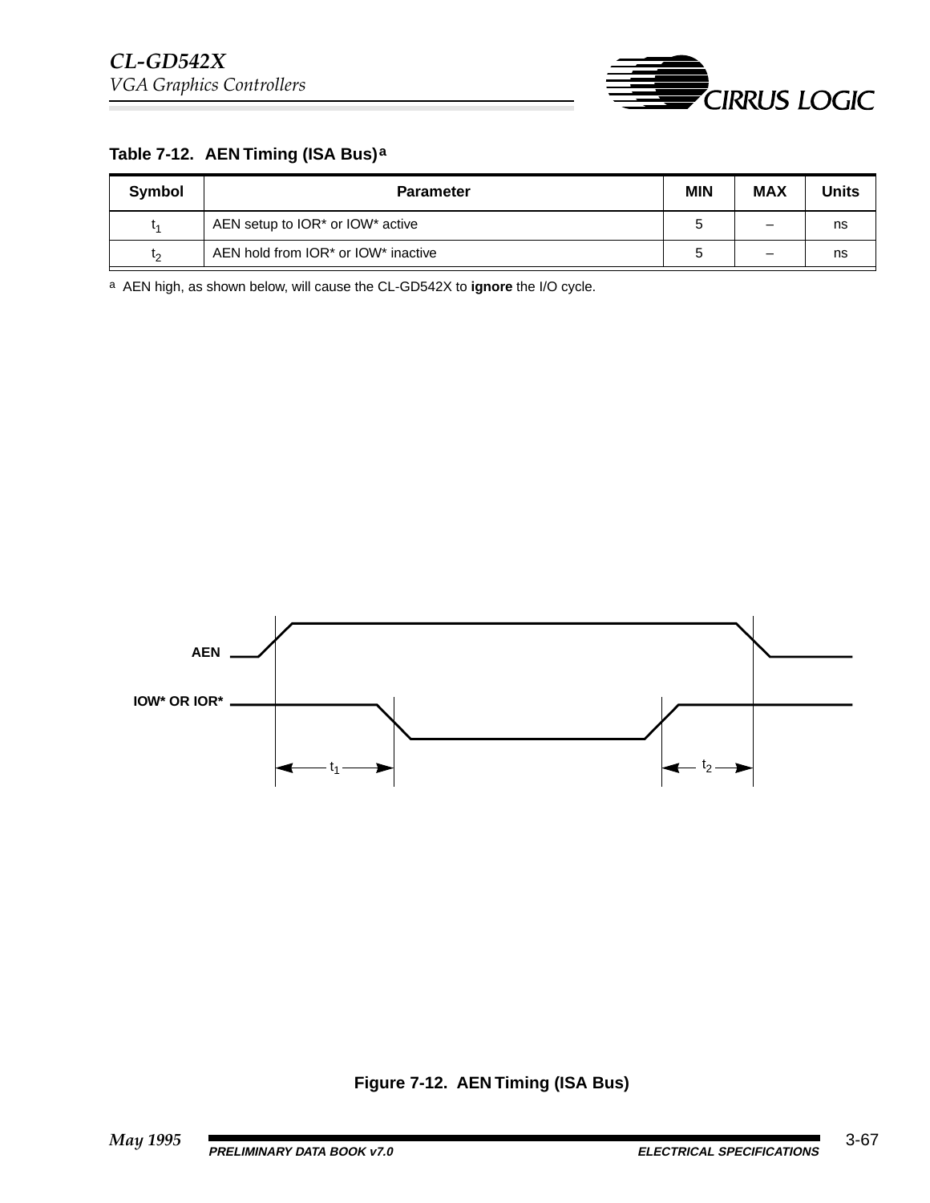**Table 7-12. AEN Timing (ISA Bus)[a]**

| Symbol | Parameter | MIN | MAX | Units |
|---|---|---|---|---|
| $t_1$ | AEN setup to IOR* or IOW* active | 5 | – | ns |
| $t_2$ | AEN hold from IOR* or IOW* inactive | 5 | – | ns |

[a] AEN high, as shown below, will cause the CL-GD542X to **ignore** the I/O cycle.

**Figure 7-12. AEN Timing (ISA Bus)**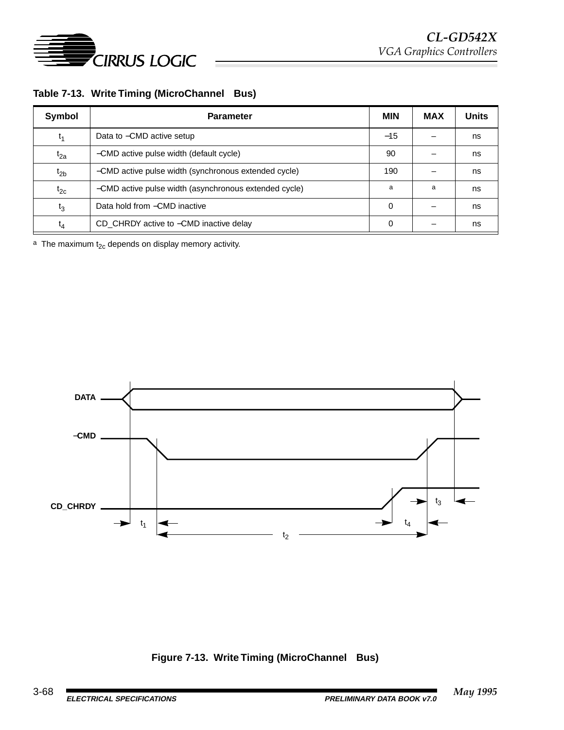**Table 7-13. Write Timing (MicroChannel Bus)**

| Symbol | Parameter | MIN | MAX | Units |
|---|---|---|---|---|
| $t_1$ | Data to –CMD active setup | –15 | – | ns |
| $t_{2a}$ | –CMD active pulse width (default cycle) | 90 | – | ns |
| $t_{2b}$ | –CMD active pulse width (synchronous extended cycle) | 190 | – | ns |
| $t_{2c}$ | –CMD active pulse width (asynchronous extended cycle) | [a] | [a] | ns |
| $t_3$ | Data hold from –CMD inactive | 0 | – | ns |
| $t_4$ | CD_CHRDY active to –CMD inactive delay | 0 | – | ns |

[a] The maximum $t_{2c}$ depends on display memory activity.

DATA

–CMD

CD_CHRDY

$t_1$ $t_2$ $t_3$ $t_4$

**Figure 7-13. Write Timing (MicroChannel Bus)**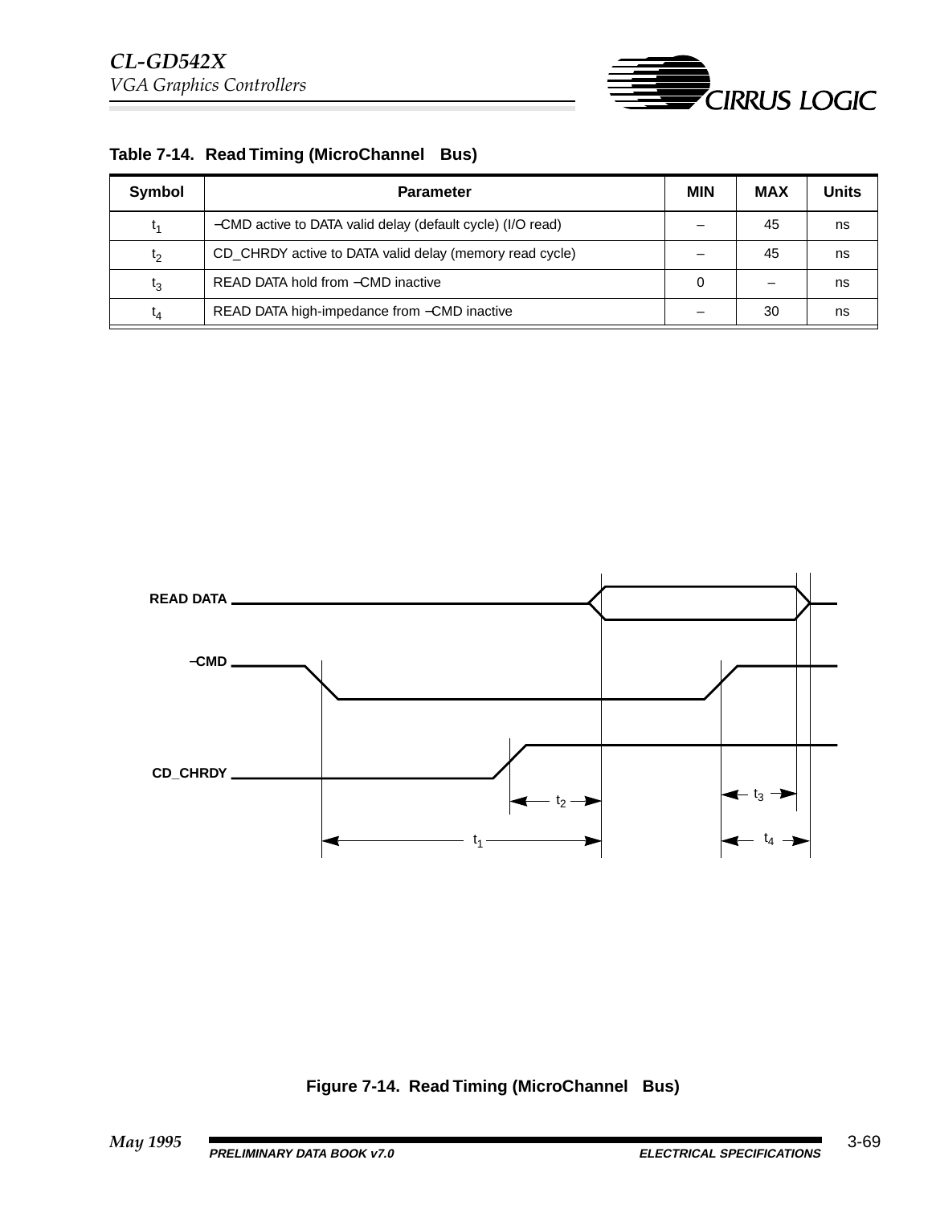**Table 7-14. Read Timing (MicroChannel Bus)**

| Symbol | Parameter | MIN | MAX | Units |
|---|---|---|---|---|
| $t_1$ | –CMD active to DATA valid delay (default cycle) (I/O read) | – | 45 | ns |
| $t_2$ | CD_CHRDY active to DATA valid delay (memory read cycle) | – | 45 | ns |
| $t_3$ | READ DATA hold from –CMD inactive | 0 | – | ns |
| $t_4$ | READ DATA high-impedance from –CMD inactive | – | 30 | ns |

**Figure 7-14. Read Timing (MicroChannel Bus)**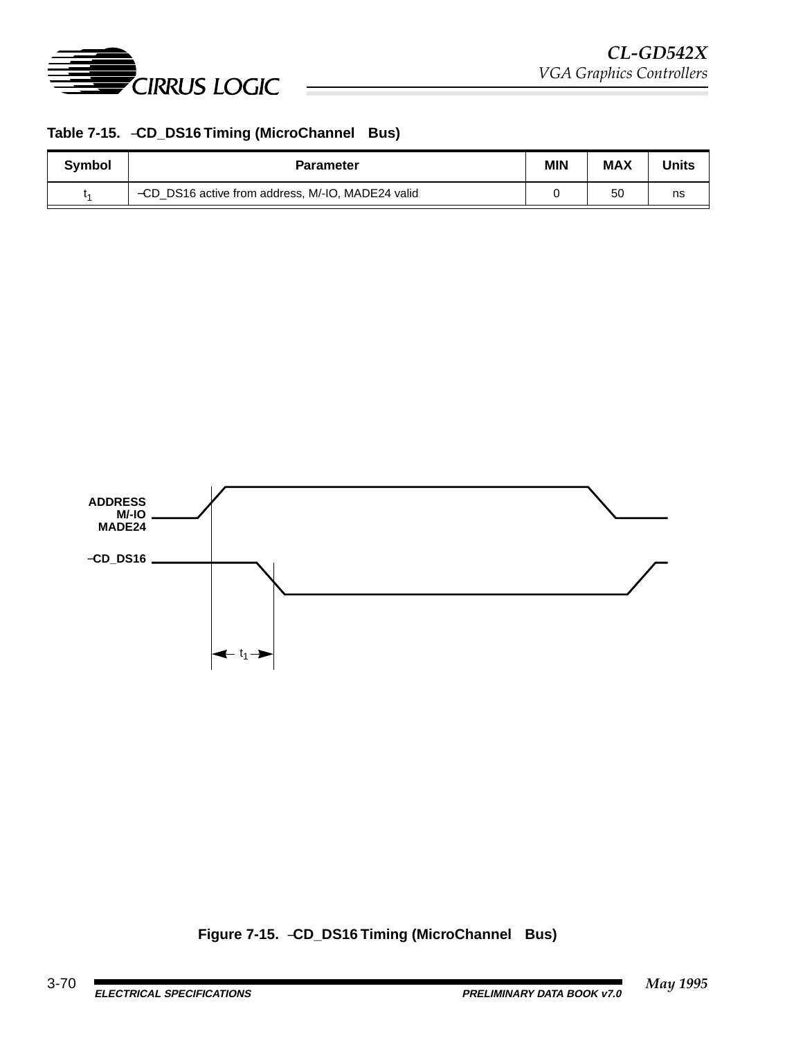**Table 7-15. –CD_DS16 Timing (MicroChannel Bus)**

| Symbol | Parameter | MIN | MAX | Units |
|---|---|---|---|---|
| $t_1$ | –CD_DS16 active from address, M/-IO, MADE24 valid | 0 | 50 | ns |

ADDRESS
M/-IO
MADE24

–CD_DS16

$t_1$

**Figure 7-15. –CD_DS16 Timing (MicroChannel Bus)**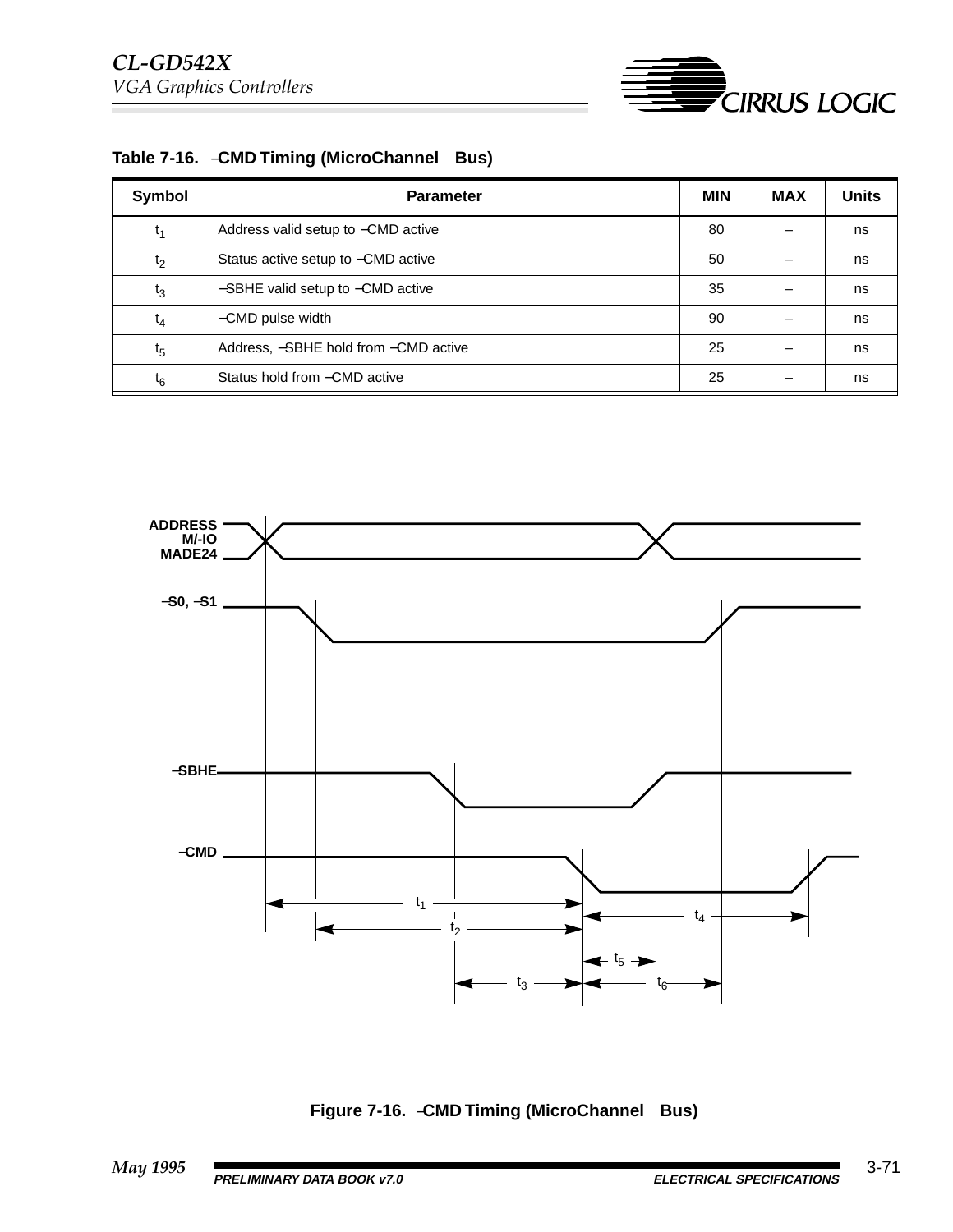**Table 7-16. –CMD Timing (MicroChannel Bus)**

| Symbol | Parameter | MIN | MAX | Units |
|---|---|---|---|---|
| $t_1$ | Address valid setup to –CMD active | 80 | – | ns |
| $t_2$ | Status active setup to –CMD active | 50 | – | ns |
| $t_3$ | –SBHE valid setup to –CMD active | 35 | – | ns |
| $t_4$ | –CMD pulse width | 90 | – | ns |
| $t_5$ | Address, –SBHE hold from –CMD active | 25 | – | ns |
| $t_6$ | Status hold from –CMD active | 25 | – | ns |

ADDRESS
M/-IO
MADE24

–S0, –S1

–SBHE

–CMD

$t_1$ $t_2$ $t_3$ $t_4$ $t_5$ $t_6$

**Figure 7-16. –CMD Timing (MicroChannel Bus)**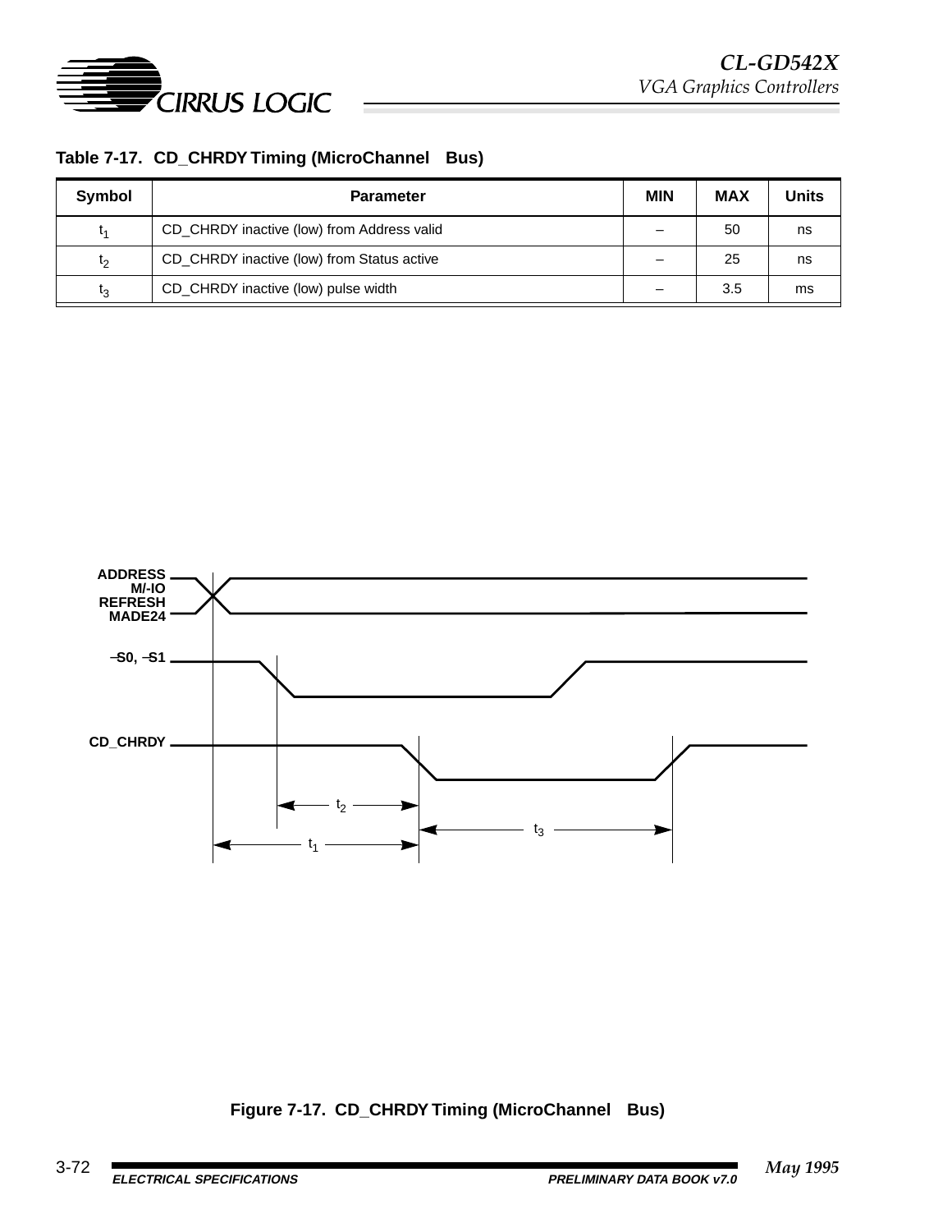**Table 7-17. CD_CHRDY Timing (MicroChannel Bus)**

| Symbol | Parameter | MIN | MAX | Units |
|---|---|---|---|---|
| $t_1$ | CD_CHRDY inactive (low) from Address valid | – | 50 | ns |
| $t_2$ | CD_CHRDY inactive (low) from Status active | – | 25 | ns |
| $t_3$ | CD_CHRDY inactive (low) pulse width | – | 3.5 | ms |

**Figure 7-17. CD_CHRDY Timing (MicroChannel Bus)**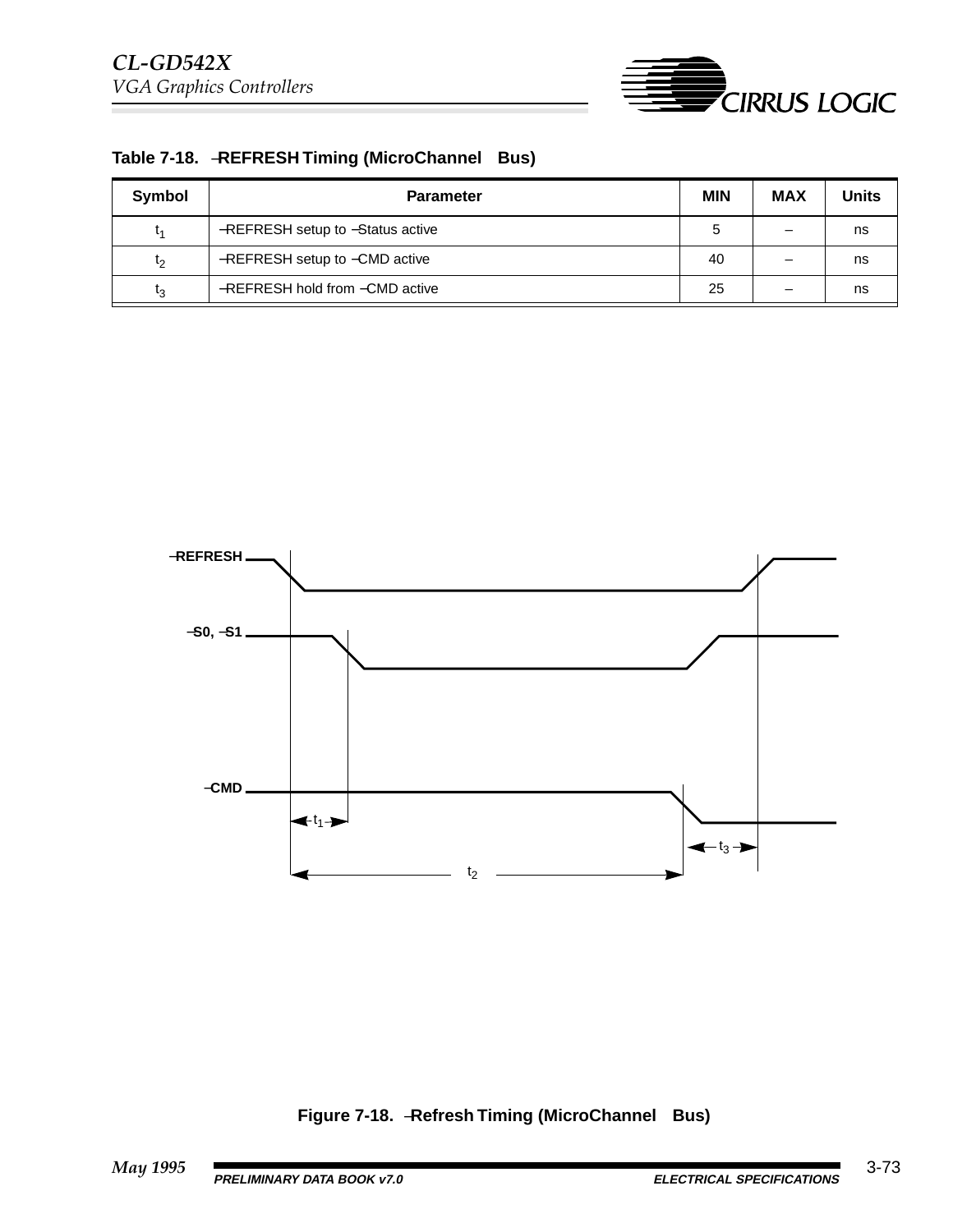**Table 7-18. –REFRESH Timing (MicroChannel Bus)**

| Symbol | Parameter | MIN | MAX | Units |
|---|---|---|---|---|
| $t_1$ | –REFRESH setup to –Status active | 5 | – | ns |
| $t_2$ | –REFRESH setup to –CMD active | 40 | – | ns |
| $t_3$ | –REFRESH hold from –CMD active | 25 | – | ns |

–REFRESH

–S0, –S1

–CMD

$t_1$

$t_2$

$t_3$

**Figure 7-18. –Refresh Timing (MicroChannel Bus)**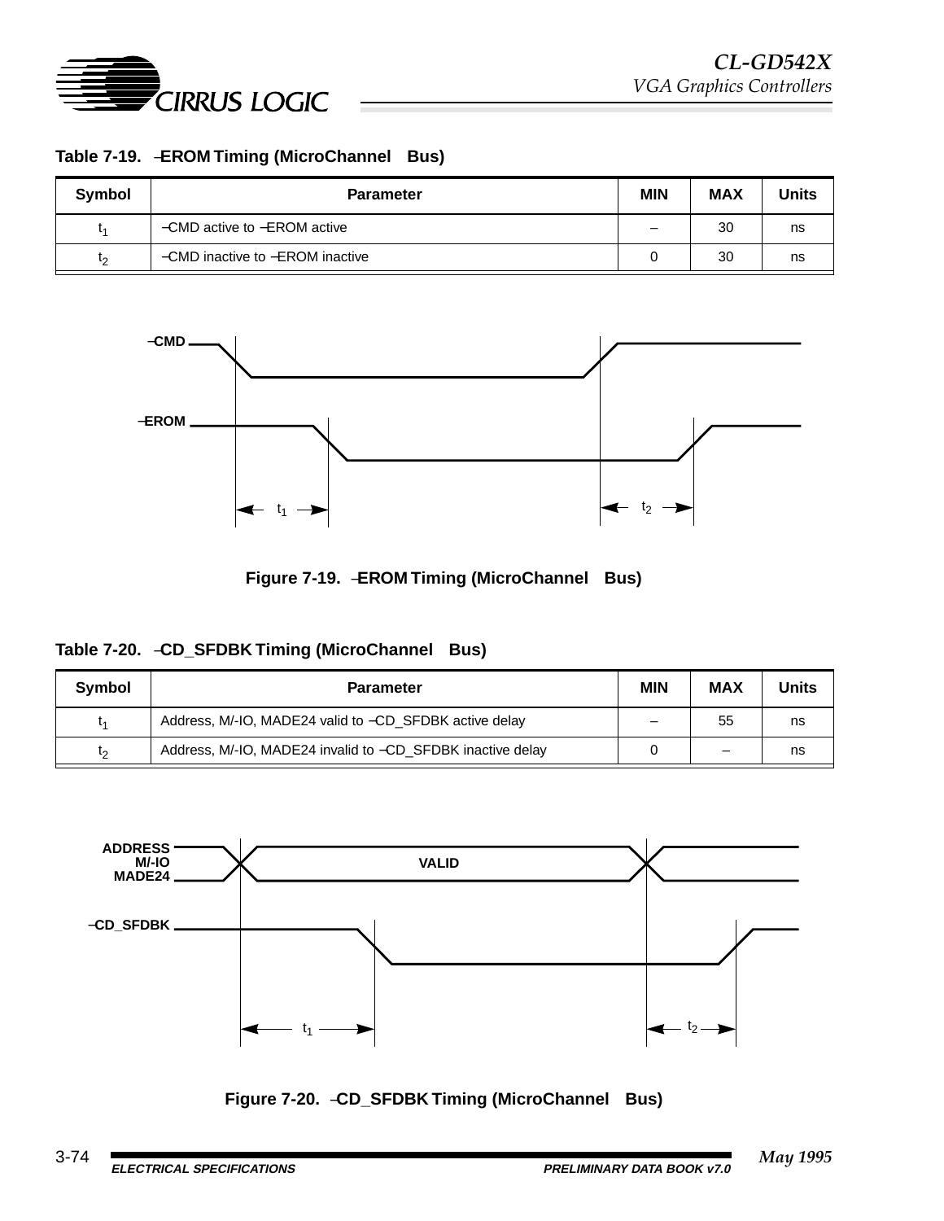**Table 7-19. –EROM Timing (MicroChannel Bus)**

| Symbol | Parameter | MIN | MAX | Units |
|---|---|---|---|---|
| $t_1$ | –CMD active to –EROM active | – | 30 | ns |
| $t_2$ | –CMD inactive to –EROM inactive | 0 | 30 | ns |

**Figure 7-19. –EROM Timing (MicroChannel Bus)**

**Table 7-20. –CD_SFDBK Timing (MicroChannel Bus)**

| Symbol | Parameter | MIN | MAX | Units |
|---|---|---|---|---|
| $t_1$ | Address, M/-IO, MADE24 valid to –CD_SFDBK active delay | – | 55 | ns |
| $t_2$ | Address, M/-IO, MADE24 invalid to –CD_SFDBK inactive delay | 0 | – | ns |

**Figure 7-20. –CD_SFDBK Timing (MicroChannel Bus)**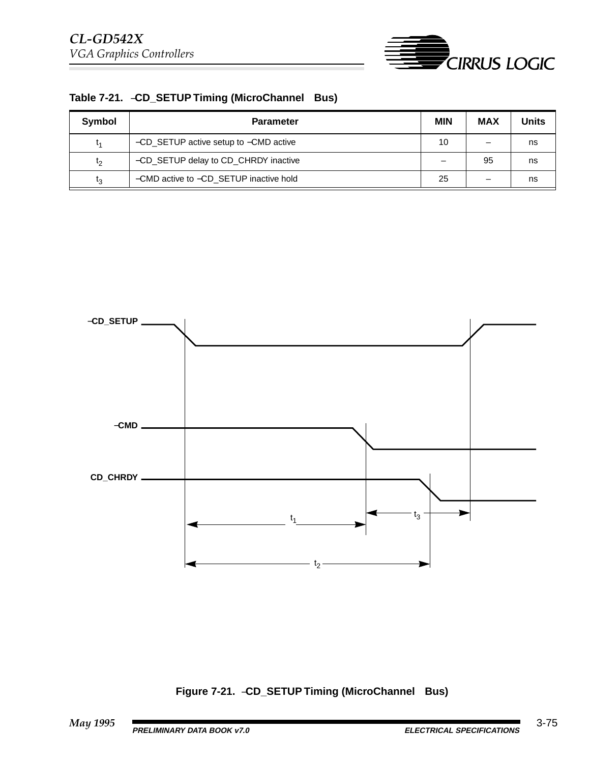**Table 7-21. –CD_SETUP Timing (MicroChannel Bus)**

| Symbol | Parameter | MIN | MAX | Units |
|---|---|---|---|---|
| $t_1$ | –CD_SETUP active setup to –CMD active | 10 | – | ns |
| $t_2$ | –CD_SETUP delay to CD_CHRDY inactive | – | 95 | ns |
| $t_3$ | –CMD active to –CD_SETUP inactive hold | 25 | – | ns |

**Figure 7-21. –CD_SETUP Timing (MicroChannel Bus)**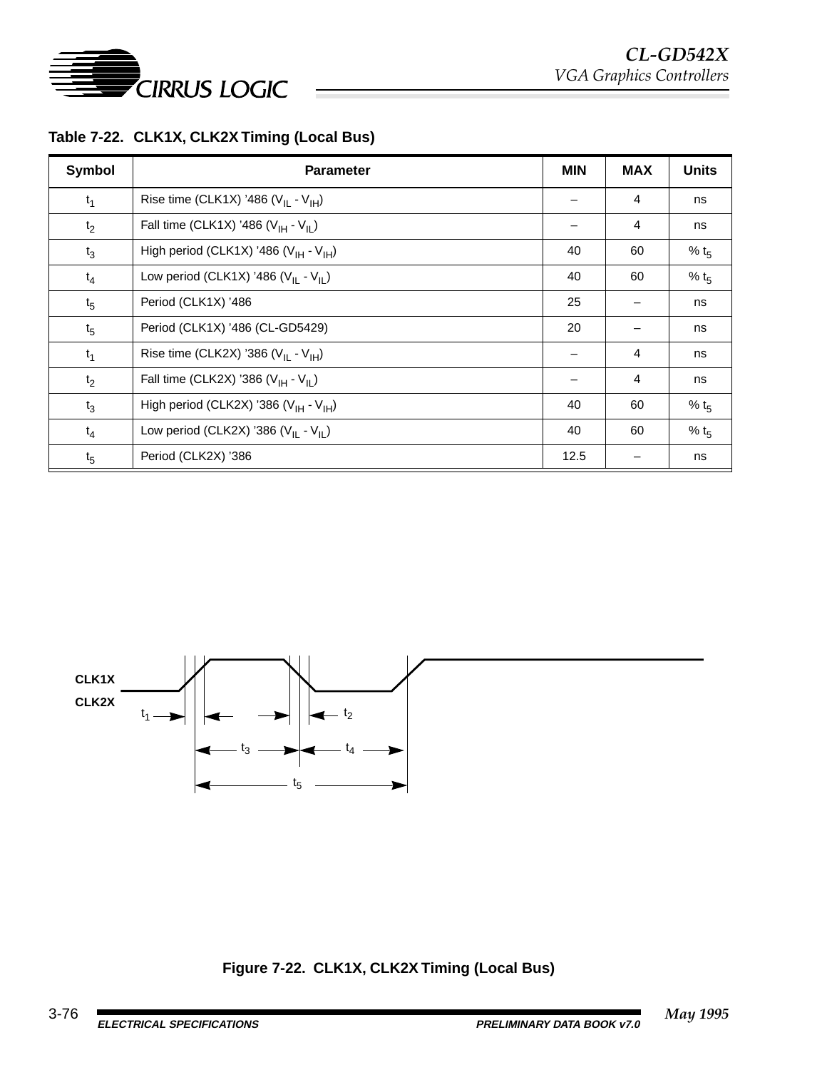**Table 7-22. CLK1X, CLK2X Timing (Local Bus)**

| Symbol | Parameter | MIN | MAX | Units |
|---|---|---|---|---|
| $t_1$ | Rise time (CLK1X) '486 ($V_{IL}$ - $V_{IH}$) | – | 4 | ns |
| $t_2$ | Fall time (CLK1X) '486 ($V_{IH}$ - $V_{IL}$) | – | 4 | ns |
| $t_3$ | High period (CLK1X) '486 ($V_{IH}$ - $V_{IH}$) | 40 | 60 | % $t_5$ |
| $t_4$ | Low period (CLK1X) '486 ($V_{IL}$ - $V_{IL}$) | 40 | 60 | % $t_5$ |
| $t_5$ | Period (CLK1X) '486 | 25 | – | ns |
| $t_5$ | Period (CLK1X) '486 (CL-GD5429) | 20 | – | ns |
| $t_1$ | Rise time (CLK2X) '386 ($V_{IL}$ - $V_{IH}$) | – | 4 | ns |
| $t_2$ | Fall time (CLK2X) '386 ($V_{IH}$ - $V_{IL}$) | – | 4 | ns |
| $t_3$ | High period (CLK2X) '386 ($V_{IH}$ - $V_{IH}$) | 40 | 60 | % $t_5$ |
| $t_4$ | Low period (CLK2X) '386 ($V_{IL}$ - $V_{IL}$) | 40 | 60 | % $t_5$ |
| $t_5$ | Period (CLK2X) '386 | 12.5 | – | ns |

**Figure 7-22. CLK1X, CLK2X Timing (Local Bus)**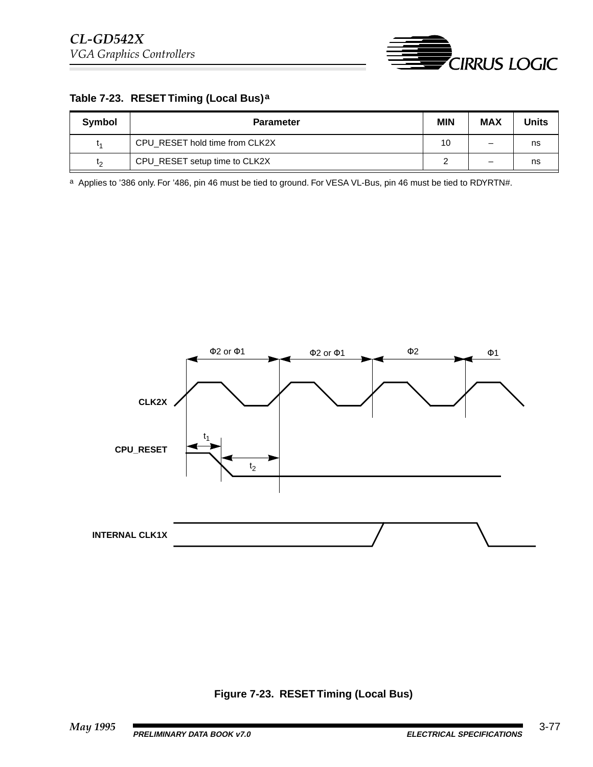**Table 7-23. RESET Timing (Local Bus)[a]**

| Symbol | Parameter | MIN | MAX | Units |
|---|---|---|---|---|
| $t_1$ | CPU_RESET hold time from CLK2X | 10 | – | ns |
| $t_2$ | CPU_RESET setup time to CLK2X | 2 | – | ns |

[a] Applies to ’386 only. For ’486, pin 46 must be tied to ground. For VESA VL-Bus, pin 46 must be tied to RDYRTN#.

**Figure 7-23. RESET Timing (Local Bus)**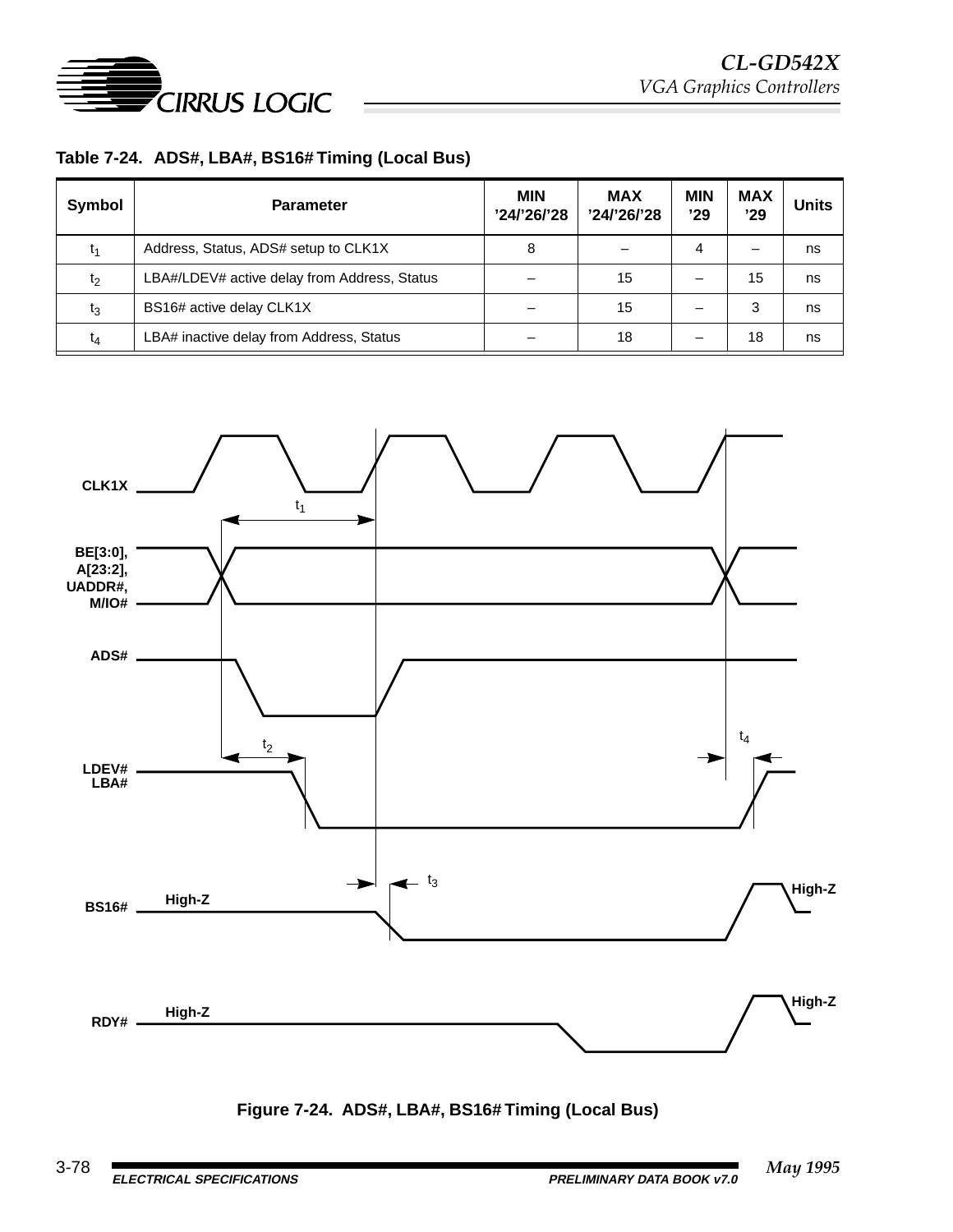**Table 7-24. ADS#, LBA#, BS16# Timing (Local Bus)**

| Symbol | Parameter | MIN '24/'26/'28 | MAX '24/'26/'28 | MIN '29 | MAX '29 | Units |
|---|---|---|---|---|---|---|
| $t_1$ | Address, Status, ADS# setup to CLK1X | 8 | – | 4 | – | ns |
| $t_2$ | LBA#/LDEV# active delay from Address, Status | – | 15 | – | 15 | ns |
| $t_3$ | BS16# active delay CLK1X | – | 15 | – | 3 | ns |
| $t_4$ | LBA# inactive delay from Address, Status | – | 18 | – | 18 | ns |

**Figure 7-24. ADS#, LBA#, BS16# Timing (Local Bus)**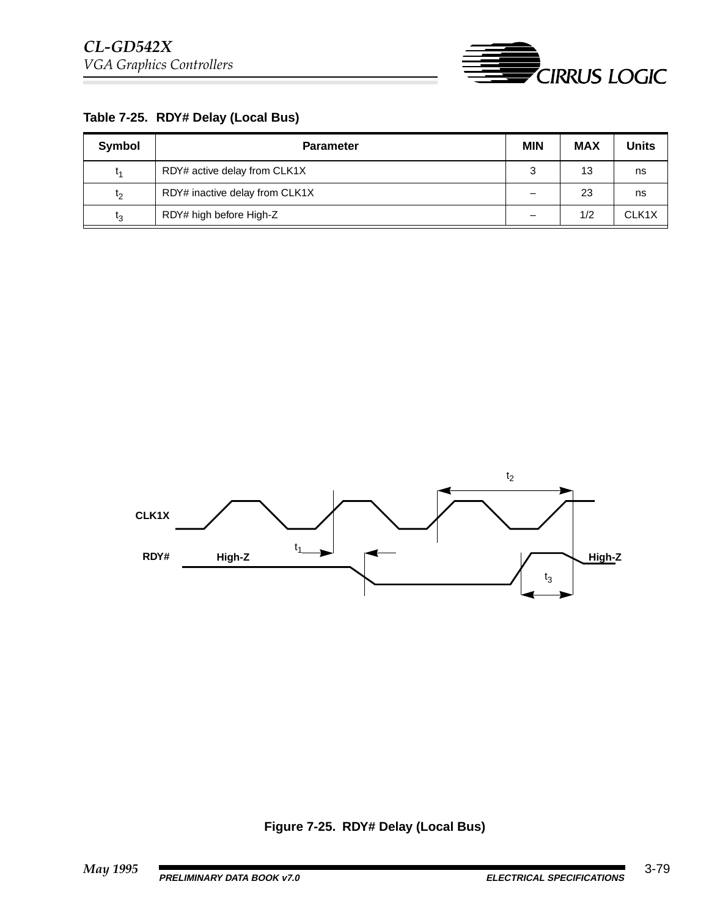**Table 7-25. RDY# Delay (Local Bus)**

| Symbol | Parameter | MIN | MAX | Units |
|---|---|---|---|---|
| $t_1$ | RDY# active delay from CLK1X | 3 | 13 | ns |
| $t_2$ | RDY# inactive delay from CLK1X | – | 23 | ns |
| $t_3$ | RDY# high before High-Z | – | 1/2 | CLK1X |

**Figure 7-25. RDY# Delay (Local Bus)**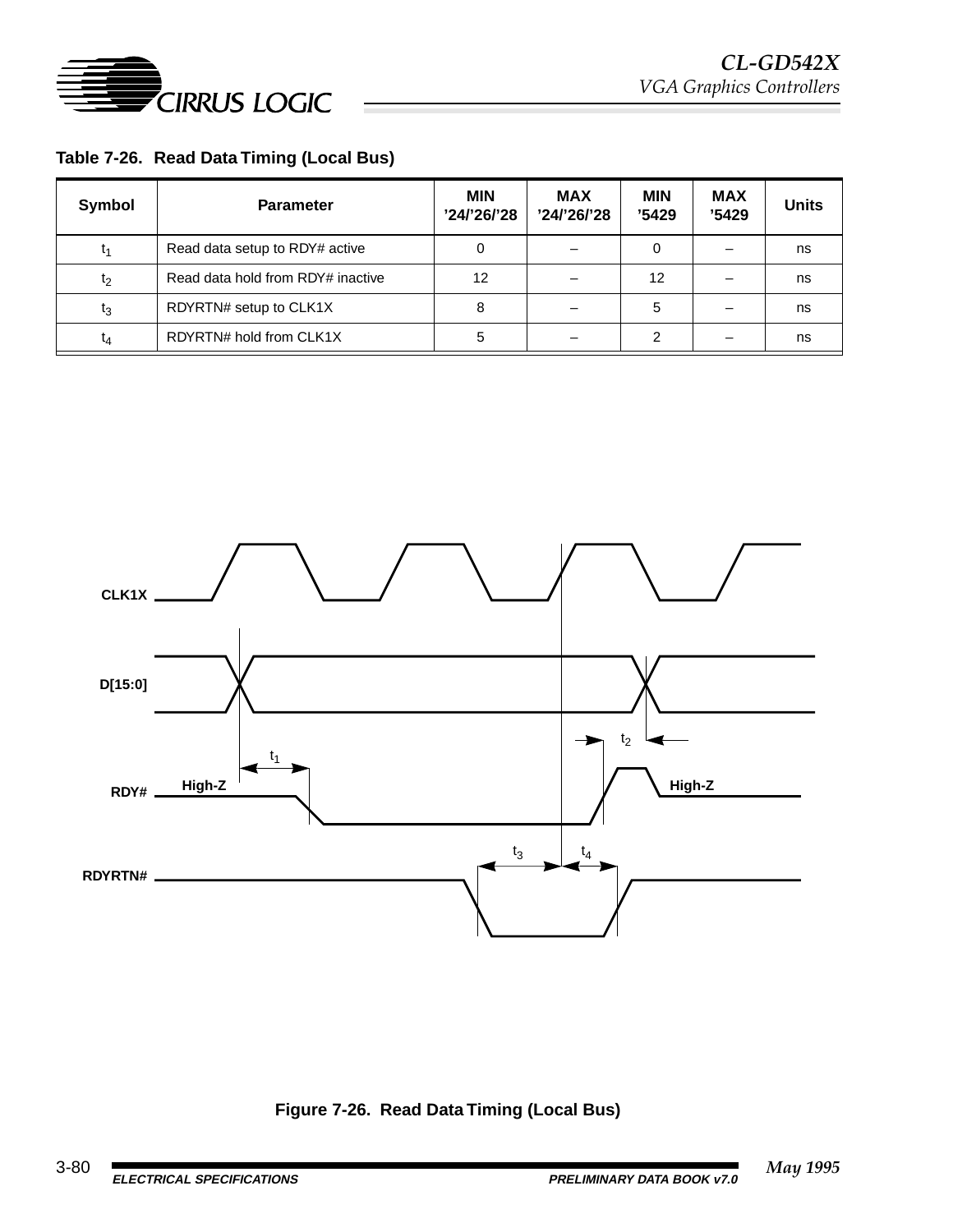**Table 7-26. Read Data Timing (Local Bus)**

| Symbol | Parameter | MIN '24/'26/'28 | MAX '24/'26/'28 | MIN '5429 | MAX '5429 | Units |
|---|---|---|---|---|---|---|
| $t_1$ | Read data setup to RDY# active | 0 | – | 0 | – | ns |
| $t_2$ | Read data hold from RDY# inactive | 12 | – | 12 | – | ns |
| $t_3$ | RDYRTN# setup to CLK1X | 8 | – | 5 | – | ns |
| $t_4$ | RDYRTN# hold from CLK1X | 5 | – | 2 | – | ns |

CLK1X

D[15:0]

RDY# High-Z $t_1$ $t_2$ High-Z

RDYRTN# $t_3$ $t_4$

**Figure 7-26. Read Data Timing (Local Bus)**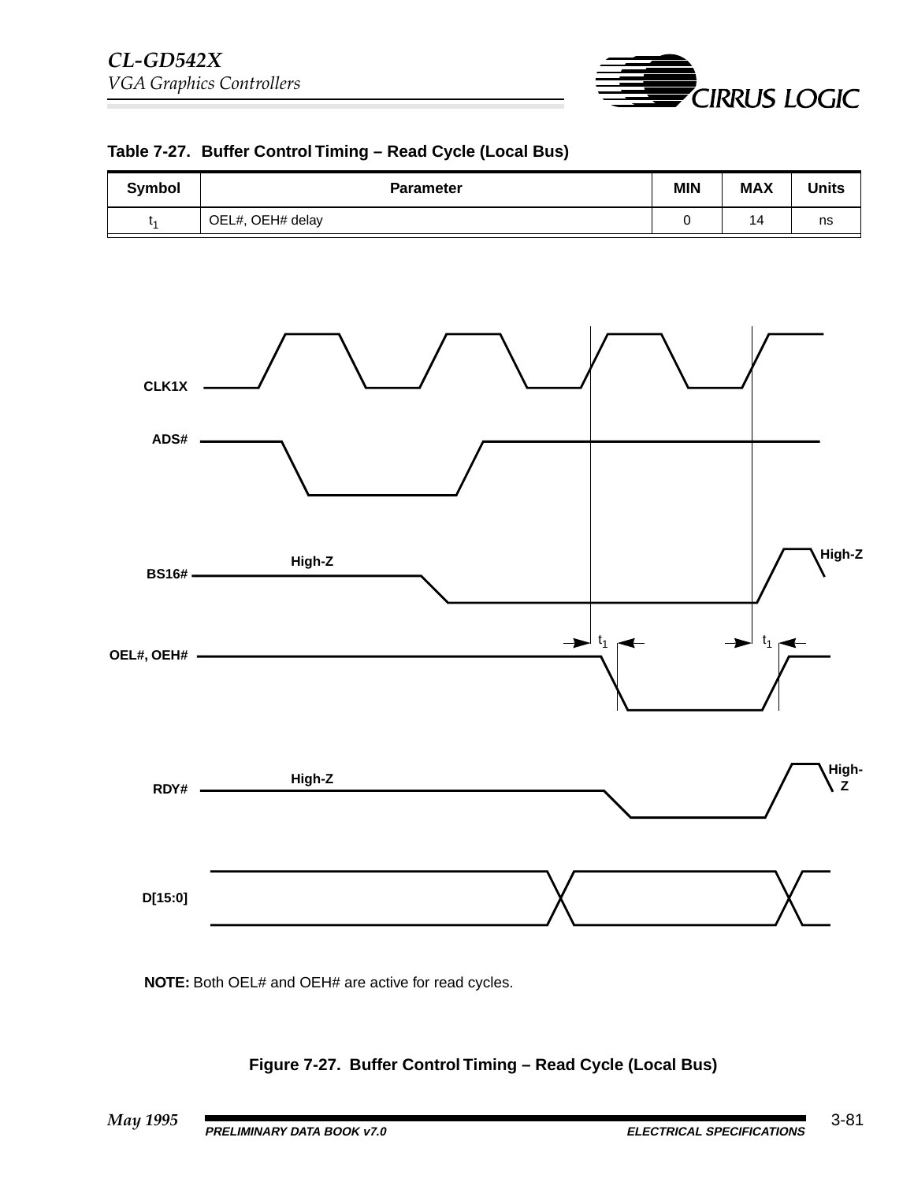**Table 7-27. Buffer Control Timing – Read Cycle (Local Bus)**

| Symbol | Parameter | MIN | MAX | Units |
|---|---|---|---|---|
| $t_1$ | OEL#, OEH# delay | 0 | 14 | ns |

CLK1X

ADS#

BS16# High-Z High-Z

OEL#, OEH# $t_1$ $t_1$

RDY# High-Z High-Z

D[15:0]

**NOTE:** Both OEL# and OEH# are active for read cycles.

**Figure 7-27. Buffer Control Timing – Read Cycle (Local Bus)**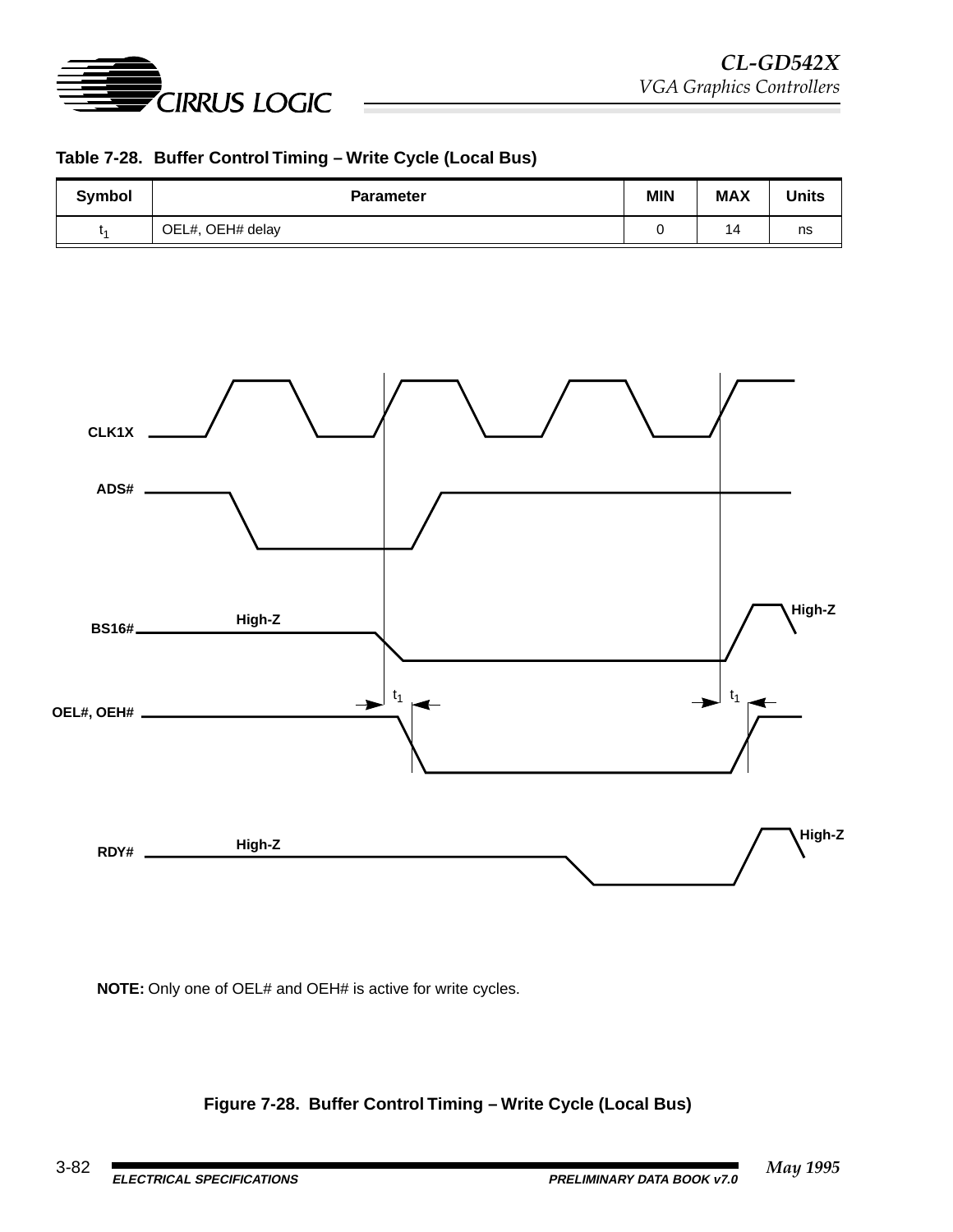**Table 7-28. Buffer Control Timing – Write Cycle (Local Bus)**

| Symbol | Parameter | MIN | MAX | Units |
|---|---|---|---|---|
| $t_1$ | OEL#, OEH# delay | 0 | 14 | ns |

CLK1X

ADS#

BS16# High-Z High-Z

OEL#, OEH# $t_1$ $t_1$

RDY# High-Z High-Z

**NOTE:** Only one of OEL# and OEH# is active for write cycles.

**Figure 7-28. Buffer Control Timing – Write Cycle (Local Bus)**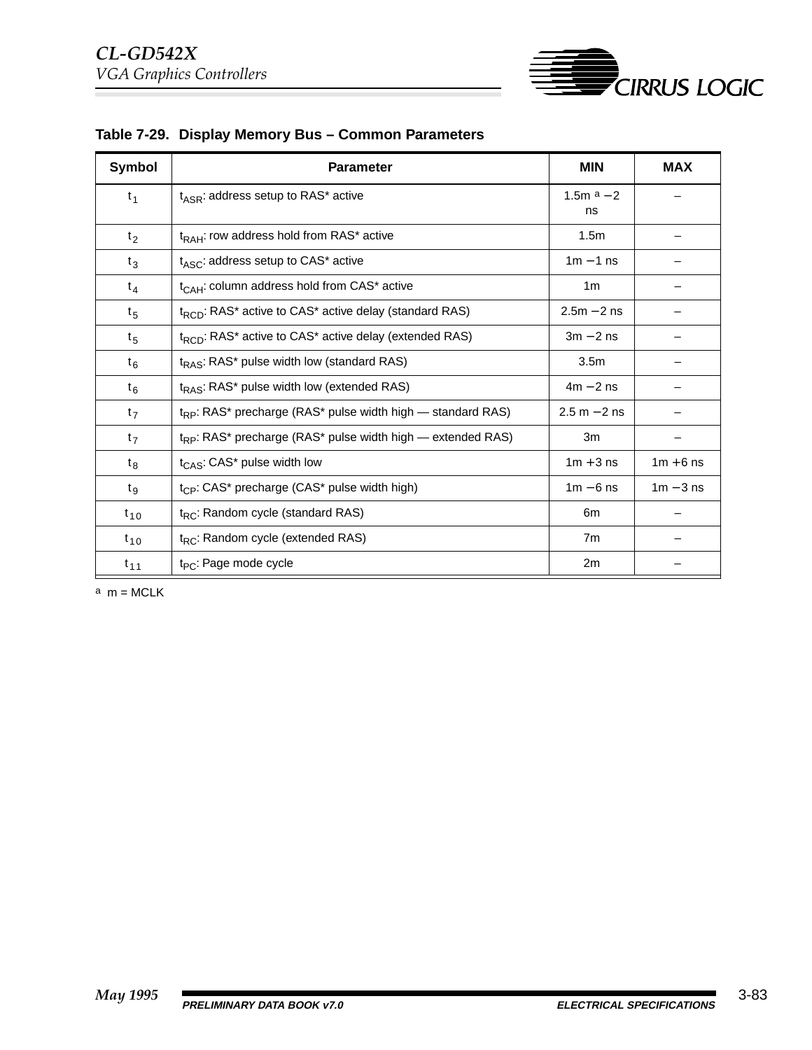**Table 7-29. Display Memory Bus – Common Parameters**

| Symbol | Parameter | MIN | MAX |
|---|---|---|---|
| $t_1$ | $t_{ASR}$: address setup to RAS* active | 1.5m [a] − 2 ns | – |
| $t_2$ | $t_{RAH}$: row address hold from RAS* active | 1.5m | – |
| $t_3$ | $t_{ASC}$: address setup to CAS* active | 1m − 1 ns | – |
| $t_4$ | $t_{CAH}$: column address hold from CAS* active | 1m | – |
| $t_5$ | $t_{RCD}$: RAS* active to CAS* active delay (standard RAS) | 2.5m − 2 ns | – |
| $t_5$ | $t_{RCD}$: RAS* active to CAS* active delay (extended RAS) | 3m − 2 ns | – |
| $t_6$ | $t_{RAS}$: RAS* pulse width low (standard RAS) | 3.5m | – |
| $t_6$ | $t_{RAS}$: RAS* pulse width low (extended RAS) | 4m − 2 ns | – |
| $t_7$ | $t_{RP}$: RAS* precharge (RAS* pulse width high — standard RAS) | 2.5 m − 2 ns | – |
| $t_7$ | $t_{RP}$: RAS* precharge (RAS* pulse width high — extended RAS) | 3m | – |
| $t_8$ | $t_{CAS}$: CAS* pulse width low | 1m + 3 ns | 1m + 6 ns |
| $t_9$ | $t_{CP}$: CAS* precharge (CAS* pulse width high) | 1m − 6 ns | 1m − 3 ns |
| $t_{10}$ | $t_{RC}$: Random cycle (standard RAS) | 6m | – |
| $t_{10}$ | $t_{RC}$: Random cycle (extended RAS) | 7m | – |
| $t_{11}$ | $t_{PC}$: Page mode cycle | 2m | – |

[a] m = MCLK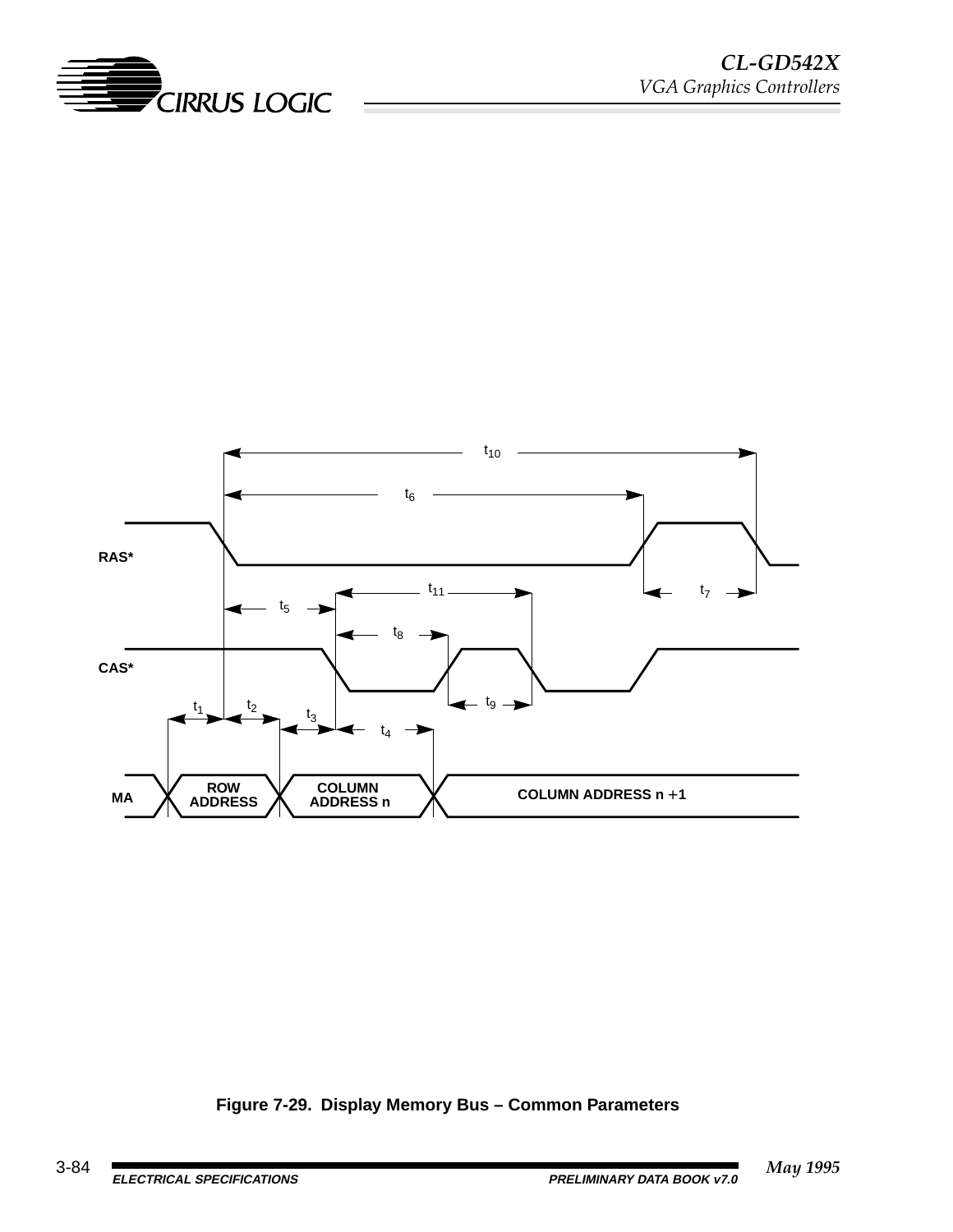RAS*

CAS*

MA

$t_{10}$

$t_6$

$t_7$

$t_{11}$

$t_5$

$t_8$

$t_9$

$t_1$ $t_2$ $t_3$ $t_4$

ROW ADDRESS

COLUMN ADDRESS n

COLUMN ADDRESS n +1

**Figure 7-29. Display Memory Bus – Common Parameters**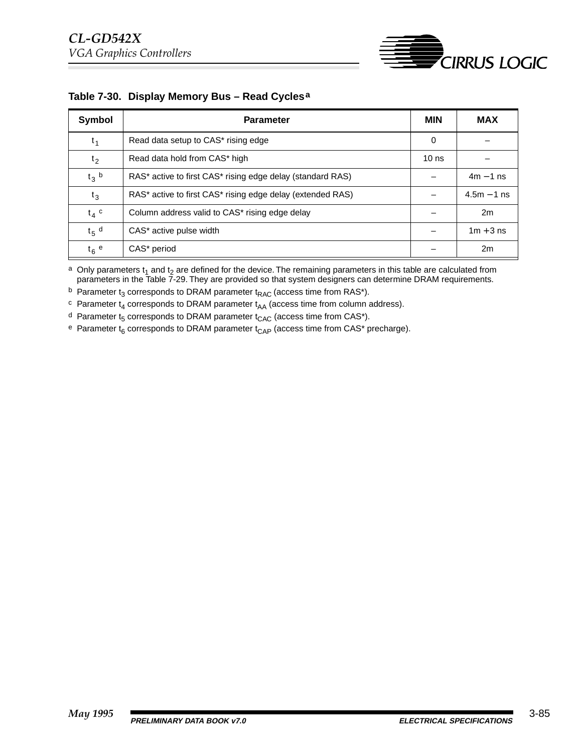**Table 7-30. Display Memory Bus – Read Cycles[a]**

| Symbol | Parameter | MIN | MAX |
|---|---|---|---|
| $t_1$ | Read data setup to CAS* rising edge | 0 | – |
| $t_2$ | Read data hold from CAS* high | 10 ns | – |
| $t_3$ [b] | RAS* active to first CAS* rising edge delay (standard RAS) | – | 4m −1 ns |
| $t_3$ | RAS* active to first CAS* rising edge delay (extended RAS) | – | 4.5m −1 ns |
| $t_4$ [c] | Column address valid to CAS* rising edge delay | – | 2m |
| $t_5$ [d] | CAS* active pulse width | – | 1m +3 ns |
| $t_6$ [e] | CAS* period | – | 2m |

[a] Only parameters $t_1$ and $t_2$ are defined for the device. The remaining parameters in this table are calculated from parameters in the Table 7-29. They are provided so that system designers can determine DRAM requirements.

[b] Parameter $t_3$ corresponds to DRAM parameter $t_{RAC}$ (access time from RAS*).

[c] Parameter $t_4$ corresponds to DRAM parameter $t_{AA}$ (access time from column address).

[d] Parameter $t_5$ corresponds to DRAM parameter $t_{CAC}$ (access time from CAS*).

[e] Parameter $t_6$ corresponds to DRAM parameter $t_{CAP}$ (access time from CAS* precharge).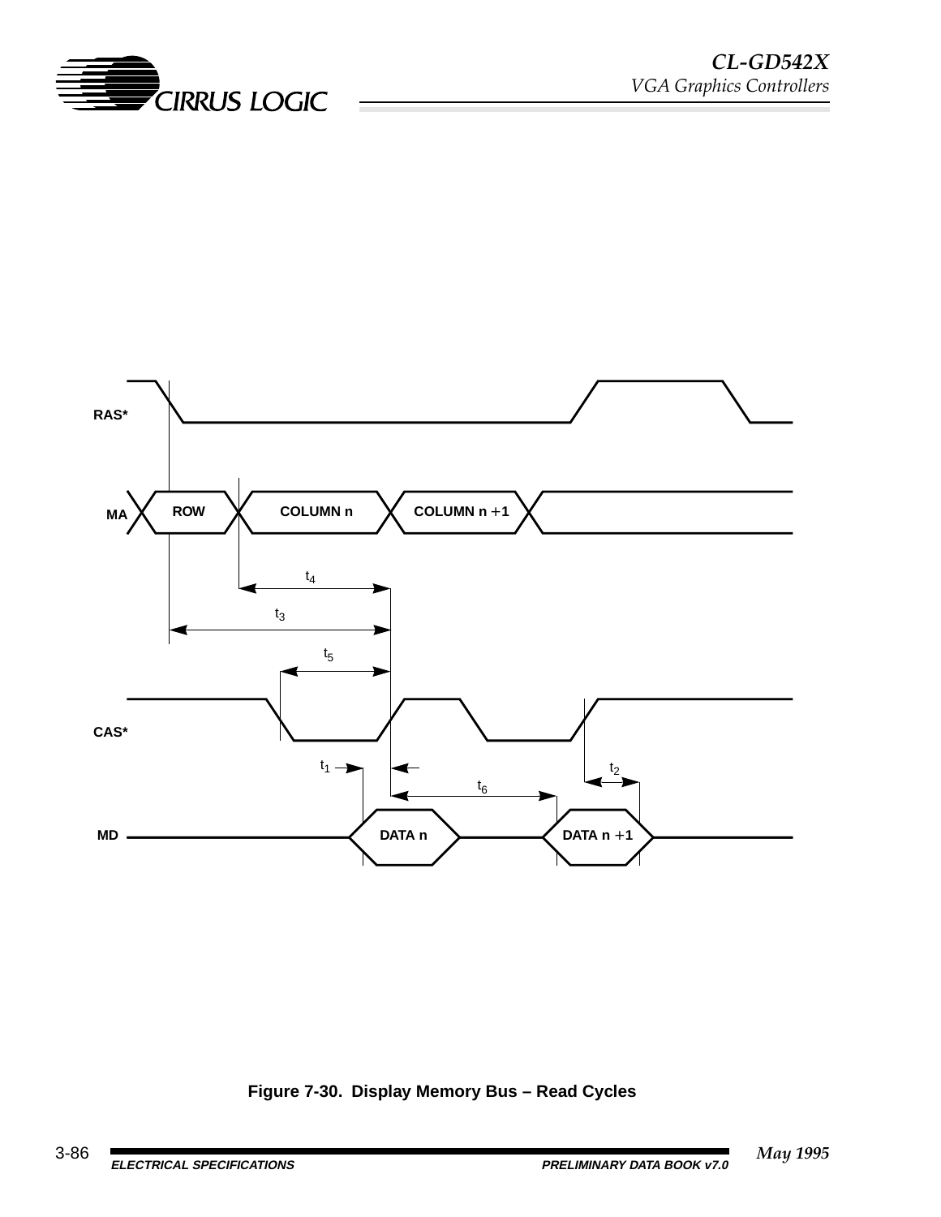RAS*

MA — ROW — COLUMN n — COLUMN n +1

$t_4$

$t_3$

$t_5$

CAS*

$t_1$ — $t_2$

$t_6$

MD — DATA n — DATA n +1

**Figure 7-30. Display Memory Bus – Read Cycles**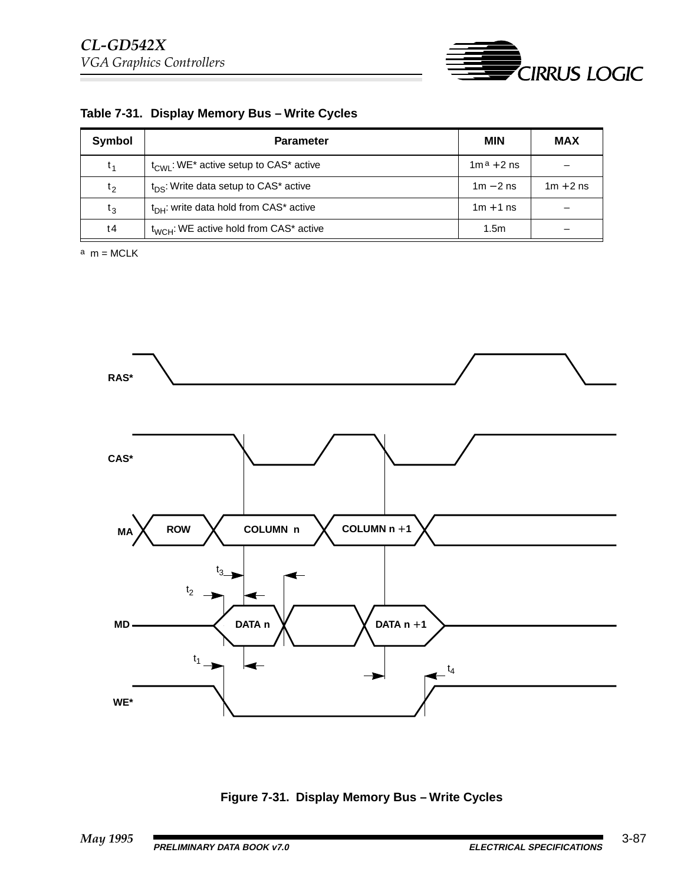**Table 7-31. Display Memory Bus – Write Cycles**

| Symbol | Parameter | MIN | MAX |
|---|---|---|---|
| $t_1$ | $t_{CWL}$: WE* active setup to CAS* active | 1m[a] +2 ns | – |
| $t_2$ | $t_{DS}$: Write data setup to CAS* active | 1m −2 ns | 1m +2 ns |
| $t_3$ | $t_{DH}$: write data hold from CAS* active | 1m +1 ns | – |
| $t_4$ | $t_{WCH}$: WE active hold from CAS* active | 1.5m | – |

[a] m = MCLK

**Figure 7-31. Display Memory Bus – Write Cycles**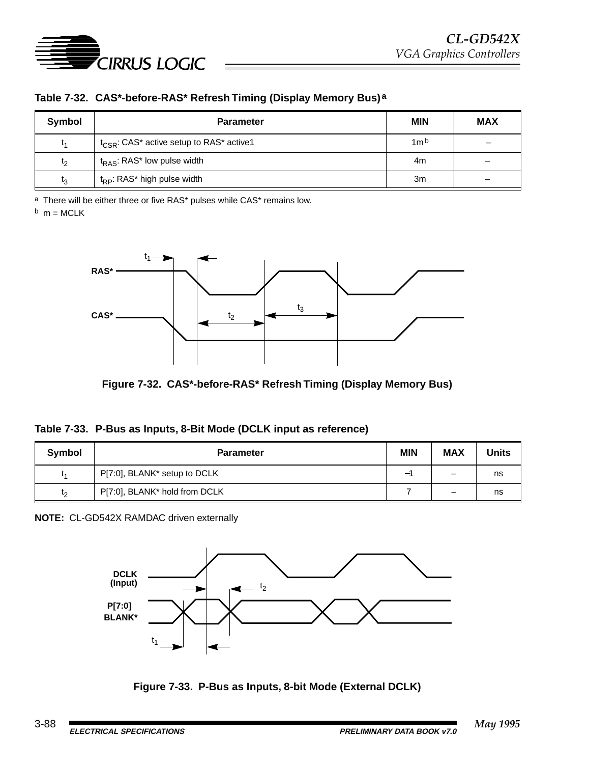**Table 7-32. CAS*-before-RAS* Refresh Timing (Display Memory Bus)[a]**

| Symbol | Parameter | MIN | MAX |
|---|---|---|---|
| $t_1$ | $t_{CSR}$: CAS* active setup to RAS* active1 | 1m[b] | – |
| $t_2$ | $t_{RAS}$: RAS* low pulse width | 4m | – |
| $t_3$ | $t_{RP}$: RAS* high pulse width | 3m | – |

[a] There will be either three or five RAS* pulses while CAS* remains low.

[b] m = MCLK

**Figure 7-32. CAS*-before-RAS* Refresh Timing (Display Memory Bus)**

**Table 7-33. P-Bus as Inputs, 8-Bit Mode (DCLK input as reference)**

| Symbol | Parameter | MIN | MAX | Units |
|---|---|---|---|---|
| $t_1$ | P[7:0], BLANK* setup to DCLK | –1 | – | ns |
| $t_2$ | P[7:0], BLANK* hold from DCLK | 7 | – | ns |

**NOTE:** CL-GD542X RAMDAC driven externally

**Figure 7-33. P-Bus as Inputs, 8-bit Mode (External DCLK)**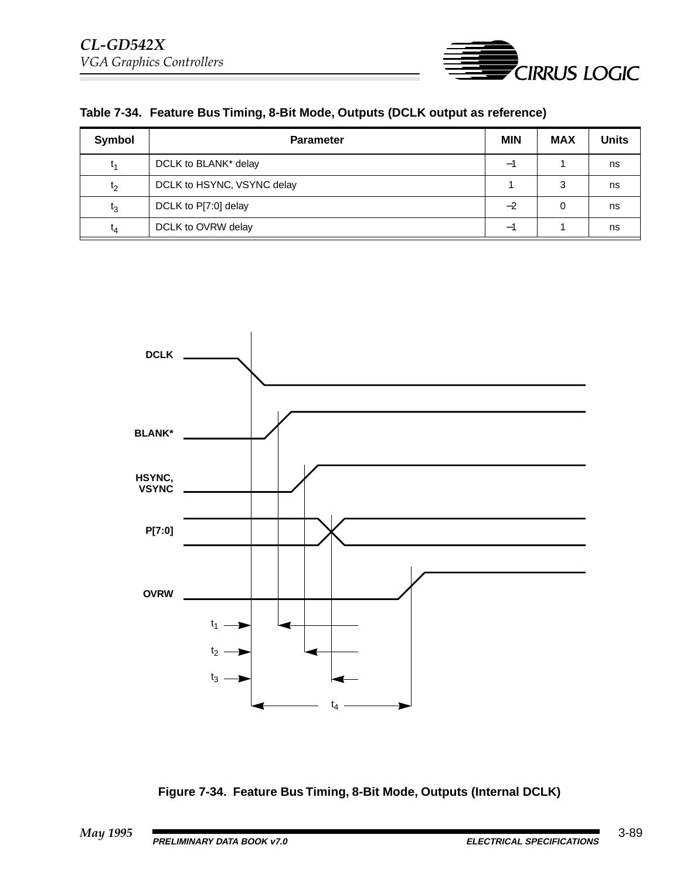**Table 7-34. Feature Bus Timing, 8-Bit Mode, Outputs (DCLK output as reference)**

| Symbol | Parameter | MIN | MAX | Units |
|---|---|---|---|---|
| $t_1$ | DCLK to BLANK* delay | –1 | 1 | ns |
| $t_2$ | DCLK to HSYNC, VSYNC delay | 1 | 3 | ns |
| $t_3$ | DCLK to P[7:0] delay | –2 | 0 | ns |
| $t_4$ | DCLK to OVRW delay | –1 | 1 | ns |

**Figure 7-34. Feature Bus Timing, 8-Bit Mode, Outputs (Internal DCLK)**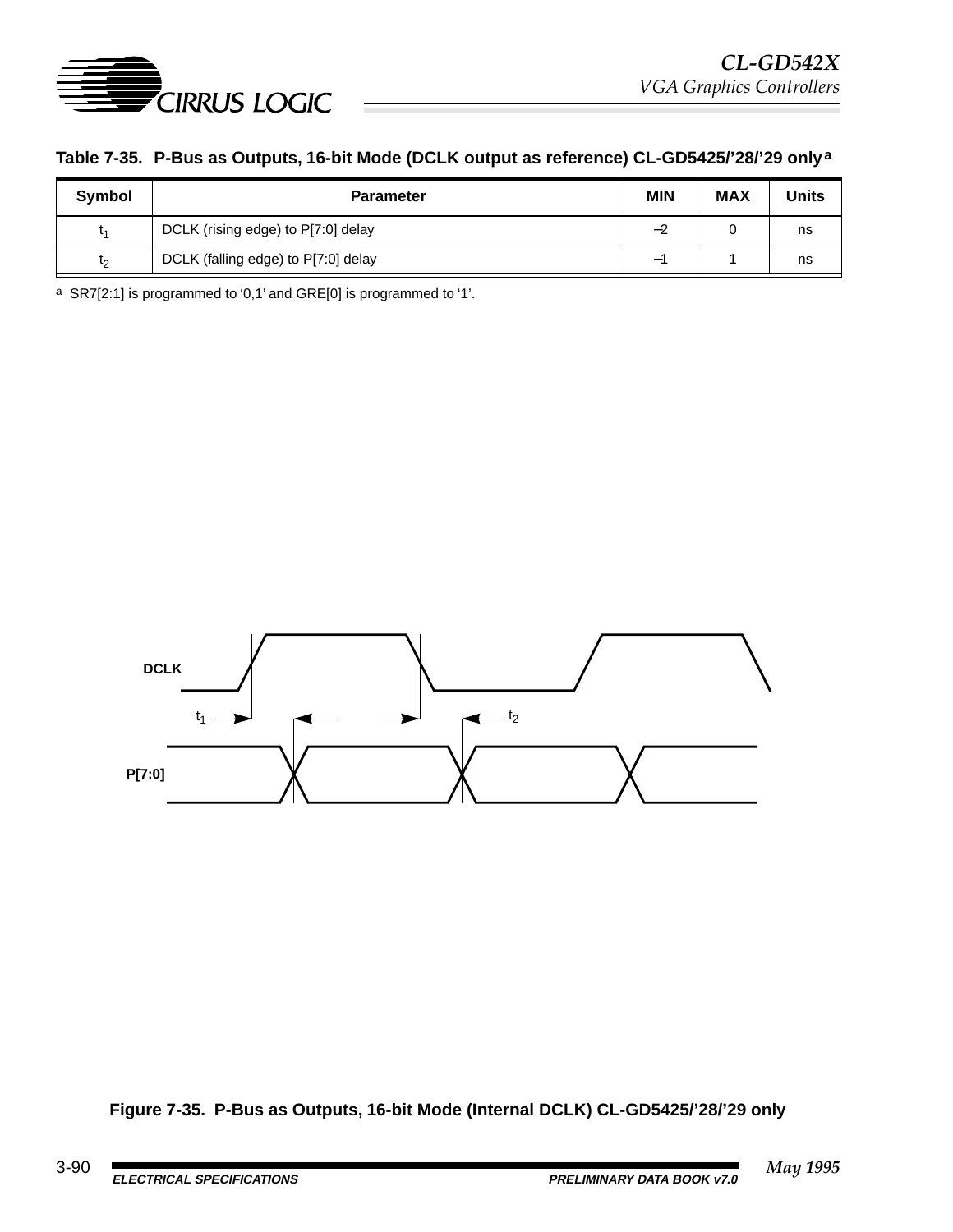**Table 7-35. P-Bus as Outputs, 16-bit Mode (DCLK output as reference) CL-GD5425/'28/'29 only**[a]

| Symbol | Parameter | MIN | MAX | Units |
|---|---|---|---|---|
| $t_1$ | DCLK (rising edge) to P[7:0] delay | –2 | 0 | ns |
| $t_2$ | DCLK (falling edge) to P[7:0] delay | –1 | 1 | ns |

[a] SR7[2:1] is programmed to '0,1' and GRE[0] is programmed to '1'.

DCLK

$t_1$ $t_2$

P[7:0]

**Figure 7-35. P-Bus as Outputs, 16-bit Mode (Internal DCLK) CL-GD5425/'28/'29 only**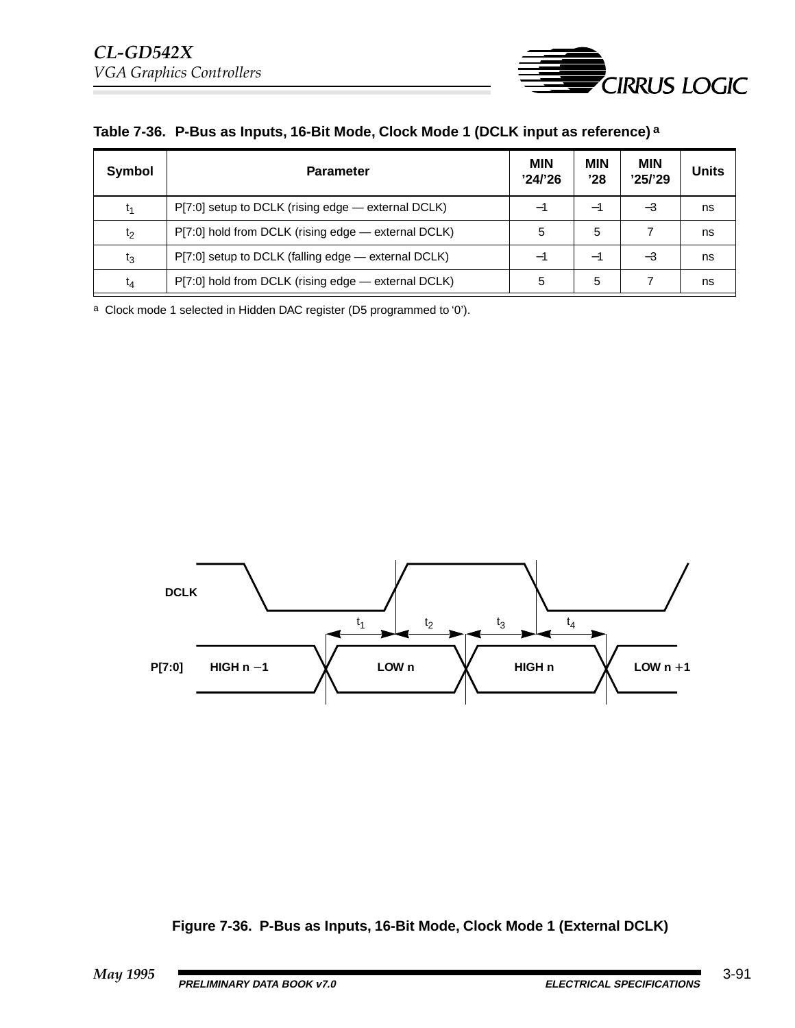**Table 7-36. P-Bus as Inputs, 16-Bit Mode, Clock Mode 1 (DCLK input as reference) [a]**

| Symbol | Parameter | MIN ’24/’26 | MIN ’28 | MIN ’25/’29 | Units |
|---|---|---|---|---|---|
| $t_1$ | P[7:0] setup to DCLK (rising edge — external DCLK) | –1 | –1 | –3 | ns |
| $t_2$ | P[7:0] hold from DCLK (rising edge — external DCLK) | 5 | 5 | 7 | ns |
| $t_3$ | P[7:0] setup to DCLK (falling edge — external DCLK) | –1 | –1 | –3 | ns |
| $t_4$ | P[7:0] hold from DCLK (rising edge — external DCLK) | 5 | 5 | 7 | ns |

[a] Clock mode 1 selected in Hidden DAC register (D5 programmed to ‘0’).

DCLK

$t_1$ $t_2$ $t_3$ $t_4$

P[7:0] HIGH n –1 LOW n HIGH n LOW n +1

**Figure 7-36. P-Bus as Inputs, 16-Bit Mode, Clock Mode 1 (External DCLK)**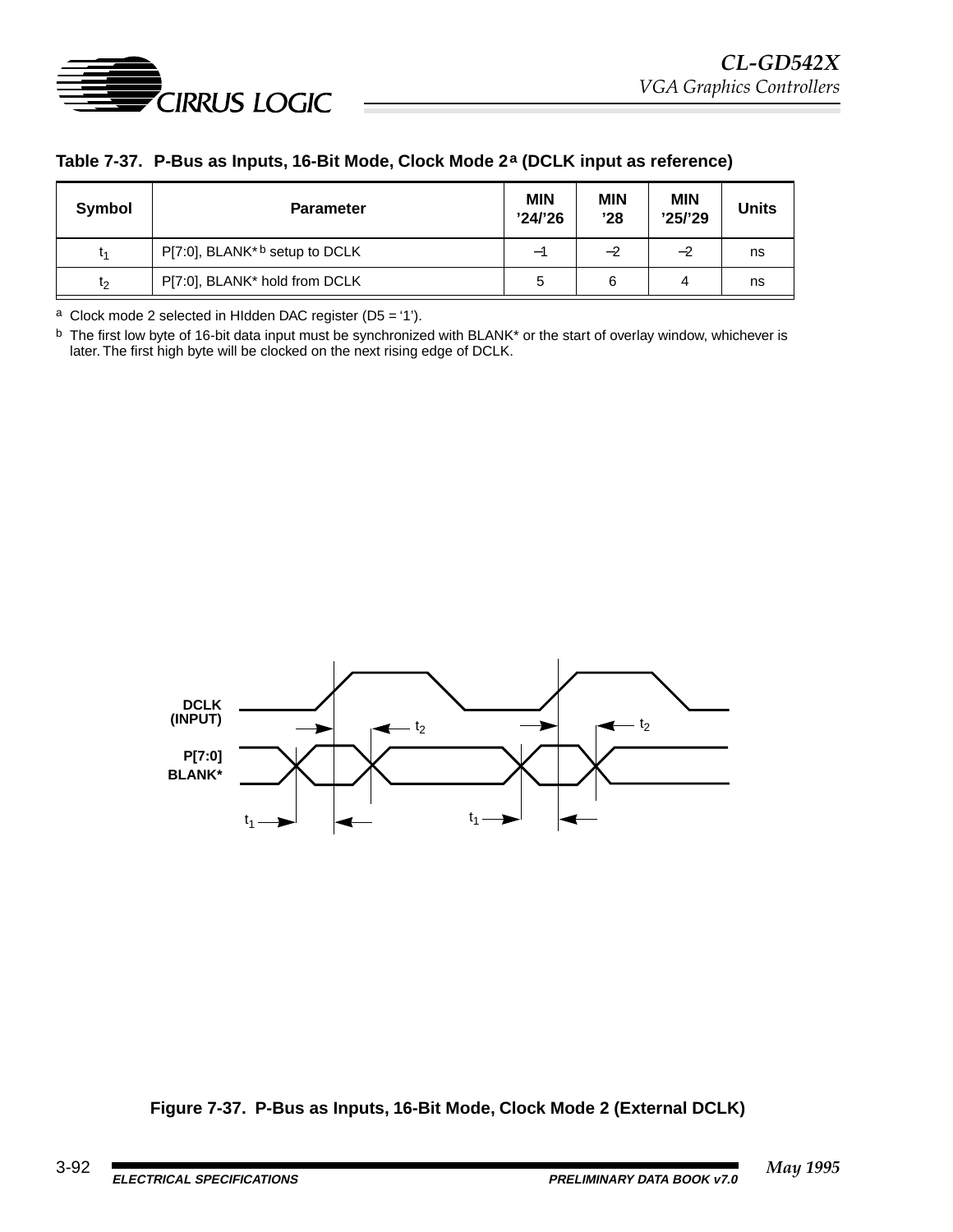**Table 7-37. P-Bus as Inputs, 16-Bit Mode, Clock Mode 2[a] (DCLK input as reference)**

| Symbol | Parameter | MIN '24/'26 | MIN '28 | MIN '25/'29 | Units |
|---|---|---|---|---|---|
| $t_1$ | P[7:0], BLANK*[b] setup to DCLK | –1 | –2 | –2 | ns |
| $t_2$ | P[7:0], BLANK* hold from DCLK | 5 | 6 | 4 | ns |

[a] Clock mode 2 selected in HIdden DAC register (D5 = '1').

[b] The first low byte of 16-bit data input must be synchronized with BLANK* or the start of overlay window, whichever is later. The first high byte will be clocked on the next rising edge of DCLK.

DCLK (INPUT)

P[7:0] BLANK*

$t_1$ $t_2$ $t_1$ $t_2$

**Figure 7-37. P-Bus as Inputs, 16-Bit Mode, Clock Mode 2 (External DCLK)**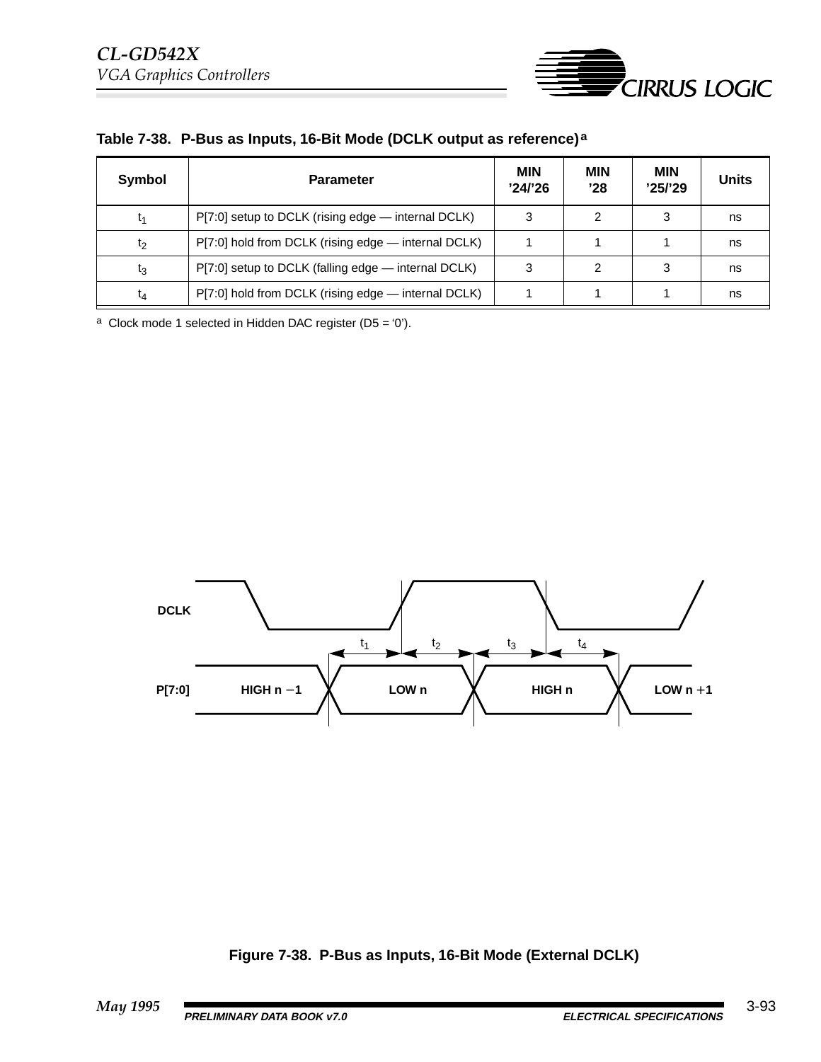**Table 7-38. P-Bus as Inputs, 16-Bit Mode (DCLK output as reference)[a]**

| Symbol | Parameter | MIN '24/'26 | MIN '28 | MIN '25/'29 | Units |
|---|---|---|---|---|---|
| $t_1$ | P[7:0] setup to DCLK (rising edge — internal DCLK) | 3 | 2 | 3 | ns |
| $t_2$ | P[7:0] hold from DCLK (rising edge — internal DCLK) | 1 | 1 | 1 | ns |
| $t_3$ | P[7:0] setup to DCLK (falling edge — internal DCLK) | 3 | 2 | 3 | ns |
| $t_4$ | P[7:0] hold from DCLK (rising edge — internal DCLK) | 1 | 1 | 1 | ns |

[a] Clock mode 1 selected in Hidden DAC register (D5 = '0').

DCLK

$t_1$ $t_2$ $t_3$ $t_4$

P[7:0] HIGH n −1 LOW n HIGH n LOW n +1

**Figure 7-38. P-Bus as Inputs, 16-Bit Mode (External DCLK)**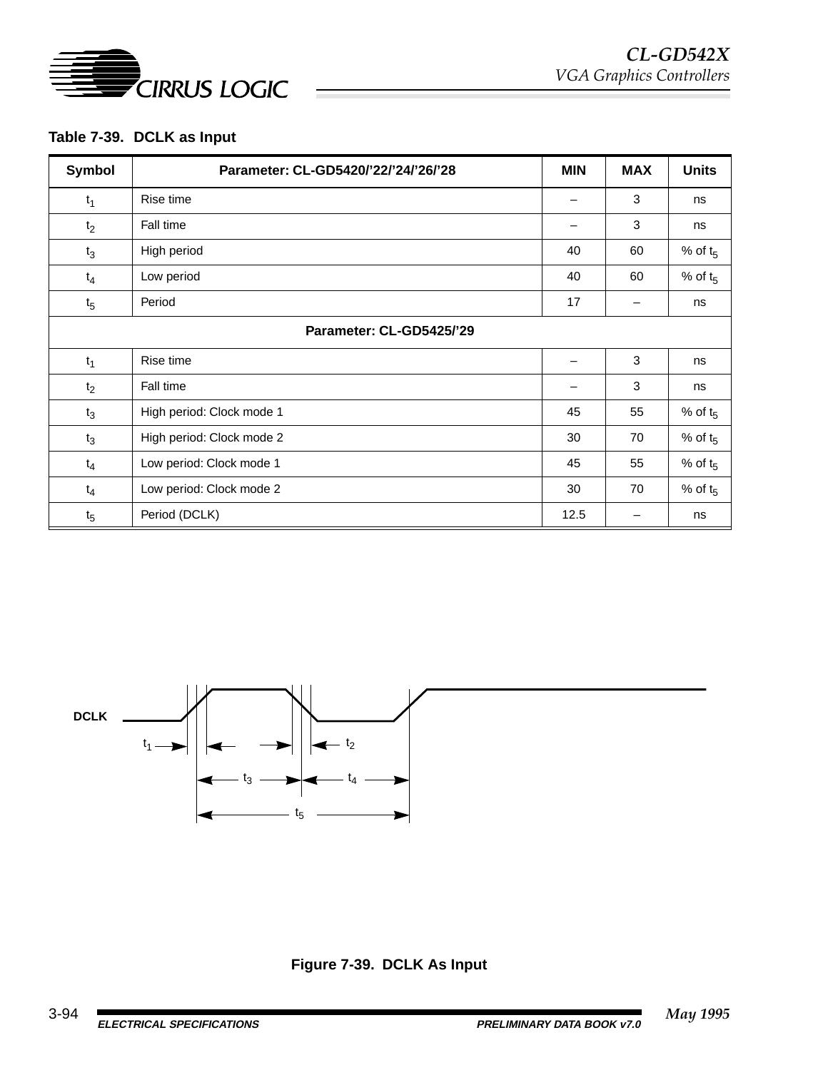**Table 7-39. DCLK as Input**

| Symbol | Parameter: CL-GD5420/'22/'24/'26/'28 | MIN | MAX | Units |
|---|---|---|---|---|
| $t_1$ | Rise time | – | 3 | ns |
| $t_2$ | Fall time | – | 3 | ns |
| $t_3$ | High period | 40 | 60 | % of $t_5$ |
| $t_4$ | Low period | 40 | 60 | % of $t_5$ |
| $t_5$ | Period | 17 | – | ns |
| **Parameter: CL-GD5425/'29** | | | | |
| $t_1$ | Rise time | – | 3 | ns |
| $t_2$ | Fall time | – | 3 | ns |
| $t_3$ | High period: Clock mode 1 | 45 | 55 | % of $t_5$ |
| $t_3$ | High period: Clock mode 2 | 30 | 70 | % of $t_5$ |
| $t_4$ | Low period: Clock mode 1 | 45 | 55 | % of $t_5$ |
| $t_4$ | Low period: Clock mode 2 | 30 | 70 | % of $t_5$ |
| $t_5$ | Period (DCLK) | 12.5 | – | ns |

DCLK

$t_1$ $t_2$ $t_3$ $t_4$ $t_5$

**Figure 7-39. DCLK As Input**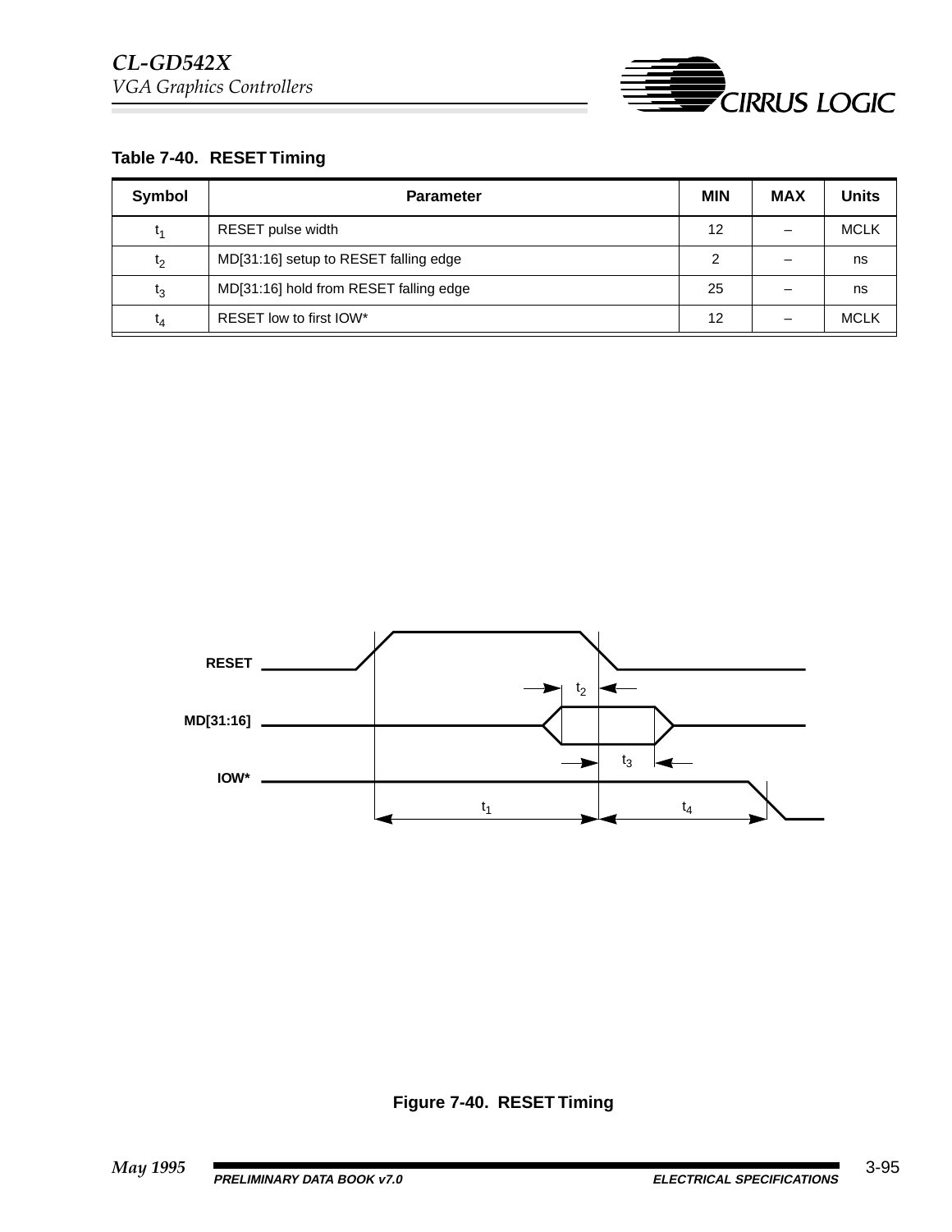**Table 7-40. RESET Timing**

| Symbol | Parameter | MIN | MAX | Units |
|---|---|---|---|---|
| $t_1$ | RESET pulse width | 12 | – | MCLK |
| $t_2$ | MD[31:16] setup to RESET falling edge | 2 | – | ns |
| $t_3$ | MD[31:16] hold from RESET falling edge | 25 | – | ns |
| $t_4$ | RESET low to first IOW* | 12 | – | MCLK |

**Figure 7-40. RESET Timing**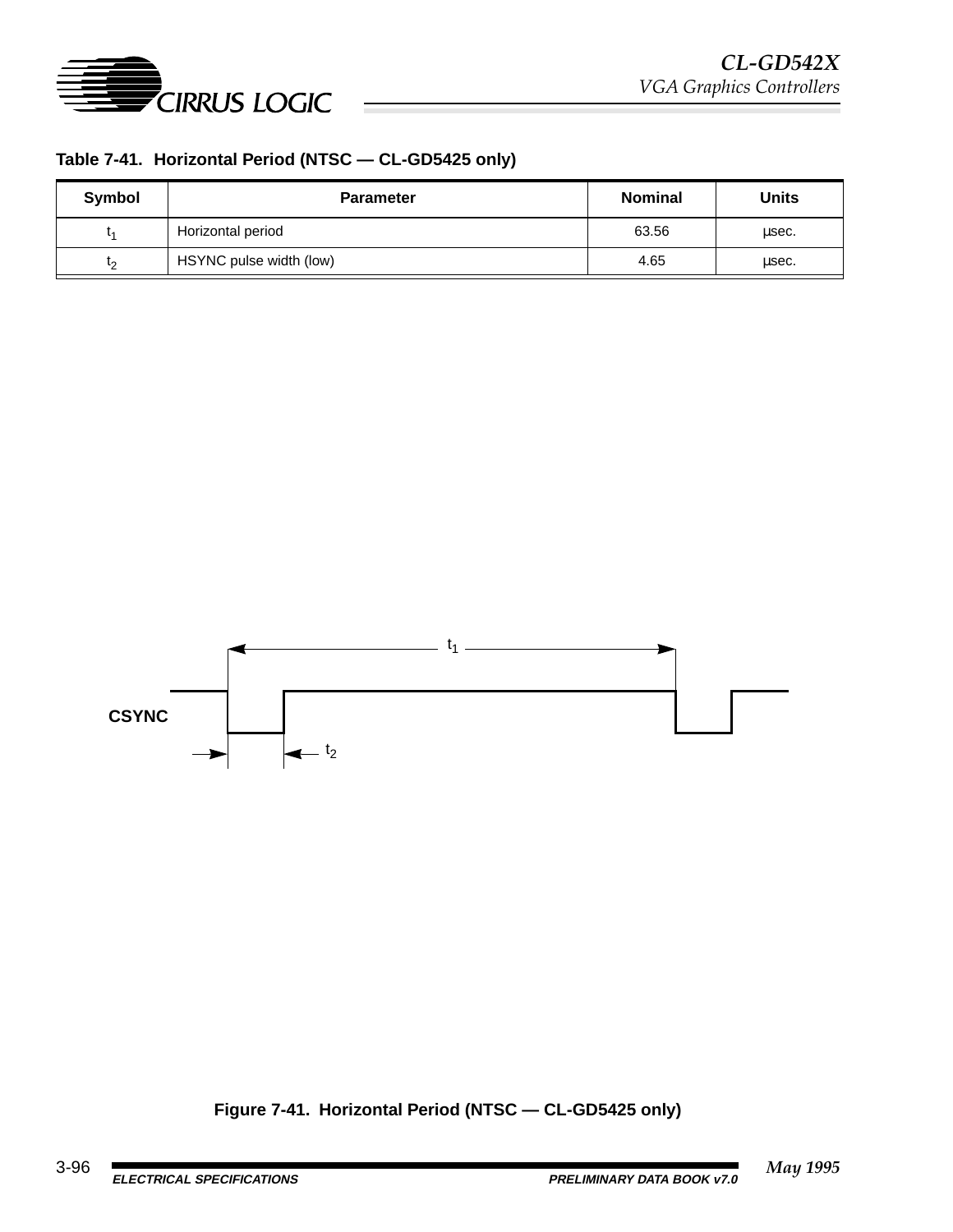**Table 7-41. Horizontal Period (NTSC — CL-GD5425 only)**

| Symbol | Parameter | Nominal | Units |
|---|---|---|---|
| $t_1$ | Horizontal period | 63.56 | µsec. |
| $t_2$ | HSYNC pulse width (low) | 4.65 | µsec. |

**Figure 7-41. Horizontal Period (NTSC — CL-GD5425 only)**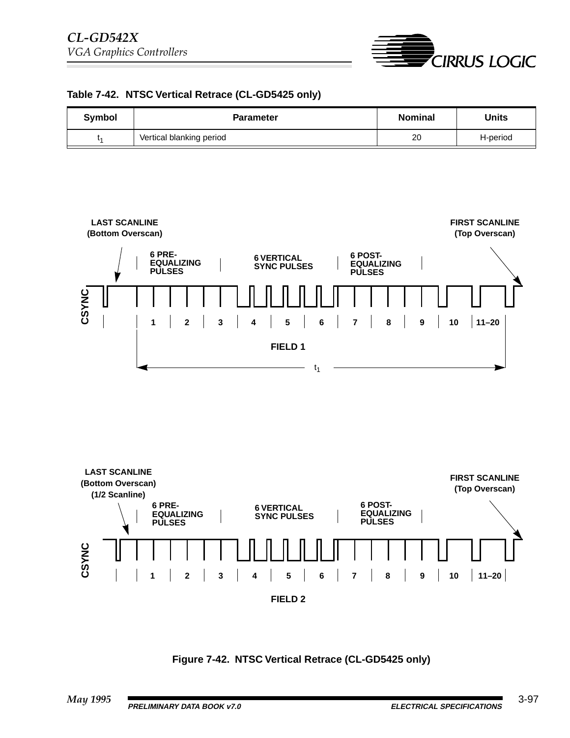**Table 7-42. NTSC Vertical Retrace (CL-GD5425 only)**

| Symbol | Parameter | Nominal | Units |
|---|---|---|---|
| $t_1$ | Vertical blanking period | 20 | H-period |

LAST SCANLINE (Bottom Overscan)

FIRST SCANLINE (Top Overscan)

6 PRE-EQUALIZING PULSES

6 VERTICAL SYNC PULSES

6 POST-EQUALIZING PULSES

CSYNC

1 2 3 4 5 6 7 8 9 10 11–20

FIELD 1

$t_1$

LAST SCANLINE (Bottom Overscan) (1/2 Scanline)

FIRST SCANLINE (Top Overscan)

6 PRE-EQUALIZING PULSES

6 VERTICAL SYNC PULSES

6 POST-EQUALIZING PULSES

CSYNC

1 2 3 4 5 6 7 8 9 10 11–20

FIELD 2

**Figure 7-42. NTSC Vertical Retrace (CL-GD5425 only)**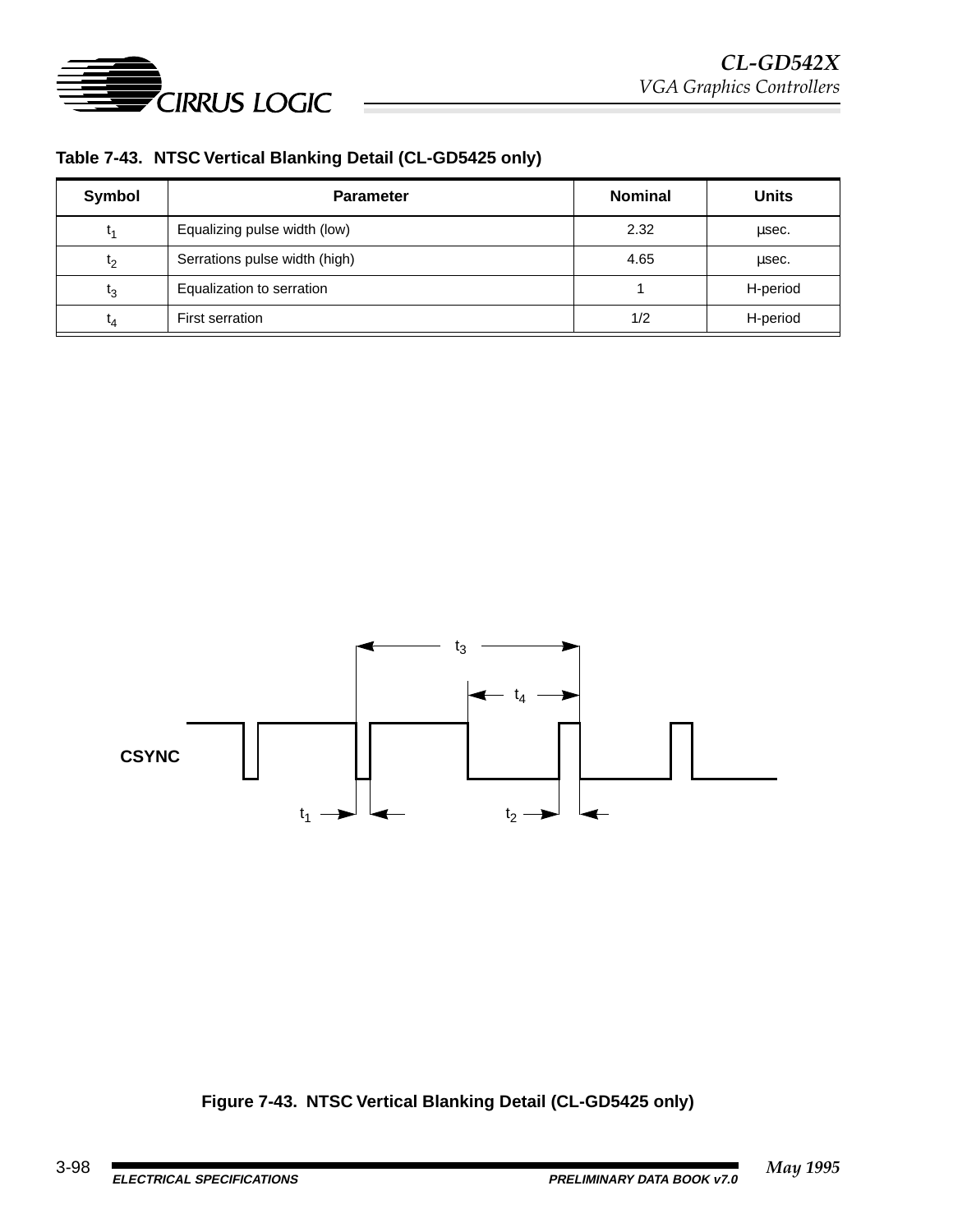**Table 7-43. NTSC Vertical Blanking Detail (CL-GD5425 only)**

| Symbol | Parameter | Nominal | Units |
|---|---|---|---|
| $t_1$ | Equalizing pulse width (low) | 2.32 | µsec. |
| $t_2$ | Serrations pulse width (high) | 4.65 | µsec. |
| $t_3$ | Equalization to serration | 1 | H-period |
| $t_4$ | First serration | 1/2 | H-period |

**Figure 7-43. NTSC Vertical Blanking Detail (CL-GD5425 only)**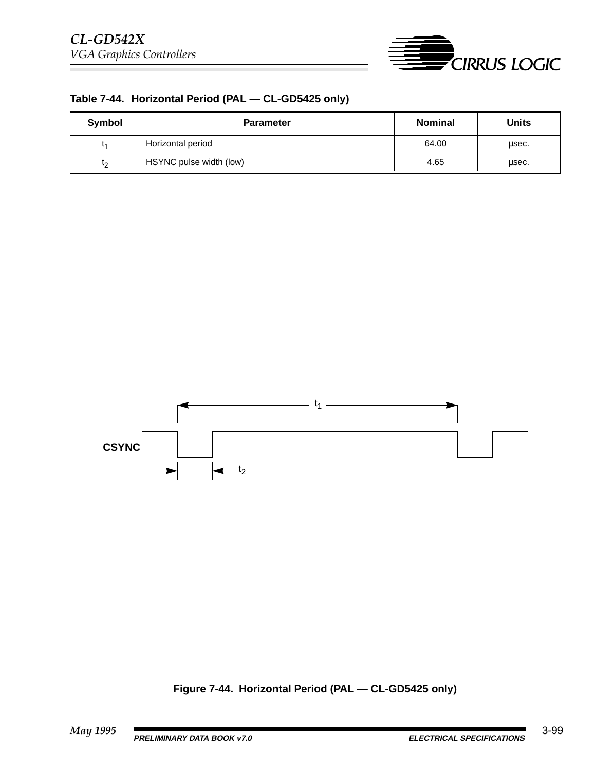**Table 7-44. Horizontal Period (PAL — CL-GD5425 only)**

| Symbol | Parameter | Nominal | Units |
|---|---|---|---|
| $t_1$ | Horizontal period | 64.00 | µsec. |
| $t_2$ | HSYNC pulse width (low) | 4.65 | µsec. |

**Figure 7-44. Horizontal Period (PAL — CL-GD5425 only)**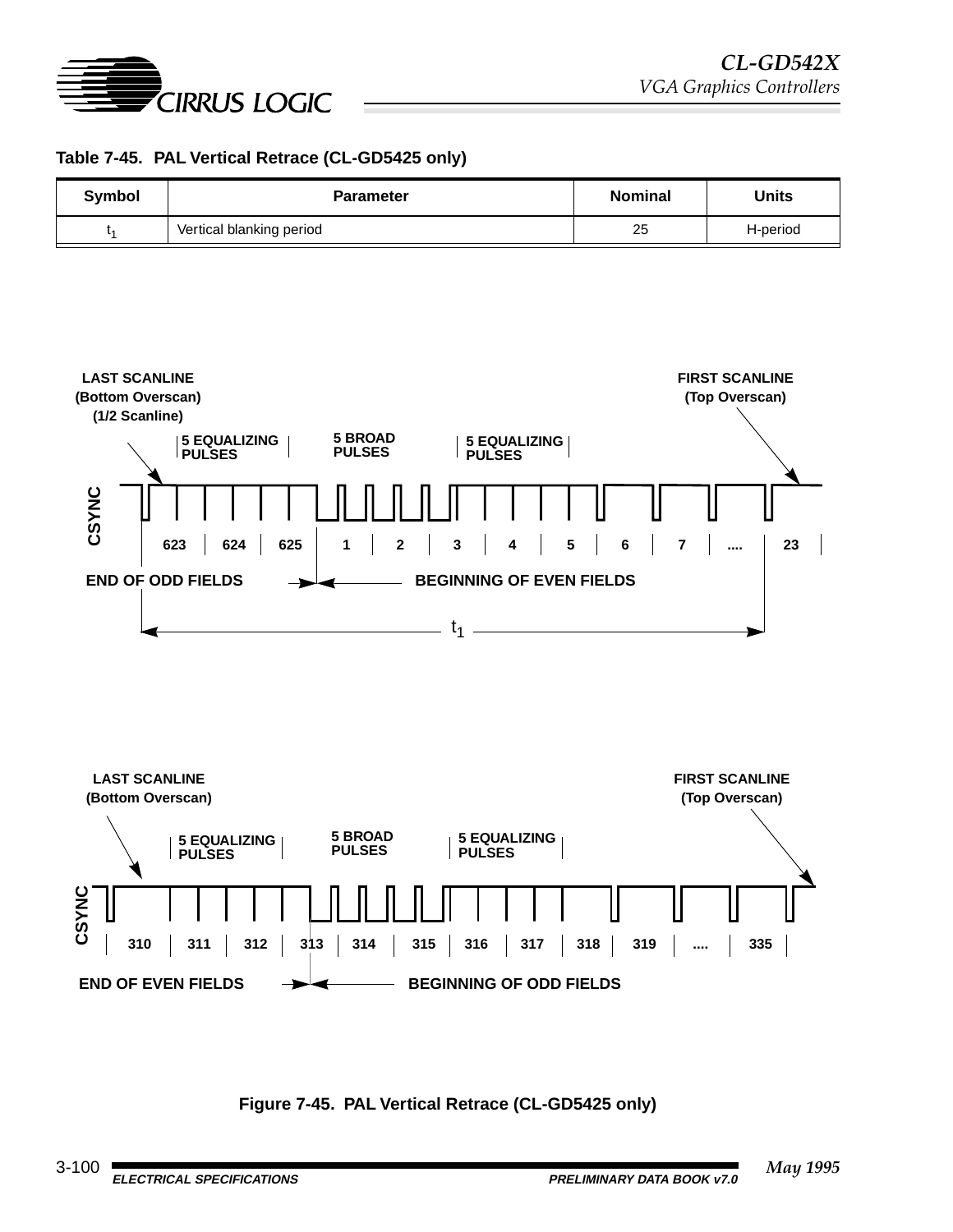**Table 7-45. PAL Vertical Retrace (CL-GD5425 only)**

| Symbol | Parameter | Nominal | Units |
|---|---|---|---|
| $t_1$ | Vertical blanking period | 25 | H-period |

LAST SCANLINE (Bottom Overscan) (1/2 Scanline)

FIRST SCANLINE (Top Overscan)

5 EQUALIZING PULSES | 5 BROAD PULSES | 5 EQUALIZING PULSES

CSYNC

623 | 624 | 625 | 1 | 2 | 3 | 4 | 5 | 6 | 7 | .... | 23

END OF ODD FIELDS → ← BEGINNING OF EVEN FIELDS

$t_1$

LAST SCANLINE (Bottom Overscan)

FIRST SCANLINE (Top Overscan)

5 EQUALIZING PULSES | 5 BROAD PULSES | 5 EQUALIZING PULSES

CSYNC

310 | 311 | 312 | 313 | 314 | 315 | 316 | 317 | 318 | 319 | .... | 335

END OF EVEN FIELDS → ← BEGINNING OF ODD FIELDS

**Figure 7-45. PAL Vertical Retrace (CL-GD5425 only)**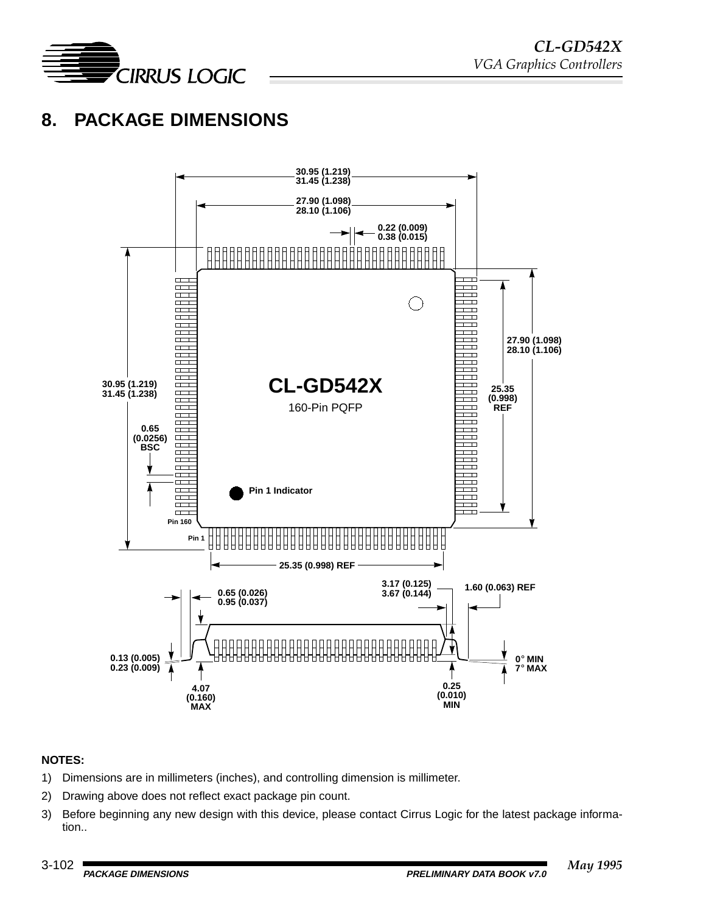# 8. PACKAGE DIMENSIONS

30.95 (1.219)
31.45 (1.238)

27.90 (1.098)
28.10 (1.106)

0.22 (0.009)
0.38 (0.015)

27.90 (1.098)
28.10 (1.106)

30.95 (1.219)
31.45 (1.238)

**CL-GD542X**

160-Pin PQFP

25.35
(0.998)
REF

0.65
(0.0256)
BSC

Pin 1 Indicator

Pin 160

Pin 1

25.35 (0.998) REF

3.17 (0.125)
3.67 (0.144)

1.60 (0.063) REF

0.65 (0.026)
0.95 (0.037)

0.13 (0.005)
0.23 (0.009)

0° MIN
7° MAX

4.07
(0.160)
MAX

0.25
(0.010)
MIN

**NOTES:**

1) Dimensions are in millimeters (inches), and controlling dimension is millimeter.
2) Drawing above does not reflect exact package pin count.
3) Before beginning any new design with this device, please contact Cirrus Logic for the latest package information..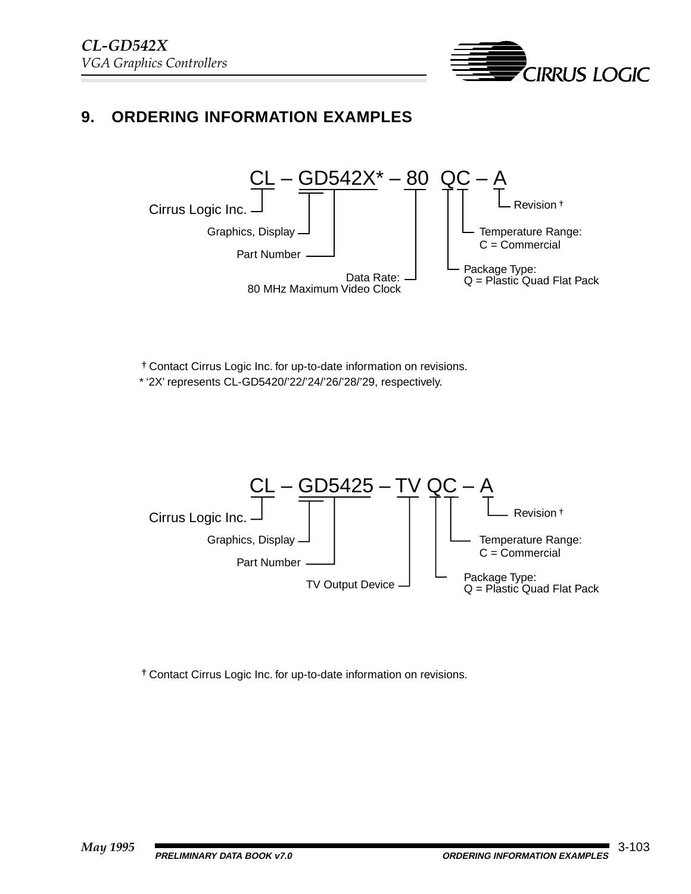## 9. ORDERING INFORMATION EXAMPLES

```
CL – GD542X* – 80  QC – A
```

- CL — Cirrus Logic Inc.
- G — Graphics, Display
- D542X — Part Number
- 80 — Data Rate: 80 MHz Maximum Video Clock
- Q — Package Type: Q = Plastic Quad Flat Pack
- C — Temperature Range: C = Commercial
- A — Revision †

† Contact Cirrus Logic Inc. for up-to-date information on revisions.

* '2X' represents CL-GD5420/'22/'24/'26/'28/'29, respectively.

```
CL – GD5425 – TV QC – A
```

- CL — Cirrus Logic Inc.
- G — Graphics, Display
- D5425 — Part Number
- TV — TV Output Device
- Q — Package Type: Q = Plastic Quad Flat Pack
- C — Temperature Range: C = Commercial
- A — Revision †

† Contact Cirrus Logic Inc. for up-to-date information on revisions.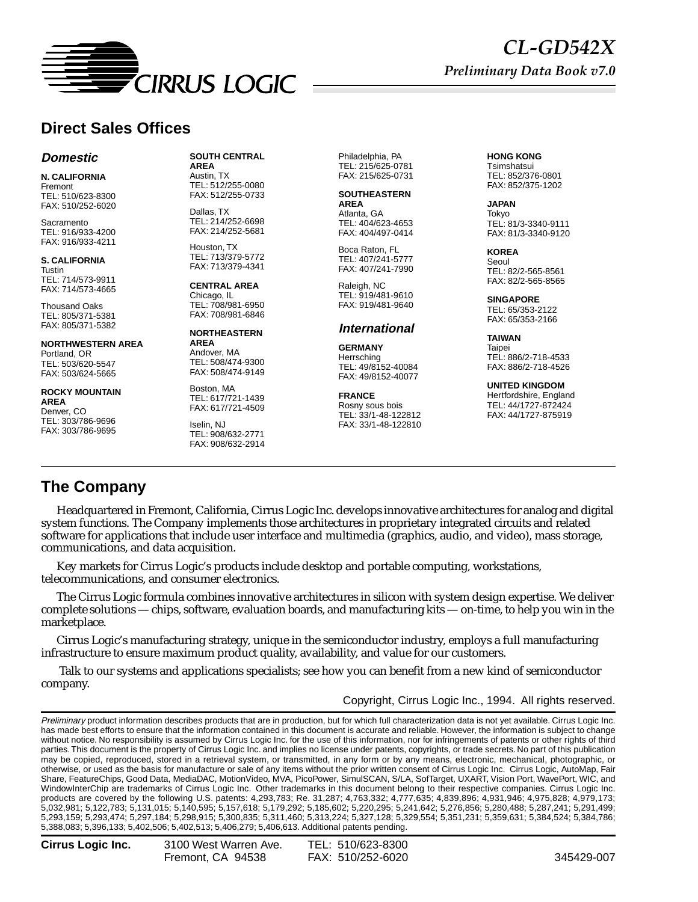## Direct Sales Offices

### *Domestic*

**N. CALIFORNIA**
Fremont
TEL: 510/623-8300
FAX: 510/252-6020

Sacramento
TEL: 916/933-4200
FAX: 916/933-4211

**S. CALIFORNIA**
Tustin
TEL: 714/573-9911
FAX: 714/573-4665

Thousand Oaks
TEL: 805/371-5381
FAX: 805/371-5382

**NORTHWESTERN AREA**
Portland, OR
TEL: 503/620-5547
FAX: 503/624-5665

**ROCKY MOUNTAIN AREA**
Denver, CO
TEL: 303/786-9696
FAX: 303/786-9695

**SOUTH CENTRAL AREA**
Austin, TX
TEL: 512/255-0080
FAX: 512/255-0733

Dallas, TX
TEL: 214/252-6698
FAX: 214/252-5681

Houston, TX
TEL: 713/379-5772
FAX: 713/379-4341

**CENTRAL AREA**
Chicago, IL
TEL: 708/981-6950
FAX: 708/981-6846

**NORTHEASTERN AREA**
Andover, MA
TEL: 508/474-9300
FAX: 508/474-9149

Boston, MA
TEL: 617/721-1439
FAX: 617/721-4509

Iselin, NJ
TEL: 908/632-2771
FAX: 908/632-2914

Philadelphia, PA
TEL: 215/625-0781
FAX: 215/625-0731

**SOUTHEASTERN AREA**
Atlanta, GA
TEL: 404/623-4653
FAX: 404/497-0414

Boca Raton, FL
TEL: 407/241-5777
FAX: 407/241-7990

Raleigh, NC
TEL: 919/481-9610
FAX: 919/481-9640

### *International*

**GERMANY**
Herrsching
TEL: 49/8152-40084
FAX: 49/8152-40077

**FRANCE**
Rosny sous bois
TEL: 33/1-48-122812
FAX: 33/1-48-122810

**HONG KONG**
Tsimshatsui
TEL: 852/376-0801
FAX: 852/375-1202

**JAPAN**
Tokyo
TEL: 81/3-3340-9111
FAX: 81/3-3340-9120

**KOREA**
Seoul
TEL: 82/2-565-8561
FAX: 82/2-565-8565

**SINGAPORE**
TEL: 65/353-2122
FAX: 65/353-2166

**TAIWAN**
Taipei
TEL: 886/2-718-4533
FAX: 886/2-718-4526

**UNITED KINGDOM**
Hertfordshire, England
TEL: 44/1727-872424
FAX: 44/1727-875919

## The Company

Headquartered in Fremont, California, Cirrus Logic Inc. develops innovative architectures for analog and digital system functions. The Company implements those architectures in proprietary integrated circuits and related software for applications that include user interface and multimedia (graphics, audio, and video), mass storage, communications, and data acquisition.

Key markets for Cirrus Logic's products include desktop and portable computing, workstations, telecommunications, and consumer electronics.

The Cirrus Logic formula combines innovative architectures in silicon with system design expertise. We deliver complete solutions — chips, software, evaluation boards, and manufacturing kits — on-time, to help you win in the marketplace.

Cirrus Logic's manufacturing strategy, unique in the semiconductor industry, employs a full manufacturing infrastructure to ensure maximum product quality, availability, and value for our customers.

Talk to our systems and applications specialists; see how you can benefit from a new kind of semiconductor company.

Copyright, Cirrus Logic Inc., 1994. All rights reserved.

*Preliminary* product information describes products that are in production, but for which full characterization data is not yet available. Cirrus Logic Inc. has made best efforts to ensure that the information contained in this document is accurate and reliable. However, the information is subject to change without notice. No responsibility is assumed by Cirrus Logic Inc. for the use of this information, nor for infringements of patents or other rights of third parties. This document is the property of Cirrus Logic Inc. and implies no license under patents, copyrights, or trade secrets. No part of this publication may be copied, reproduced, stored in a retrieval system, or transmitted, in any form or by any means, electronic, mechanical, photographic, or otherwise, or used as the basis for manufacture or sale of any items without the prior written consent of Cirrus Logic Inc. Cirrus Logic, AutoMap, Fair Share, FeatureChips, Good Data, MediaDAC, MotionVideo, MVA, PicoPower, SimulSCAN, S/LA, SofTarget, UXART, Vision Port, WavePort, WIC, and WindowInterChip are trademarks of Cirrus Logic Inc. Other trademarks in this document belong to their respective companies. Cirrus Logic Inc. products are covered by the following U.S. patents: 4,293,783; Re. 31,287; 4,763,332; 4,777,635; 4,839,896; 4,931,946; 4,975,828; 4,979,173; 5,032,981; 5,122,783; 5,131,015; 5,140,595; 5,157,618; 5,179,292; 5,185,602; 5,220,295; 5,241,642; 5,276,856; 5,280,488; 5,287,241; 5,291,499; 5,293,159; 5,293,474; 5,297,184; 5,298,915; 5,300,835; 5,311,460; 5,313,224; 5,327,128; 5,329,554; 5,351,231; 5,359,631; 5,384,524; 5,384,786; 5,388,083; 5,396,133; 5,402,506; 5,402,513; 5,406,279; 5,406,613. Additional patents pending.

**Cirrus Logic Inc.** 3100 West Warren Ave. Fremont, CA 94538 TEL: 510/623-8300 FAX: 510/252-6020

345429-007